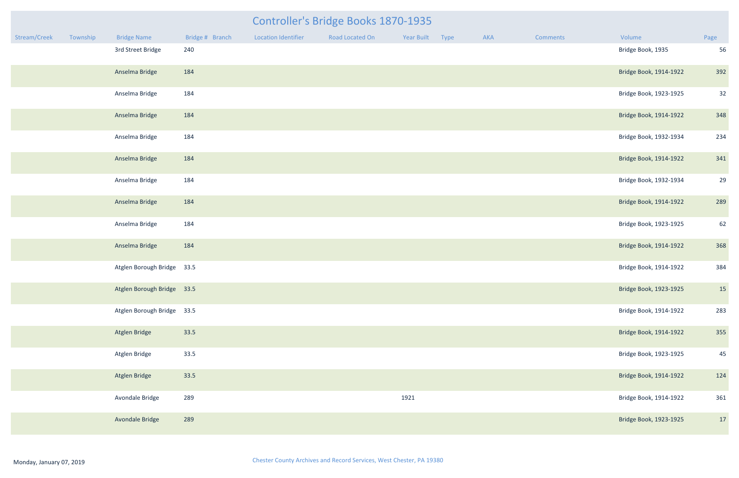# Controller's Bridge Books 1870-1935

| Stream/Creek | Township | Bridge Name | Bridge # | Branch | Location Identifier | Road Located On | Year Built | Type | AKA | Comments | Volume | Page |
|---|---|---|---|---|---|---|---|---|---|---|---|---|
| | | 3rd Street Bridge | 240 | | | | | | | | Bridge Book, 1935 | 56 |
| | | Anselma Bridge | 184 | | | | | | | | Bridge Book, 1914-1922 | 392 |
| | | Anselma Bridge | 184 | | | | | | | | Bridge Book, 1923-1925 | 32 |
| | | Anselma Bridge | 184 | | | | | | | | Bridge Book, 1914-1922 | 348 |
| | | Anselma Bridge | 184 | | | | | | | | Bridge Book, 1932-1934 | 234 |
| | | Anselma Bridge | 184 | | | | | | | | Bridge Book, 1914-1922 | 341 |
| | | Anselma Bridge | 184 | | | | | | | | Bridge Book, 1932-1934 | 29 |
| | | Anselma Bridge | 184 | | | | | | | | Bridge Book, 1914-1922 | 289 |
| | | Anselma Bridge | 184 | | | | | | | | Bridge Book, 1923-1925 | 62 |
| | | Anselma Bridge | 184 | | | | | | | | Bridge Book, 1914-1922 | 368 |
| | | Atglen Borough Bridge | 33.5 | | | | | | | | Bridge Book, 1914-1922 | 384 |
| | | Atglen Borough Bridge | 33.5 | | | | | | | | Bridge Book, 1923-1925 | 15 |
| | | Atglen Borough Bridge | 33.5 | | | | | | | | Bridge Book, 1914-1922 | 283 |
| | | Atglen Bridge | 33.5 | | | | | | | | Bridge Book, 1914-1922 | 355 |
| | | Atglen Bridge | 33.5 | | | | | | | | Bridge Book, 1923-1925 | 45 |
| | | Atglen Bridge | 33.5 | | | | | | | | Bridge Book, 1914-1922 | 124 |
| | | Avondale Bridge | 289 | | | | 1921 | | | | Bridge Book, 1914-1922 | 361 |
| | | Avondale Bridge | 289 | | | | | | | | Bridge Book, 1923-1925 | 17 |

Monday, January 07, 2019

Chester County Archives and Record Services, West Chester, PA 19380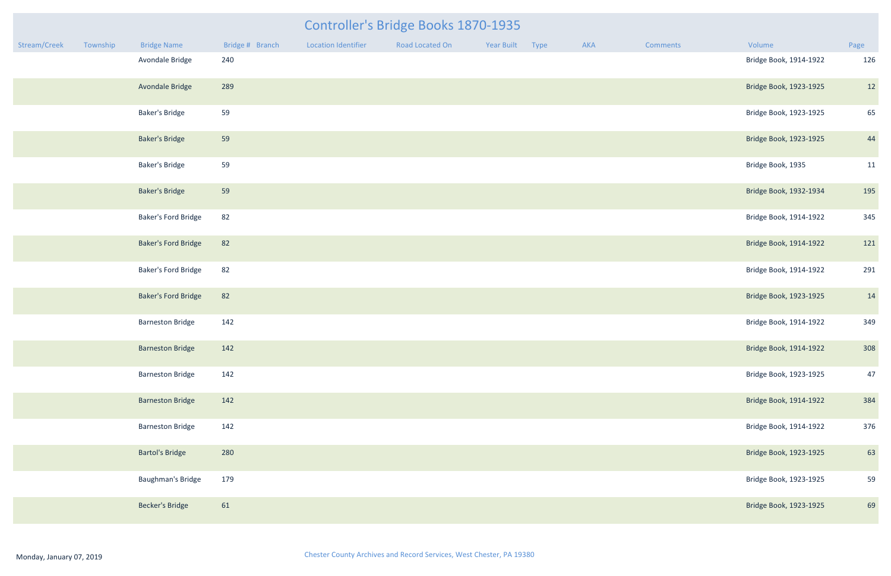# Controller's Bridge Books 1870-1935

| Stream/Creek | Township | Bridge Name | Bridge # | Branch | Location Identifier | Road Located On | Year Built | Type | AKA | Comments | Volume | Page |
|---|---|---|---|---|---|---|---|---|---|---|---|---|
| | | Avondale Bridge | 240 | | | | | | | | Bridge Book, 1914-1922 | 126 |
| | | Avondale Bridge | 289 | | | | | | | | Bridge Book, 1923-1925 | 12 |
| | | Baker's Bridge | 59 | | | | | | | | Bridge Book, 1923-1925 | 65 |
| | | Baker's Bridge | 59 | | | | | | | | Bridge Book, 1923-1925 | 44 |
| | | Baker's Bridge | 59 | | | | | | | | Bridge Book, 1935 | 11 |
| | | Baker's Bridge | 59 | | | | | | | | Bridge Book, 1932-1934 | 195 |
| | | Baker's Ford Bridge | 82 | | | | | | | | Bridge Book, 1914-1922 | 345 |
| | | Baker's Ford Bridge | 82 | | | | | | | | Bridge Book, 1914-1922 | 121 |
| | | Baker's Ford Bridge | 82 | | | | | | | | Bridge Book, 1914-1922 | 291 |
| | | Baker's Ford Bridge | 82 | | | | | | | | Bridge Book, 1923-1925 | 14 |
| | | Barneston Bridge | 142 | | | | | | | | Bridge Book, 1914-1922 | 349 |
| | | Barneston Bridge | 142 | | | | | | | | Bridge Book, 1914-1922 | 308 |
| | | Barneston Bridge | 142 | | | | | | | | Bridge Book, 1923-1925 | 47 |
| | | Barneston Bridge | 142 | | | | | | | | Bridge Book, 1914-1922 | 384 |
| | | Barneston Bridge | 142 | | | | | | | | Bridge Book, 1914-1922 | 376 |
| | | Bartol's Bridge | 280 | | | | | | | | Bridge Book, 1923-1925 | 63 |
| | | Baughman's Bridge | 179 | | | | | | | | Bridge Book, 1923-1925 | 59 |
| | | Becker's Bridge | 61 | | | | | | | | Bridge Book, 1923-1925 | 69 |

Monday, January 07, 2019

Chester County Archives and Record Services, West Chester, PA 19380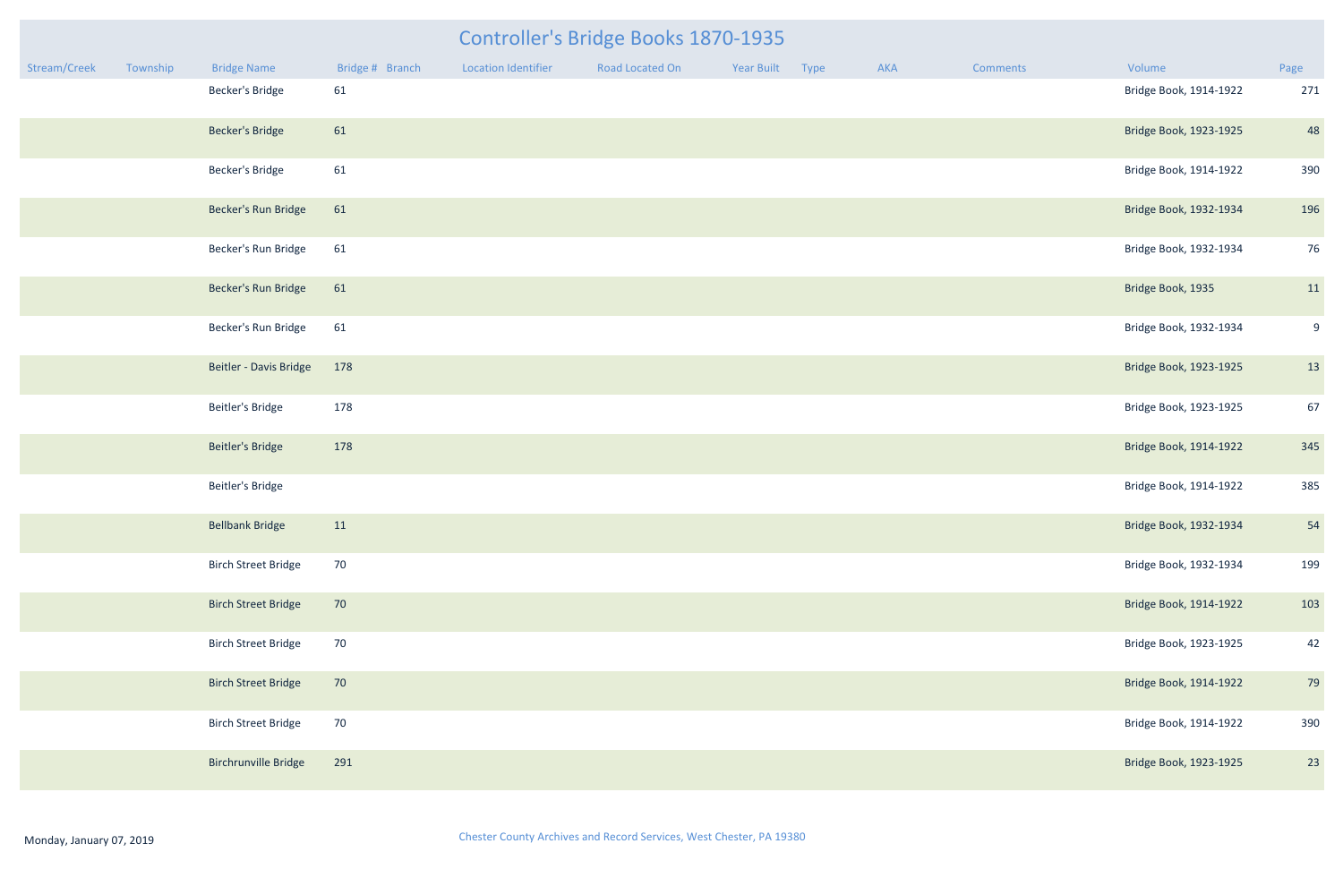# Controller's Bridge Books 1870-1935

| Stream/Creek | Township | Bridge Name | Bridge # | Branch | Location Identifier | Road Located On | Year Built | Type | AKA | Comments | Volume | Page |
|---|---|---|---|---|---|---|---|---|---|---|---|---|
| | | Becker's Bridge | 61 | | | | | | | | Bridge Book, 1914-1922 | 271 |
| | | Becker's Bridge | 61 | | | | | | | | Bridge Book, 1923-1925 | 48 |
| | | Becker's Bridge | 61 | | | | | | | | Bridge Book, 1914-1922 | 390 |
| | | Becker's Run Bridge | 61 | | | | | | | | Bridge Book, 1932-1934 | 196 |
| | | Becker's Run Bridge | 61 | | | | | | | | Bridge Book, 1932-1934 | 76 |
| | | Becker's Run Bridge | 61 | | | | | | | | Bridge Book, 1935 | 11 |
| | | Becker's Run Bridge | 61 | | | | | | | | Bridge Book, 1932-1934 | 9 |
| | | Beitler - Davis Bridge | 178 | | | | | | | | Bridge Book, 1923-1925 | 13 |
| | | Beitler's Bridge | 178 | | | | | | | | Bridge Book, 1923-1925 | 67 |
| | | Beitler's Bridge | 178 | | | | | | | | Bridge Book, 1914-1922 | 345 |
| | | Beitler's Bridge | | | | | | | | | Bridge Book, 1914-1922 | 385 |
| | | Bellbank Bridge | 11 | | | | | | | | Bridge Book, 1932-1934 | 54 |
| | | Birch Street Bridge | 70 | | | | | | | | Bridge Book, 1932-1934 | 199 |
| | | Birch Street Bridge | 70 | | | | | | | | Bridge Book, 1914-1922 | 103 |
| | | Birch Street Bridge | 70 | | | | | | | | Bridge Book, 1923-1925 | 42 |
| | | Birch Street Bridge | 70 | | | | | | | | Bridge Book, 1914-1922 | 79 |
| | | Birch Street Bridge | 70 | | | | | | | | Bridge Book, 1914-1922 | 390 |
| | | Birchrunville Bridge | 291 | | | | | | | | Bridge Book, 1923-1925 | 23 |

Monday, January 07, 2019

Chester County Archives and Record Services, West Chester, PA 19380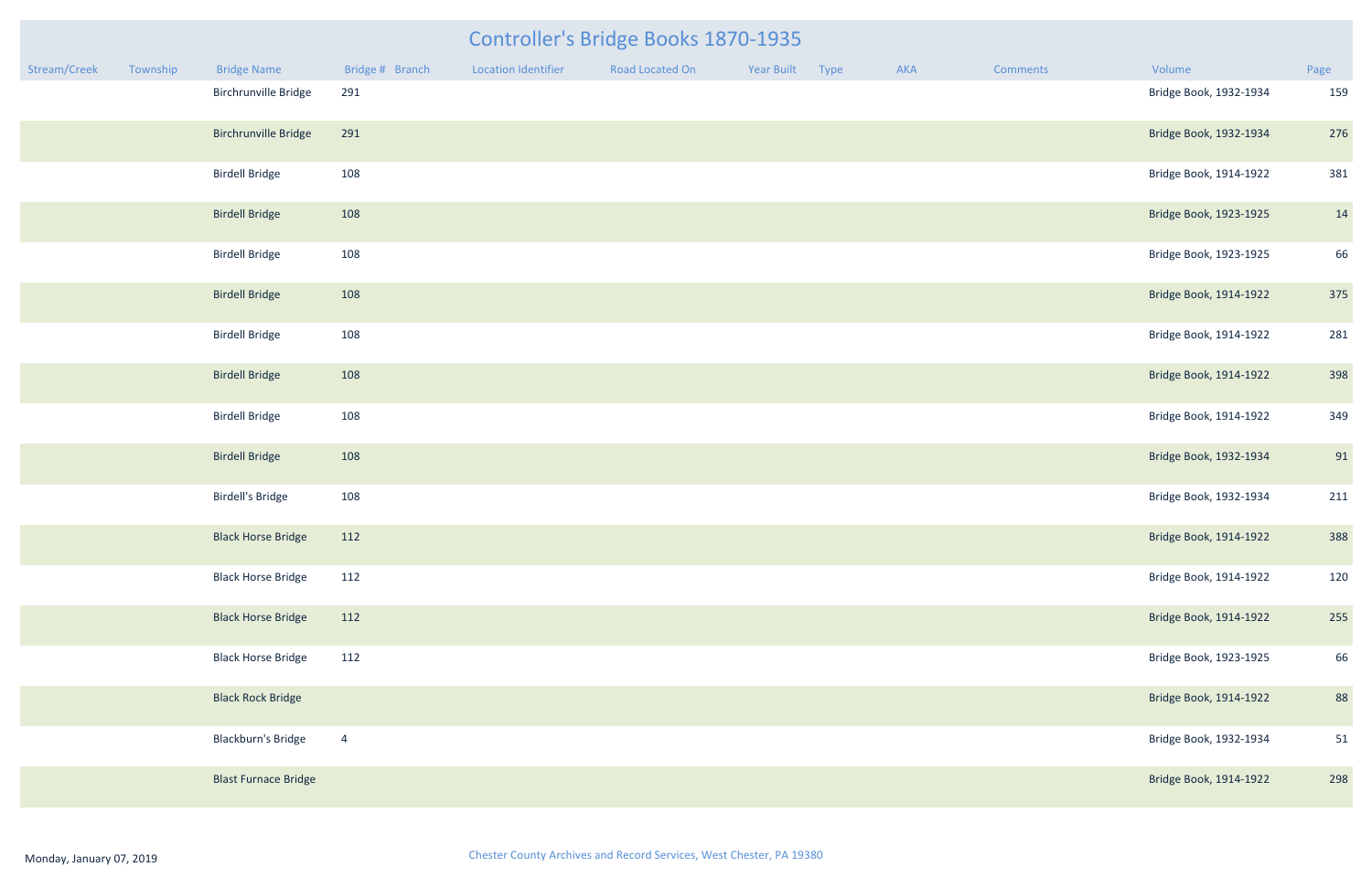# Controller's Bridge Books 1870-1935

| Stream/Creek | Township | Bridge Name | Bridge # | Branch | Location Identifier | Road Located On | Year Built | Type | AKA | Comments | Volume | Page |
|---|---|---|---|---|---|---|---|---|---|---|---|---|
| | | Birchrunville Bridge | 291 | | | | | | | | Bridge Book, 1932-1934 | 159 |
| | | Birchrunville Bridge | 291 | | | | | | | | Bridge Book, 1932-1934 | 276 |
| | | Birdell Bridge | 108 | | | | | | | | Bridge Book, 1914-1922 | 381 |
| | | Birdell Bridge | 108 | | | | | | | | Bridge Book, 1923-1925 | 14 |
| | | Birdell Bridge | 108 | | | | | | | | Bridge Book, 1923-1925 | 66 |
| | | Birdell Bridge | 108 | | | | | | | | Bridge Book, 1914-1922 | 375 |
| | | Birdell Bridge | 108 | | | | | | | | Bridge Book, 1914-1922 | 281 |
| | | Birdell Bridge | 108 | | | | | | | | Bridge Book, 1914-1922 | 398 |
| | | Birdell Bridge | 108 | | | | | | | | Bridge Book, 1914-1922 | 349 |
| | | Birdell Bridge | 108 | | | | | | | | Bridge Book, 1932-1934 | 91 |
| | | Birdell's Bridge | 108 | | | | | | | | Bridge Book, 1932-1934 | 211 |
| | | Black Horse Bridge | 112 | | | | | | | | Bridge Book, 1914-1922 | 388 |
| | | Black Horse Bridge | 112 | | | | | | | | Bridge Book, 1914-1922 | 120 |
| | | Black Horse Bridge | 112 | | | | | | | | Bridge Book, 1914-1922 | 255 |
| | | Black Horse Bridge | 112 | | | | | | | | Bridge Book, 1923-1925 | 66 |
| | | Black Rock Bridge | | | | | | | | | Bridge Book, 1914-1922 | 88 |
| | | Blackburn's Bridge | 4 | | | | | | | | Bridge Book, 1932-1934 | 51 |
| | | Blast Furnace Bridge | | | | | | | | | Bridge Book, 1914-1922 | 298 |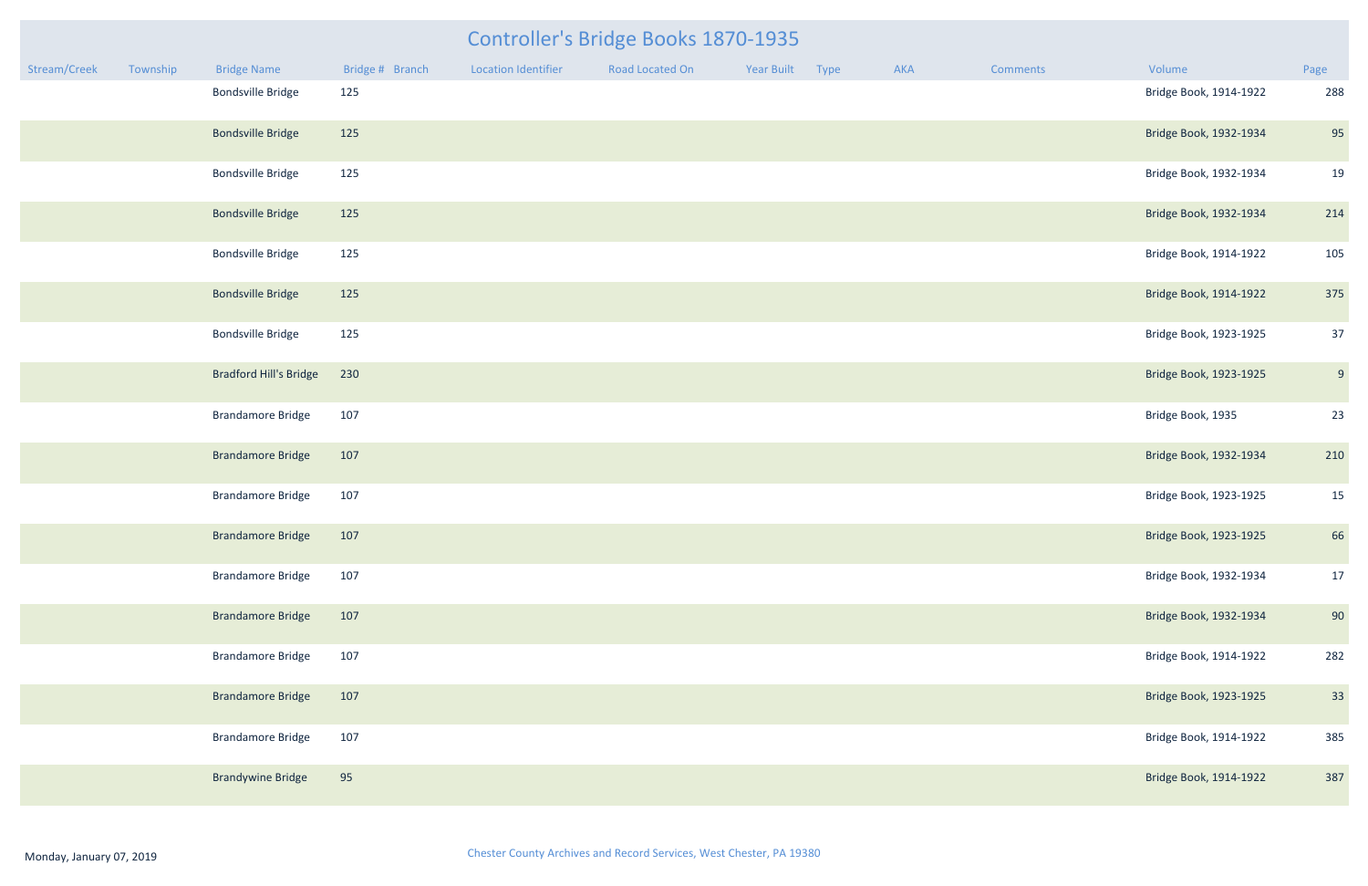# Controller's Bridge Books 1870-1935

| Stream/Creek | Township | Bridge Name | Bridge # | Branch | Location Identifier | Road Located On | Year Built | Type | AKA | Comments | Volume | Page |
|---|---|---|---|---|---|---|---|---|---|---|---|---|
| | | Bondsville Bridge | 125 | | | | | | | | Bridge Book, 1914-1922 | 288 |
| | | Bondsville Bridge | 125 | | | | | | | | Bridge Book, 1932-1934 | 95 |
| | | Bondsville Bridge | 125 | | | | | | | | Bridge Book, 1932-1934 | 19 |
| | | Bondsville Bridge | 125 | | | | | | | | Bridge Book, 1932-1934 | 214 |
| | | Bondsville Bridge | 125 | | | | | | | | Bridge Book, 1914-1922 | 105 |
| | | Bondsville Bridge | 125 | | | | | | | | Bridge Book, 1914-1922 | 375 |
| | | Bondsville Bridge | 125 | | | | | | | | Bridge Book, 1923-1925 | 37 |
| | | Bradford Hill's Bridge | 230 | | | | | | | | Bridge Book, 1923-1925 | 9 |
| | | Brandamore Bridge | 107 | | | | | | | | Bridge Book, 1935 | 23 |
| | | Brandamore Bridge | 107 | | | | | | | | Bridge Book, 1932-1934 | 210 |
| | | Brandamore Bridge | 107 | | | | | | | | Bridge Book, 1923-1925 | 15 |
| | | Brandamore Bridge | 107 | | | | | | | | Bridge Book, 1923-1925 | 66 |
| | | Brandamore Bridge | 107 | | | | | | | | Bridge Book, 1932-1934 | 17 |
| | | Brandamore Bridge | 107 | | | | | | | | Bridge Book, 1932-1934 | 90 |
| | | Brandamore Bridge | 107 | | | | | | | | Bridge Book, 1914-1922 | 282 |
| | | Brandamore Bridge | 107 | | | | | | | | Bridge Book, 1923-1925 | 33 |
| | | Brandamore Bridge | 107 | | | | | | | | Bridge Book, 1914-1922 | 385 |
| | | Brandywine Bridge | 95 | | | | | | | | Bridge Book, 1914-1922 | 387 |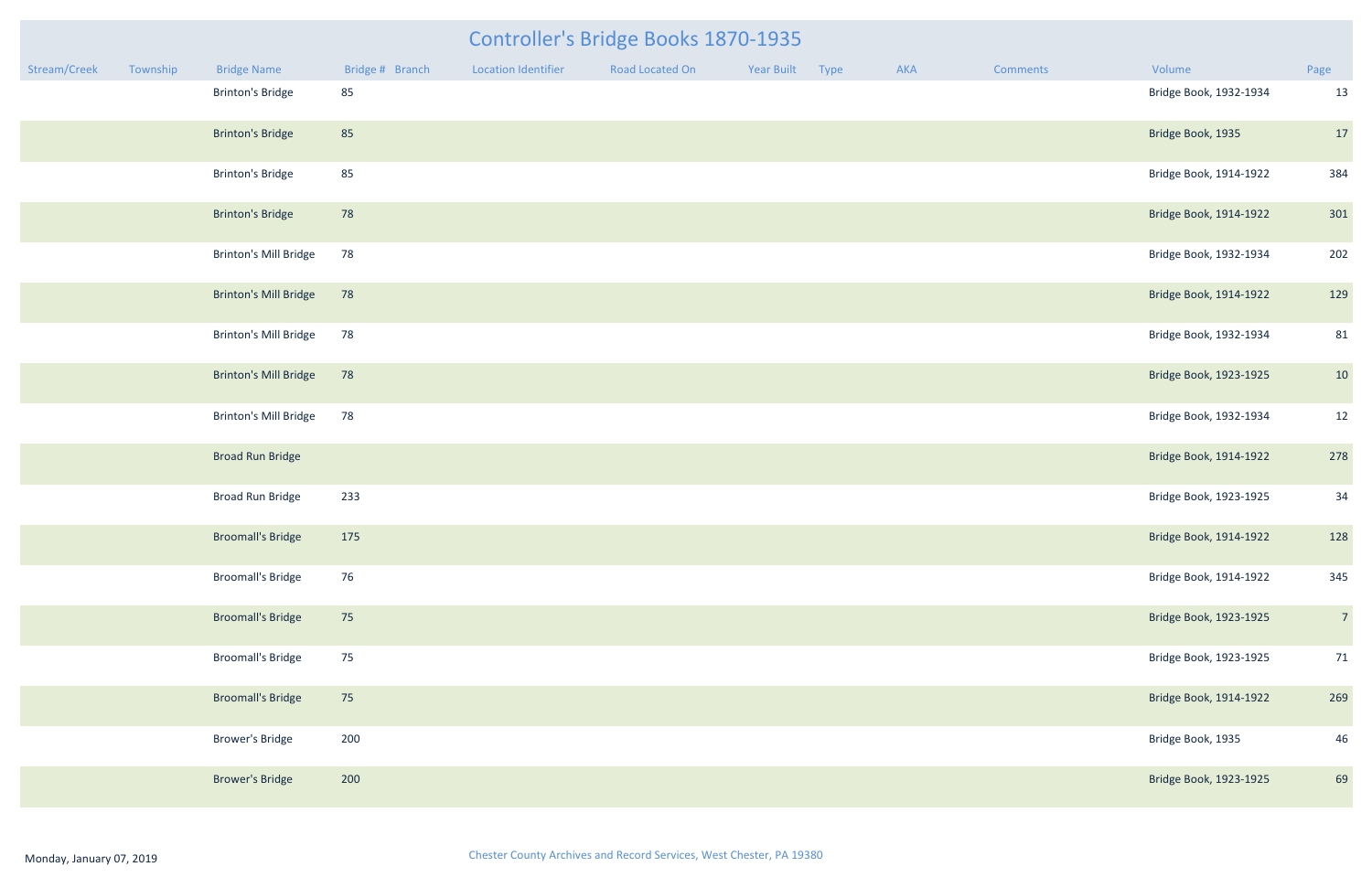# Controller's Bridge Books 1870-1935

| Stream/Creek | Township | Bridge Name | Bridge # | Branch | Location Identifier | Road Located On | Year Built | Type | AKA | Comments | Volume | Page |
|---|---|---|---|---|---|---|---|---|---|---|---|---|
| | | Brinton's Bridge | 85 | | | | | | | | Bridge Book, 1932-1934 | 13 |
| | | Brinton's Bridge | 85 | | | | | | | | Bridge Book, 1935 | 17 |
| | | Brinton's Bridge | 85 | | | | | | | | Bridge Book, 1914-1922 | 384 |
| | | Brinton's Bridge | 78 | | | | | | | | Bridge Book, 1914-1922 | 301 |
| | | Brinton's Mill Bridge | 78 | | | | | | | | Bridge Book, 1932-1934 | 202 |
| | | Brinton's Mill Bridge | 78 | | | | | | | | Bridge Book, 1914-1922 | 129 |
| | | Brinton's Mill Bridge | 78 | | | | | | | | Bridge Book, 1932-1934 | 81 |
| | | Brinton's Mill Bridge | 78 | | | | | | | | Bridge Book, 1923-1925 | 10 |
| | | Brinton's Mill Bridge | 78 | | | | | | | | Bridge Book, 1932-1934 | 12 |
| | | Broad Run Bridge | | | | | | | | | Bridge Book, 1914-1922 | 278 |
| | | Broad Run Bridge | 233 | | | | | | | | Bridge Book, 1923-1925 | 34 |
| | | Broomall's Bridge | 175 | | | | | | | | Bridge Book, 1914-1922 | 128 |
| | | Broomall's Bridge | 76 | | | | | | | | Bridge Book, 1914-1922 | 345 |
| | | Broomall's Bridge | 75 | | | | | | | | Bridge Book, 1923-1925 | 7 |
| | | Broomall's Bridge | 75 | | | | | | | | Bridge Book, 1923-1925 | 71 |
| | | Broomall's Bridge | 75 | | | | | | | | Bridge Book, 1914-1922 | 269 |
| | | Brower's Bridge | 200 | | | | | | | | Bridge Book, 1935 | 46 |
| | | Brower's Bridge | 200 | | | | | | | | Bridge Book, 1923-1925 | 69 |

Monday, January 07, 2019

Chester County Archives and Record Services, West Chester, PA 19380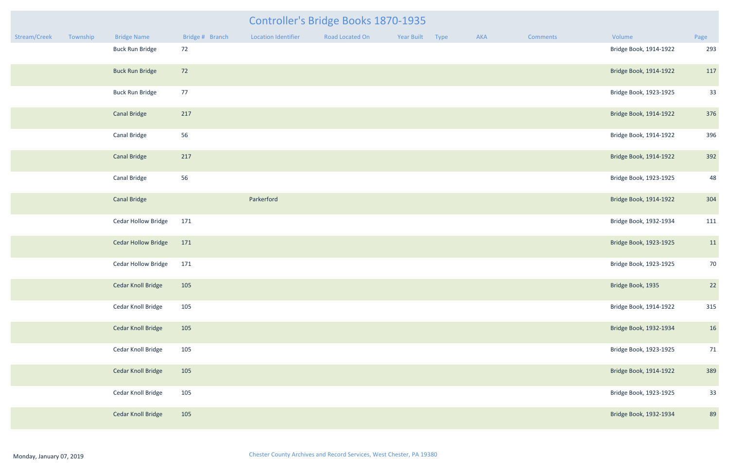# Controller's Bridge Books 1870-1935

| Stream/Creek | Township | Bridge Name | Bridge # | Branch | Location Identifier | Road Located On | Year Built | Type | AKA | Comments | Volume | Page |
|---|---|---|---|---|---|---|---|---|---|---|---|---|
| | | Buck Run Bridge | 72 | | | | | | | | Bridge Book, 1914-1922 | 293 |
| | | Buck Run Bridge | 72 | | | | | | | | Bridge Book, 1914-1922 | 117 |
| | | Buck Run Bridge | 77 | | | | | | | | Bridge Book, 1923-1925 | 33 |
| | | Canal Bridge | 217 | | | | | | | | Bridge Book, 1914-1922 | 376 |
| | | Canal Bridge | 56 | | | | | | | | Bridge Book, 1914-1922 | 396 |
| | | Canal Bridge | 217 | | | | | | | | Bridge Book, 1914-1922 | 392 |
| | | Canal Bridge | 56 | | | | | | | | Bridge Book, 1923-1925 | 48 |
| | | Canal Bridge | | | Parkerford | | | | | | Bridge Book, 1914-1922 | 304 |
| | | Cedar Hollow Bridge | 171 | | | | | | | | Bridge Book, 1932-1934 | 111 |
| | | Cedar Hollow Bridge | 171 | | | | | | | | Bridge Book, 1923-1925 | 11 |
| | | Cedar Hollow Bridge | 171 | | | | | | | | Bridge Book, 1923-1925 | 70 |
| | | Cedar Knoll Bridge | 105 | | | | | | | | Bridge Book, 1935 | 22 |
| | | Cedar Knoll Bridge | 105 | | | | | | | | Bridge Book, 1914-1922 | 315 |
| | | Cedar Knoll Bridge | 105 | | | | | | | | Bridge Book, 1932-1934 | 16 |
| | | Cedar Knoll Bridge | 105 | | | | | | | | Bridge Book, 1923-1925 | 71 |
| | | Cedar Knoll Bridge | 105 | | | | | | | | Bridge Book, 1914-1922 | 389 |
| | | Cedar Knoll Bridge | 105 | | | | | | | | Bridge Book, 1923-1925 | 33 |
| | | Cedar Knoll Bridge | 105 | | | | | | | | Bridge Book, 1932-1934 | 89 |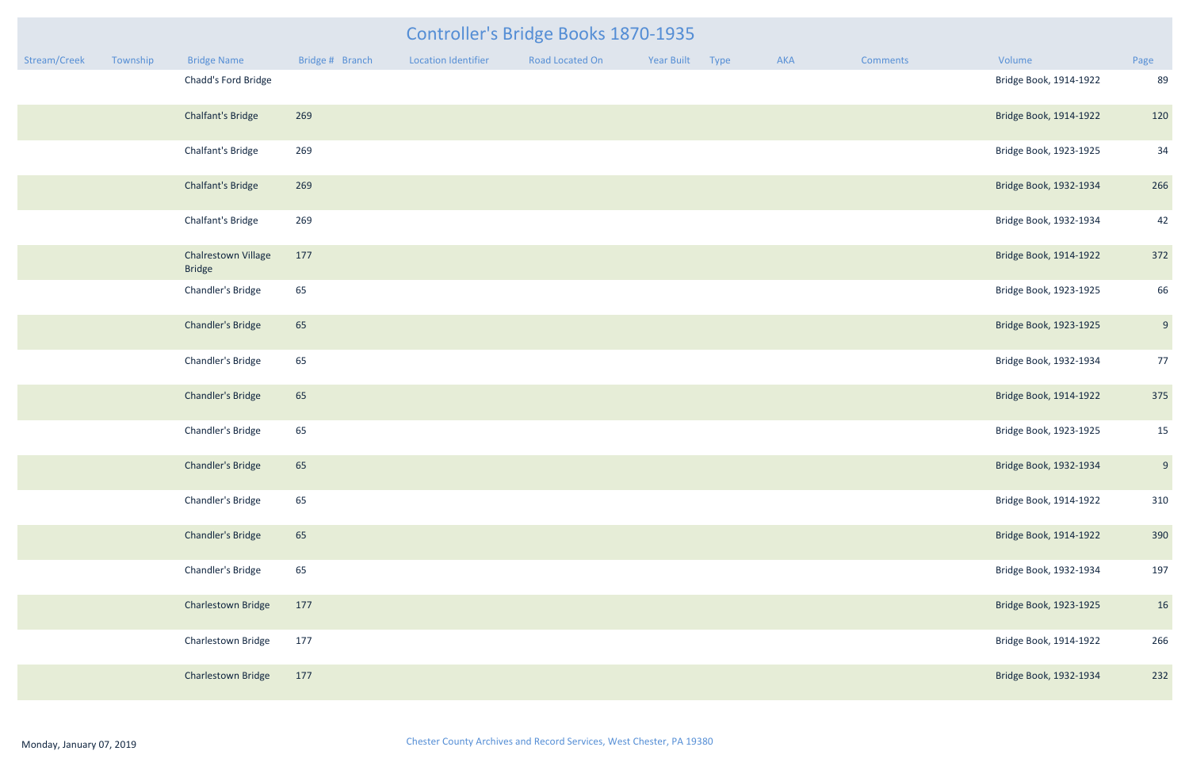# Controller's Bridge Books 1870-1935

| Stream/Creek | Township | Bridge Name | Bridge # | Branch | Location Identifier | Road Located On | Year Built | Type | AKA | Comments | Volume | Page |
|---|---|---|---|---|---|---|---|---|---|---|---|---|
| | | Chadd's Ford Bridge | | | | | | | | | Bridge Book, 1914-1922 | 89 |
| | | Chalfant's Bridge | 269 | | | | | | | | Bridge Book, 1914-1922 | 120 |
| | | Chalfant's Bridge | 269 | | | | | | | | Bridge Book, 1923-1925 | 34 |
| | | Chalfant's Bridge | 269 | | | | | | | | Bridge Book, 1932-1934 | 266 |
| | | Chalfant's Bridge | 269 | | | | | | | | Bridge Book, 1932-1934 | 42 |
| | | Chalrestown Village Bridge | 177 | | | | | | | | Bridge Book, 1914-1922 | 372 |
| | | Chandler's Bridge | 65 | | | | | | | | Bridge Book, 1923-1925 | 66 |
| | | Chandler's Bridge | 65 | | | | | | | | Bridge Book, 1923-1925 | 9 |
| | | Chandler's Bridge | 65 | | | | | | | | Bridge Book, 1932-1934 | 77 |
| | | Chandler's Bridge | 65 | | | | | | | | Bridge Book, 1914-1922 | 375 |
| | | Chandler's Bridge | 65 | | | | | | | | Bridge Book, 1923-1925 | 15 |
| | | Chandler's Bridge | 65 | | | | | | | | Bridge Book, 1932-1934 | 9 |
| | | Chandler's Bridge | 65 | | | | | | | | Bridge Book, 1914-1922 | 310 |
| | | Chandler's Bridge | 65 | | | | | | | | Bridge Book, 1914-1922 | 390 |
| | | Chandler's Bridge | 65 | | | | | | | | Bridge Book, 1932-1934 | 197 |
| | | Charlestown Bridge | 177 | | | | | | | | Bridge Book, 1923-1925 | 16 |
| | | Charlestown Bridge | 177 | | | | | | | | Bridge Book, 1914-1922 | 266 |
| | | Charlestown Bridge | 177 | | | | | | | | Bridge Book, 1932-1934 | 232 |

Monday, January 07, 2019

Chester County Archives and Record Services, West Chester, PA 19380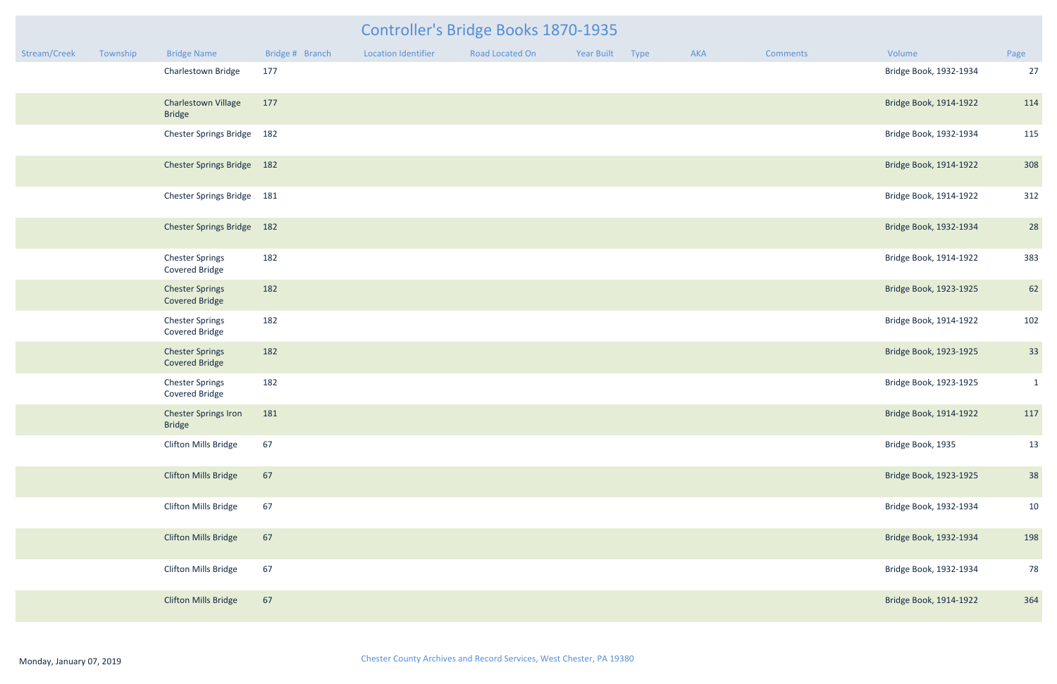# Controller's Bridge Books 1870-1935

| Stream/Creek | Township | Bridge Name | Bridge # | Branch | Location Identifier | Road Located On | Year Built | Type | AKA | Comments | Volume | Page |
|---|---|---|---|---|---|---|---|---|---|---|---|---|
| | | Charlestown Bridge | 177 | | | | | | | | Bridge Book, 1932-1934 | 27 |
| | | Charlestown Village Bridge | 177 | | | | | | | | Bridge Book, 1914-1922 | 114 |
| | | Chester Springs Bridge | 182 | | | | | | | | Bridge Book, 1932-1934 | 115 |
| | | Chester Springs Bridge | 182 | | | | | | | | Bridge Book, 1914-1922 | 308 |
| | | Chester Springs Bridge | 181 | | | | | | | | Bridge Book, 1914-1922 | 312 |
| | | Chester Springs Bridge | 182 | | | | | | | | Bridge Book, 1932-1934 | 28 |
| | | Chester Springs Covered Bridge | 182 | | | | | | | | Bridge Book, 1914-1922 | 383 |
| | | Chester Springs Covered Bridge | 182 | | | | | | | | Bridge Book, 1923-1925 | 62 |
| | | Chester Springs Covered Bridge | 182 | | | | | | | | Bridge Book, 1914-1922 | 102 |
| | | Chester Springs Covered Bridge | 182 | | | | | | | | Bridge Book, 1923-1925 | 33 |
| | | Chester Springs Covered Bridge | 182 | | | | | | | | Bridge Book, 1923-1925 | 1 |
| | | Chester Springs Iron Bridge | 181 | | | | | | | | Bridge Book, 1914-1922 | 117 |
| | | Clifton Mills Bridge | 67 | | | | | | | | Bridge Book, 1935 | 13 |
| | | Clifton Mills Bridge | 67 | | | | | | | | Bridge Book, 1923-1925 | 38 |
| | | Clifton Mills Bridge | 67 | | | | | | | | Bridge Book, 1932-1934 | 10 |
| | | Clifton Mills Bridge | 67 | | | | | | | | Bridge Book, 1932-1934 | 198 |
| | | Clifton Mills Bridge | 67 | | | | | | | | Bridge Book, 1932-1934 | 78 |
| | | Clifton Mills Bridge | 67 | | | | | | | | Bridge Book, 1914-1922 | 364 |

Monday, January 07, 2019

Chester County Archives and Record Services, West Chester, PA 19380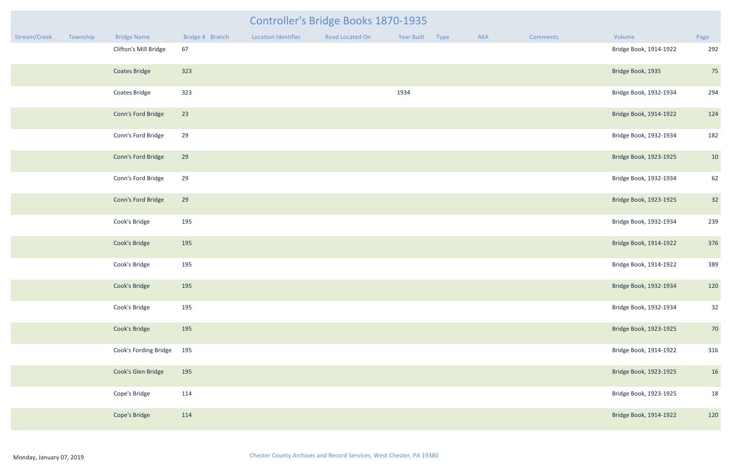# Controller's Bridge Books 1870-1935

| Stream/Creek | Township | Bridge Name | Bridge # | Branch | Location Identifier | Road Located On | Year Built | Type | AKA | Comments | Volume | Page |
|---|---|---|---|---|---|---|---|---|---|---|---|---|
| | | Clifton's Mill Bridge | 67 | | | | | | | | Bridge Book, 1914-1922 | 292 |
| | | Coates Bridge | 323 | | | | | | | | Bridge Book, 1935 | 75 |
| | | Coates Bridge | 323 | | | | 1934 | | | | Bridge Book, 1932-1934 | 294 |
| | | Conn's Ford Bridge | 23 | | | | | | | | Bridge Book, 1914-1922 | 124 |
| | | Conn's Ford Bridge | 29 | | | | | | | | Bridge Book, 1932-1934 | 182 |
| | | Conn's Ford Bridge | 29 | | | | | | | | Bridge Book, 1923-1925 | 10 |
| | | Conn's Ford Bridge | 29 | | | | | | | | Bridge Book, 1932-1934 | 62 |
| | | Conn's Ford Bridge | 29 | | | | | | | | Bridge Book, 1923-1925 | 32 |
| | | Cook's Bridge | 195 | | | | | | | | Bridge Book, 1932-1934 | 239 |
| | | Cook's Bridge | 195 | | | | | | | | Bridge Book, 1914-1922 | 376 |
| | | Cook's Bridge | 195 | | | | | | | | Bridge Book, 1914-1922 | 389 |
| | | Cook's Bridge | 195 | | | | | | | | Bridge Book, 1932-1934 | 120 |
| | | Cook's Bridge | 195 | | | | | | | | Bridge Book, 1932-1934 | 32 |
| | | Cook's Bridge | 195 | | | | | | | | Bridge Book, 1923-1925 | 70 |
| | | Cook's Fording Bridge | 195 | | | | | | | | Bridge Book, 1914-1922 | 316 |
| | | Cook's Glen Bridge | 195 | | | | | | | | Bridge Book, 1923-1925 | 16 |
| | | Cope's Bridge | 114 | | | | | | | | Bridge Book, 1923-1925 | 18 |
| | | Cope's Bridge | 114 | | | | | | | | Bridge Book, 1914-1922 | 120 |

Monday, January 07, 2019

Chester County Archives and Record Services, West Chester, PA 19380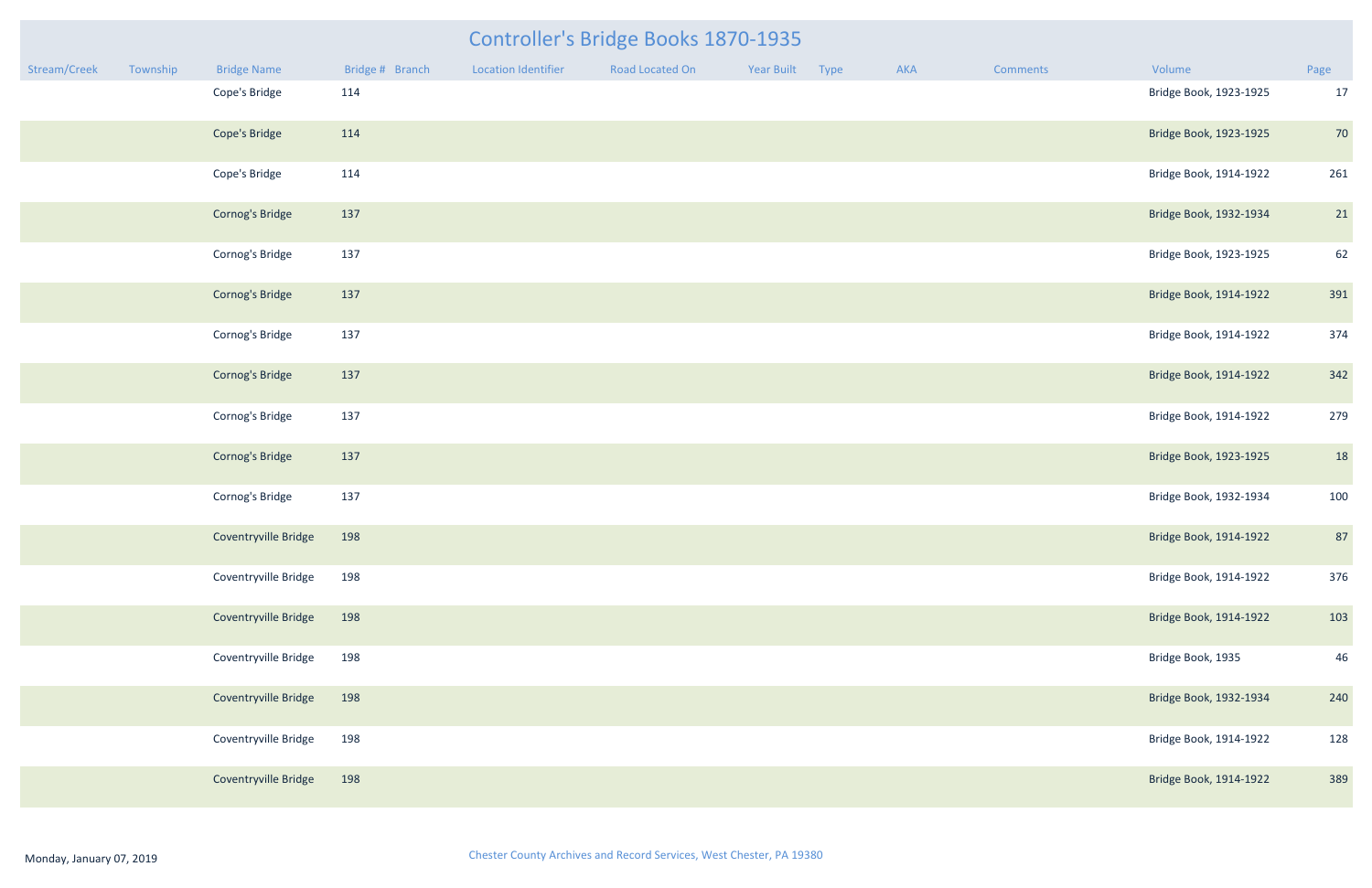# Controller's Bridge Books 1870-1935

| Stream/Creek | Township | Bridge Name | Bridge # | Branch | Location Identifier | Road Located On | Year Built | Type | AKA | Comments | Volume | Page |
|---|---|---|---|---|---|---|---|---|---|---|---|---|
| | | Cope's Bridge | 114 | | | | | | | | Bridge Book, 1923-1925 | 17 |
| | | Cope's Bridge | 114 | | | | | | | | Bridge Book, 1923-1925 | 70 |
| | | Cope's Bridge | 114 | | | | | | | | Bridge Book, 1914-1922 | 261 |
| | | Cornog's Bridge | 137 | | | | | | | | Bridge Book, 1932-1934 | 21 |
| | | Cornog's Bridge | 137 | | | | | | | | Bridge Book, 1923-1925 | 62 |
| | | Cornog's Bridge | 137 | | | | | | | | Bridge Book, 1914-1922 | 391 |
| | | Cornog's Bridge | 137 | | | | | | | | Bridge Book, 1914-1922 | 374 |
| | | Cornog's Bridge | 137 | | | | | | | | Bridge Book, 1914-1922 | 342 |
| | | Cornog's Bridge | 137 | | | | | | | | Bridge Book, 1914-1922 | 279 |
| | | Cornog's Bridge | 137 | | | | | | | | Bridge Book, 1923-1925 | 18 |
| | | Cornog's Bridge | 137 | | | | | | | | Bridge Book, 1932-1934 | 100 |
| | | Coventryville Bridge | 198 | | | | | | | | Bridge Book, 1914-1922 | 87 |
| | | Coventryville Bridge | 198 | | | | | | | | Bridge Book, 1914-1922 | 376 |
| | | Coventryville Bridge | 198 | | | | | | | | Bridge Book, 1914-1922 | 103 |
| | | Coventryville Bridge | 198 | | | | | | | | Bridge Book, 1935 | 46 |
| | | Coventryville Bridge | 198 | | | | | | | | Bridge Book, 1932-1934 | 240 |
| | | Coventryville Bridge | 198 | | | | | | | | Bridge Book, 1914-1922 | 128 |
| | | Coventryville Bridge | 198 | | | | | | | | Bridge Book, 1914-1922 | 389 |

Monday, January 07, 2019

Chester County Archives and Record Services, West Chester, PA 19380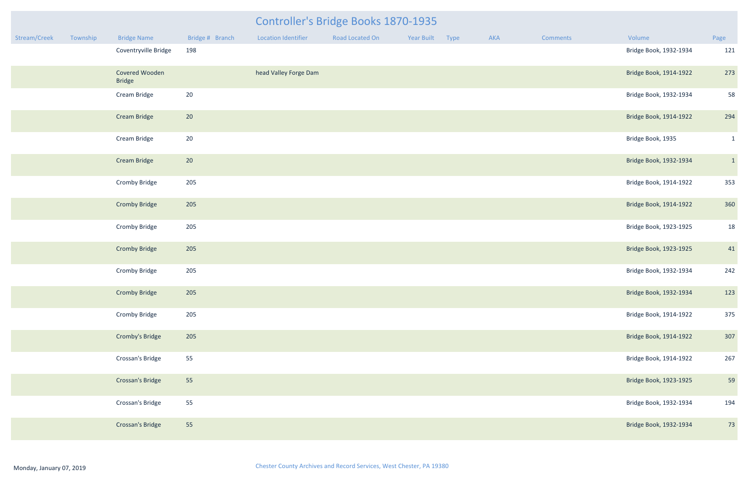# Controller's Bridge Books 1870-1935

| Stream/Creek | Township | Bridge Name | Bridge # | Branch | Location Identifier | Road Located On | Year Built | Type | AKA | Comments | Volume | Page |
|---|---|---|---|---|---|---|---|---|---|---|---|---|
| | | Coventryville Bridge | 198 | | | | | | | | Bridge Book, 1932-1934 | 121 |
| | | Covered Wooden Bridge | | | head Valley Forge Dam | | | | | | Bridge Book, 1914-1922 | 273 |
| | | Cream Bridge | 20 | | | | | | | | Bridge Book, 1932-1934 | 58 |
| | | Cream Bridge | 20 | | | | | | | | Bridge Book, 1914-1922 | 294 |
| | | Cream Bridge | 20 | | | | | | | | Bridge Book, 1935 | 1 |
| | | Cream Bridge | 20 | | | | | | | | Bridge Book, 1932-1934 | 1 |
| | | Cromby Bridge | 205 | | | | | | | | Bridge Book, 1914-1922 | 353 |
| | | Cromby Bridge | 205 | | | | | | | | Bridge Book, 1914-1922 | 360 |
| | | Cromby Bridge | 205 | | | | | | | | Bridge Book, 1923-1925 | 18 |
| | | Cromby Bridge | 205 | | | | | | | | Bridge Book, 1923-1925 | 41 |
| | | Cromby Bridge | 205 | | | | | | | | Bridge Book, 1932-1934 | 242 |
| | | Cromby Bridge | 205 | | | | | | | | Bridge Book, 1932-1934 | 123 |
| | | Cromby Bridge | 205 | | | | | | | | Bridge Book, 1914-1922 | 375 |
| | | Cromby's Bridge | 205 | | | | | | | | Bridge Book, 1914-1922 | 307 |
| | | Crossan's Bridge | 55 | | | | | | | | Bridge Book, 1914-1922 | 267 |
| | | Crossan's Bridge | 55 | | | | | | | | Bridge Book, 1923-1925 | 59 |
| | | Crossan's Bridge | 55 | | | | | | | | Bridge Book, 1932-1934 | 194 |
| | | Crossan's Bridge | 55 | | | | | | | | Bridge Book, 1932-1934 | 73 |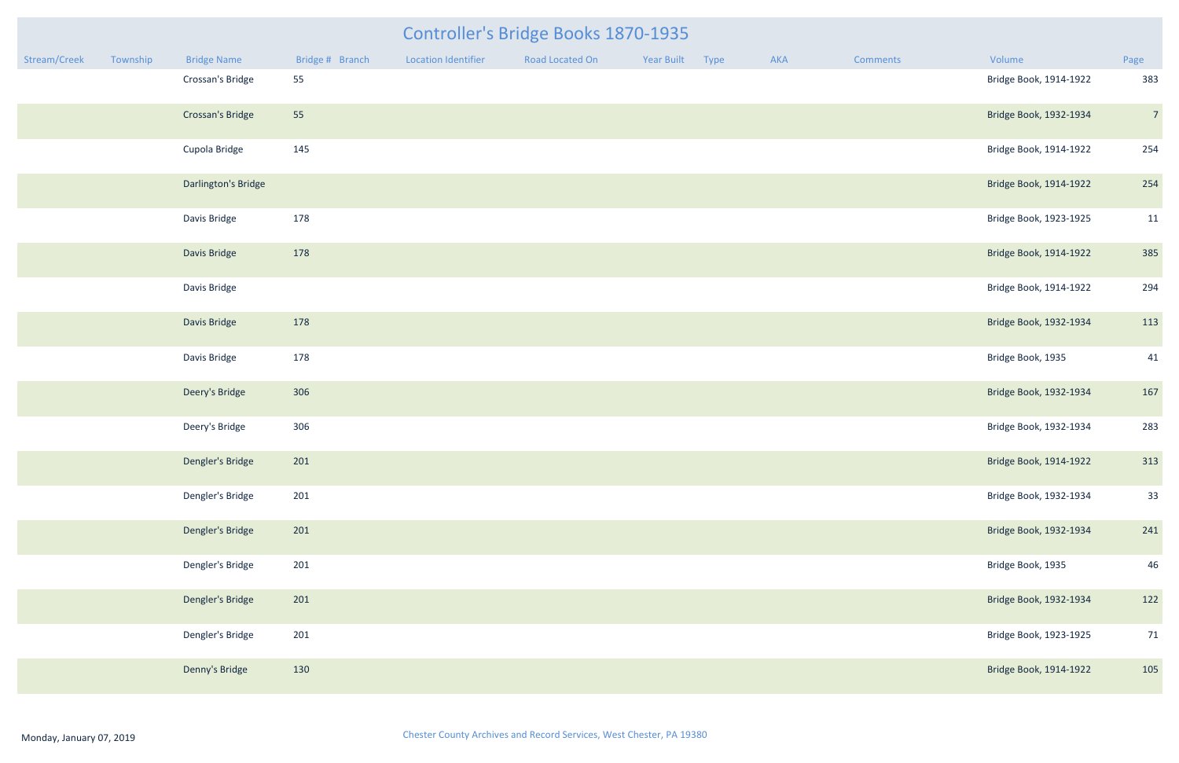# Controller's Bridge Books 1870-1935

| Stream/Creek | Township | Bridge Name | Bridge # | Branch | Location Identifier | Road Located On | Year Built | Type | AKA | Comments | Volume | Page |
|---|---|---|---|---|---|---|---|---|---|---|---|---|
| | | Crossan's Bridge | 55 | | | | | | | | Bridge Book, 1914-1922 | 383 |
| | | Crossan's Bridge | 55 | | | | | | | | Bridge Book, 1932-1934 | 7 |
| | | Cupola Bridge | 145 | | | | | | | | Bridge Book, 1914-1922 | 254 |
| | | Darlington's Bridge | | | | | | | | | Bridge Book, 1914-1922 | 254 |
| | | Davis Bridge | 178 | | | | | | | | Bridge Book, 1923-1925 | 11 |
| | | Davis Bridge | 178 | | | | | | | | Bridge Book, 1914-1922 | 385 |
| | | Davis Bridge | | | | | | | | | Bridge Book, 1914-1922 | 294 |
| | | Davis Bridge | 178 | | | | | | | | Bridge Book, 1932-1934 | 113 |
| | | Davis Bridge | 178 | | | | | | | | Bridge Book, 1935 | 41 |
| | | Deery's Bridge | 306 | | | | | | | | Bridge Book, 1932-1934 | 167 |
| | | Deery's Bridge | 306 | | | | | | | | Bridge Book, 1932-1934 | 283 |
| | | Dengler's Bridge | 201 | | | | | | | | Bridge Book, 1914-1922 | 313 |
| | | Dengler's Bridge | 201 | | | | | | | | Bridge Book, 1932-1934 | 33 |
| | | Dengler's Bridge | 201 | | | | | | | | Bridge Book, 1932-1934 | 241 |
| | | Dengler's Bridge | 201 | | | | | | | | Bridge Book, 1935 | 46 |
| | | Dengler's Bridge | 201 | | | | | | | | Bridge Book, 1932-1934 | 122 |
| | | Dengler's Bridge | 201 | | | | | | | | Bridge Book, 1923-1925 | 71 |
| | | Denny's Bridge | 130 | | | | | | | | Bridge Book, 1914-1922 | 105 |

Monday, January 07, 2019

Chester County Archives and Record Services, West Chester, PA 19380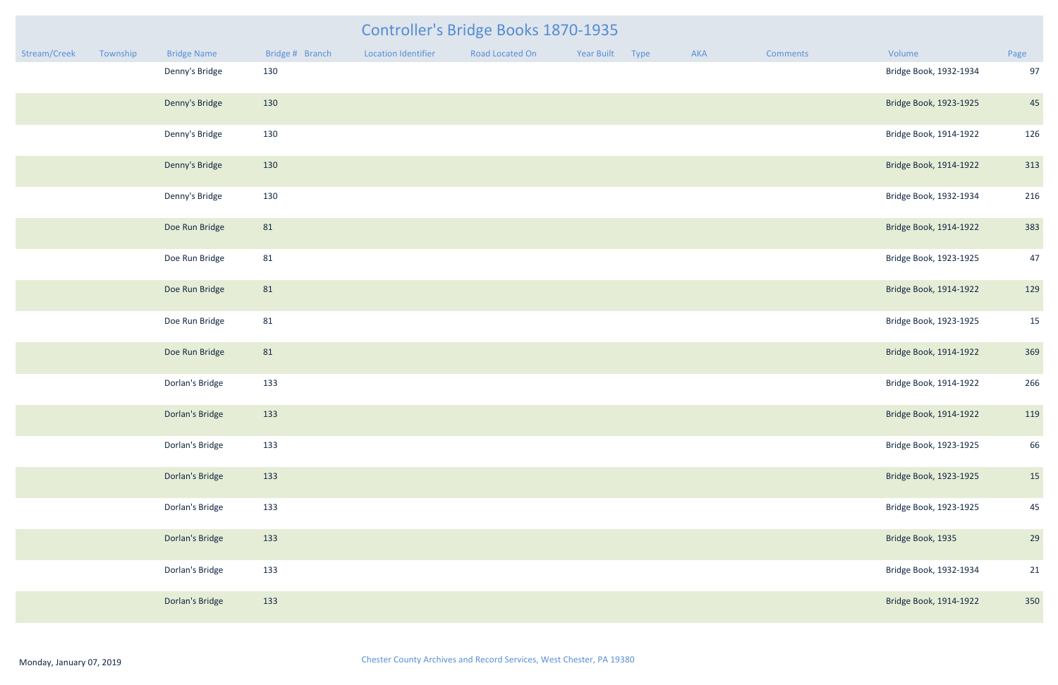# Controller's Bridge Books 1870-1935

| Stream/Creek | Township | Bridge Name | Bridge # | Branch | Location Identifier | Road Located On | Year Built | Type | AKA | Comments | Volume | Page |
|---|---|---|---|---|---|---|---|---|---|---|---|---|
| | | Denny's Bridge | 130 | | | | | | | | Bridge Book, 1932-1934 | 97 |
| | | Denny's Bridge | 130 | | | | | | | | Bridge Book, 1923-1925 | 45 |
| | | Denny's Bridge | 130 | | | | | | | | Bridge Book, 1914-1922 | 126 |
| | | Denny's Bridge | 130 | | | | | | | | Bridge Book, 1914-1922 | 313 |
| | | Denny's Bridge | 130 | | | | | | | | Bridge Book, 1932-1934 | 216 |
| | | Doe Run Bridge | 81 | | | | | | | | Bridge Book, 1914-1922 | 383 |
| | | Doe Run Bridge | 81 | | | | | | | | Bridge Book, 1923-1925 | 47 |
| | | Doe Run Bridge | 81 | | | | | | | | Bridge Book, 1914-1922 | 129 |
| | | Doe Run Bridge | 81 | | | | | | | | Bridge Book, 1923-1925 | 15 |
| | | Doe Run Bridge | 81 | | | | | | | | Bridge Book, 1914-1922 | 369 |
| | | Dorlan's Bridge | 133 | | | | | | | | Bridge Book, 1914-1922 | 266 |
| | | Dorlan's Bridge | 133 | | | | | | | | Bridge Book, 1914-1922 | 119 |
| | | Dorlan's Bridge | 133 | | | | | | | | Bridge Book, 1923-1925 | 66 |
| | | Dorlan's Bridge | 133 | | | | | | | | Bridge Book, 1923-1925 | 15 |
| | | Dorlan's Bridge | 133 | | | | | | | | Bridge Book, 1923-1925 | 45 |
| | | Dorlan's Bridge | 133 | | | | | | | | Bridge Book, 1935 | 29 |
| | | Dorlan's Bridge | 133 | | | | | | | | Bridge Book, 1932-1934 | 21 |
| | | Dorlan's Bridge | 133 | | | | | | | | Bridge Book, 1914-1922 | 350 |

Monday, January 07, 2019

Chester County Archives and Record Services, West Chester, PA 19380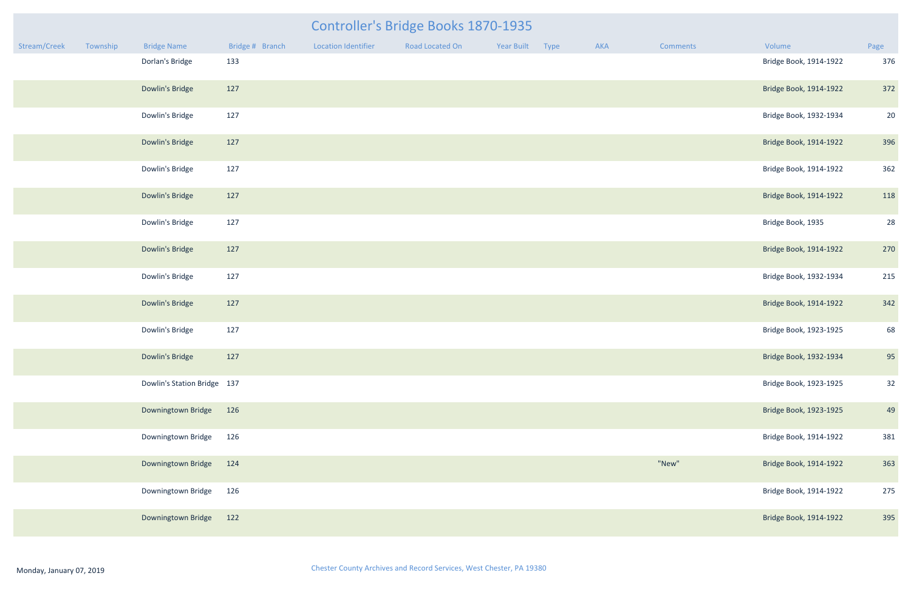# Controller's Bridge Books 1870-1935

| Stream/Creek | Township | Bridge Name | Bridge # | Branch | Location Identifier | Road Located On | Year Built | Type | AKA | Comments | Volume | Page |
|---|---|---|---|---|---|---|---|---|---|---|---|---|
| | | Dorlan's Bridge | 133 | | | | | | | | Bridge Book, 1914-1922 | 376 |
| | | Dowlin's Bridge | 127 | | | | | | | | Bridge Book, 1914-1922 | 372 |
| | | Dowlin's Bridge | 127 | | | | | | | | Bridge Book, 1932-1934 | 20 |
| | | Dowlin's Bridge | 127 | | | | | | | | Bridge Book, 1914-1922 | 396 |
| | | Dowlin's Bridge | 127 | | | | | | | | Bridge Book, 1914-1922 | 362 |
| | | Dowlin's Bridge | 127 | | | | | | | | Bridge Book, 1914-1922 | 118 |
| | | Dowlin's Bridge | 127 | | | | | | | | Bridge Book, 1935 | 28 |
| | | Dowlin's Bridge | 127 | | | | | | | | Bridge Book, 1914-1922 | 270 |
| | | Dowlin's Bridge | 127 | | | | | | | | Bridge Book, 1932-1934 | 215 |
| | | Dowlin's Bridge | 127 | | | | | | | | Bridge Book, 1914-1922 | 342 |
| | | Dowlin's Bridge | 127 | | | | | | | | Bridge Book, 1923-1925 | 68 |
| | | Dowlin's Bridge | 127 | | | | | | | | Bridge Book, 1932-1934 | 95 |
| | | Dowlin's Station Bridge | 137 | | | | | | | | Bridge Book, 1923-1925 | 32 |
| | | Downingtown Bridge | 126 | | | | | | | | Bridge Book, 1923-1925 | 49 |
| | | Downingtown Bridge | 126 | | | | | | | | Bridge Book, 1914-1922 | 381 |
| | | Downingtown Bridge | 124 | | | | | | | "New" | Bridge Book, 1914-1922 | 363 |
| | | Downingtown Bridge | 126 | | | | | | | | Bridge Book, 1914-1922 | 275 |
| | | Downingtown Bridge | 122 | | | | | | | | Bridge Book, 1914-1922 | 395 |

Monday, January 07, 2019

Chester County Archives and Record Services, West Chester, PA 19380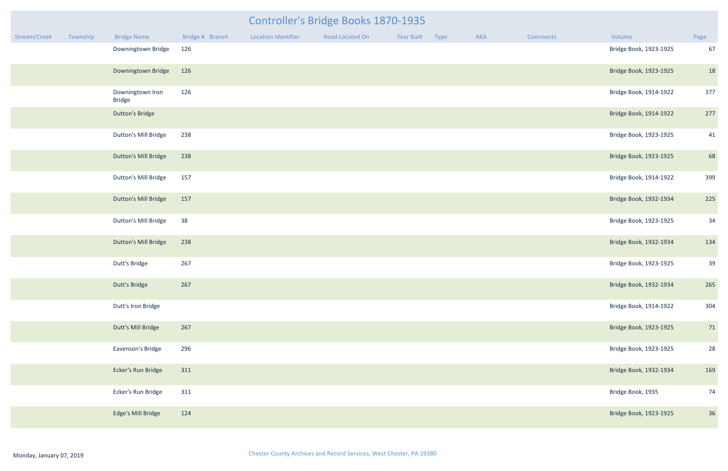# Controller's Bridge Books 1870-1935

| Stream/Creek | Township | Bridge Name | Bridge # | Branch | Location Identifier | Road Located On | Year Built | Type | AKA | Comments | Volume | Page |
|---|---|---|---|---|---|---|---|---|---|---|---|---|
| | | Downingtown Bridge | 126 | | | | | | | | Bridge Book, 1923-1925 | 67 |
| | | Downingtown Bridge | 126 | | | | | | | | Bridge Book, 1923-1925 | 18 |
| | | Downingtown Iron Bridge | 126 | | | | | | | | Bridge Book, 1914-1922 | 377 |
| | | Dutton's Bridge | | | | | | | | | Bridge Book, 1914-1922 | 277 |
| | | Dutton's Mill Bridge | 238 | | | | | | | | Bridge Book, 1923-1925 | 41 |
| | | Dutton's Mill Bridge | 238 | | | | | | | | Bridge Book, 1923-1925 | 68 |
| | | Dutton's Mill Bridge | 157 | | | | | | | | Bridge Book, 1914-1922 | 399 |
| | | Dutton's Mill Bridge | 157 | | | | | | | | Bridge Book, 1932-1934 | 225 |
| | | Dutton's Mill Bridge | 38 | | | | | | | | Bridge Book, 1923-1925 | 34 |
| | | Dutton's Mill Bridge | 238 | | | | | | | | Bridge Book, 1932-1934 | 134 |
| | | Dutt's Bridge | 267 | | | | | | | | Bridge Book, 1923-1925 | 39 |
| | | Dutt's Bridge | 267 | | | | | | | | Bridge Book, 1932-1934 | 265 |
| | | Dutt's Iron Bridge | | | | | | | | | Bridge Book, 1914-1922 | 304 |
| | | Dutt's Mill Bridge | 267 | | | | | | | | Bridge Book, 1923-1925 | 71 |
| | | Eavenson's Bridge | 296 | | | | | | | | Bridge Book, 1923-1925 | 28 |
| | | Ecker's Run Bridge | 311 | | | | | | | | Bridge Book, 1932-1934 | 169 |
| | | Ecker's Run Bridge | 311 | | | | | | | | Bridge Book, 1935 | 74 |
| | | Edge's Mill Bridge | 124 | | | | | | | | Bridge Book, 1923-1925 | 36 |

Monday, January 07, 2019

Chester County Archives and Record Services, West Chester, PA 19380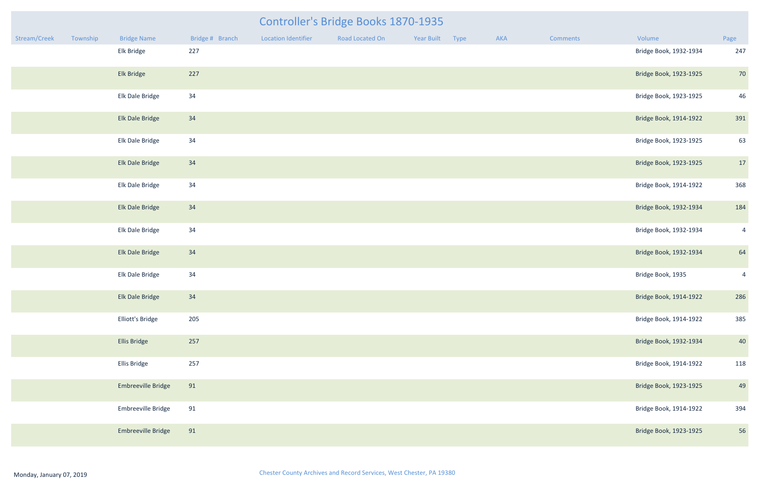# Controller's Bridge Books 1870-1935

| Stream/Creek | Township | Bridge Name | Bridge # | Branch | Location Identifier | Road Located On | Year Built | Type | AKA | Comments | Volume | Page |
|---|---|---|---|---|---|---|---|---|---|---|---|---|
| | | Elk Bridge | 227 | | | | | | | | Bridge Book, 1932-1934 | 247 |
| | | Elk Bridge | 227 | | | | | | | | Bridge Book, 1923-1925 | 70 |
| | | Elk Dale Bridge | 34 | | | | | | | | Bridge Book, 1923-1925 | 46 |
| | | Elk Dale Bridge | 34 | | | | | | | | Bridge Book, 1914-1922 | 391 |
| | | Elk Dale Bridge | 34 | | | | | | | | Bridge Book, 1923-1925 | 63 |
| | | Elk Dale Bridge | 34 | | | | | | | | Bridge Book, 1923-1925 | 17 |
| | | Elk Dale Bridge | 34 | | | | | | | | Bridge Book, 1914-1922 | 368 |
| | | Elk Dale Bridge | 34 | | | | | | | | Bridge Book, 1932-1934 | 184 |
| | | Elk Dale Bridge | 34 | | | | | | | | Bridge Book, 1932-1934 | 4 |
| | | Elk Dale Bridge | 34 | | | | | | | | Bridge Book, 1932-1934 | 64 |
| | | Elk Dale Bridge | 34 | | | | | | | | Bridge Book, 1935 | 4 |
| | | Elk Dale Bridge | 34 | | | | | | | | Bridge Book, 1914-1922 | 286 |
| | | Elliott's Bridge | 205 | | | | | | | | Bridge Book, 1914-1922 | 385 |
| | | Ellis Bridge | 257 | | | | | | | | Bridge Book, 1932-1934 | 40 |
| | | Ellis Bridge | 257 | | | | | | | | Bridge Book, 1914-1922 | 118 |
| | | Embreeville Bridge | 91 | | | | | | | | Bridge Book, 1923-1925 | 49 |
| | | Embreeville Bridge | 91 | | | | | | | | Bridge Book, 1914-1922 | 394 |
| | | Embreeville Bridge | 91 | | | | | | | | Bridge Book, 1923-1925 | 56 |

Monday, January 07, 2019

Chester County Archives and Record Services, West Chester, PA 19380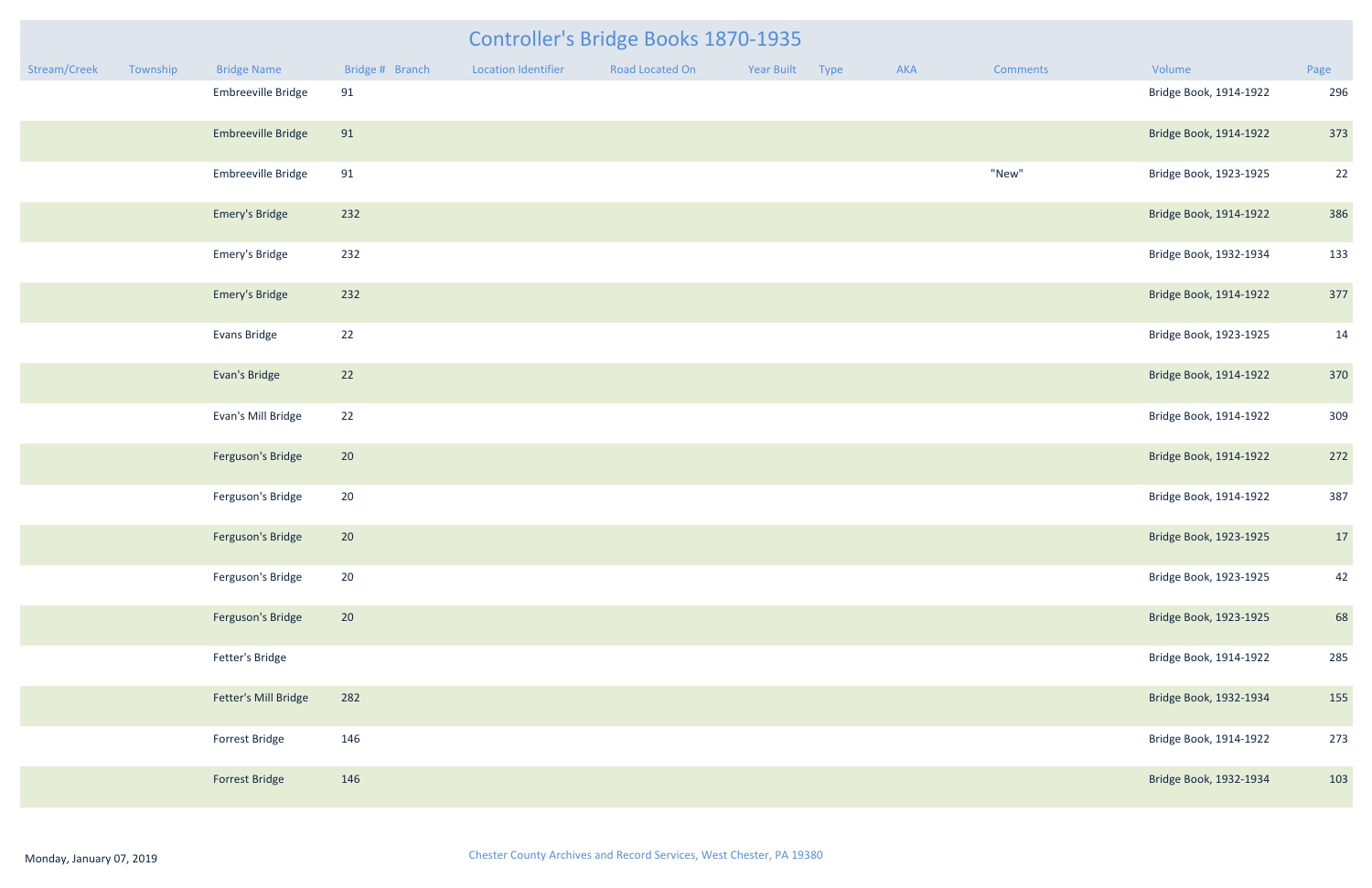# Controller's Bridge Books 1870-1935

| Stream/Creek | Township | Bridge Name | Bridge # | Branch | Location Identifier | Road Located On | Year Built | Type | AKA | Comments | Volume | Page |
|---|---|---|---|---|---|---|---|---|---|---|---|---|
| | | Embreeville Bridge | 91 | | | | | | | | Bridge Book, 1914-1922 | 296 |
| | | Embreeville Bridge | 91 | | | | | | | | Bridge Book, 1914-1922 | 373 |
| | | Embreeville Bridge | 91 | | | | | | | "New" | Bridge Book, 1923-1925 | 22 |
| | | Emery's Bridge | 232 | | | | | | | | Bridge Book, 1914-1922 | 386 |
| | | Emery's Bridge | 232 | | | | | | | | Bridge Book, 1932-1934 | 133 |
| | | Emery's Bridge | 232 | | | | | | | | Bridge Book, 1914-1922 | 377 |
| | | Evans Bridge | 22 | | | | | | | | Bridge Book, 1923-1925 | 14 |
| | | Evan's Bridge | 22 | | | | | | | | Bridge Book, 1914-1922 | 370 |
| | | Evan's Mill Bridge | 22 | | | | | | | | Bridge Book, 1914-1922 | 309 |
| | | Ferguson's Bridge | 20 | | | | | | | | Bridge Book, 1914-1922 | 272 |
| | | Ferguson's Bridge | 20 | | | | | | | | Bridge Book, 1914-1922 | 387 |
| | | Ferguson's Bridge | 20 | | | | | | | | Bridge Book, 1923-1925 | 17 |
| | | Ferguson's Bridge | 20 | | | | | | | | Bridge Book, 1923-1925 | 42 |
| | | Ferguson's Bridge | 20 | | | | | | | | Bridge Book, 1923-1925 | 68 |
| | | Fetter's Bridge | | | | | | | | | Bridge Book, 1914-1922 | 285 |
| | | Fetter's Mill Bridge | 282 | | | | | | | | Bridge Book, 1932-1934 | 155 |
| | | Forrest Bridge | 146 | | | | | | | | Bridge Book, 1914-1922 | 273 |
| | | Forrest Bridge | 146 | | | | | | | | Bridge Book, 1932-1934 | 103 |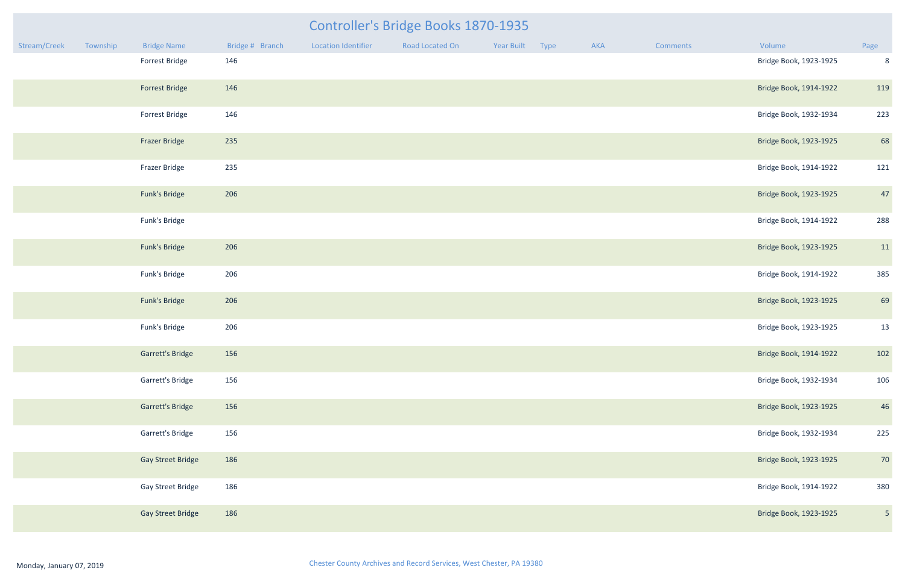# Controller's Bridge Books 1870-1935

| Stream/Creek | Township | Bridge Name | Bridge # | Branch | Location Identifier | Road Located On | Year Built | Type | AKA | Comments | Volume | Page |
|---|---|---|---|---|---|---|---|---|---|---|---|---|
| | | Forrest Bridge | 146 | | | | | | | | Bridge Book, 1923-1925 | 8 |
| | | Forrest Bridge | 146 | | | | | | | | Bridge Book, 1914-1922 | 119 |
| | | Forrest Bridge | 146 | | | | | | | | Bridge Book, 1932-1934 | 223 |
| | | Frazer Bridge | 235 | | | | | | | | Bridge Book, 1923-1925 | 68 |
| | | Frazer Bridge | 235 | | | | | | | | Bridge Book, 1914-1922 | 121 |
| | | Funk's Bridge | 206 | | | | | | | | Bridge Book, 1923-1925 | 47 |
| | | Funk's Bridge | | | | | | | | | Bridge Book, 1914-1922 | 288 |
| | | Funk's Bridge | 206 | | | | | | | | Bridge Book, 1923-1925 | 11 |
| | | Funk's Bridge | 206 | | | | | | | | Bridge Book, 1914-1922 | 385 |
| | | Funk's Bridge | 206 | | | | | | | | Bridge Book, 1923-1925 | 69 |
| | | Funk's Bridge | 206 | | | | | | | | Bridge Book, 1923-1925 | 13 |
| | | Garrett's Bridge | 156 | | | | | | | | Bridge Book, 1914-1922 | 102 |
| | | Garrett's Bridge | 156 | | | | | | | | Bridge Book, 1932-1934 | 106 |
| | | Garrett's Bridge | 156 | | | | | | | | Bridge Book, 1923-1925 | 46 |
| | | Garrett's Bridge | 156 | | | | | | | | Bridge Book, 1932-1934 | 225 |
| | | Gay Street Bridge | 186 | | | | | | | | Bridge Book, 1923-1925 | 70 |
| | | Gay Street Bridge | 186 | | | | | | | | Bridge Book, 1914-1922 | 380 |
| | | Gay Street Bridge | 186 | | | | | | | | Bridge Book, 1923-1925 | 5 |

Monday, January 07, 2019

Chester County Archives and Record Services, West Chester, PA 19380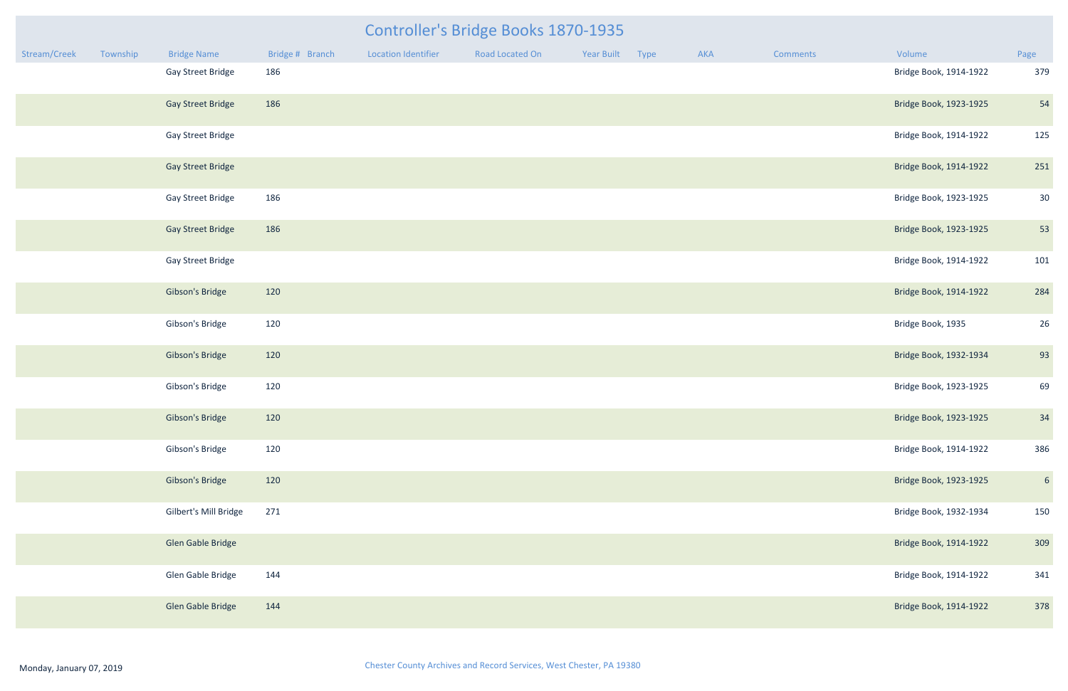# Controller's Bridge Books 1870-1935

| Stream/Creek | Township | Bridge Name | Bridge # | Branch | Location Identifier | Road Located On | Year Built | Type | AKA | Comments | Volume | Page |
|---|---|---|---|---|---|---|---|---|---|---|---|---|
| | | Gay Street Bridge | 186 | | | | | | | | Bridge Book, 1914-1922 | 379 |
| | | Gay Street Bridge | 186 | | | | | | | | Bridge Book, 1923-1925 | 54 |
| | | Gay Street Bridge | | | | | | | | | Bridge Book, 1914-1922 | 125 |
| | | Gay Street Bridge | | | | | | | | | Bridge Book, 1914-1922 | 251 |
| | | Gay Street Bridge | 186 | | | | | | | | Bridge Book, 1923-1925 | 30 |
| | | Gay Street Bridge | 186 | | | | | | | | Bridge Book, 1923-1925 | 53 |
| | | Gay Street Bridge | | | | | | | | | Bridge Book, 1914-1922 | 101 |
| | | Gibson's Bridge | 120 | | | | | | | | Bridge Book, 1914-1922 | 284 |
| | | Gibson's Bridge | 120 | | | | | | | | Bridge Book, 1935 | 26 |
| | | Gibson's Bridge | 120 | | | | | | | | Bridge Book, 1932-1934 | 93 |
| | | Gibson's Bridge | 120 | | | | | | | | Bridge Book, 1923-1925 | 69 |
| | | Gibson's Bridge | 120 | | | | | | | | Bridge Book, 1923-1925 | 34 |
| | | Gibson's Bridge | 120 | | | | | | | | Bridge Book, 1914-1922 | 386 |
| | | Gibson's Bridge | 120 | | | | | | | | Bridge Book, 1923-1925 | 6 |
| | | Gilbert's Mill Bridge | 271 | | | | | | | | Bridge Book, 1932-1934 | 150 |
| | | Glen Gable Bridge | | | | | | | | | Bridge Book, 1914-1922 | 309 |
| | | Glen Gable Bridge | 144 | | | | | | | | Bridge Book, 1914-1922 | 341 |
| | | Glen Gable Bridge | 144 | | | | | | | | Bridge Book, 1914-1922 | 378 |

Monday, January 07, 2019

Chester County Archives and Record Services, West Chester, PA 19380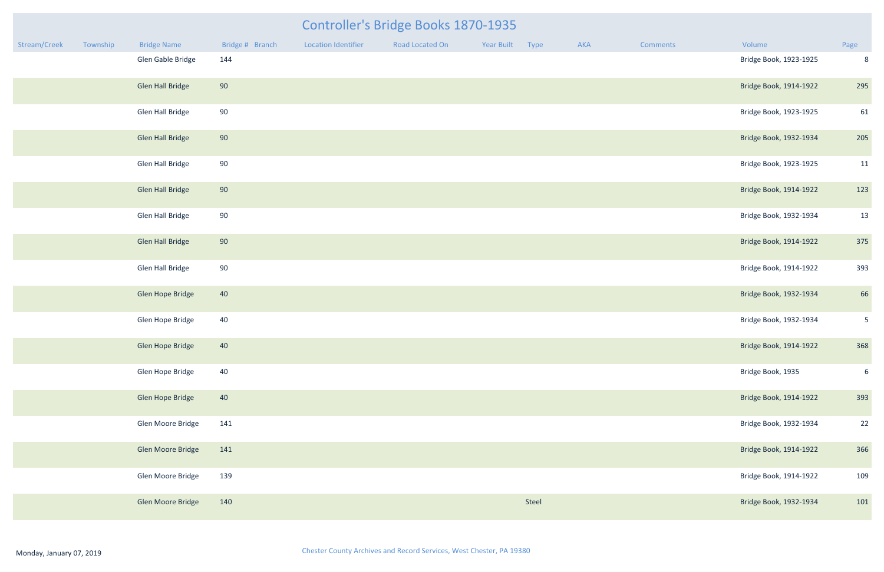# Controller's Bridge Books 1870-1935

| Stream/Creek | Township | Bridge Name | Bridge # | Branch | Location Identifier | Road Located On | Year Built | Type | AKA | Comments | Volume | Page |
|---|---|---|---|---|---|---|---|---|---|---|---|---|
| | | Glen Gable Bridge | 144 | | | | | | | | Bridge Book, 1923-1925 | 8 |
| | | Glen Hall Bridge | 90 | | | | | | | | Bridge Book, 1914-1922 | 295 |
| | | Glen Hall Bridge | 90 | | | | | | | | Bridge Book, 1923-1925 | 61 |
| | | Glen Hall Bridge | 90 | | | | | | | | Bridge Book, 1932-1934 | 205 |
| | | Glen Hall Bridge | 90 | | | | | | | | Bridge Book, 1923-1925 | 11 |
| | | Glen Hall Bridge | 90 | | | | | | | | Bridge Book, 1914-1922 | 123 |
| | | Glen Hall Bridge | 90 | | | | | | | | Bridge Book, 1932-1934 | 13 |
| | | Glen Hall Bridge | 90 | | | | | | | | Bridge Book, 1914-1922 | 375 |
| | | Glen Hall Bridge | 90 | | | | | | | | Bridge Book, 1914-1922 | 393 |
| | | Glen Hope Bridge | 40 | | | | | | | | Bridge Book, 1932-1934 | 66 |
| | | Glen Hope Bridge | 40 | | | | | | | | Bridge Book, 1932-1934 | 5 |
| | | Glen Hope Bridge | 40 | | | | | | | | Bridge Book, 1914-1922 | 368 |
| | | Glen Hope Bridge | 40 | | | | | | | | Bridge Book, 1935 | 6 |
| | | Glen Hope Bridge | 40 | | | | | | | | Bridge Book, 1914-1922 | 393 |
| | | Glen Moore Bridge | 141 | | | | | | | | Bridge Book, 1932-1934 | 22 |
| | | Glen Moore Bridge | 141 | | | | | | | | Bridge Book, 1914-1922 | 366 |
| | | Glen Moore Bridge | 139 | | | | | | | | Bridge Book, 1914-1922 | 109 |
| | | Glen Moore Bridge | 140 | | | | | Steel | | | Bridge Book, 1932-1934 | 101 |

Monday, January 07, 2019

Chester County Archives and Record Services, West Chester, PA 19380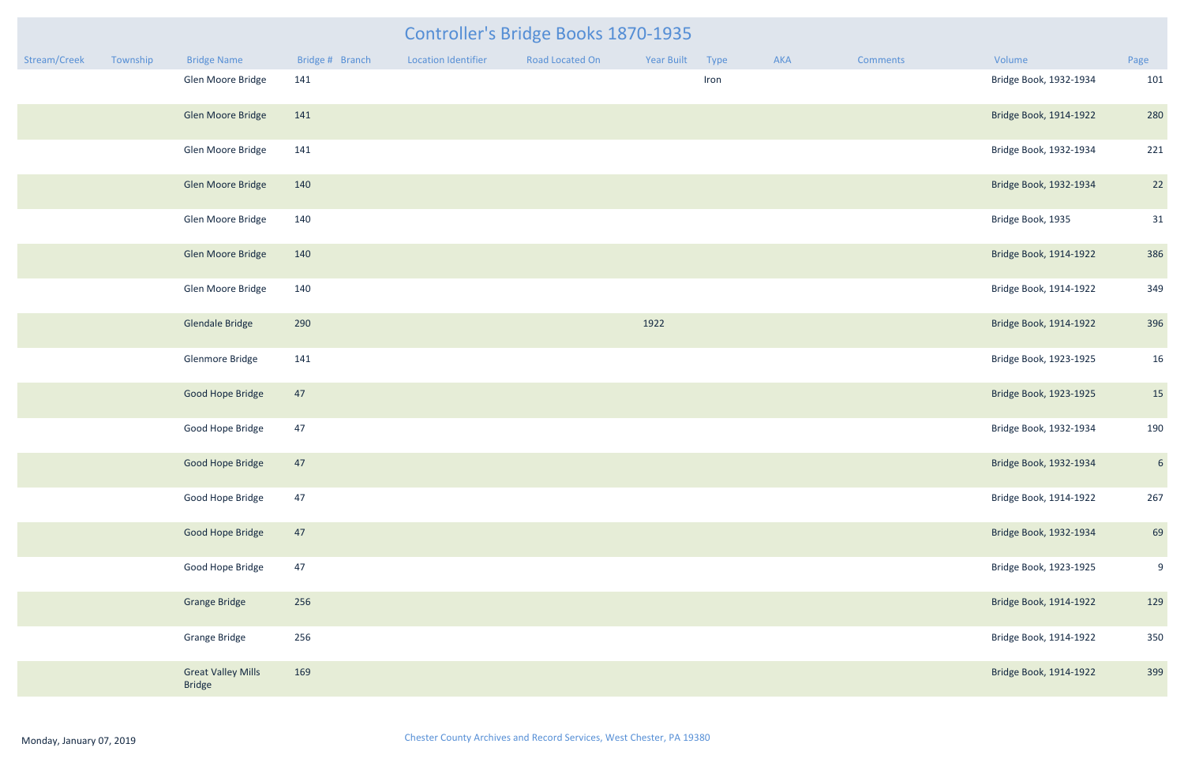# Controller's Bridge Books 1870-1935

| Stream/Creek | Township | Bridge Name | Bridge # | Branch | Location Identifier | Road Located On | Year Built | Type | AKA | Comments | Volume | Page |
|---|---|---|---|---|---|---|---|---|---|---|---|---|
| | | Glen Moore Bridge | 141 | | | | | Iron | | | Bridge Book, 1932-1934 | 101 |
| | | Glen Moore Bridge | 141 | | | | | | | | Bridge Book, 1914-1922 | 280 |
| | | Glen Moore Bridge | 141 | | | | | | | | Bridge Book, 1932-1934 | 221 |
| | | Glen Moore Bridge | 140 | | | | | | | | Bridge Book, 1932-1934 | 22 |
| | | Glen Moore Bridge | 140 | | | | | | | | Bridge Book, 1935 | 31 |
| | | Glen Moore Bridge | 140 | | | | | | | | Bridge Book, 1914-1922 | 386 |
| | | Glen Moore Bridge | 140 | | | | | | | | Bridge Book, 1914-1922 | 349 |
| | | Glendale Bridge | 290 | | | | 1922 | | | | Bridge Book, 1914-1922 | 396 |
| | | Glenmore Bridge | 141 | | | | | | | | Bridge Book, 1923-1925 | 16 |
| | | Good Hope Bridge | 47 | | | | | | | | Bridge Book, 1923-1925 | 15 |
| | | Good Hope Bridge | 47 | | | | | | | | Bridge Book, 1932-1934 | 190 |
| | | Good Hope Bridge | 47 | | | | | | | | Bridge Book, 1932-1934 | 6 |
| | | Good Hope Bridge | 47 | | | | | | | | Bridge Book, 1914-1922 | 267 |
| | | Good Hope Bridge | 47 | | | | | | | | Bridge Book, 1932-1934 | 69 |
| | | Good Hope Bridge | 47 | | | | | | | | Bridge Book, 1923-1925 | 9 |
| | | Grange Bridge | 256 | | | | | | | | Bridge Book, 1914-1922 | 129 |
| | | Grange Bridge | 256 | | | | | | | | Bridge Book, 1914-1922 | 350 |
| | | Great Valley Mills Bridge | 169 | | | | | | | | Bridge Book, 1914-1922 | 399 |

Monday, January 07, 2019

Chester County Archives and Record Services, West Chester, PA 19380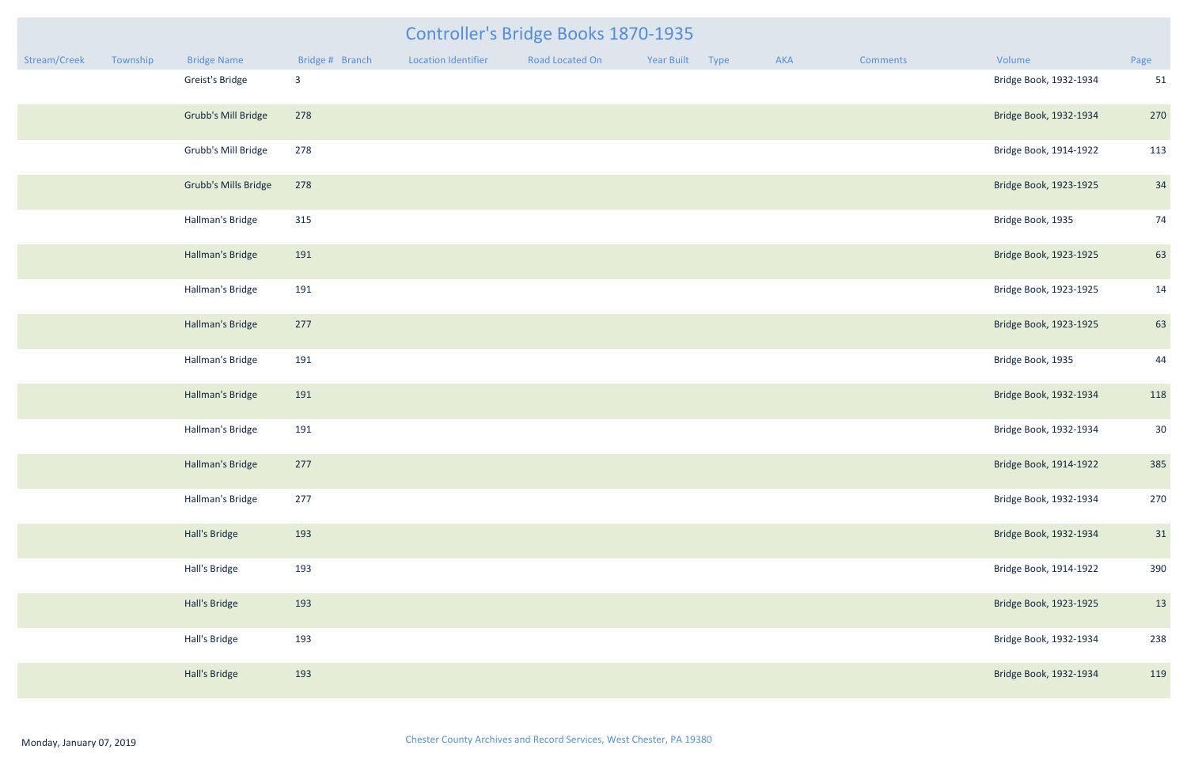# Controller's Bridge Books 1870-1935

| Stream/Creek | Township | Bridge Name | Bridge # | Branch | Location Identifier | Road Located On | Year Built | Type | AKA | Comments | Volume | Page |
|---|---|---|---|---|---|---|---|---|---|---|---|---|
| | | Greist's Bridge | 3 | | | | | | | | Bridge Book, 1932-1934 | 51 |
| | | Grubb's Mill Bridge | 278 | | | | | | | | Bridge Book, 1932-1934 | 270 |
| | | Grubb's Mill Bridge | 278 | | | | | | | | Bridge Book, 1914-1922 | 113 |
| | | Grubb's Mills Bridge | 278 | | | | | | | | Bridge Book, 1923-1925 | 34 |
| | | Hallman's Bridge | 315 | | | | | | | | Bridge Book, 1935 | 74 |
| | | Hallman's Bridge | 191 | | | | | | | | Bridge Book, 1923-1925 | 63 |
| | | Hallman's Bridge | 191 | | | | | | | | Bridge Book, 1923-1925 | 14 |
| | | Hallman's Bridge | 277 | | | | | | | | Bridge Book, 1923-1925 | 63 |
| | | Hallman's Bridge | 191 | | | | | | | | Bridge Book, 1935 | 44 |
| | | Hallman's Bridge | 191 | | | | | | | | Bridge Book, 1932-1934 | 118 |
| | | Hallman's Bridge | 191 | | | | | | | | Bridge Book, 1932-1934 | 30 |
| | | Hallman's Bridge | 277 | | | | | | | | Bridge Book, 1914-1922 | 385 |
| | | Hallman's Bridge | 277 | | | | | | | | Bridge Book, 1932-1934 | 270 |
| | | Hall's Bridge | 193 | | | | | | | | Bridge Book, 1932-1934 | 31 |
| | | Hall's Bridge | 193 | | | | | | | | Bridge Book, 1914-1922 | 390 |
| | | Hall's Bridge | 193 | | | | | | | | Bridge Book, 1923-1925 | 13 |
| | | Hall's Bridge | 193 | | | | | | | | Bridge Book, 1932-1934 | 238 |
| | | Hall's Bridge | 193 | | | | | | | | Bridge Book, 1932-1934 | 119 |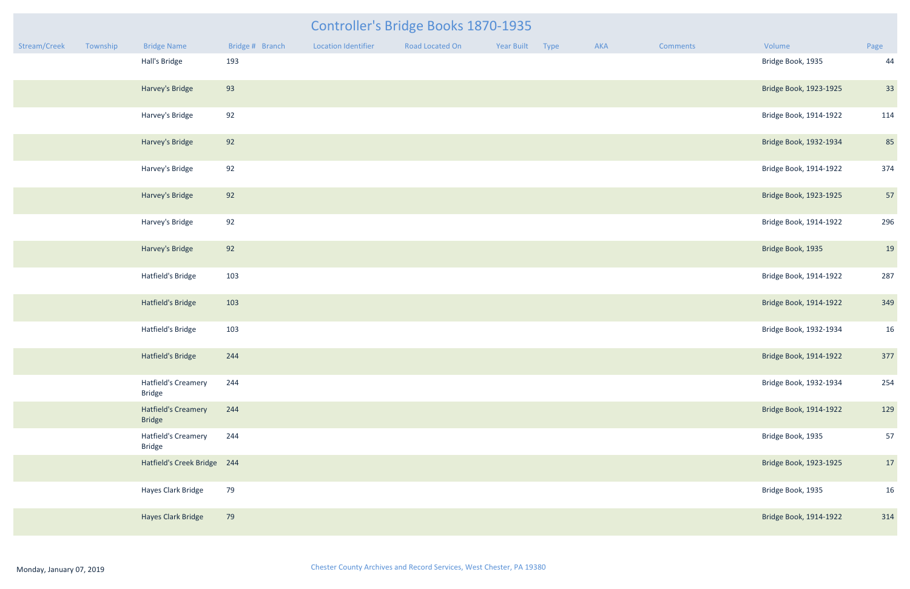# Controller's Bridge Books 1870-1935

| Stream/Creek | Township | Bridge Name | Bridge # | Branch | Location Identifier | Road Located On | Year Built | Type | AKA | Comments | Volume | Page |
|---|---|---|---|---|---|---|---|---|---|---|---|---|
| | | Hall's Bridge | 193 | | | | | | | | Bridge Book, 1935 | 44 |
| | | Harvey's Bridge | 93 | | | | | | | | Bridge Book, 1923-1925 | 33 |
| | | Harvey's Bridge | 92 | | | | | | | | Bridge Book, 1914-1922 | 114 |
| | | Harvey's Bridge | 92 | | | | | | | | Bridge Book, 1932-1934 | 85 |
| | | Harvey's Bridge | 92 | | | | | | | | Bridge Book, 1914-1922 | 374 |
| | | Harvey's Bridge | 92 | | | | | | | | Bridge Book, 1923-1925 | 57 |
| | | Harvey's Bridge | 92 | | | | | | | | Bridge Book, 1914-1922 | 296 |
| | | Harvey's Bridge | 92 | | | | | | | | Bridge Book, 1935 | 19 |
| | | Hatfield's Bridge | 103 | | | | | | | | Bridge Book, 1914-1922 | 287 |
| | | Hatfield's Bridge | 103 | | | | | | | | Bridge Book, 1914-1922 | 349 |
| | | Hatfield's Bridge | 103 | | | | | | | | Bridge Book, 1932-1934 | 16 |
| | | Hatfield's Bridge | 244 | | | | | | | | Bridge Book, 1914-1922 | 377 |
| | | Hatfield's Creamery Bridge | 244 | | | | | | | | Bridge Book, 1932-1934 | 254 |
| | | Hatfield's Creamery Bridge | 244 | | | | | | | | Bridge Book, 1914-1922 | 129 |
| | | Hatfield's Creamery Bridge | 244 | | | | | | | | Bridge Book, 1935 | 57 |
| | | Hatfield's Creek Bridge | 244 | | | | | | | | Bridge Book, 1923-1925 | 17 |
| | | Hayes Clark Bridge | 79 | | | | | | | | Bridge Book, 1935 | 16 |
| | | Hayes Clark Bridge | 79 | | | | | | | | Bridge Book, 1914-1922 | 314 |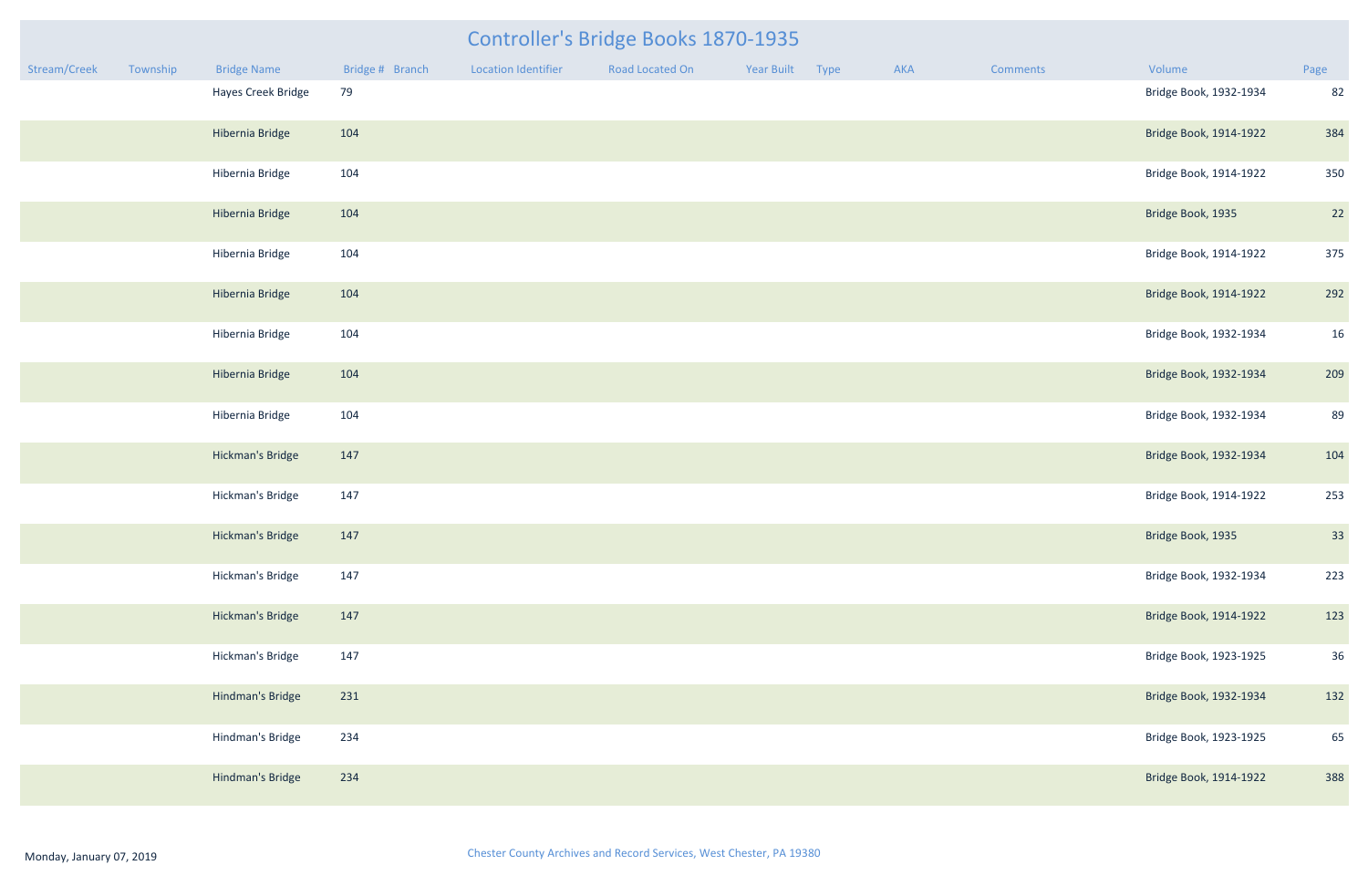# Controller's Bridge Books 1870-1935

| Stream/Creek | Township | Bridge Name | Bridge # | Branch | Location Identifier | Road Located On | Year Built | Type | AKA | Comments | Volume | Page |
|---|---|---|---|---|---|---|---|---|---|---|---|---|
| | | Hayes Creek Bridge | 79 | | | | | | | | Bridge Book, 1932-1934 | 82 |
| | | Hibernia Bridge | 104 | | | | | | | | Bridge Book, 1914-1922 | 384 |
| | | Hibernia Bridge | 104 | | | | | | | | Bridge Book, 1914-1922 | 350 |
| | | Hibernia Bridge | 104 | | | | | | | | Bridge Book, 1935 | 22 |
| | | Hibernia Bridge | 104 | | | | | | | | Bridge Book, 1914-1922 | 375 |
| | | Hibernia Bridge | 104 | | | | | | | | Bridge Book, 1914-1922 | 292 |
| | | Hibernia Bridge | 104 | | | | | | | | Bridge Book, 1932-1934 | 16 |
| | | Hibernia Bridge | 104 | | | | | | | | Bridge Book, 1932-1934 | 209 |
| | | Hibernia Bridge | 104 | | | | | | | | Bridge Book, 1932-1934 | 89 |
| | | Hickman's Bridge | 147 | | | | | | | | Bridge Book, 1932-1934 | 104 |
| | | Hickman's Bridge | 147 | | | | | | | | Bridge Book, 1914-1922 | 253 |
| | | Hickman's Bridge | 147 | | | | | | | | Bridge Book, 1935 | 33 |
| | | Hickman's Bridge | 147 | | | | | | | | Bridge Book, 1932-1934 | 223 |
| | | Hickman's Bridge | 147 | | | | | | | | Bridge Book, 1914-1922 | 123 |
| | | Hickman's Bridge | 147 | | | | | | | | Bridge Book, 1923-1925 | 36 |
| | | Hindman's Bridge | 231 | | | | | | | | Bridge Book, 1932-1934 | 132 |
| | | Hindman's Bridge | 234 | | | | | | | | Bridge Book, 1923-1925 | 65 |
| | | Hindman's Bridge | 234 | | | | | | | | Bridge Book, 1914-1922 | 388 |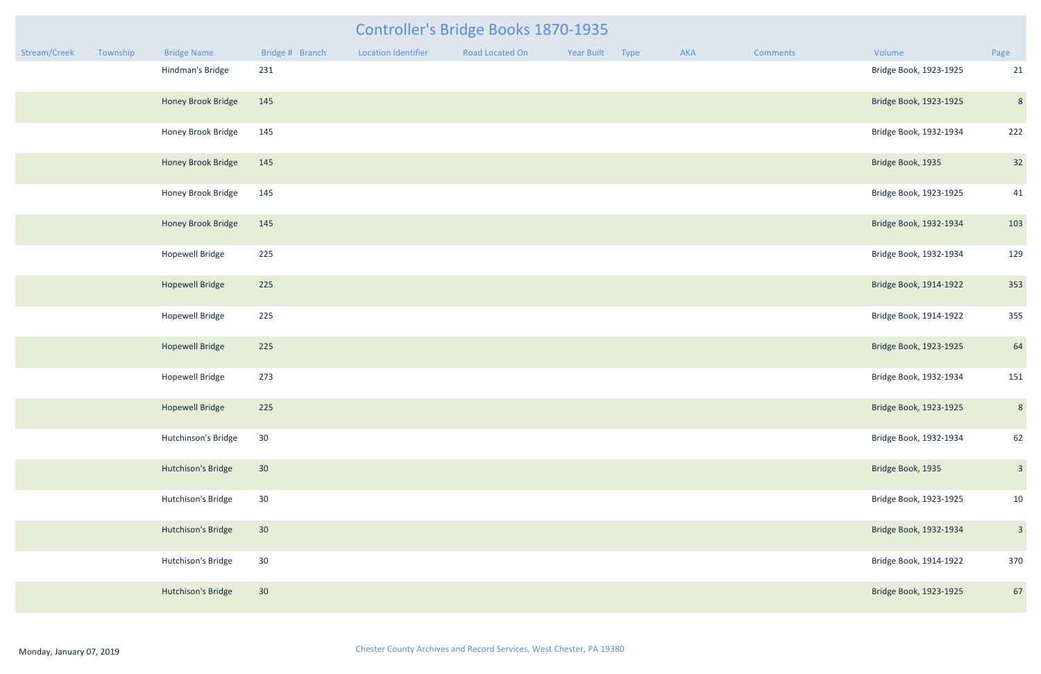# Controller's Bridge Books 1870-1935

| Stream/Creek | Township | Bridge Name | Bridge # | Branch | Location Identifier | Road Located On | Year Built | Type | AKA | Comments | Volume | Page |
|---|---|---|---|---|---|---|---|---|---|---|---|---|
| | | Hindman's Bridge | 231 | | | | | | | | Bridge Book, 1923-1925 | 21 |
| | | Honey Brook Bridge | 145 | | | | | | | | Bridge Book, 1923-1925 | 8 |
| | | Honey Brook Bridge | 145 | | | | | | | | Bridge Book, 1932-1934 | 222 |
| | | Honey Brook Bridge | 145 | | | | | | | | Bridge Book, 1935 | 32 |
| | | Honey Brook Bridge | 145 | | | | | | | | Bridge Book, 1923-1925 | 41 |
| | | Honey Brook Bridge | 145 | | | | | | | | Bridge Book, 1932-1934 | 103 |
| | | Hopewell Bridge | 225 | | | | | | | | Bridge Book, 1932-1934 | 129 |
| | | Hopewell Bridge | 225 | | | | | | | | Bridge Book, 1914-1922 | 353 |
| | | Hopewell Bridge | 225 | | | | | | | | Bridge Book, 1914-1922 | 355 |
| | | Hopewell Bridge | 225 | | | | | | | | Bridge Book, 1923-1925 | 64 |
| | | Hopewell Bridge | 273 | | | | | | | | Bridge Book, 1932-1934 | 151 |
| | | Hopewell Bridge | 225 | | | | | | | | Bridge Book, 1923-1925 | 8 |
| | | Hutchinson's Bridge | 30 | | | | | | | | Bridge Book, 1932-1934 | 62 |
| | | Hutchison's Bridge | 30 | | | | | | | | Bridge Book, 1935 | 3 |
| | | Hutchison's Bridge | 30 | | | | | | | | Bridge Book, 1923-1925 | 10 |
| | | Hutchison's Bridge | 30 | | | | | | | | Bridge Book, 1932-1934 | 3 |
| | | Hutchison's Bridge | 30 | | | | | | | | Bridge Book, 1914-1922 | 370 |
| | | Hutchison's Bridge | 30 | | | | | | | | Bridge Book, 1923-1925 | 67 |

Monday, January 07, 2019

Chester County Archives and Record Services, West Chester, PA 19380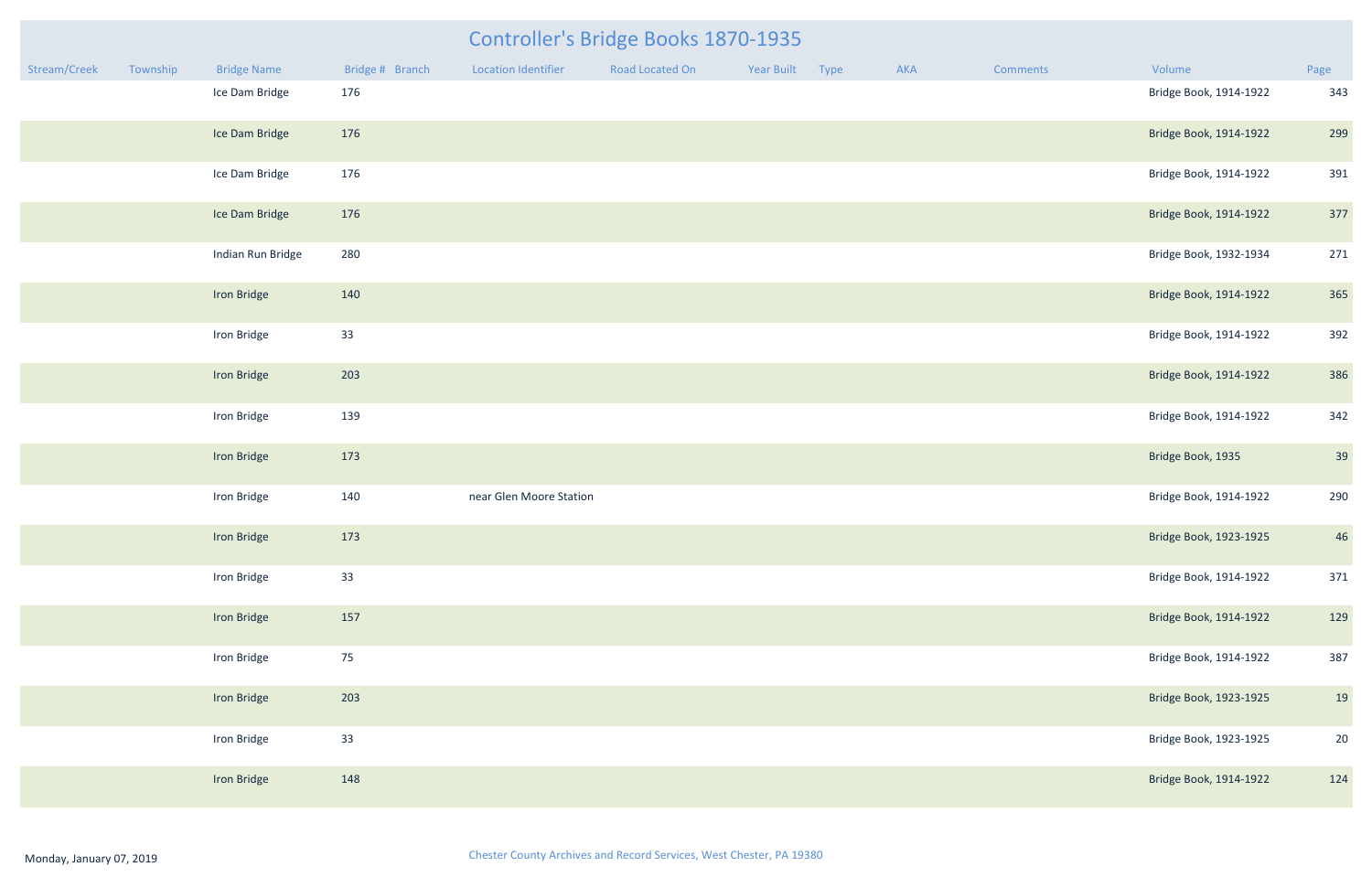# Controller's Bridge Books 1870-1935

| Stream/Creek | Township | Bridge Name | Bridge # | Branch | Location Identifier | Road Located On | Year Built | Type | AKA | Comments | Volume | Page |
|---|---|---|---|---|---|---|---|---|---|---|---|---|
| | | Ice Dam Bridge | 176 | | | | | | | | Bridge Book, 1914-1922 | 343 |
| | | Ice Dam Bridge | 176 | | | | | | | | Bridge Book, 1914-1922 | 299 |
| | | Ice Dam Bridge | 176 | | | | | | | | Bridge Book, 1914-1922 | 391 |
| | | Ice Dam Bridge | 176 | | | | | | | | Bridge Book, 1914-1922 | 377 |
| | | Indian Run Bridge | 280 | | | | | | | | Bridge Book, 1932-1934 | 271 |
| | | Iron Bridge | 140 | | | | | | | | Bridge Book, 1914-1922 | 365 |
| | | Iron Bridge | 33 | | | | | | | | Bridge Book, 1914-1922 | 392 |
| | | Iron Bridge | 203 | | | | | | | | Bridge Book, 1914-1922 | 386 |
| | | Iron Bridge | 139 | | | | | | | | Bridge Book, 1914-1922 | 342 |
| | | Iron Bridge | 173 | | | | | | | | Bridge Book, 1935 | 39 |
| | | Iron Bridge | 140 | | near Glen Moore Station | | | | | | Bridge Book, 1914-1922 | 290 |
| | | Iron Bridge | 173 | | | | | | | | Bridge Book, 1923-1925 | 46 |
| | | Iron Bridge | 33 | | | | | | | | Bridge Book, 1914-1922 | 371 |
| | | Iron Bridge | 157 | | | | | | | | Bridge Book, 1914-1922 | 129 |
| | | Iron Bridge | 75 | | | | | | | | Bridge Book, 1914-1922 | 387 |
| | | Iron Bridge | 203 | | | | | | | | Bridge Book, 1923-1925 | 19 |
| | | Iron Bridge | 33 | | | | | | | | Bridge Book, 1923-1925 | 20 |
| | | Iron Bridge | 148 | | | | | | | | Bridge Book, 1914-1922 | 124 |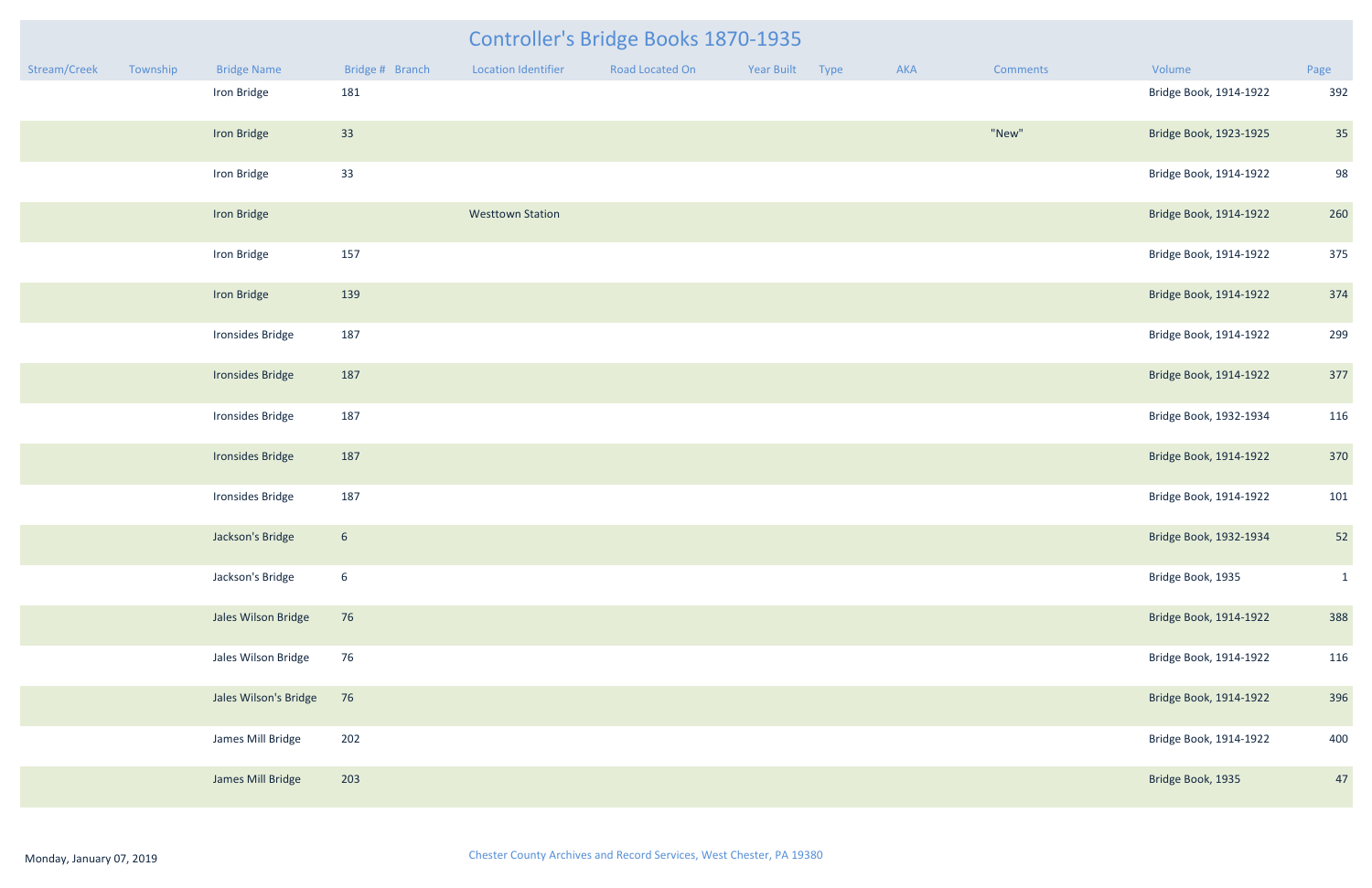# Controller's Bridge Books 1870-1935

| Stream/Creek | Township | Bridge Name | Bridge # | Branch | Location Identifier | Road Located On | Year Built | Type | AKA | Comments | Volume | Page |
|---|---|---|---|---|---|---|---|---|---|---|---|---|
| | | Iron Bridge | 181 | | | | | | | | Bridge Book, 1914-1922 | 392 |
| | | Iron Bridge | 33 | | | | | | | "New" | Bridge Book, 1923-1925 | 35 |
| | | Iron Bridge | 33 | | | | | | | | Bridge Book, 1914-1922 | 98 |
| | | Iron Bridge | | | Westtown Station | | | | | | Bridge Book, 1914-1922 | 260 |
| | | Iron Bridge | 157 | | | | | | | | Bridge Book, 1914-1922 | 375 |
| | | Iron Bridge | 139 | | | | | | | | Bridge Book, 1914-1922 | 374 |
| | | Ironsides Bridge | 187 | | | | | | | | Bridge Book, 1914-1922 | 299 |
| | | Ironsides Bridge | 187 | | | | | | | | Bridge Book, 1914-1922 | 377 |
| | | Ironsides Bridge | 187 | | | | | | | | Bridge Book, 1932-1934 | 116 |
| | | Ironsides Bridge | 187 | | | | | | | | Bridge Book, 1914-1922 | 370 |
| | | Ironsides Bridge | 187 | | | | | | | | Bridge Book, 1914-1922 | 101 |
| | | Jackson's Bridge | 6 | | | | | | | | Bridge Book, 1932-1934 | 52 |
| | | Jackson's Bridge | 6 | | | | | | | | Bridge Book, 1935 | 1 |
| | | Jales Wilson Bridge | 76 | | | | | | | | Bridge Book, 1914-1922 | 388 |
| | | Jales Wilson Bridge | 76 | | | | | | | | Bridge Book, 1914-1922 | 116 |
| | | Jales Wilson's Bridge | 76 | | | | | | | | Bridge Book, 1914-1922 | 396 |
| | | James Mill Bridge | 202 | | | | | | | | Bridge Book, 1914-1922 | 400 |
| | | James Mill Bridge | 203 | | | | | | | | Bridge Book, 1935 | 47 |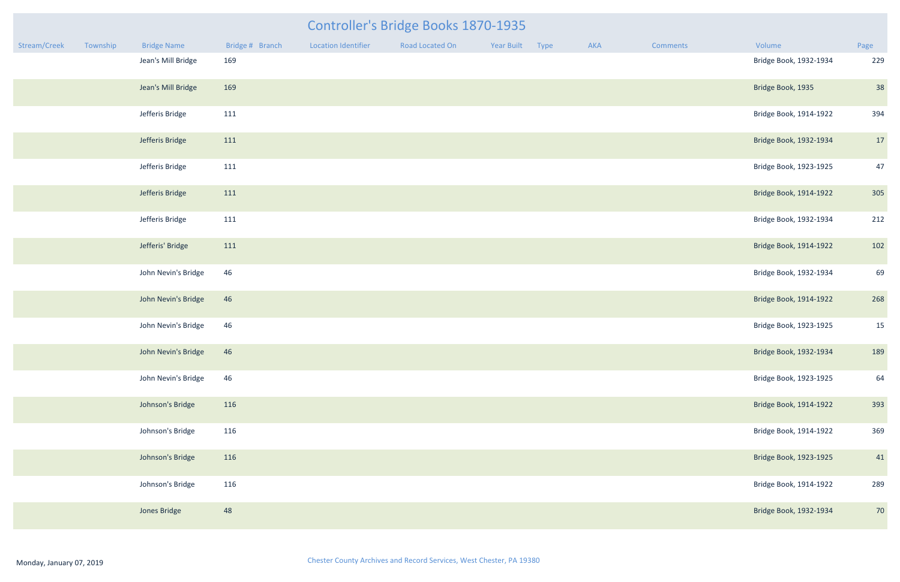# Controller's Bridge Books 1870-1935

| Stream/Creek | Township | Bridge Name | Bridge # | Branch | Location Identifier | Road Located On | Year Built | Type | AKA | Comments | Volume | Page |
|---|---|---|---|---|---|---|---|---|---|---|---|---|
| | | Jean's Mill Bridge | 169 | | | | | | | | Bridge Book, 1932-1934 | 229 |
| | | Jean's Mill Bridge | 169 | | | | | | | | Bridge Book, 1935 | 38 |
| | | Jefferis Bridge | 111 | | | | | | | | Bridge Book, 1914-1922 | 394 |
| | | Jefferis Bridge | 111 | | | | | | | | Bridge Book, 1932-1934 | 17 |
| | | Jefferis Bridge | 111 | | | | | | | | Bridge Book, 1923-1925 | 47 |
| | | Jefferis Bridge | 111 | | | | | | | | Bridge Book, 1914-1922 | 305 |
| | | Jefferis Bridge | 111 | | | | | | | | Bridge Book, 1932-1934 | 212 |
| | | Jefferis' Bridge | 111 | | | | | | | | Bridge Book, 1914-1922 | 102 |
| | | John Nevin's Bridge | 46 | | | | | | | | Bridge Book, 1932-1934 | 69 |
| | | John Nevin's Bridge | 46 | | | | | | | | Bridge Book, 1914-1922 | 268 |
| | | John Nevin's Bridge | 46 | | | | | | | | Bridge Book, 1923-1925 | 15 |
| | | John Nevin's Bridge | 46 | | | | | | | | Bridge Book, 1932-1934 | 189 |
| | | John Nevin's Bridge | 46 | | | | | | | | Bridge Book, 1923-1925 | 64 |
| | | Johnson's Bridge | 116 | | | | | | | | Bridge Book, 1914-1922 | 393 |
| | | Johnson's Bridge | 116 | | | | | | | | Bridge Book, 1914-1922 | 369 |
| | | Johnson's Bridge | 116 | | | | | | | | Bridge Book, 1923-1925 | 41 |
| | | Johnson's Bridge | 116 | | | | | | | | Bridge Book, 1914-1922 | 289 |
| | | Jones Bridge | 48 | | | | | | | | Bridge Book, 1932-1934 | 70 |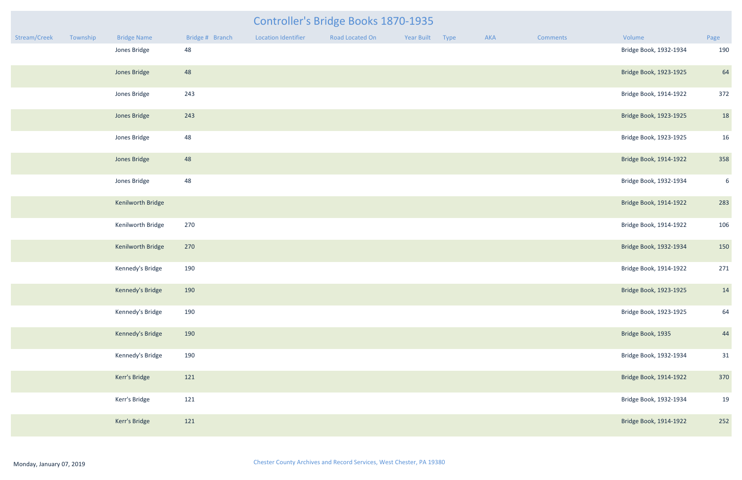# Controller's Bridge Books 1870-1935

| Stream/Creek | Township | Bridge Name | Bridge # | Branch | Location Identifier | Road Located On | Year Built | Type | AKA | Comments | Volume | Page |
|---|---|---|---|---|---|---|---|---|---|---|---|---|
| | | Jones Bridge | 48 | | | | | | | | Bridge Book, 1932-1934 | 190 |
| | | Jones Bridge | 48 | | | | | | | | Bridge Book, 1923-1925 | 64 |
| | | Jones Bridge | 243 | | | | | | | | Bridge Book, 1914-1922 | 372 |
| | | Jones Bridge | 243 | | | | | | | | Bridge Book, 1923-1925 | 18 |
| | | Jones Bridge | 48 | | | | | | | | Bridge Book, 1923-1925 | 16 |
| | | Jones Bridge | 48 | | | | | | | | Bridge Book, 1914-1922 | 358 |
| | | Jones Bridge | 48 | | | | | | | | Bridge Book, 1932-1934 | 6 |
| | | Kenilworth Bridge | | | | | | | | | Bridge Book, 1914-1922 | 283 |
| | | Kenilworth Bridge | 270 | | | | | | | | Bridge Book, 1914-1922 | 106 |
| | | Kenilworth Bridge | 270 | | | | | | | | Bridge Book, 1932-1934 | 150 |
| | | Kennedy's Bridge | 190 | | | | | | | | Bridge Book, 1914-1922 | 271 |
| | | Kennedy's Bridge | 190 | | | | | | | | Bridge Book, 1923-1925 | 14 |
| | | Kennedy's Bridge | 190 | | | | | | | | Bridge Book, 1923-1925 | 64 |
| | | Kennedy's Bridge | 190 | | | | | | | | Bridge Book, 1935 | 44 |
| | | Kennedy's Bridge | 190 | | | | | | | | Bridge Book, 1932-1934 | 31 |
| | | Kerr's Bridge | 121 | | | | | | | | Bridge Book, 1914-1922 | 370 |
| | | Kerr's Bridge | 121 | | | | | | | | Bridge Book, 1932-1934 | 19 |
| | | Kerr's Bridge | 121 | | | | | | | | Bridge Book, 1914-1922 | 252 |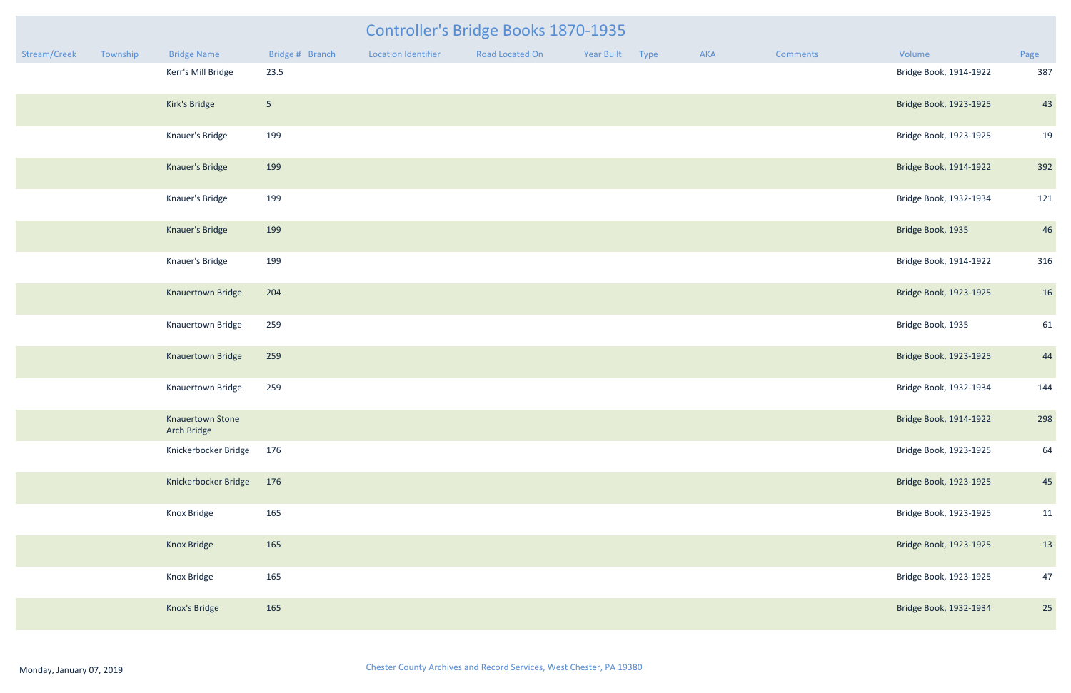# Controller's Bridge Books 1870-1935

| Stream/Creek | Township | Bridge Name | Bridge # | Branch | Location Identifier | Road Located On | Year Built | Type | AKA | Comments | Volume | Page |
|---|---|---|---|---|---|---|---|---|---|---|---|---|
| | | Kerr's Mill Bridge | 23.5 | | | | | | | | Bridge Book, 1914-1922 | 387 |
| | | Kirk's Bridge | 5 | | | | | | | | Bridge Book, 1923-1925 | 43 |
| | | Knauer's Bridge | 199 | | | | | | | | Bridge Book, 1923-1925 | 19 |
| | | Knauer's Bridge | 199 | | | | | | | | Bridge Book, 1914-1922 | 392 |
| | | Knauer's Bridge | 199 | | | | | | | | Bridge Book, 1932-1934 | 121 |
| | | Knauer's Bridge | 199 | | | | | | | | Bridge Book, 1935 | 46 |
| | | Knauer's Bridge | 199 | | | | | | | | Bridge Book, 1914-1922 | 316 |
| | | Knauertown Bridge | 204 | | | | | | | | Bridge Book, 1923-1925 | 16 |
| | | Knauertown Bridge | 259 | | | | | | | | Bridge Book, 1935 | 61 |
| | | Knauertown Bridge | 259 | | | | | | | | Bridge Book, 1923-1925 | 44 |
| | | Knauertown Bridge | 259 | | | | | | | | Bridge Book, 1932-1934 | 144 |
| | | Knauertown Stone Arch Bridge | | | | | | | | | Bridge Book, 1914-1922 | 298 |
| | | Knickerbocker Bridge | 176 | | | | | | | | Bridge Book, 1923-1925 | 64 |
| | | Knickerbocker Bridge | 176 | | | | | | | | Bridge Book, 1923-1925 | 45 |
| | | Knox Bridge | 165 | | | | | | | | Bridge Book, 1923-1925 | 11 |
| | | Knox Bridge | 165 | | | | | | | | Bridge Book, 1923-1925 | 13 |
| | | Knox Bridge | 165 | | | | | | | | Bridge Book, 1923-1925 | 47 |
| | | Knox's Bridge | 165 | | | | | | | | Bridge Book, 1932-1934 | 25 |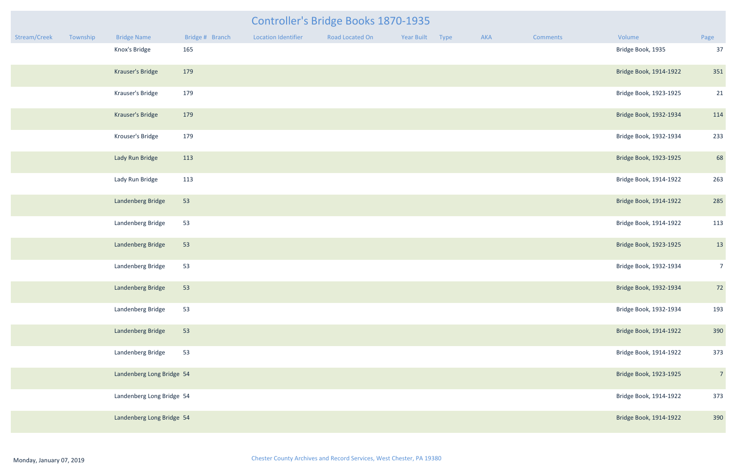# Controller's Bridge Books 1870-1935

| Stream/Creek | Township | Bridge Name | Bridge # | Branch | Location Identifier | Road Located On | Year Built | Type | AKA | Comments | Volume | Page |
|---|---|---|---|---|---|---|---|---|---|---|---|---|
| | | Knox's Bridge | 165 | | | | | | | | Bridge Book, 1935 | 37 |
| | | Krauser's Bridge | 179 | | | | | | | | Bridge Book, 1914-1922 | 351 |
| | | Krauser's Bridge | 179 | | | | | | | | Bridge Book, 1923-1925 | 21 |
| | | Krauser's Bridge | 179 | | | | | | | | Bridge Book, 1932-1934 | 114 |
| | | Krouser's Bridge | 179 | | | | | | | | Bridge Book, 1932-1934 | 233 |
| | | Lady Run Bridge | 113 | | | | | | | | Bridge Book, 1923-1925 | 68 |
| | | Lady Run Bridge | 113 | | | | | | | | Bridge Book, 1914-1922 | 263 |
| | | Landenberg Bridge | 53 | | | | | | | | Bridge Book, 1914-1922 | 285 |
| | | Landenberg Bridge | 53 | | | | | | | | Bridge Book, 1914-1922 | 113 |
| | | Landenberg Bridge | 53 | | | | | | | | Bridge Book, 1923-1925 | 13 |
| | | Landenberg Bridge | 53 | | | | | | | | Bridge Book, 1932-1934 | 7 |
| | | Landenberg Bridge | 53 | | | | | | | | Bridge Book, 1932-1934 | 72 |
| | | Landenberg Bridge | 53 | | | | | | | | Bridge Book, 1932-1934 | 193 |
| | | Landenberg Bridge | 53 | | | | | | | | Bridge Book, 1914-1922 | 390 |
| | | Landenberg Bridge | 53 | | | | | | | | Bridge Book, 1914-1922 | 373 |
| | | Landenberg Long Bridge | 54 | | | | | | | | Bridge Book, 1923-1925 | 7 |
| | | Landenberg Long Bridge | 54 | | | | | | | | Bridge Book, 1914-1922 | 373 |
| | | Landenberg Long Bridge | 54 | | | | | | | | Bridge Book, 1914-1922 | 390 |

Monday, January 07, 2019

Chester County Archives and Record Services, West Chester, PA 19380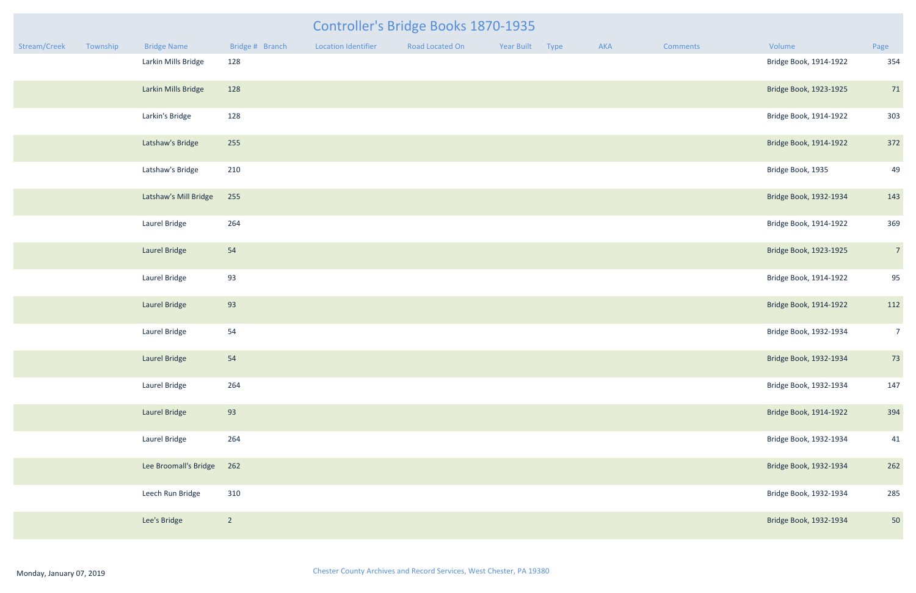# Controller's Bridge Books 1870-1935

| Stream/Creek | Township | Bridge Name | Bridge # | Branch | Location Identifier | Road Located On | Year Built | Type | AKA | Comments | Volume | Page |
|---|---|---|---|---|---|---|---|---|---|---|---|---|
| | | Larkin Mills Bridge | 128 | | | | | | | | Bridge Book, 1914-1922 | 354 |
| | | Larkin Mills Bridge | 128 | | | | | | | | Bridge Book, 1923-1925 | 71 |
| | | Larkin's Bridge | 128 | | | | | | | | Bridge Book, 1914-1922 | 303 |
| | | Latshaw's Bridge | 255 | | | | | | | | Bridge Book, 1914-1922 | 372 |
| | | Latshaw's Bridge | 210 | | | | | | | | Bridge Book, 1935 | 49 |
| | | Latshaw's Mill Bridge | 255 | | | | | | | | Bridge Book, 1932-1934 | 143 |
| | | Laurel Bridge | 264 | | | | | | | | Bridge Book, 1914-1922 | 369 |
| | | Laurel Bridge | 54 | | | | | | | | Bridge Book, 1923-1925 | 7 |
| | | Laurel Bridge | 93 | | | | | | | | Bridge Book, 1914-1922 | 95 |
| | | Laurel Bridge | 93 | | | | | | | | Bridge Book, 1914-1922 | 112 |
| | | Laurel Bridge | 54 | | | | | | | | Bridge Book, 1932-1934 | 7 |
| | | Laurel Bridge | 54 | | | | | | | | Bridge Book, 1932-1934 | 73 |
| | | Laurel Bridge | 264 | | | | | | | | Bridge Book, 1932-1934 | 147 |
| | | Laurel Bridge | 93 | | | | | | | | Bridge Book, 1914-1922 | 394 |
| | | Laurel Bridge | 264 | | | | | | | | Bridge Book, 1932-1934 | 41 |
| | | Lee Broomall's Bridge | 262 | | | | | | | | Bridge Book, 1932-1934 | 262 |
| | | Leech Run Bridge | 310 | | | | | | | | Bridge Book, 1932-1934 | 285 |
| | | Lee's Bridge | 2 | | | | | | | | Bridge Book, 1932-1934 | 50 |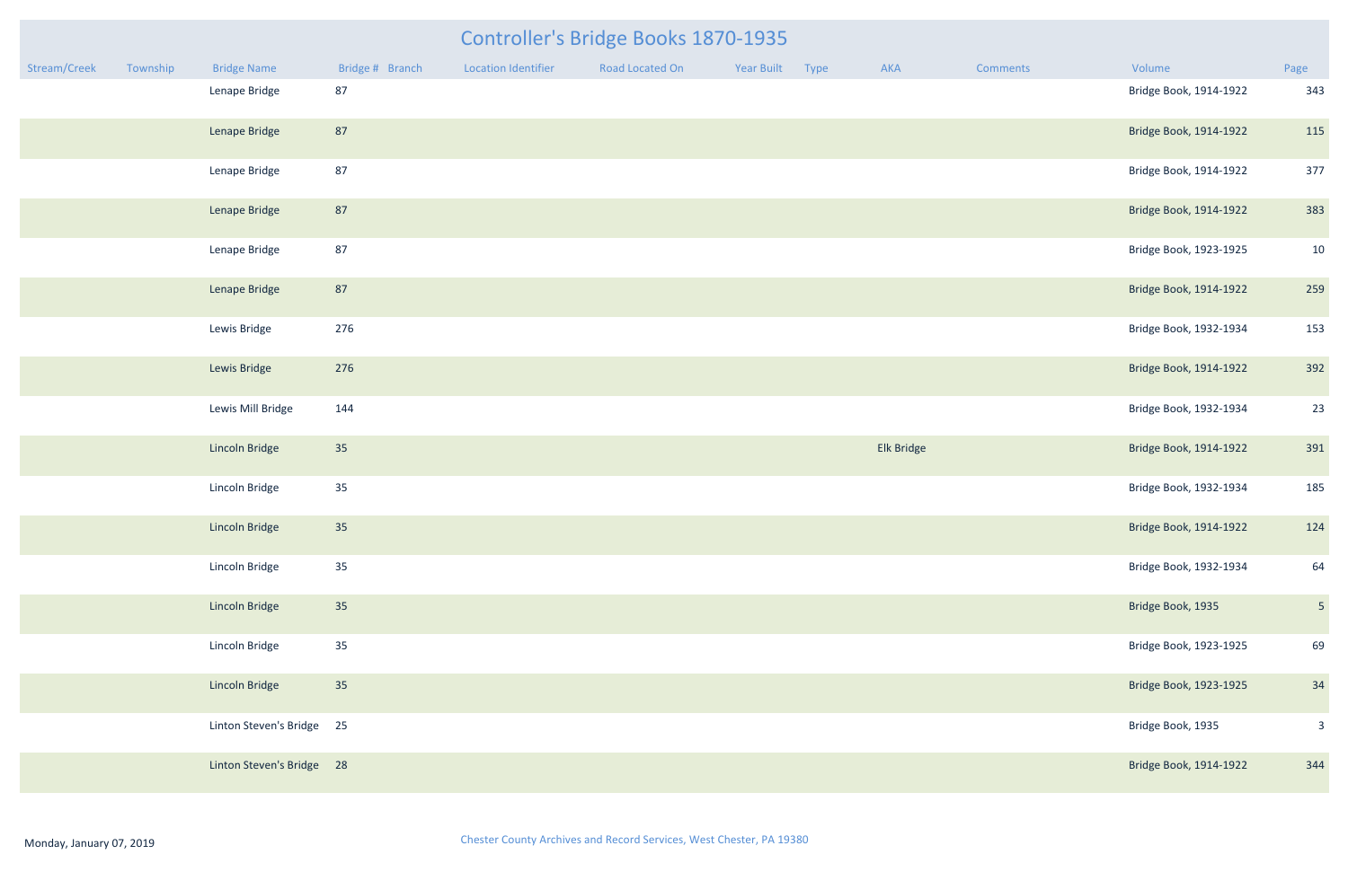# Controller's Bridge Books 1870-1935

| Stream/Creek | Township | Bridge Name | Bridge # | Branch | Location Identifier | Road Located On | Year Built | Type | AKA | Comments | Volume | Page |
|---|---|---|---|---|---|---|---|---|---|---|---|---|
| | | Lenape Bridge | 87 | | | | | | | | Bridge Book, 1914-1922 | 343 |
| | | Lenape Bridge | 87 | | | | | | | | Bridge Book, 1914-1922 | 115 |
| | | Lenape Bridge | 87 | | | | | | | | Bridge Book, 1914-1922 | 377 |
| | | Lenape Bridge | 87 | | | | | | | | Bridge Book, 1914-1922 | 383 |
| | | Lenape Bridge | 87 | | | | | | | | Bridge Book, 1923-1925 | 10 |
| | | Lenape Bridge | 87 | | | | | | | | Bridge Book, 1914-1922 | 259 |
| | | Lewis Bridge | 276 | | | | | | | | Bridge Book, 1932-1934 | 153 |
| | | Lewis Bridge | 276 | | | | | | | | Bridge Book, 1914-1922 | 392 |
| | | Lewis Mill Bridge | 144 | | | | | | | | Bridge Book, 1932-1934 | 23 |
| | | Lincoln Bridge | 35 | | | | | | Elk Bridge | | Bridge Book, 1914-1922 | 391 |
| | | Lincoln Bridge | 35 | | | | | | | | Bridge Book, 1932-1934 | 185 |
| | | Lincoln Bridge | 35 | | | | | | | | Bridge Book, 1914-1922 | 124 |
| | | Lincoln Bridge | 35 | | | | | | | | Bridge Book, 1932-1934 | 64 |
| | | Lincoln Bridge | 35 | | | | | | | | Bridge Book, 1935 | 5 |
| | | Lincoln Bridge | 35 | | | | | | | | Bridge Book, 1923-1925 | 69 |
| | | Lincoln Bridge | 35 | | | | | | | | Bridge Book, 1923-1925 | 34 |
| | | Linton Steven's Bridge | 25 | | | | | | | | Bridge Book, 1935 | 3 |
| | | Linton Steven's Bridge | 28 | | | | | | | | Bridge Book, 1914-1922 | 344 |

Monday, January 07, 2019

Chester County Archives and Record Services, West Chester, PA 19380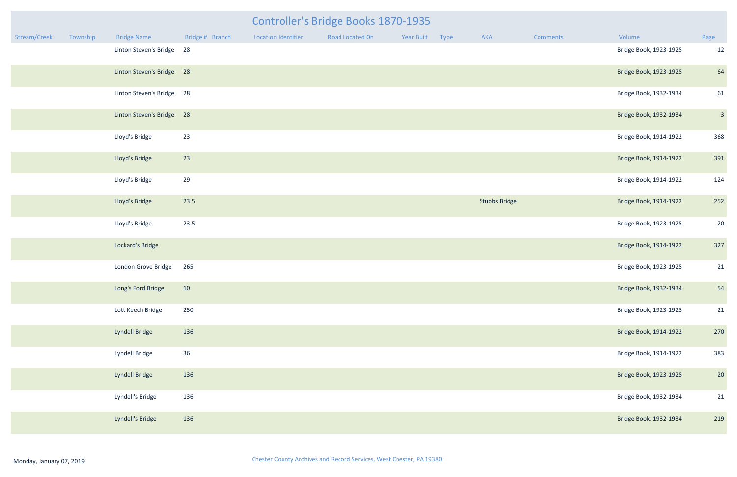# Controller's Bridge Books 1870-1935

| Stream/Creek | Township | Bridge Name | Bridge # | Branch | Location Identifier | Road Located On | Year Built | Type | AKA | Comments | Volume | Page |
|---|---|---|---|---|---|---|---|---|---|---|---|---|
| | | Linton Steven's Bridge | 28 | | | | | | | | Bridge Book, 1923-1925 | 12 |
| | | Linton Steven's Bridge | 28 | | | | | | | | Bridge Book, 1923-1925 | 64 |
| | | Linton Steven's Bridge | 28 | | | | | | | | Bridge Book, 1932-1934 | 61 |
| | | Linton Steven's Bridge | 28 | | | | | | | | Bridge Book, 1932-1934 | 3 |
| | | Lloyd's Bridge | 23 | | | | | | | | Bridge Book, 1914-1922 | 368 |
| | | Lloyd's Bridge | 23 | | | | | | | | Bridge Book, 1914-1922 | 391 |
| | | Lloyd's Bridge | 29 | | | | | | | | Bridge Book, 1914-1922 | 124 |
| | | Lloyd's Bridge | 23.5 | | | | | | Stubbs Bridge | | Bridge Book, 1914-1922 | 252 |
| | | Lloyd's Bridge | 23.5 | | | | | | | | Bridge Book, 1923-1925 | 20 |
| | | Lockard's Bridge | | | | | | | | | Bridge Book, 1914-1922 | 327 |
| | | London Grove Bridge | 265 | | | | | | | | Bridge Book, 1923-1925 | 21 |
| | | Long's Ford Bridge | 10 | | | | | | | | Bridge Book, 1932-1934 | 54 |
| | | Lott Keech Bridge | 250 | | | | | | | | Bridge Book, 1923-1925 | 21 |
| | | Lyndell Bridge | 136 | | | | | | | | Bridge Book, 1914-1922 | 270 |
| | | Lyndell Bridge | 36 | | | | | | | | Bridge Book, 1914-1922 | 383 |
| | | Lyndell Bridge | 136 | | | | | | | | Bridge Book, 1923-1925 | 20 |
| | | Lyndell's Bridge | 136 | | | | | | | | Bridge Book, 1932-1934 | 21 |
| | | Lyndell's Bridge | 136 | | | | | | | | Bridge Book, 1932-1934 | 219 |

Monday, January 07, 2019

Chester County Archives and Record Services, West Chester, PA 19380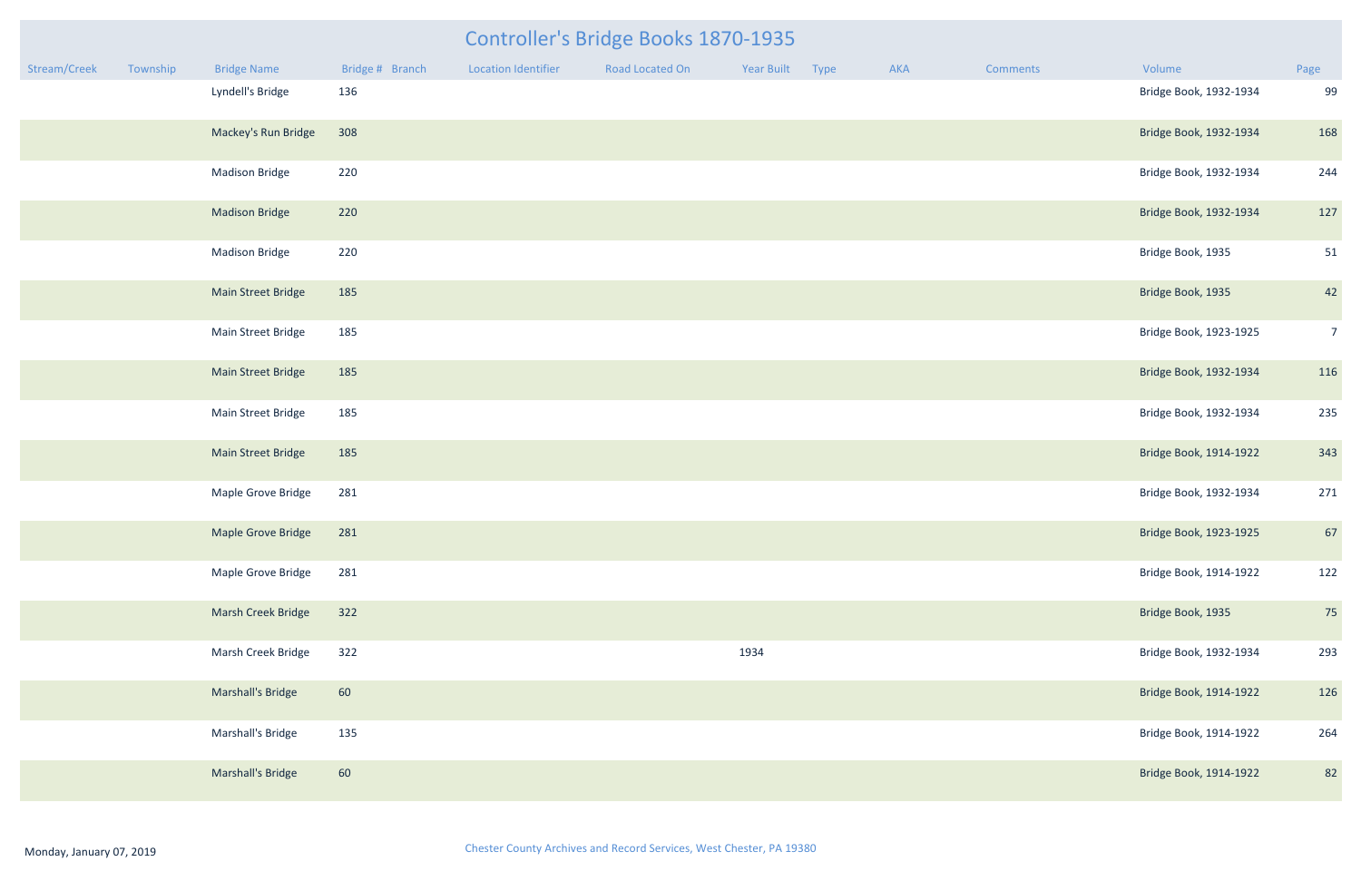# Controller's Bridge Books 1870-1935

| Stream/Creek | Township | Bridge Name | Bridge # | Branch | Location Identifier | Road Located On | Year Built | Type | AKA | Comments | Volume | Page |
|---|---|---|---|---|---|---|---|---|---|---|---|---|
| | | Lyndell's Bridge | 136 | | | | | | | | Bridge Book, 1932-1934 | 99 |
| | | Mackey's Run Bridge | 308 | | | | | | | | Bridge Book, 1932-1934 | 168 |
| | | Madison Bridge | 220 | | | | | | | | Bridge Book, 1932-1934 | 244 |
| | | Madison Bridge | 220 | | | | | | | | Bridge Book, 1932-1934 | 127 |
| | | Madison Bridge | 220 | | | | | | | | Bridge Book, 1935 | 51 |
| | | Main Street Bridge | 185 | | | | | | | | Bridge Book, 1935 | 42 |
| | | Main Street Bridge | 185 | | | | | | | | Bridge Book, 1923-1925 | 7 |
| | | Main Street Bridge | 185 | | | | | | | | Bridge Book, 1932-1934 | 116 |
| | | Main Street Bridge | 185 | | | | | | | | Bridge Book, 1932-1934 | 235 |
| | | Main Street Bridge | 185 | | | | | | | | Bridge Book, 1914-1922 | 343 |
| | | Maple Grove Bridge | 281 | | | | | | | | Bridge Book, 1932-1934 | 271 |
| | | Maple Grove Bridge | 281 | | | | | | | | Bridge Book, 1923-1925 | 67 |
| | | Maple Grove Bridge | 281 | | | | | | | | Bridge Book, 1914-1922 | 122 |
| | | Marsh Creek Bridge | 322 | | | | | | | | Bridge Book, 1935 | 75 |
| | | Marsh Creek Bridge | 322 | | | | 1934 | | | | Bridge Book, 1932-1934 | 293 |
| | | Marshall's Bridge | 60 | | | | | | | | Bridge Book, 1914-1922 | 126 |
| | | Marshall's Bridge | 135 | | | | | | | | Bridge Book, 1914-1922 | 264 |
| | | Marshall's Bridge | 60 | | | | | | | | Bridge Book, 1914-1922 | 82 |

Monday, January 07, 2019

Chester County Archives and Record Services, West Chester, PA 19380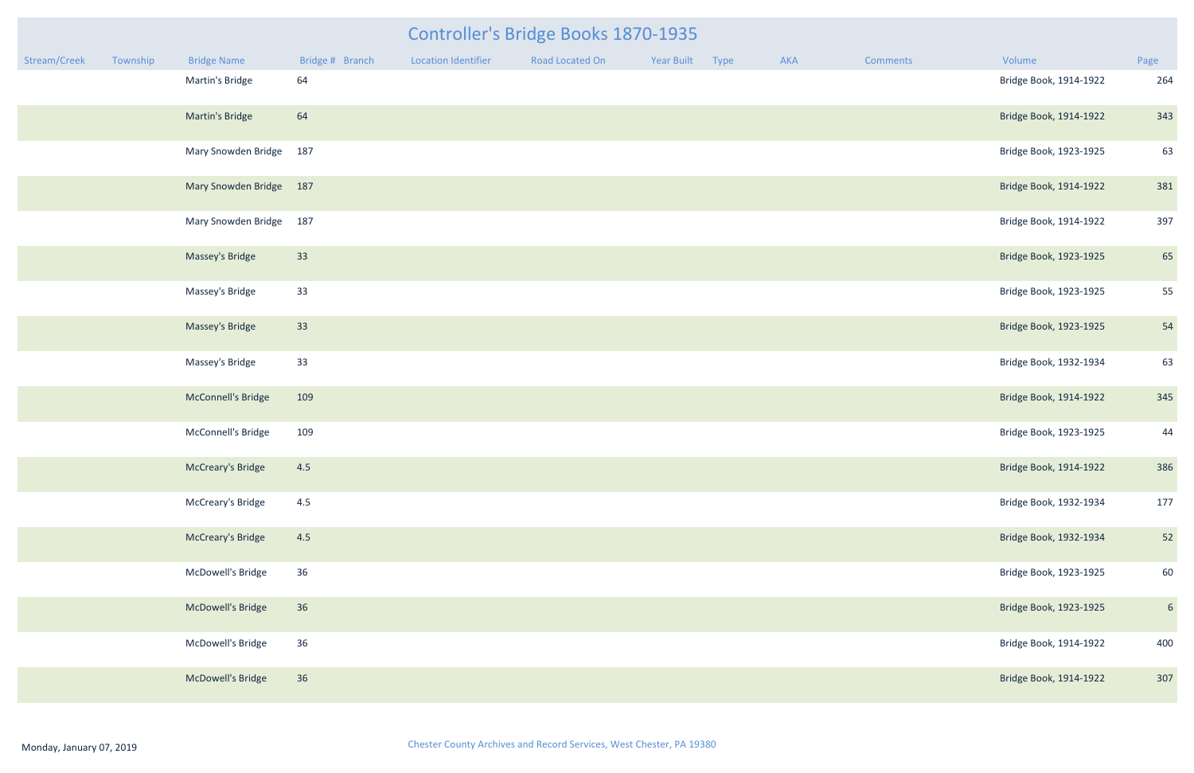# Controller's Bridge Books 1870-1935

| Stream/Creek | Township | Bridge Name | Bridge # | Branch | Location Identifier | Road Located On | Year Built | Type | AKA | Comments | Volume | Page |
|---|---|---|---|---|---|---|---|---|---|---|---|---|
| | | Martin's Bridge | 64 | | | | | | | | Bridge Book, 1914-1922 | 264 |
| | | Martin's Bridge | 64 | | | | | | | | Bridge Book, 1914-1922 | 343 |
| | | Mary Snowden Bridge | 187 | | | | | | | | Bridge Book, 1923-1925 | 63 |
| | | Mary Snowden Bridge | 187 | | | | | | | | Bridge Book, 1914-1922 | 381 |
| | | Mary Snowden Bridge | 187 | | | | | | | | Bridge Book, 1914-1922 | 397 |
| | | Massey's Bridge | 33 | | | | | | | | Bridge Book, 1923-1925 | 65 |
| | | Massey's Bridge | 33 | | | | | | | | Bridge Book, 1923-1925 | 55 |
| | | Massey's Bridge | 33 | | | | | | | | Bridge Book, 1923-1925 | 54 |
| | | Massey's Bridge | 33 | | | | | | | | Bridge Book, 1932-1934 | 63 |
| | | McConnell's Bridge | 109 | | | | | | | | Bridge Book, 1914-1922 | 345 |
| | | McConnell's Bridge | 109 | | | | | | | | Bridge Book, 1923-1925 | 44 |
| | | McCreary's Bridge | 4.5 | | | | | | | | Bridge Book, 1914-1922 | 386 |
| | | McCreary's Bridge | 4.5 | | | | | | | | Bridge Book, 1932-1934 | 177 |
| | | McCreary's Bridge | 4.5 | | | | | | | | Bridge Book, 1932-1934 | 52 |
| | | McDowell's Bridge | 36 | | | | | | | | Bridge Book, 1923-1925 | 60 |
| | | McDowell's Bridge | 36 | | | | | | | | Bridge Book, 1923-1925 | 6 |
| | | McDowell's Bridge | 36 | | | | | | | | Bridge Book, 1914-1922 | 400 |
| | | McDowell's Bridge | 36 | | | | | | | | Bridge Book, 1914-1922 | 307 |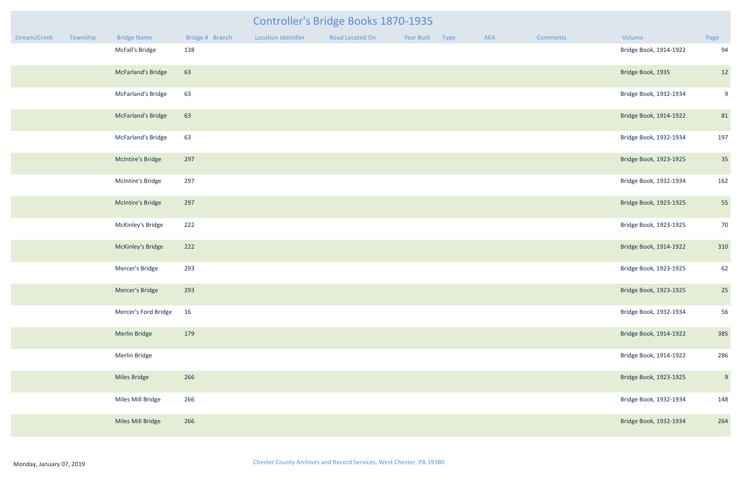# Controller's Bridge Books 1870-1935

| Stream/Creek | Township | Bridge Name | Bridge # | Branch | Location Identifier | Road Located On | Year Built | Type | AKA | Comments | Volume | Page |
|---|---|---|---|---|---|---|---|---|---|---|---|---|
| | | McFall's Bridge | 138 | | | | | | | | Bridge Book, 1914-1922 | 94 |
| | | McFarland's Bridge | 63 | | | | | | | | Bridge Book, 1935 | 12 |
| | | McFarland's Bridge | 63 | | | | | | | | Bridge Book, 1932-1934 | 9 |
| | | McFarland's Bridge | 63 | | | | | | | | Bridge Book, 1914-1922 | 81 |
| | | McFarland's Bridge | 63 | | | | | | | | Bridge Book, 1932-1934 | 197 |
| | | McIntire's Bridge | 297 | | | | | | | | Bridge Book, 1923-1925 | 35 |
| | | McIntire's Bridge | 297 | | | | | | | | Bridge Book, 1932-1934 | 162 |
| | | McIntire's Bridge | 297 | | | | | | | | Bridge Book, 1923-1925 | 55 |
| | | McKinley's Bridge | 222 | | | | | | | | Bridge Book, 1923-1925 | 70 |
| | | McKinley's Bridge | 222 | | | | | | | | Bridge Book, 1914-1922 | 310 |
| | | Mercer's Bridge | 293 | | | | | | | | Bridge Book, 1923-1925 | 62 |
| | | Mercer's Bridge | 293 | | | | | | | | Bridge Book, 1923-1925 | 25 |
| | | Mercer's Ford Bridge | 16 | | | | | | | | Bridge Book, 1932-1934 | 56 |
| | | Merlin Bridge | 179 | | | | | | | | Bridge Book, 1914-1922 | 385 |
| | | Merlin Bridge | | | | | | | | | Bridge Book, 1914-1922 | 286 |
| | | Miles Bridge | 266 | | | | | | | | Bridge Book, 1923-1925 | 9 |
| | | Miles Mill Bridge | 266 | | | | | | | | Bridge Book, 1932-1934 | 148 |
| | | Miles Mill Bridge | 266 | | | | | | | | Bridge Book, 1932-1934 | 264 |

Monday, January 07, 2019

Chester County Archives and Record Services, West Chester, PA 19380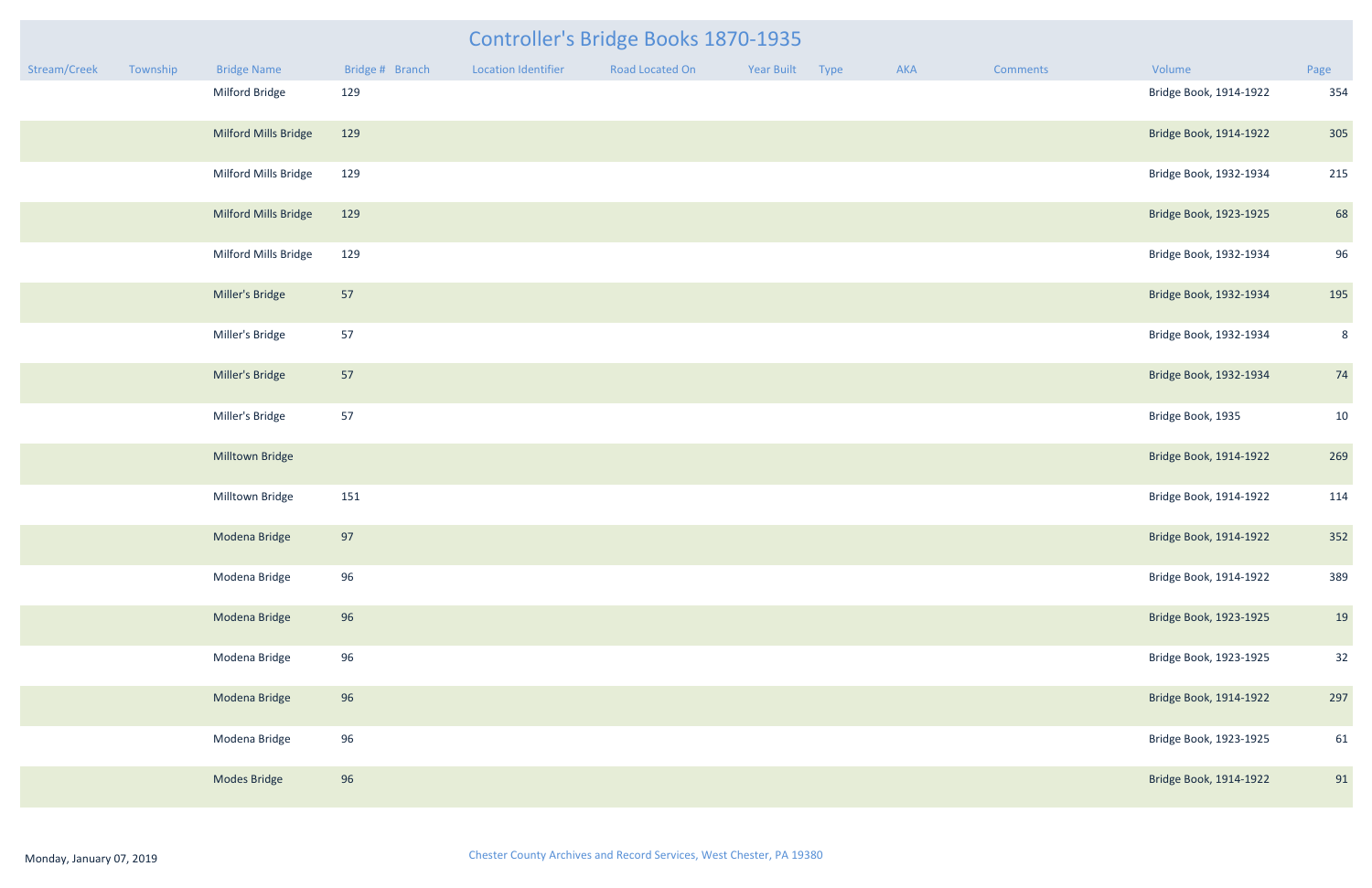# Controller's Bridge Books 1870-1935

| Stream/Creek | Township | Bridge Name | Bridge # | Branch | Location Identifier | Road Located On | Year Built | Type | AKA | Comments | Volume | Page |
|---|---|---|---|---|---|---|---|---|---|---|---|---|
| | | Milford Bridge | 129 | | | | | | | | Bridge Book, 1914-1922 | 354 |
| | | Milford Mills Bridge | 129 | | | | | | | | Bridge Book, 1914-1922 | 305 |
| | | Milford Mills Bridge | 129 | | | | | | | | Bridge Book, 1932-1934 | 215 |
| | | Milford Mills Bridge | 129 | | | | | | | | Bridge Book, 1923-1925 | 68 |
| | | Milford Mills Bridge | 129 | | | | | | | | Bridge Book, 1932-1934 | 96 |
| | | Miller's Bridge | 57 | | | | | | | | Bridge Book, 1932-1934 | 195 |
| | | Miller's Bridge | 57 | | | | | | | | Bridge Book, 1932-1934 | 8 |
| | | Miller's Bridge | 57 | | | | | | | | Bridge Book, 1932-1934 | 74 |
| | | Miller's Bridge | 57 | | | | | | | | Bridge Book, 1935 | 10 |
| | | Milltown Bridge | | | | | | | | | Bridge Book, 1914-1922 | 269 |
| | | Milltown Bridge | 151 | | | | | | | | Bridge Book, 1914-1922 | 114 |
| | | Modena Bridge | 97 | | | | | | | | Bridge Book, 1914-1922 | 352 |
| | | Modena Bridge | 96 | | | | | | | | Bridge Book, 1914-1922 | 389 |
| | | Modena Bridge | 96 | | | | | | | | Bridge Book, 1923-1925 | 19 |
| | | Modena Bridge | 96 | | | | | | | | Bridge Book, 1923-1925 | 32 |
| | | Modena Bridge | 96 | | | | | | | | Bridge Book, 1914-1922 | 297 |
| | | Modena Bridge | 96 | | | | | | | | Bridge Book, 1923-1925 | 61 |
| | | Modes Bridge | 96 | | | | | | | | Bridge Book, 1914-1922 | 91 |

Monday, January 07, 2019

Chester County Archives and Record Services, West Chester, PA 19380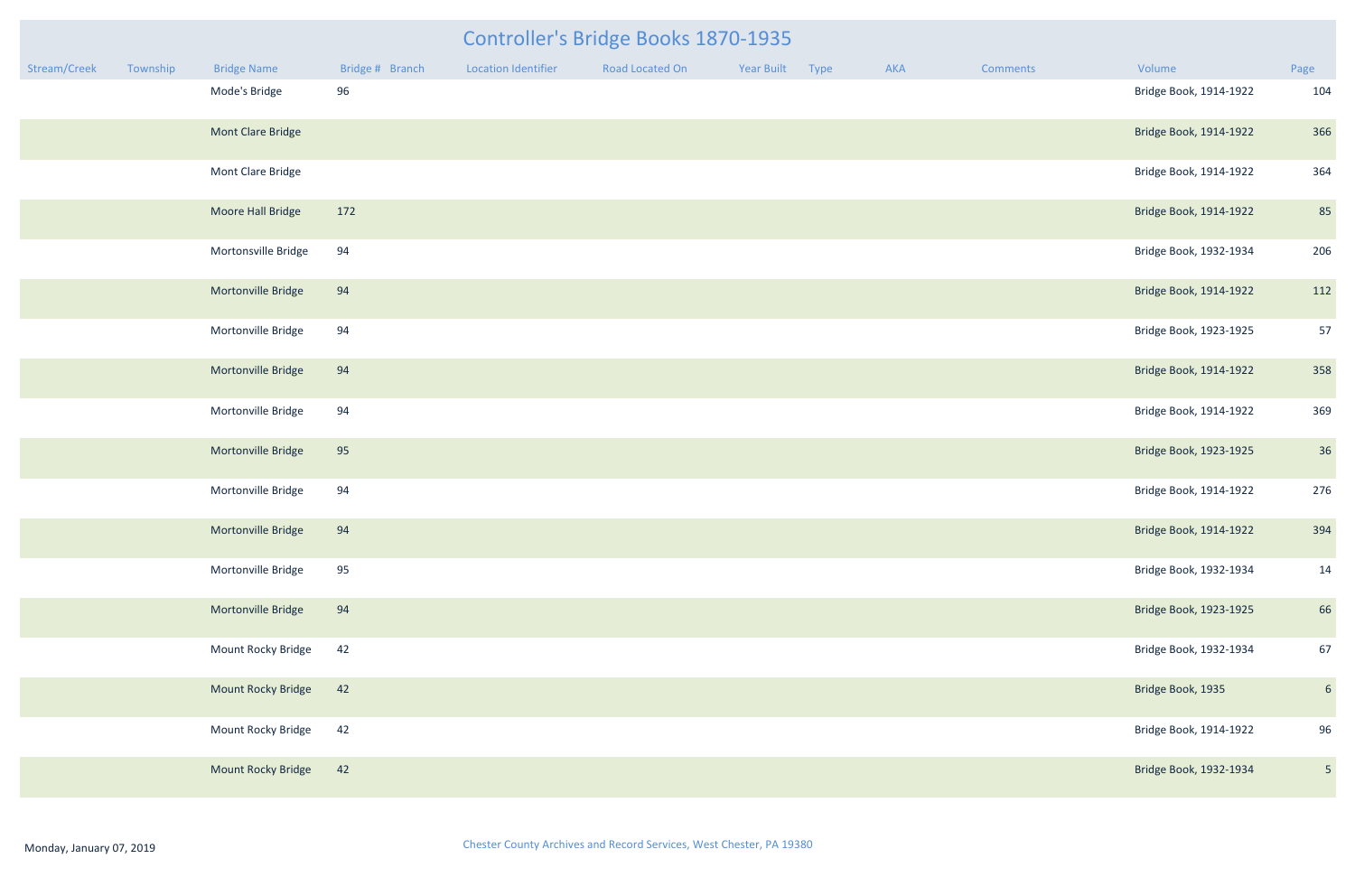# Controller's Bridge Books 1870-1935

| Stream/Creek | Township | Bridge Name | Bridge # | Branch | Location Identifier | Road Located On | Year Built | Type | AKA | Comments | Volume | Page |
|---|---|---|---|---|---|---|---|---|---|---|---|---|
| | | Mode's Bridge | 96 | | | | | | | | Bridge Book, 1914-1922 | 104 |
| | | Mont Clare Bridge | | | | | | | | | Bridge Book, 1914-1922 | 366 |
| | | Mont Clare Bridge | | | | | | | | | Bridge Book, 1914-1922 | 364 |
| | | Moore Hall Bridge | 172 | | | | | | | | Bridge Book, 1914-1922 | 85 |
| | | Mortonsville Bridge | 94 | | | | | | | | Bridge Book, 1932-1934 | 206 |
| | | Mortonville Bridge | 94 | | | | | | | | Bridge Book, 1914-1922 | 112 |
| | | Mortonville Bridge | 94 | | | | | | | | Bridge Book, 1923-1925 | 57 |
| | | Mortonville Bridge | 94 | | | | | | | | Bridge Book, 1914-1922 | 358 |
| | | Mortonville Bridge | 94 | | | | | | | | Bridge Book, 1914-1922 | 369 |
| | | Mortonville Bridge | 95 | | | | | | | | Bridge Book, 1923-1925 | 36 |
| | | Mortonville Bridge | 94 | | | | | | | | Bridge Book, 1914-1922 | 276 |
| | | Mortonville Bridge | 94 | | | | | | | | Bridge Book, 1914-1922 | 394 |
| | | Mortonville Bridge | 95 | | | | | | | | Bridge Book, 1932-1934 | 14 |
| | | Mortonville Bridge | 94 | | | | | | | | Bridge Book, 1923-1925 | 66 |
| | | Mount Rocky Bridge | 42 | | | | | | | | Bridge Book, 1932-1934 | 67 |
| | | Mount Rocky Bridge | 42 | | | | | | | | Bridge Book, 1935 | 6 |
| | | Mount Rocky Bridge | 42 | | | | | | | | Bridge Book, 1914-1922 | 96 |
| | | Mount Rocky Bridge | 42 | | | | | | | | Bridge Book, 1932-1934 | 5 |

Monday, January 07, 2019

Chester County Archives and Record Services, West Chester, PA 19380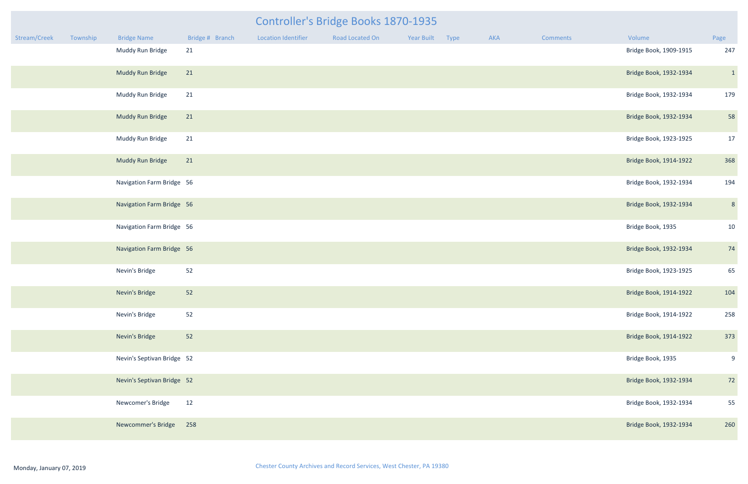# Controller's Bridge Books 1870-1935

| Stream/Creek | Township | Bridge Name | Bridge # | Branch | Location Identifier | Road Located On | Year Built | Type | AKA | Comments | Volume | Page |
|---|---|---|---|---|---|---|---|---|---|---|---|---|
| | | Muddy Run Bridge | 21 | | | | | | | | Bridge Book, 1909-1915 | 247 |
| | | Muddy Run Bridge | 21 | | | | | | | | Bridge Book, 1932-1934 | 1 |
| | | Muddy Run Bridge | 21 | | | | | | | | Bridge Book, 1932-1934 | 179 |
| | | Muddy Run Bridge | 21 | | | | | | | | Bridge Book, 1932-1934 | 58 |
| | | Muddy Run Bridge | 21 | | | | | | | | Bridge Book, 1923-1925 | 17 |
| | | Muddy Run Bridge | 21 | | | | | | | | Bridge Book, 1914-1922 | 368 |
| | | Navigation Farm Bridge | 56 | | | | | | | | Bridge Book, 1932-1934 | 194 |
| | | Navigation Farm Bridge | 56 | | | | | | | | Bridge Book, 1932-1934 | 8 |
| | | Navigation Farm Bridge | 56 | | | | | | | | Bridge Book, 1935 | 10 |
| | | Navigation Farm Bridge | 56 | | | | | | | | Bridge Book, 1932-1934 | 74 |
| | | Nevin's Bridge | 52 | | | | | | | | Bridge Book, 1923-1925 | 65 |
| | | Nevin's Bridge | 52 | | | | | | | | Bridge Book, 1914-1922 | 104 |
| | | Nevin's Bridge | 52 | | | | | | | | Bridge Book, 1914-1922 | 258 |
| | | Nevin's Bridge | 52 | | | | | | | | Bridge Book, 1914-1922 | 373 |
| | | Nevin's Septivan Bridge | 52 | | | | | | | | Bridge Book, 1935 | 9 |
| | | Nevin's Septivan Bridge | 52 | | | | | | | | Bridge Book, 1932-1934 | 72 |
| | | Newcomer's Bridge | 12 | | | | | | | | Bridge Book, 1932-1934 | 55 |
| | | Newcommer's Bridge | 258 | | | | | | | | Bridge Book, 1932-1934 | 260 |

Monday, January 07, 2019

Chester County Archives and Record Services, West Chester, PA 19380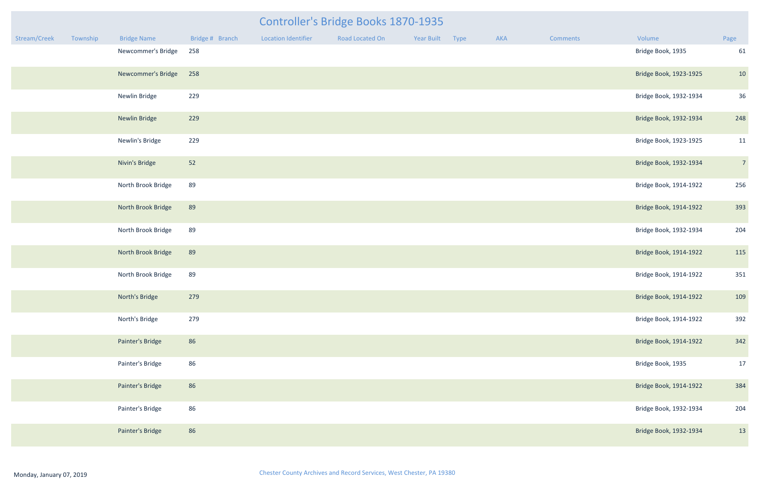# Controller's Bridge Books 1870-1935

| Stream/Creek | Township | Bridge Name | Bridge # | Branch | Location Identifier | Road Located On | Year Built | Type | AKA | Comments | Volume | Page |
|---|---|---|---|---|---|---|---|---|---|---|---|---|
| | | Newcommer's Bridge | 258 | | | | | | | | Bridge Book, 1935 | 61 |
| | | Newcommer's Bridge | 258 | | | | | | | | Bridge Book, 1923-1925 | 10 |
| | | Newlin Bridge | 229 | | | | | | | | Bridge Book, 1932-1934 | 36 |
| | | Newlin Bridge | 229 | | | | | | | | Bridge Book, 1932-1934 | 248 |
| | | Newlin's Bridge | 229 | | | | | | | | Bridge Book, 1923-1925 | 11 |
| | | Nivin's Bridge | 52 | | | | | | | | Bridge Book, 1932-1934 | 7 |
| | | North Brook Bridge | 89 | | | | | | | | Bridge Book, 1914-1922 | 256 |
| | | North Brook Bridge | 89 | | | | | | | | Bridge Book, 1914-1922 | 393 |
| | | North Brook Bridge | 89 | | | | | | | | Bridge Book, 1932-1934 | 204 |
| | | North Brook Bridge | 89 | | | | | | | | Bridge Book, 1914-1922 | 115 |
| | | North Brook Bridge | 89 | | | | | | | | Bridge Book, 1914-1922 | 351 |
| | | North's Bridge | 279 | | | | | | | | Bridge Book, 1914-1922 | 109 |
| | | North's Bridge | 279 | | | | | | | | Bridge Book, 1914-1922 | 392 |
| | | Painter's Bridge | 86 | | | | | | | | Bridge Book, 1914-1922 | 342 |
| | | Painter's Bridge | 86 | | | | | | | | Bridge Book, 1935 | 17 |
| | | Painter's Bridge | 86 | | | | | | | | Bridge Book, 1914-1922 | 384 |
| | | Painter's Bridge | 86 | | | | | | | | Bridge Book, 1932-1934 | 204 |
| | | Painter's Bridge | 86 | | | | | | | | Bridge Book, 1932-1934 | 13 |

Monday, January 07, 2019

Chester County Archives and Record Services, West Chester, PA 19380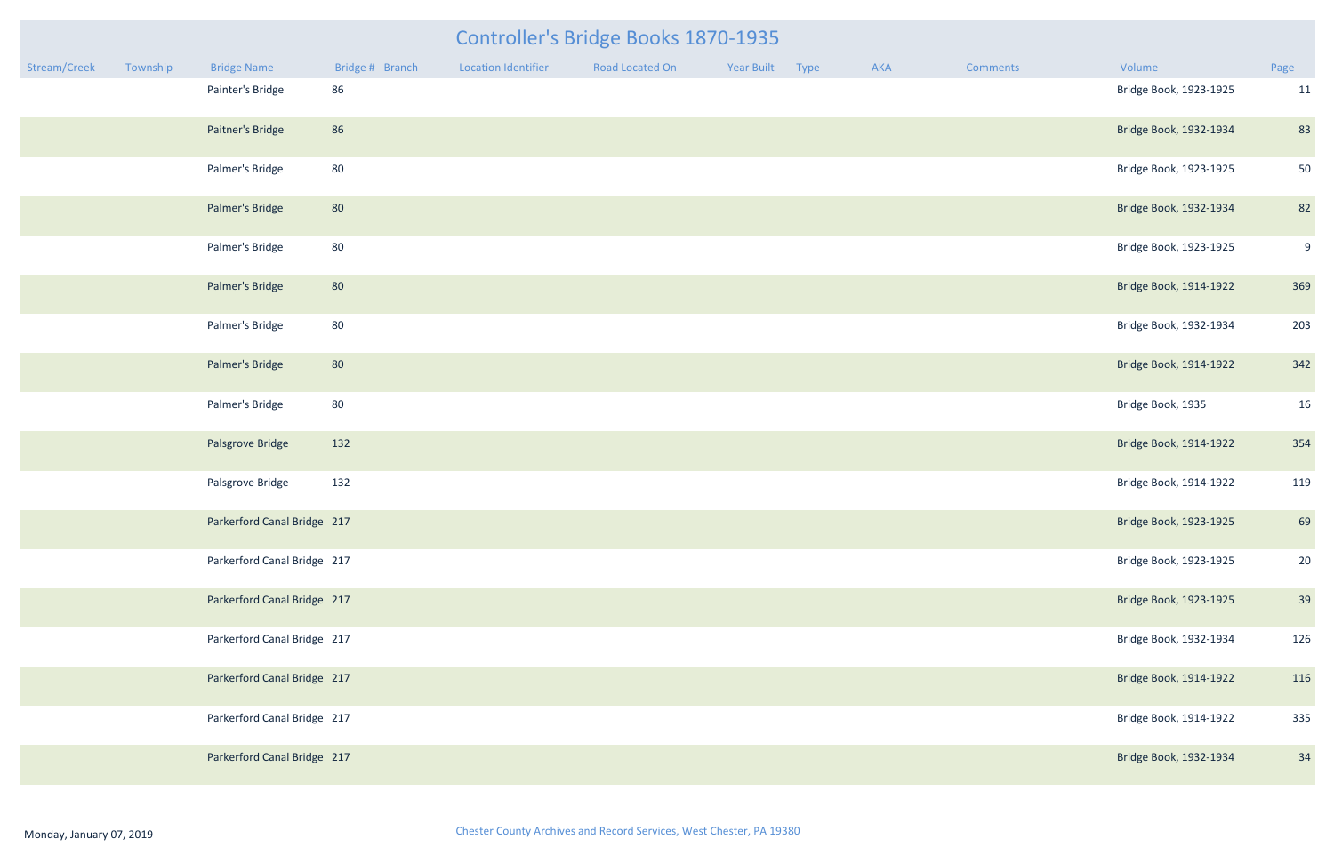# Controller's Bridge Books 1870-1935

| Stream/Creek | Township | Bridge Name | Bridge # | Branch | Location Identifier | Road Located On | Year Built | Type | AKA | Comments | Volume | Page |
|---|---|---|---|---|---|---|---|---|---|---|---|---|
| | | Painter's Bridge | 86 | | | | | | | | Bridge Book, 1923-1925 | 11 |
| | | Paitner's Bridge | 86 | | | | | | | | Bridge Book, 1932-1934 | 83 |
| | | Palmer's Bridge | 80 | | | | | | | | Bridge Book, 1923-1925 | 50 |
| | | Palmer's Bridge | 80 | | | | | | | | Bridge Book, 1932-1934 | 82 |
| | | Palmer's Bridge | 80 | | | | | | | | Bridge Book, 1923-1925 | 9 |
| | | Palmer's Bridge | 80 | | | | | | | | Bridge Book, 1914-1922 | 369 |
| | | Palmer's Bridge | 80 | | | | | | | | Bridge Book, 1932-1934 | 203 |
| | | Palmer's Bridge | 80 | | | | | | | | Bridge Book, 1914-1922 | 342 |
| | | Palmer's Bridge | 80 | | | | | | | | Bridge Book, 1935 | 16 |
| | | Palsgrove Bridge | 132 | | | | | | | | Bridge Book, 1914-1922 | 354 |
| | | Palsgrove Bridge | 132 | | | | | | | | Bridge Book, 1914-1922 | 119 |
| | | Parkerford Canal Bridge | 217 | | | | | | | | Bridge Book, 1923-1925 | 69 |
| | | Parkerford Canal Bridge | 217 | | | | | | | | Bridge Book, 1923-1925 | 20 |
| | | Parkerford Canal Bridge | 217 | | | | | | | | Bridge Book, 1923-1925 | 39 |
| | | Parkerford Canal Bridge | 217 | | | | | | | | Bridge Book, 1932-1934 | 126 |
| | | Parkerford Canal Bridge | 217 | | | | | | | | Bridge Book, 1914-1922 | 116 |
| | | Parkerford Canal Bridge | 217 | | | | | | | | Bridge Book, 1914-1922 | 335 |
| | | Parkerford Canal Bridge | 217 | | | | | | | | Bridge Book, 1932-1934 | 34 |

Monday, January 07, 2019

Chester County Archives and Record Services, West Chester, PA 19380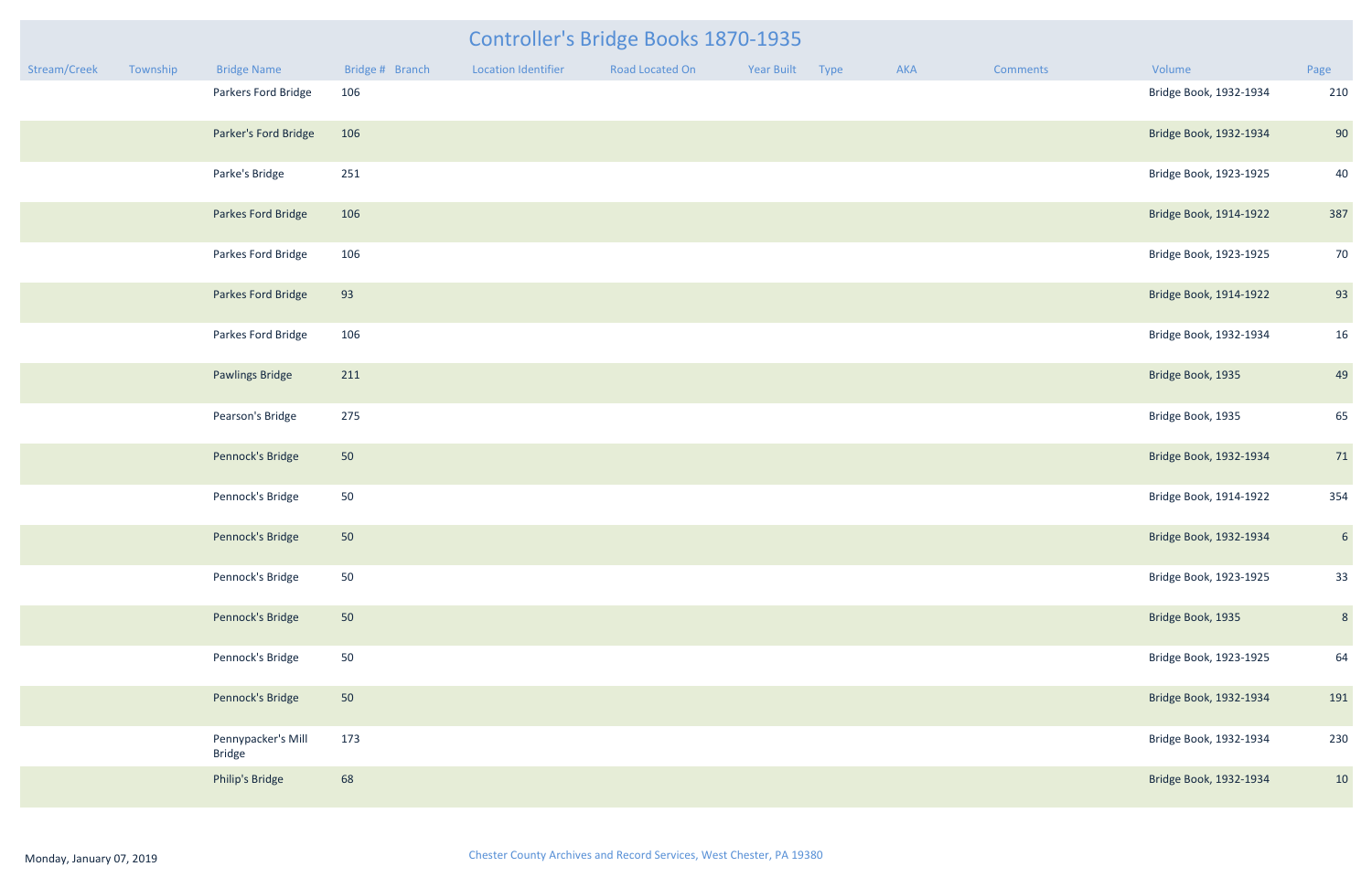# Controller's Bridge Books 1870-1935

| Stream/Creek | Township | Bridge Name | Bridge # | Branch | Location Identifier | Road Located On | Year Built | Type | AKA | Comments | Volume | Page |
|---|---|---|---|---|---|---|---|---|---|---|---|---|
| | | Parkers Ford Bridge | 106 | | | | | | | | Bridge Book, 1932-1934 | 210 |
| | | Parker's Ford Bridge | 106 | | | | | | | | Bridge Book, 1932-1934 | 90 |
| | | Parke's Bridge | 251 | | | | | | | | Bridge Book, 1923-1925 | 40 |
| | | Parkes Ford Bridge | 106 | | | | | | | | Bridge Book, 1914-1922 | 387 |
| | | Parkes Ford Bridge | 106 | | | | | | | | Bridge Book, 1923-1925 | 70 |
| | | Parkes Ford Bridge | 93 | | | | | | | | Bridge Book, 1914-1922 | 93 |
| | | Parkes Ford Bridge | 106 | | | | | | | | Bridge Book, 1932-1934 | 16 |
| | | Pawlings Bridge | 211 | | | | | | | | Bridge Book, 1935 | 49 |
| | | Pearson's Bridge | 275 | | | | | | | | Bridge Book, 1935 | 65 |
| | | Pennock's Bridge | 50 | | | | | | | | Bridge Book, 1932-1934 | 71 |
| | | Pennock's Bridge | 50 | | | | | | | | Bridge Book, 1914-1922 | 354 |
| | | Pennock's Bridge | 50 | | | | | | | | Bridge Book, 1932-1934 | 6 |
| | | Pennock's Bridge | 50 | | | | | | | | Bridge Book, 1923-1925 | 33 |
| | | Pennock's Bridge | 50 | | | | | | | | Bridge Book, 1935 | 8 |
| | | Pennock's Bridge | 50 | | | | | | | | Bridge Book, 1923-1925 | 64 |
| | | Pennock's Bridge | 50 | | | | | | | | Bridge Book, 1932-1934 | 191 |
| | | Pennypacker's Mill Bridge | 173 | | | | | | | | Bridge Book, 1932-1934 | 230 |
| | | Philip's Bridge | 68 | | | | | | | | Bridge Book, 1932-1934 | 10 |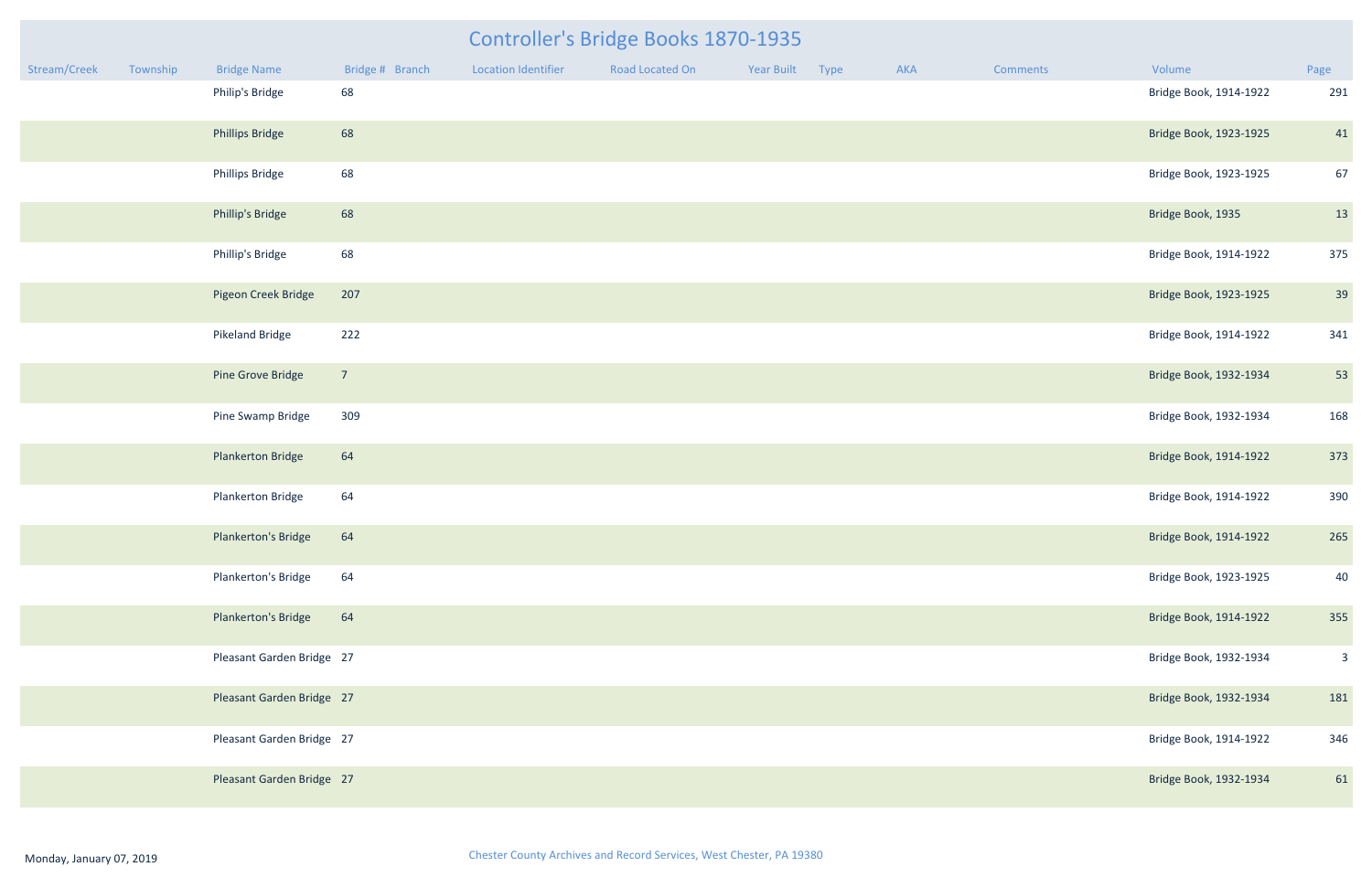# Controller's Bridge Books 1870-1935

| Stream/Creek | Township | Bridge Name | Bridge # | Branch | Location Identifier | Road Located On | Year Built | Type | AKA | Comments | Volume | Page |
|---|---|---|---|---|---|---|---|---|---|---|---|---|
| | | Philip's Bridge | 68 | | | | | | | | Bridge Book, 1914-1922 | 291 |
| | | Phillips Bridge | 68 | | | | | | | | Bridge Book, 1923-1925 | 41 |
| | | Phillips Bridge | 68 | | | | | | | | Bridge Book, 1923-1925 | 67 |
| | | Phillip's Bridge | 68 | | | | | | | | Bridge Book, 1935 | 13 |
| | | Phillip's Bridge | 68 | | | | | | | | Bridge Book, 1914-1922 | 375 |
| | | Pigeon Creek Bridge | 207 | | | | | | | | Bridge Book, 1923-1925 | 39 |
| | | Pikeland Bridge | 222 | | | | | | | | Bridge Book, 1914-1922 | 341 |
| | | Pine Grove Bridge | 7 | | | | | | | | Bridge Book, 1932-1934 | 53 |
| | | Pine Swamp Bridge | 309 | | | | | | | | Bridge Book, 1932-1934 | 168 |
| | | Plankerton Bridge | 64 | | | | | | | | Bridge Book, 1914-1922 | 373 |
| | | Plankerton Bridge | 64 | | | | | | | | Bridge Book, 1914-1922 | 390 |
| | | Plankerton's Bridge | 64 | | | | | | | | Bridge Book, 1914-1922 | 265 |
| | | Plankerton's Bridge | 64 | | | | | | | | Bridge Book, 1923-1925 | 40 |
| | | Plankerton's Bridge | 64 | | | | | | | | Bridge Book, 1914-1922 | 355 |
| | | Pleasant Garden Bridge | 27 | | | | | | | | Bridge Book, 1932-1934 | 3 |
| | | Pleasant Garden Bridge | 27 | | | | | | | | Bridge Book, 1932-1934 | 181 |
| | | Pleasant Garden Bridge | 27 | | | | | | | | Bridge Book, 1914-1922 | 346 |
| | | Pleasant Garden Bridge | 27 | | | | | | | | Bridge Book, 1932-1934 | 61 |

Monday, January 07, 2019

Chester County Archives and Record Services, West Chester, PA 19380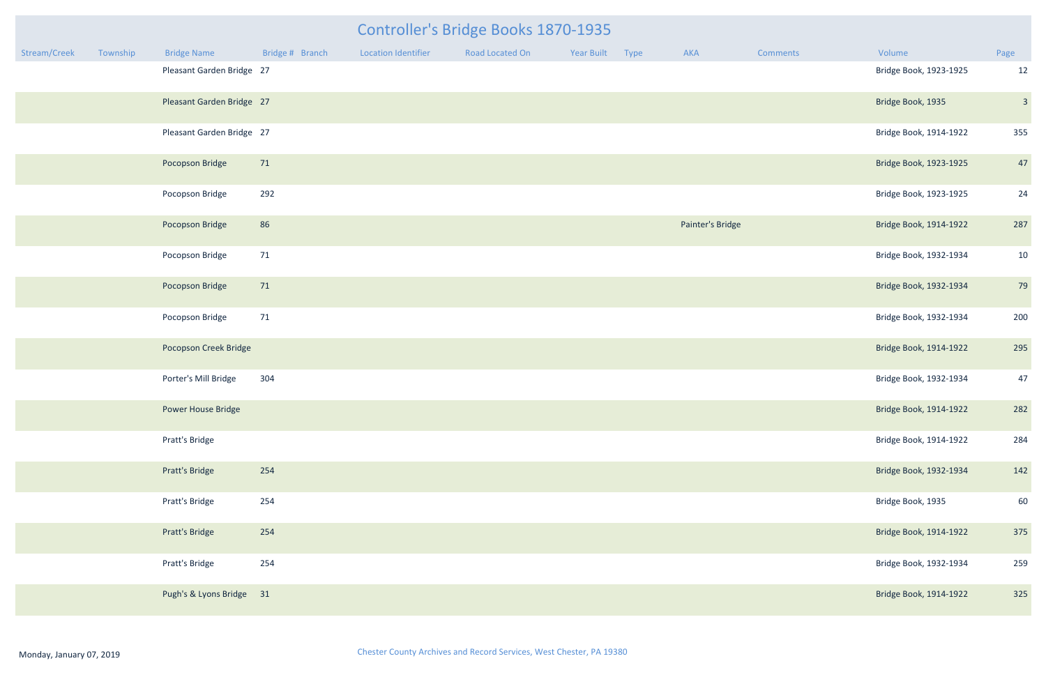# Controller's Bridge Books 1870-1935

| Stream/Creek | Township | Bridge Name | Bridge # | Branch | Location Identifier | Road Located On | Year Built | Type | AKA | Comments | Volume | Page |
|---|---|---|---|---|---|---|---|---|---|---|---|---|
| | | Pleasant Garden Bridge | 27 | | | | | | | | Bridge Book, 1923-1925 | 12 |
| | | Pleasant Garden Bridge | 27 | | | | | | | | Bridge Book, 1935 | 3 |
| | | Pleasant Garden Bridge | 27 | | | | | | | | Bridge Book, 1914-1922 | 355 |
| | | Pocopson Bridge | 71 | | | | | | | | Bridge Book, 1923-1925 | 47 |
| | | Pocopson Bridge | 292 | | | | | | | | Bridge Book, 1923-1925 | 24 |
| | | Pocopson Bridge | 86 | | | | | | Painter's Bridge | | Bridge Book, 1914-1922 | 287 |
| | | Pocopson Bridge | 71 | | | | | | | | Bridge Book, 1932-1934 | 10 |
| | | Pocopson Bridge | 71 | | | | | | | | Bridge Book, 1932-1934 | 79 |
| | | Pocopson Bridge | 71 | | | | | | | | Bridge Book, 1932-1934 | 200 |
| | | Pocopson Creek Bridge | | | | | | | | | Bridge Book, 1914-1922 | 295 |
| | | Porter's Mill Bridge | 304 | | | | | | | | Bridge Book, 1932-1934 | 47 |
| | | Power House Bridge | | | | | | | | | Bridge Book, 1914-1922 | 282 |
| | | Pratt's Bridge | | | | | | | | | Bridge Book, 1914-1922 | 284 |
| | | Pratt's Bridge | 254 | | | | | | | | Bridge Book, 1932-1934 | 142 |
| | | Pratt's Bridge | 254 | | | | | | | | Bridge Book, 1935 | 60 |
| | | Pratt's Bridge | 254 | | | | | | | | Bridge Book, 1914-1922 | 375 |
| | | Pratt's Bridge | 254 | | | | | | | | Bridge Book, 1932-1934 | 259 |
| | | Pugh's & Lyons Bridge | 31 | | | | | | | | Bridge Book, 1914-1922 | 325 |

Monday, January 07, 2019

Chester County Archives and Record Services, West Chester, PA 19380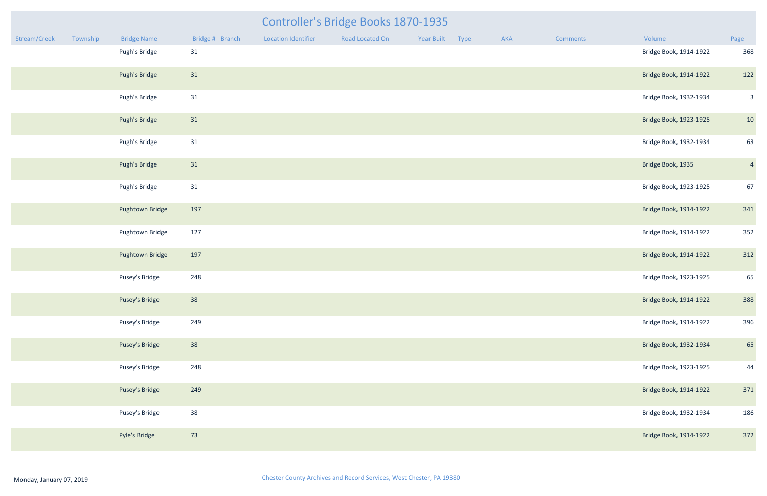# Controller's Bridge Books 1870-1935

| Stream/Creek | Township | Bridge Name | Bridge # | Branch | Location Identifier | Road Located On | Year Built | Type | AKA | Comments | Volume | Page |
|---|---|---|---|---|---|---|---|---|---|---|---|---|
| | | Pugh's Bridge | 31 | | | | | | | | Bridge Book, 1914-1922 | 368 |
| | | Pugh's Bridge | 31 | | | | | | | | Bridge Book, 1914-1922 | 122 |
| | | Pugh's Bridge | 31 | | | | | | | | Bridge Book, 1932-1934 | 3 |
| | | Pugh's Bridge | 31 | | | | | | | | Bridge Book, 1923-1925 | 10 |
| | | Pugh's Bridge | 31 | | | | | | | | Bridge Book, 1932-1934 | 63 |
| | | Pugh's Bridge | 31 | | | | | | | | Bridge Book, 1935 | 4 |
| | | Pugh's Bridge | 31 | | | | | | | | Bridge Book, 1923-1925 | 67 |
| | | Pughtown Bridge | 197 | | | | | | | | Bridge Book, 1914-1922 | 341 |
| | | Pughtown Bridge | 127 | | | | | | | | Bridge Book, 1914-1922 | 352 |
| | | Pughtown Bridge | 197 | | | | | | | | Bridge Book, 1914-1922 | 312 |
| | | Pusey's Bridge | 248 | | | | | | | | Bridge Book, 1923-1925 | 65 |
| | | Pusey's Bridge | 38 | | | | | | | | Bridge Book, 1914-1922 | 388 |
| | | Pusey's Bridge | 249 | | | | | | | | Bridge Book, 1914-1922 | 396 |
| | | Pusey's Bridge | 38 | | | | | | | | Bridge Book, 1932-1934 | 65 |
| | | Pusey's Bridge | 248 | | | | | | | | Bridge Book, 1923-1925 | 44 |
| | | Pusey's Bridge | 249 | | | | | | | | Bridge Book, 1914-1922 | 371 |
| | | Pusey's Bridge | 38 | | | | | | | | Bridge Book, 1932-1934 | 186 |
| | | Pyle's Bridge | 73 | | | | | | | | Bridge Book, 1914-1922 | 372 |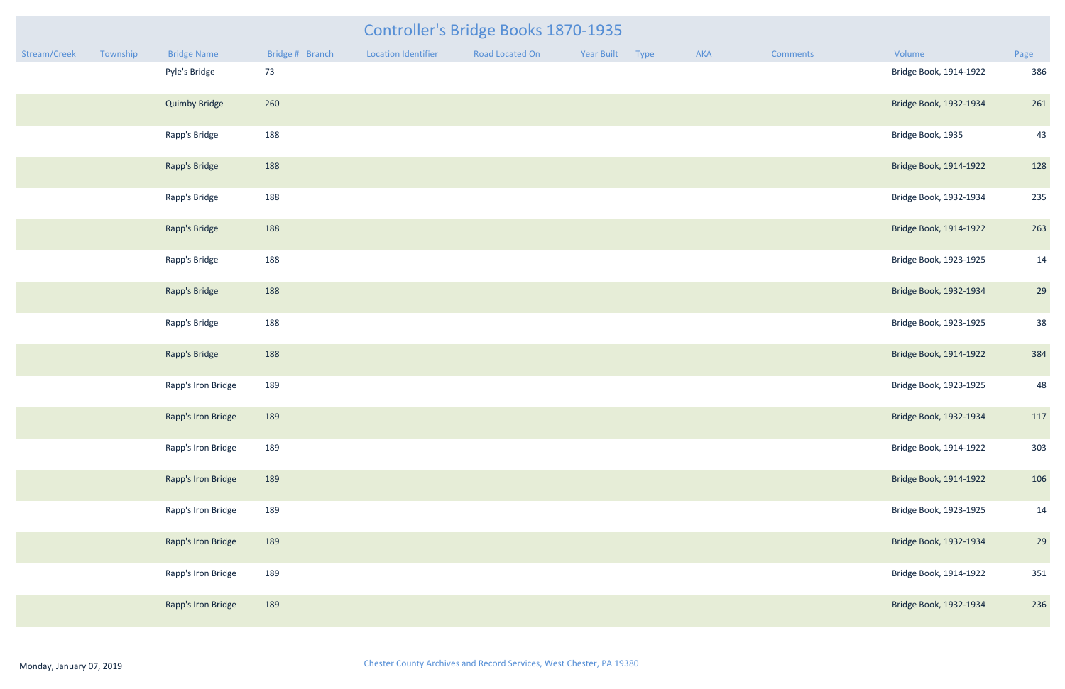# Controller's Bridge Books 1870-1935

| Stream/Creek | Township | Bridge Name | Bridge # | Branch | Location Identifier | Road Located On | Year Built | Type | AKA | Comments | Volume | Page |
|---|---|---|---|---|---|---|---|---|---|---|---|---|
| | | Pyle's Bridge | 73 | | | | | | | | Bridge Book, 1914-1922 | 386 |
| | | Quimby Bridge | 260 | | | | | | | | Bridge Book, 1932-1934 | 261 |
| | | Rapp's Bridge | 188 | | | | | | | | Bridge Book, 1935 | 43 |
| | | Rapp's Bridge | 188 | | | | | | | | Bridge Book, 1914-1922 | 128 |
| | | Rapp's Bridge | 188 | | | | | | | | Bridge Book, 1932-1934 | 235 |
| | | Rapp's Bridge | 188 | | | | | | | | Bridge Book, 1914-1922 | 263 |
| | | Rapp's Bridge | 188 | | | | | | | | Bridge Book, 1923-1925 | 14 |
| | | Rapp's Bridge | 188 | | | | | | | | Bridge Book, 1932-1934 | 29 |
| | | Rapp's Bridge | 188 | | | | | | | | Bridge Book, 1923-1925 | 38 |
| | | Rapp's Bridge | 188 | | | | | | | | Bridge Book, 1914-1922 | 384 |
| | | Rapp's Iron Bridge | 189 | | | | | | | | Bridge Book, 1923-1925 | 48 |
| | | Rapp's Iron Bridge | 189 | | | | | | | | Bridge Book, 1932-1934 | 117 |
| | | Rapp's Iron Bridge | 189 | | | | | | | | Bridge Book, 1914-1922 | 303 |
| | | Rapp's Iron Bridge | 189 | | | | | | | | Bridge Book, 1914-1922 | 106 |
| | | Rapp's Iron Bridge | 189 | | | | | | | | Bridge Book, 1923-1925 | 14 |
| | | Rapp's Iron Bridge | 189 | | | | | | | | Bridge Book, 1932-1934 | 29 |
| | | Rapp's Iron Bridge | 189 | | | | | | | | Bridge Book, 1914-1922 | 351 |
| | | Rapp's Iron Bridge | 189 | | | | | | | | Bridge Book, 1932-1934 | 236 |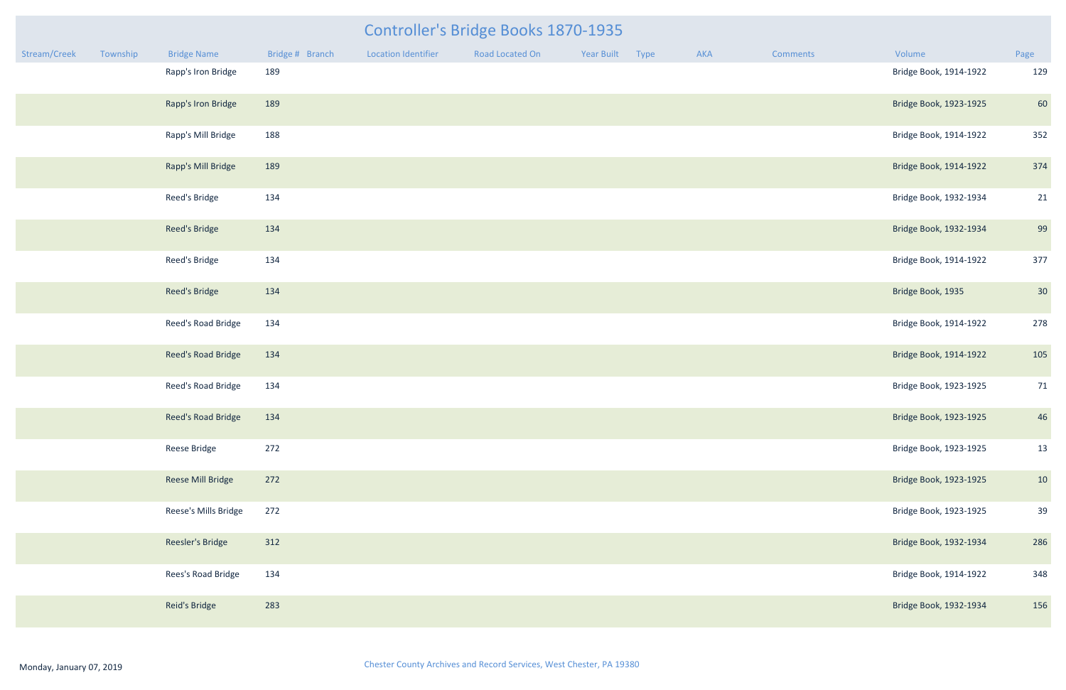# Controller's Bridge Books 1870-1935

| Stream/Creek | Township | Bridge Name | Bridge # | Branch | Location Identifier | Road Located On | Year Built | Type | AKA | Comments | Volume | Page |
|---|---|---|---|---|---|---|---|---|---|---|---|---|
| | | Rapp's Iron Bridge | 189 | | | | | | | | Bridge Book, 1914-1922 | 129 |
| | | Rapp's Iron Bridge | 189 | | | | | | | | Bridge Book, 1923-1925 | 60 |
| | | Rapp's Mill Bridge | 188 | | | | | | | | Bridge Book, 1914-1922 | 352 |
| | | Rapp's Mill Bridge | 189 | | | | | | | | Bridge Book, 1914-1922 | 374 |
| | | Reed's Bridge | 134 | | | | | | | | Bridge Book, 1932-1934 | 21 |
| | | Reed's Bridge | 134 | | | | | | | | Bridge Book, 1932-1934 | 99 |
| | | Reed's Bridge | 134 | | | | | | | | Bridge Book, 1914-1922 | 377 |
| | | Reed's Bridge | 134 | | | | | | | | Bridge Book, 1935 | 30 |
| | | Reed's Road Bridge | 134 | | | | | | | | Bridge Book, 1914-1922 | 278 |
| | | Reed's Road Bridge | 134 | | | | | | | | Bridge Book, 1914-1922 | 105 |
| | | Reed's Road Bridge | 134 | | | | | | | | Bridge Book, 1923-1925 | 71 |
| | | Reed's Road Bridge | 134 | | | | | | | | Bridge Book, 1923-1925 | 46 |
| | | Reese Bridge | 272 | | | | | | | | Bridge Book, 1923-1925 | 13 |
| | | Reese Mill Bridge | 272 | | | | | | | | Bridge Book, 1923-1925 | 10 |
| | | Reese's Mills Bridge | 272 | | | | | | | | Bridge Book, 1923-1925 | 39 |
| | | Reesler's Bridge | 312 | | | | | | | | Bridge Book, 1932-1934 | 286 |
| | | Rees's Road Bridge | 134 | | | | | | | | Bridge Book, 1914-1922 | 348 |
| | | Reid's Bridge | 283 | | | | | | | | Bridge Book, 1932-1934 | 156 |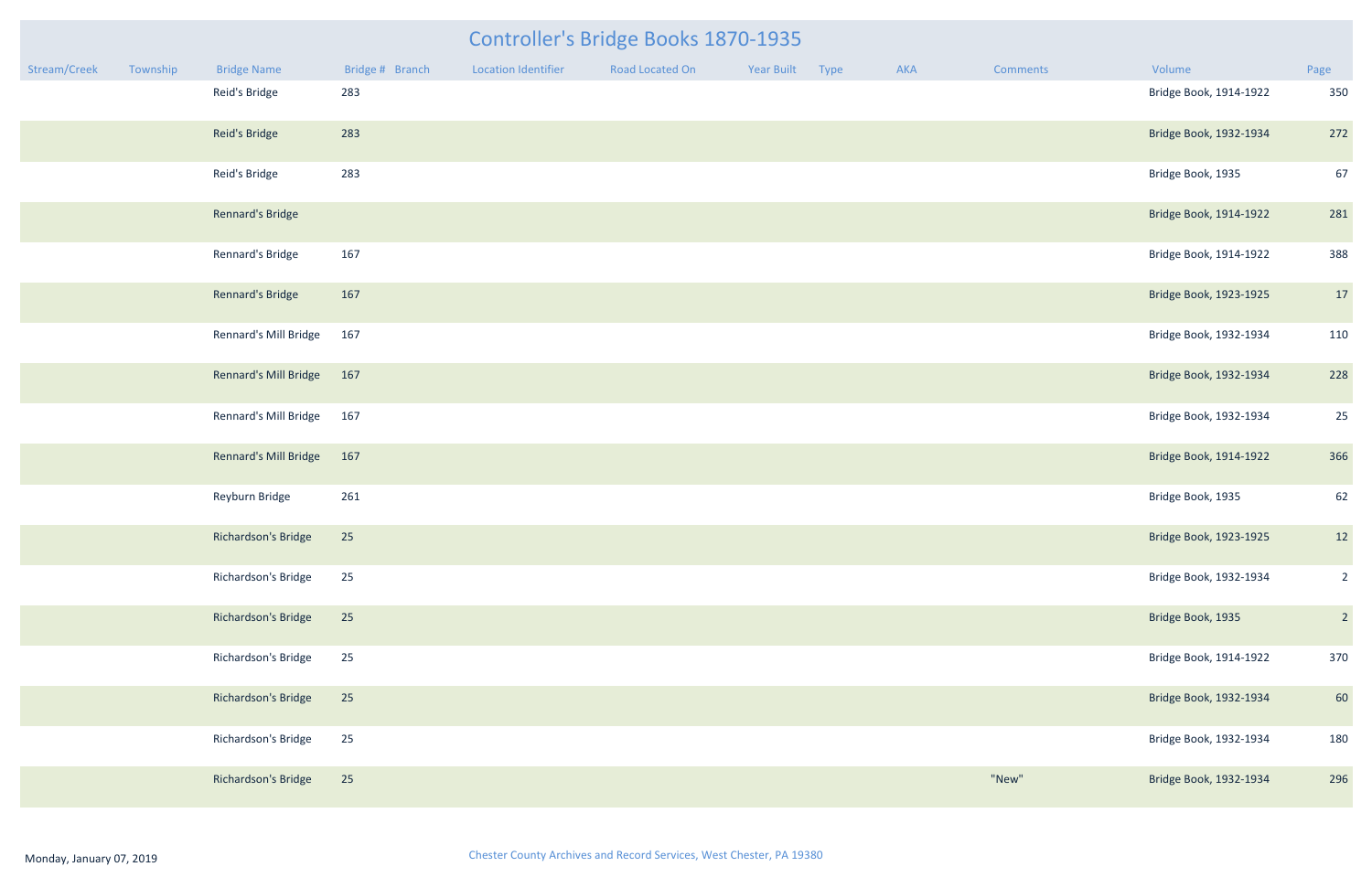# Controller's Bridge Books 1870-1935

| Stream/Creek | Township | Bridge Name | Bridge # | Branch | Location Identifier | Road Located On | Year Built | Type | AKA | Comments | Volume | Page |
|---|---|---|---|---|---|---|---|---|---|---|---|---|
| | | Reid's Bridge | 283 | | | | | | | | Bridge Book, 1914-1922 | 350 |
| | | Reid's Bridge | 283 | | | | | | | | Bridge Book, 1932-1934 | 272 |
| | | Reid's Bridge | 283 | | | | | | | | Bridge Book, 1935 | 67 |
| | | Rennard's Bridge | | | | | | | | | Bridge Book, 1914-1922 | 281 |
| | | Rennard's Bridge | 167 | | | | | | | | Bridge Book, 1914-1922 | 388 |
| | | Rennard's Bridge | 167 | | | | | | | | Bridge Book, 1923-1925 | 17 |
| | | Rennard's Mill Bridge | 167 | | | | | | | | Bridge Book, 1932-1934 | 110 |
| | | Rennard's Mill Bridge | 167 | | | | | | | | Bridge Book, 1932-1934 | 228 |
| | | Rennard's Mill Bridge | 167 | | | | | | | | Bridge Book, 1932-1934 | 25 |
| | | Rennard's Mill Bridge | 167 | | | | | | | | Bridge Book, 1914-1922 | 366 |
| | | Reyburn Bridge | 261 | | | | | | | | Bridge Book, 1935 | 62 |
| | | Richardson's Bridge | 25 | | | | | | | | Bridge Book, 1923-1925 | 12 |
| | | Richardson's Bridge | 25 | | | | | | | | Bridge Book, 1932-1934 | 2 |
| | | Richardson's Bridge | 25 | | | | | | | | Bridge Book, 1935 | 2 |
| | | Richardson's Bridge | 25 | | | | | | | | Bridge Book, 1914-1922 | 370 |
| | | Richardson's Bridge | 25 | | | | | | | | Bridge Book, 1932-1934 | 60 |
| | | Richardson's Bridge | 25 | | | | | | | | Bridge Book, 1932-1934 | 180 |
| | | Richardson's Bridge | 25 | | | | | | | "New" | Bridge Book, 1932-1934 | 296 |

Monday, January 07, 2019

Chester County Archives and Record Services, West Chester, PA 19380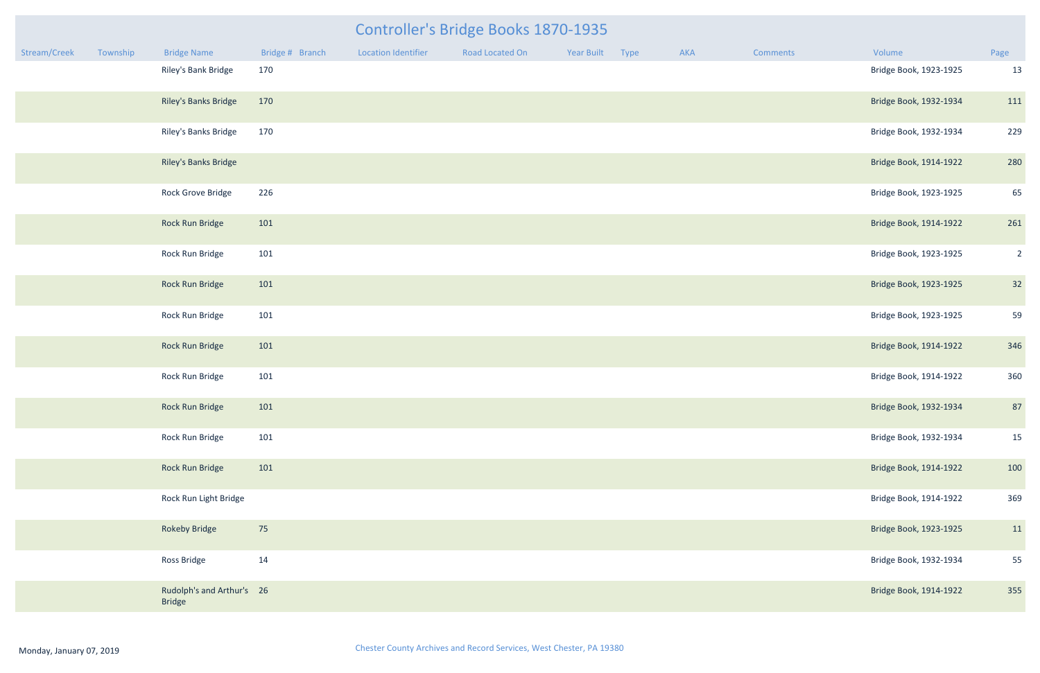# Controller's Bridge Books 1870-1935

| Stream/Creek | Township | Bridge Name | Bridge # | Branch | Location Identifier | Road Located On | Year Built | Type | AKA | Comments | Volume | Page |
|---|---|---|---|---|---|---|---|---|---|---|---|---|
| | | Riley's Bank Bridge | 170 | | | | | | | | Bridge Book, 1923-1925 | 13 |
| | | Riley's Banks Bridge | 170 | | | | | | | | Bridge Book, 1932-1934 | 111 |
| | | Riley's Banks Bridge | 170 | | | | | | | | Bridge Book, 1932-1934 | 229 |
| | | Riley's Banks Bridge | | | | | | | | | Bridge Book, 1914-1922 | 280 |
| | | Rock Grove Bridge | 226 | | | | | | | | Bridge Book, 1923-1925 | 65 |
| | | Rock Run Bridge | 101 | | | | | | | | Bridge Book, 1914-1922 | 261 |
| | | Rock Run Bridge | 101 | | | | | | | | Bridge Book, 1923-1925 | 2 |
| | | Rock Run Bridge | 101 | | | | | | | | Bridge Book, 1923-1925 | 32 |
| | | Rock Run Bridge | 101 | | | | | | | | Bridge Book, 1923-1925 | 59 |
| | | Rock Run Bridge | 101 | | | | | | | | Bridge Book, 1914-1922 | 346 |
| | | Rock Run Bridge | 101 | | | | | | | | Bridge Book, 1914-1922 | 360 |
| | | Rock Run Bridge | 101 | | | | | | | | Bridge Book, 1932-1934 | 87 |
| | | Rock Run Bridge | 101 | | | | | | | | Bridge Book, 1932-1934 | 15 |
| | | Rock Run Bridge | 101 | | | | | | | | Bridge Book, 1914-1922 | 100 |
| | | Rock Run Light Bridge | | | | | | | | | Bridge Book, 1914-1922 | 369 |
| | | Rokeby Bridge | 75 | | | | | | | | Bridge Book, 1923-1925 | 11 |
| | | Ross Bridge | 14 | | | | | | | | Bridge Book, 1932-1934 | 55 |
| | | Rudolph's and Arthur's Bridge | 26 | | | | | | | | Bridge Book, 1914-1922 | 355 |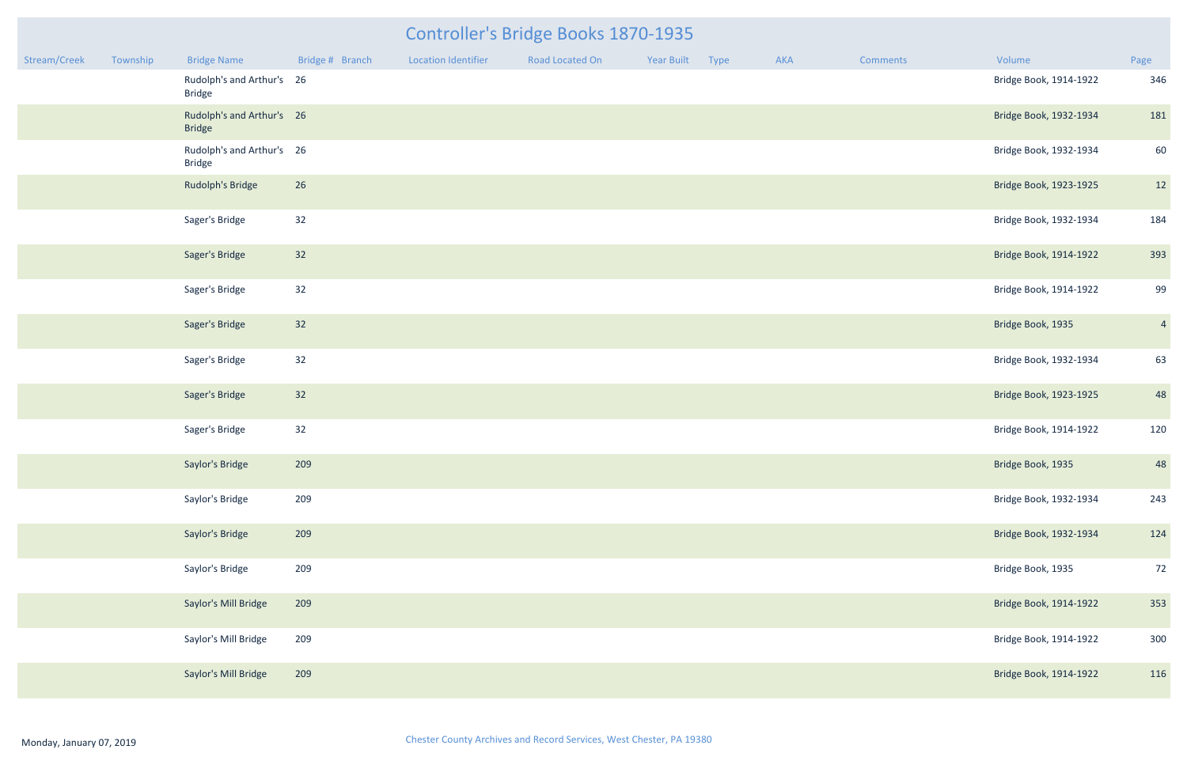# Controller's Bridge Books 1870-1935

| Stream/Creek | Township | Bridge Name | Bridge # | Branch | Location Identifier | Road Located On | Year Built | Type | AKA | Comments | Volume | Page |
|---|---|---|---|---|---|---|---|---|---|---|---|---|
| | | Rudolph's and Arthur's Bridge | 26 | | | | | | | | Bridge Book, 1914-1922 | 346 |
| | | Rudolph's and Arthur's Bridge | 26 | | | | | | | | Bridge Book, 1932-1934 | 181 |
| | | Rudolph's and Arthur's Bridge | 26 | | | | | | | | Bridge Book, 1932-1934 | 60 |
| | | Rudolph's Bridge | 26 | | | | | | | | Bridge Book, 1923-1925 | 12 |
| | | Sager's Bridge | 32 | | | | | | | | Bridge Book, 1932-1934 | 184 |
| | | Sager's Bridge | 32 | | | | | | | | Bridge Book, 1914-1922 | 393 |
| | | Sager's Bridge | 32 | | | | | | | | Bridge Book, 1914-1922 | 99 |
| | | Sager's Bridge | 32 | | | | | | | | Bridge Book, 1935 | 4 |
| | | Sager's Bridge | 32 | | | | | | | | Bridge Book, 1932-1934 | 63 |
| | | Sager's Bridge | 32 | | | | | | | | Bridge Book, 1923-1925 | 48 |
| | | Sager's Bridge | 32 | | | | | | | | Bridge Book, 1914-1922 | 120 |
| | | Saylor's Bridge | 209 | | | | | | | | Bridge Book, 1935 | 48 |
| | | Saylor's Bridge | 209 | | | | | | | | Bridge Book, 1932-1934 | 243 |
| | | Saylor's Bridge | 209 | | | | | | | | Bridge Book, 1932-1934 | 124 |
| | | Saylor's Bridge | 209 | | | | | | | | Bridge Book, 1935 | 72 |
| | | Saylor's Mill Bridge | 209 | | | | | | | | Bridge Book, 1914-1922 | 353 |
| | | Saylor's Mill Bridge | 209 | | | | | | | | Bridge Book, 1914-1922 | 300 |
| | | Saylor's Mill Bridge | 209 | | | | | | | | Bridge Book, 1914-1922 | 116 |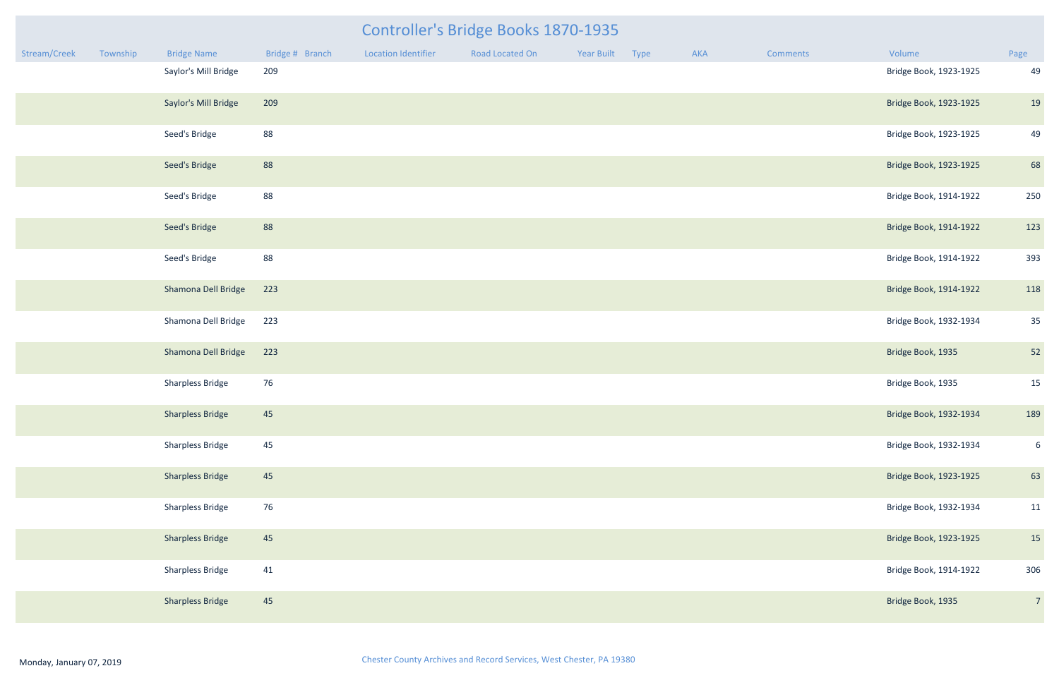# Controller's Bridge Books 1870-1935

| Stream/Creek | Township | Bridge Name | Bridge # | Branch | Location Identifier | Road Located On | Year Built | Type | AKA | Comments | Volume | Page |
|---|---|---|---|---|---|---|---|---|---|---|---|---|
| | | Saylor's Mill Bridge | 209 | | | | | | | | Bridge Book, 1923-1925 | 49 |
| | | Saylor's Mill Bridge | 209 | | | | | | | | Bridge Book, 1923-1925 | 19 |
| | | Seed's Bridge | 88 | | | | | | | | Bridge Book, 1923-1925 | 49 |
| | | Seed's Bridge | 88 | | | | | | | | Bridge Book, 1923-1925 | 68 |
| | | Seed's Bridge | 88 | | | | | | | | Bridge Book, 1914-1922 | 250 |
| | | Seed's Bridge | 88 | | | | | | | | Bridge Book, 1914-1922 | 123 |
| | | Seed's Bridge | 88 | | | | | | | | Bridge Book, 1914-1922 | 393 |
| | | Shamona Dell Bridge | 223 | | | | | | | | Bridge Book, 1914-1922 | 118 |
| | | Shamona Dell Bridge | 223 | | | | | | | | Bridge Book, 1932-1934 | 35 |
| | | Shamona Dell Bridge | 223 | | | | | | | | Bridge Book, 1935 | 52 |
| | | Sharpless Bridge | 76 | | | | | | | | Bridge Book, 1935 | 15 |
| | | Sharpless Bridge | 45 | | | | | | | | Bridge Book, 1932-1934 | 189 |
| | | Sharpless Bridge | 45 | | | | | | | | Bridge Book, 1932-1934 | 6 |
| | | Sharpless Bridge | 45 | | | | | | | | Bridge Book, 1923-1925 | 63 |
| | | Sharpless Bridge | 76 | | | | | | | | Bridge Book, 1932-1934 | 11 |
| | | Sharpless Bridge | 45 | | | | | | | | Bridge Book, 1923-1925 | 15 |
| | | Sharpless Bridge | 41 | | | | | | | | Bridge Book, 1914-1922 | 306 |
| | | Sharpless Bridge | 45 | | | | | | | | Bridge Book, 1935 | 7 |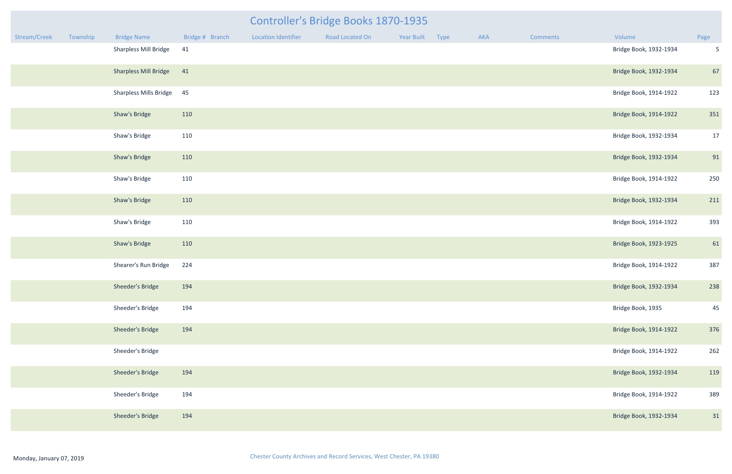# Controller's Bridge Books 1870-1935

| Stream/Creek | Township | Bridge Name | Bridge # | Branch | Location Identifier | Road Located On | Year Built | Type | AKA | Comments | Volume | Page |
|---|---|---|---|---|---|---|---|---|---|---|---|---|
| | | Sharpless Mill Bridge | 41 | | | | | | | | Bridge Book, 1932-1934 | 5 |
| | | Sharpless Mill Bridge | 41 | | | | | | | | Bridge Book, 1932-1934 | 67 |
| | | Sharpless Mills Bridge | 45 | | | | | | | | Bridge Book, 1914-1922 | 123 |
| | | Shaw's Bridge | 110 | | | | | | | | Bridge Book, 1914-1922 | 351 |
| | | Shaw's Bridge | 110 | | | | | | | | Bridge Book, 1932-1934 | 17 |
| | | Shaw's Bridge | 110 | | | | | | | | Bridge Book, 1932-1934 | 91 |
| | | Shaw's Bridge | 110 | | | | | | | | Bridge Book, 1914-1922 | 250 |
| | | Shaw's Bridge | 110 | | | | | | | | Bridge Book, 1932-1934 | 211 |
| | | Shaw's Bridge | 110 | | | | | | | | Bridge Book, 1914-1922 | 393 |
| | | Shaw's Bridge | 110 | | | | | | | | Bridge Book, 1923-1925 | 61 |
| | | Shearer's Run Bridge | 224 | | | | | | | | Bridge Book, 1914-1922 | 387 |
| | | Sheeder's Bridge | 194 | | | | | | | | Bridge Book, 1932-1934 | 238 |
| | | Sheeder's Bridge | 194 | | | | | | | | Bridge Book, 1935 | 45 |
| | | Sheeder's Bridge | 194 | | | | | | | | Bridge Book, 1914-1922 | 376 |
| | | Sheeder's Bridge | | | | | | | | | Bridge Book, 1914-1922 | 262 |
| | | Sheeder's Bridge | 194 | | | | | | | | Bridge Book, 1932-1934 | 119 |
| | | Sheeder's Bridge | 194 | | | | | | | | Bridge Book, 1914-1922 | 389 |
| | | Sheeder's Bridge | 194 | | | | | | | | Bridge Book, 1932-1934 | 31 |

Monday, January 07, 2019

Chester County Archives and Record Services, West Chester, PA 19380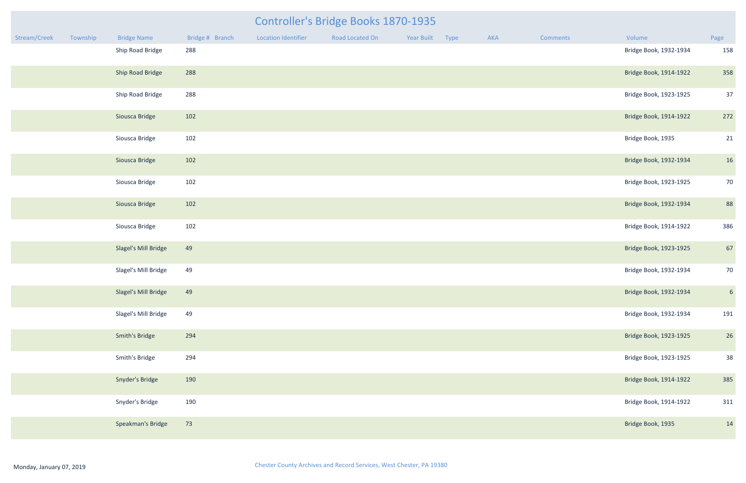# Controller's Bridge Books 1870-1935

| Stream/Creek | Township | Bridge Name | Bridge # | Branch | Location Identifier | Road Located On | Year Built | Type | AKA | Comments | Volume | Page |
|---|---|---|---|---|---|---|---|---|---|---|---|---|
| | | Ship Road Bridge | 288 | | | | | | | | Bridge Book, 1932-1934 | 158 |
| | | Ship Road Bridge | 288 | | | | | | | | Bridge Book, 1914-1922 | 358 |
| | | Ship Road Bridge | 288 | | | | | | | | Bridge Book, 1923-1925 | 37 |
| | | Siousca Bridge | 102 | | | | | | | | Bridge Book, 1914-1922 | 272 |
| | | Siousca Bridge | 102 | | | | | | | | Bridge Book, 1935 | 21 |
| | | Siousca Bridge | 102 | | | | | | | | Bridge Book, 1932-1934 | 16 |
| | | Siousca Bridge | 102 | | | | | | | | Bridge Book, 1923-1925 | 70 |
| | | Siousca Bridge | 102 | | | | | | | | Bridge Book, 1932-1934 | 88 |
| | | Siousca Bridge | 102 | | | | | | | | Bridge Book, 1914-1922 | 386 |
| | | Slagel's Mill Bridge | 49 | | | | | | | | Bridge Book, 1923-1925 | 67 |
| | | Slagel's Mill Bridge | 49 | | | | | | | | Bridge Book, 1932-1934 | 70 |
| | | Slagel's Mill Bridge | 49 | | | | | | | | Bridge Book, 1932-1934 | 6 |
| | | Slagel's Mill Bridge | 49 | | | | | | | | Bridge Book, 1932-1934 | 191 |
| | | Smith's Bridge | 294 | | | | | | | | Bridge Book, 1923-1925 | 26 |
| | | Smith's Bridge | 294 | | | | | | | | Bridge Book, 1923-1925 | 38 |
| | | Snyder's Bridge | 190 | | | | | | | | Bridge Book, 1914-1922 | 385 |
| | | Snyder's Bridge | 190 | | | | | | | | Bridge Book, 1914-1922 | 311 |
| | | Speakman's Bridge | 73 | | | | | | | | Bridge Book, 1935 | 14 |

Monday, January 07, 2019

Chester County Archives and Record Services, West Chester, PA 19380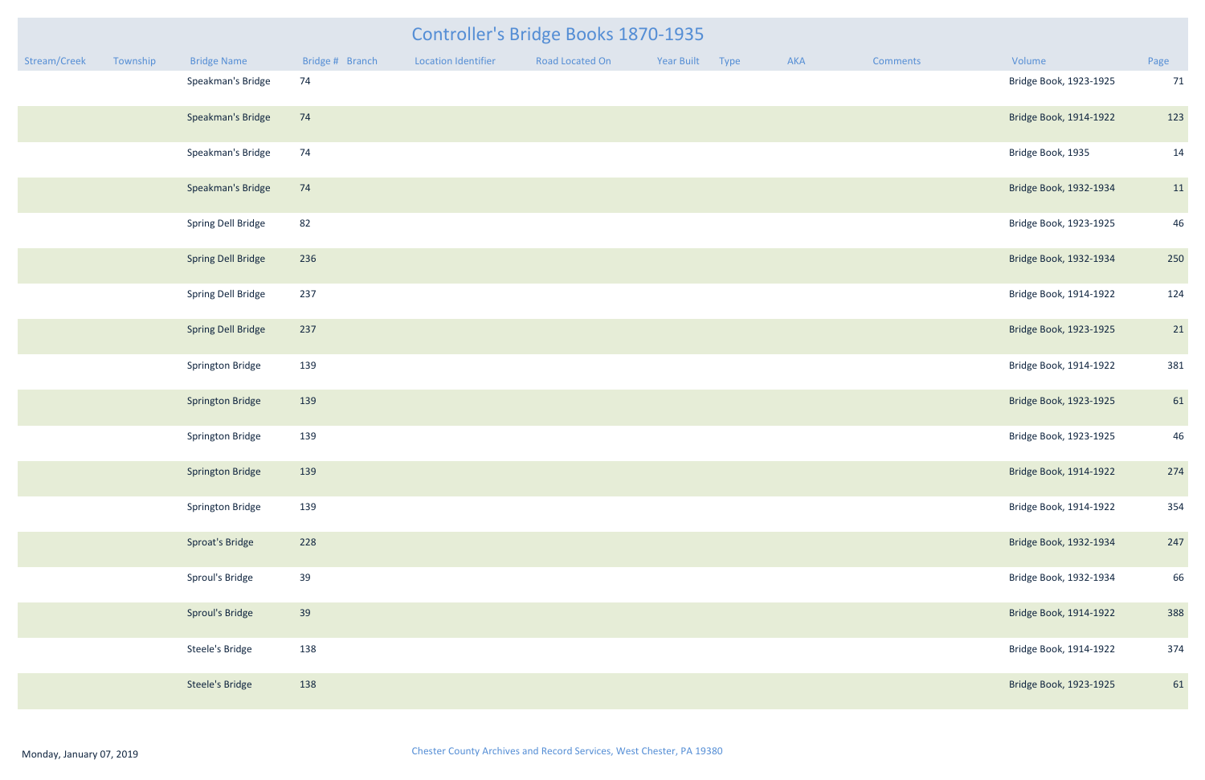# Controller's Bridge Books 1870-1935

| Stream/Creek | Township | Bridge Name | Bridge # | Branch | Location Identifier | Road Located On | Year Built | Type | AKA | Comments | Volume | Page |
|---|---|---|---|---|---|---|---|---|---|---|---|---|
| | | Speakman's Bridge | 74 | | | | | | | | Bridge Book, 1923-1925 | 71 |
| | | Speakman's Bridge | 74 | | | | | | | | Bridge Book, 1914-1922 | 123 |
| | | Speakman's Bridge | 74 | | | | | | | | Bridge Book, 1935 | 14 |
| | | Speakman's Bridge | 74 | | | | | | | | Bridge Book, 1932-1934 | 11 |
| | | Spring Dell Bridge | 82 | | | | | | | | Bridge Book, 1923-1925 | 46 |
| | | Spring Dell Bridge | 236 | | | | | | | | Bridge Book, 1932-1934 | 250 |
| | | Spring Dell Bridge | 237 | | | | | | | | Bridge Book, 1914-1922 | 124 |
| | | Spring Dell Bridge | 237 | | | | | | | | Bridge Book, 1923-1925 | 21 |
| | | Springton Bridge | 139 | | | | | | | | Bridge Book, 1914-1922 | 381 |
| | | Springton Bridge | 139 | | | | | | | | Bridge Book, 1923-1925 | 61 |
| | | Springton Bridge | 139 | | | | | | | | Bridge Book, 1923-1925 | 46 |
| | | Springton Bridge | 139 | | | | | | | | Bridge Book, 1914-1922 | 274 |
| | | Springton Bridge | 139 | | | | | | | | Bridge Book, 1914-1922 | 354 |
| | | Sproat's Bridge | 228 | | | | | | | | Bridge Book, 1932-1934 | 247 |
| | | Sproul's Bridge | 39 | | | | | | | | Bridge Book, 1932-1934 | 66 |
| | | Sproul's Bridge | 39 | | | | | | | | Bridge Book, 1914-1922 | 388 |
| | | Steele's Bridge | 138 | | | | | | | | Bridge Book, 1914-1922 | 374 |
| | | Steele's Bridge | 138 | | | | | | | | Bridge Book, 1923-1925 | 61 |

Monday, January 07, 2019

Chester County Archives and Record Services, West Chester, PA 19380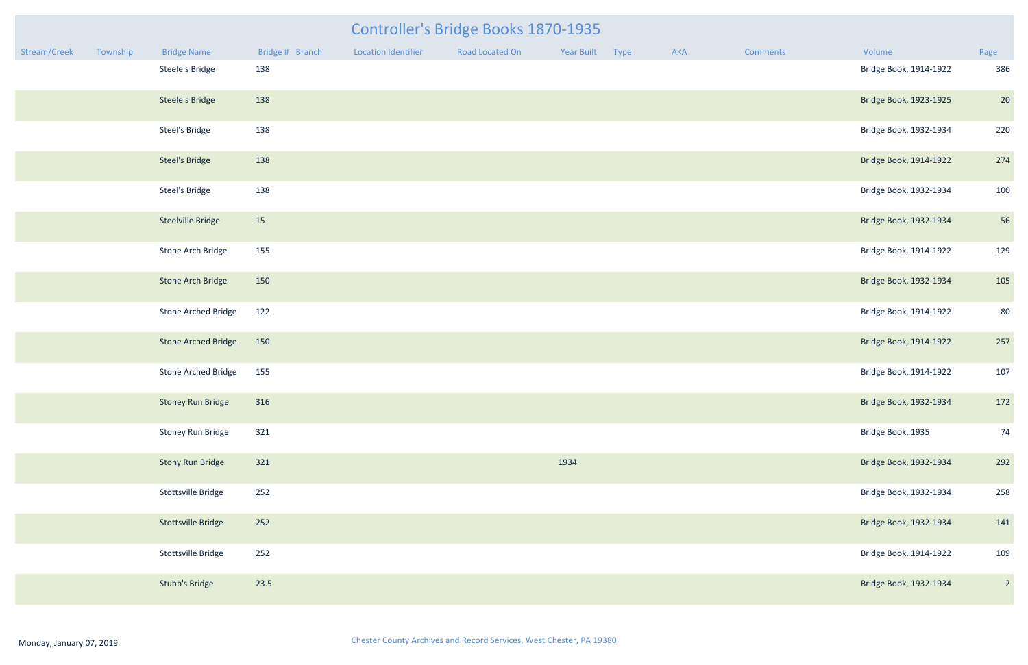# Controller's Bridge Books 1870-1935

| Stream/Creek | Township | Bridge Name | Bridge # | Branch | Location Identifier | Road Located On | Year Built | Type | AKA | Comments | Volume | Page |
|---|---|---|---|---|---|---|---|---|---|---|---|---|
| | | Steele's Bridge | 138 | | | | | | | | Bridge Book, 1914-1922 | 386 |
| | | Steele's Bridge | 138 | | | | | | | | Bridge Book, 1923-1925 | 20 |
| | | Steel's Bridge | 138 | | | | | | | | Bridge Book, 1932-1934 | 220 |
| | | Steel's Bridge | 138 | | | | | | | | Bridge Book, 1914-1922 | 274 |
| | | Steel's Bridge | 138 | | | | | | | | Bridge Book, 1932-1934 | 100 |
| | | Steelville Bridge | 15 | | | | | | | | Bridge Book, 1932-1934 | 56 |
| | | Stone Arch Bridge | 155 | | | | | | | | Bridge Book, 1914-1922 | 129 |
| | | Stone Arch Bridge | 150 | | | | | | | | Bridge Book, 1932-1934 | 105 |
| | | Stone Arched Bridge | 122 | | | | | | | | Bridge Book, 1914-1922 | 80 |
| | | Stone Arched Bridge | 150 | | | | | | | | Bridge Book, 1914-1922 | 257 |
| | | Stone Arched Bridge | 155 | | | | | | | | Bridge Book, 1914-1922 | 107 |
| | | Stoney Run Bridge | 316 | | | | | | | | Bridge Book, 1932-1934 | 172 |
| | | Stoney Run Bridge | 321 | | | | | | | | Bridge Book, 1935 | 74 |
| | | Stony Run Bridge | 321 | | | | 1934 | | | | Bridge Book, 1932-1934 | 292 |
| | | Stottsville Bridge | 252 | | | | | | | | Bridge Book, 1932-1934 | 258 |
| | | Stottsville Bridge | 252 | | | | | | | | Bridge Book, 1932-1934 | 141 |
| | | Stottsville Bridge | 252 | | | | | | | | Bridge Book, 1914-1922 | 109 |
| | | Stubb's Bridge | 23.5 | | | | | | | | Bridge Book, 1932-1934 | 2 |

Monday, January 07, 2019

Chester County Archives and Record Services, West Chester, PA 19380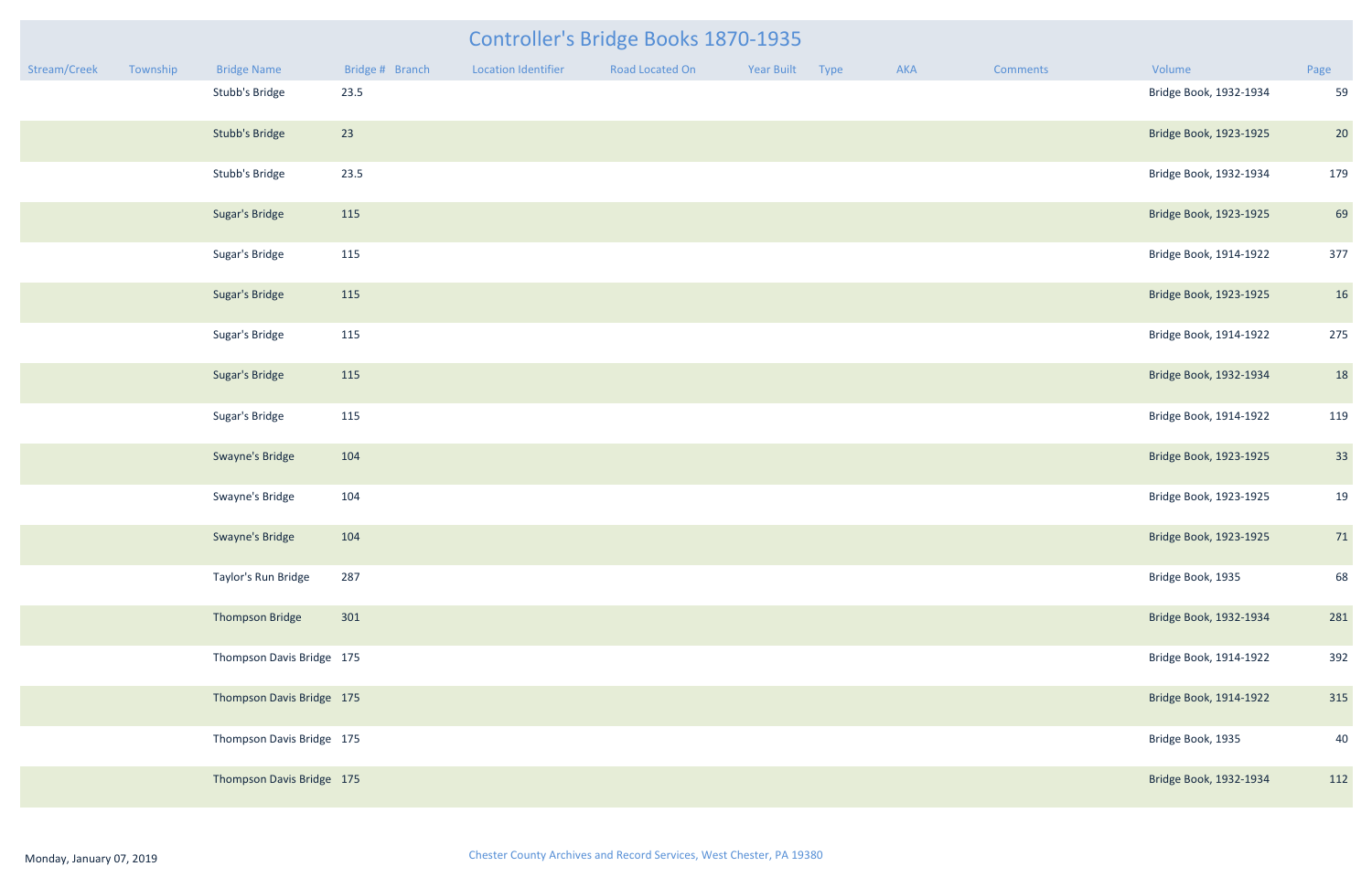# Controller's Bridge Books 1870-1935

| Stream/Creek | Township | Bridge Name | Bridge # | Branch | Location Identifier | Road Located On | Year Built | Type | AKA | Comments | Volume | Page |
|---|---|---|---|---|---|---|---|---|---|---|---|---|
| | | Stubb's Bridge | 23.5 | | | | | | | | Bridge Book, 1932-1934 | 59 |
| | | Stubb's Bridge | 23 | | | | | | | | Bridge Book, 1923-1925 | 20 |
| | | Stubb's Bridge | 23.5 | | | | | | | | Bridge Book, 1932-1934 | 179 |
| | | Sugar's Bridge | 115 | | | | | | | | Bridge Book, 1923-1925 | 69 |
| | | Sugar's Bridge | 115 | | | | | | | | Bridge Book, 1914-1922 | 377 |
| | | Sugar's Bridge | 115 | | | | | | | | Bridge Book, 1923-1925 | 16 |
| | | Sugar's Bridge | 115 | | | | | | | | Bridge Book, 1914-1922 | 275 |
| | | Sugar's Bridge | 115 | | | | | | | | Bridge Book, 1932-1934 | 18 |
| | | Sugar's Bridge | 115 | | | | | | | | Bridge Book, 1914-1922 | 119 |
| | | Swayne's Bridge | 104 | | | | | | | | Bridge Book, 1923-1925 | 33 |
| | | Swayne's Bridge | 104 | | | | | | | | Bridge Book, 1923-1925 | 19 |
| | | Swayne's Bridge | 104 | | | | | | | | Bridge Book, 1923-1925 | 71 |
| | | Taylor's Run Bridge | 287 | | | | | | | | Bridge Book, 1935 | 68 |
| | | Thompson Bridge | 301 | | | | | | | | Bridge Book, 1932-1934 | 281 |
| | | Thompson Davis Bridge | 175 | | | | | | | | Bridge Book, 1914-1922 | 392 |
| | | Thompson Davis Bridge | 175 | | | | | | | | Bridge Book, 1914-1922 | 315 |
| | | Thompson Davis Bridge | 175 | | | | | | | | Bridge Book, 1935 | 40 |
| | | Thompson Davis Bridge | 175 | | | | | | | | Bridge Book, 1932-1934 | 112 |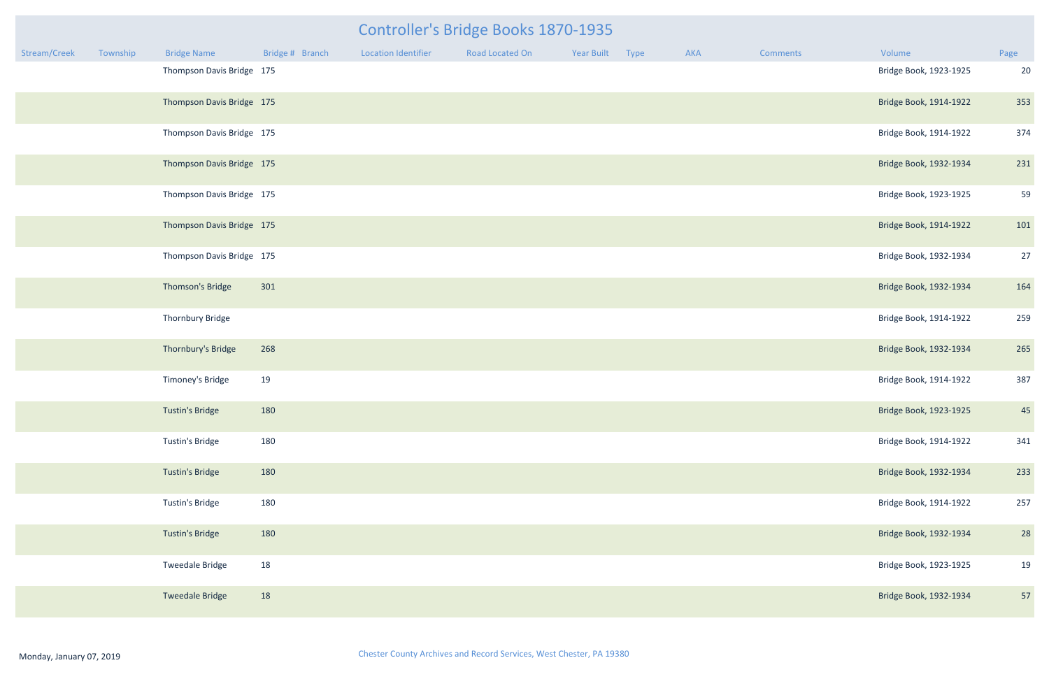# Controller's Bridge Books 1870-1935

| Stream/Creek | Township | Bridge Name | Bridge # | Branch | Location Identifier | Road Located On | Year Built | Type | AKA | Comments | Volume | Page |
|---|---|---|---|---|---|---|---|---|---|---|---|---|
| | | Thompson Davis Bridge | 175 | | | | | | | | Bridge Book, 1923-1925 | 20 |
| | | Thompson Davis Bridge | 175 | | | | | | | | Bridge Book, 1914-1922 | 353 |
| | | Thompson Davis Bridge | 175 | | | | | | | | Bridge Book, 1914-1922 | 374 |
| | | Thompson Davis Bridge | 175 | | | | | | | | Bridge Book, 1932-1934 | 231 |
| | | Thompson Davis Bridge | 175 | | | | | | | | Bridge Book, 1923-1925 | 59 |
| | | Thompson Davis Bridge | 175 | | | | | | | | Bridge Book, 1914-1922 | 101 |
| | | Thompson Davis Bridge | 175 | | | | | | | | Bridge Book, 1932-1934 | 27 |
| | | Thomson's Bridge | 301 | | | | | | | | Bridge Book, 1932-1934 | 164 |
| | | Thornbury Bridge | | | | | | | | | Bridge Book, 1914-1922 | 259 |
| | | Thornbury's Bridge | 268 | | | | | | | | Bridge Book, 1932-1934 | 265 |
| | | Timoney's Bridge | 19 | | | | | | | | Bridge Book, 1914-1922 | 387 |
| | | Tustin's Bridge | 180 | | | | | | | | Bridge Book, 1923-1925 | 45 |
| | | Tustin's Bridge | 180 | | | | | | | | Bridge Book, 1914-1922 | 341 |
| | | Tustin's Bridge | 180 | | | | | | | | Bridge Book, 1932-1934 | 233 |
| | | Tustin's Bridge | 180 | | | | | | | | Bridge Book, 1914-1922 | 257 |
| | | Tustin's Bridge | 180 | | | | | | | | Bridge Book, 1932-1934 | 28 |
| | | Tweedale Bridge | 18 | | | | | | | | Bridge Book, 1923-1925 | 19 |
| | | Tweedale Bridge | 18 | | | | | | | | Bridge Book, 1932-1934 | 57 |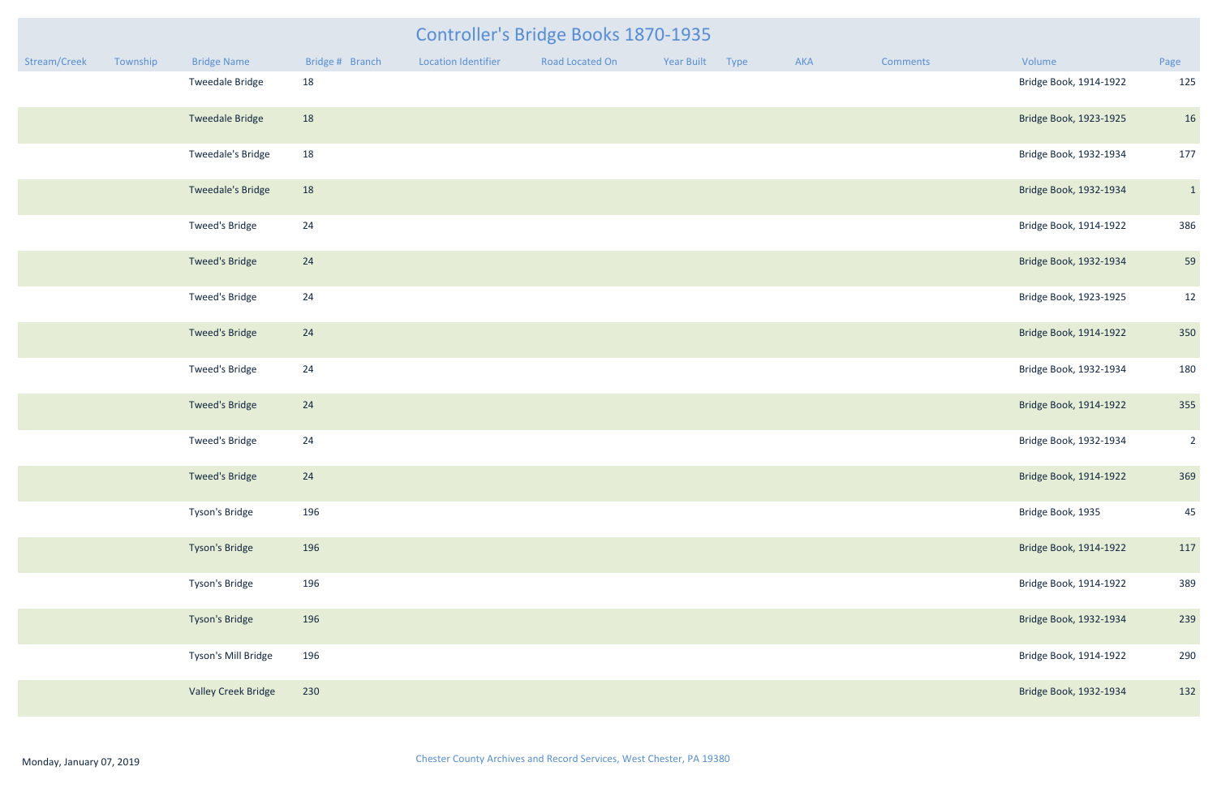# Controller's Bridge Books 1870-1935

| Stream/Creek | Township | Bridge Name | Bridge # | Branch | Location Identifier | Road Located On | Year Built | Type | AKA | Comments | Volume | Page |
|---|---|---|---|---|---|---|---|---|---|---|---|---|
| | | Tweedale Bridge | 18 | | | | | | | | Bridge Book, 1914-1922 | 125 |
| | | Tweedale Bridge | 18 | | | | | | | | Bridge Book, 1923-1925 | 16 |
| | | Tweedale's Bridge | 18 | | | | | | | | Bridge Book, 1932-1934 | 177 |
| | | Tweedale's Bridge | 18 | | | | | | | | Bridge Book, 1932-1934 | 1 |
| | | Tweed's Bridge | 24 | | | | | | | | Bridge Book, 1914-1922 | 386 |
| | | Tweed's Bridge | 24 | | | | | | | | Bridge Book, 1932-1934 | 59 |
| | | Tweed's Bridge | 24 | | | | | | | | Bridge Book, 1923-1925 | 12 |
| | | Tweed's Bridge | 24 | | | | | | | | Bridge Book, 1914-1922 | 350 |
| | | Tweed's Bridge | 24 | | | | | | | | Bridge Book, 1932-1934 | 180 |
| | | Tweed's Bridge | 24 | | | | | | | | Bridge Book, 1914-1922 | 355 |
| | | Tweed's Bridge | 24 | | | | | | | | Bridge Book, 1932-1934 | 2 |
| | | Tweed's Bridge | 24 | | | | | | | | Bridge Book, 1914-1922 | 369 |
| | | Tyson's Bridge | 196 | | | | | | | | Bridge Book, 1935 | 45 |
| | | Tyson's Bridge | 196 | | | | | | | | Bridge Book, 1914-1922 | 117 |
| | | Tyson's Bridge | 196 | | | | | | | | Bridge Book, 1914-1922 | 389 |
| | | Tyson's Bridge | 196 | | | | | | | | Bridge Book, 1932-1934 | 239 |
| | | Tyson's Mill Bridge | 196 | | | | | | | | Bridge Book, 1914-1922 | 290 |
| | | Valley Creek Bridge | 230 | | | | | | | | Bridge Book, 1932-1934 | 132 |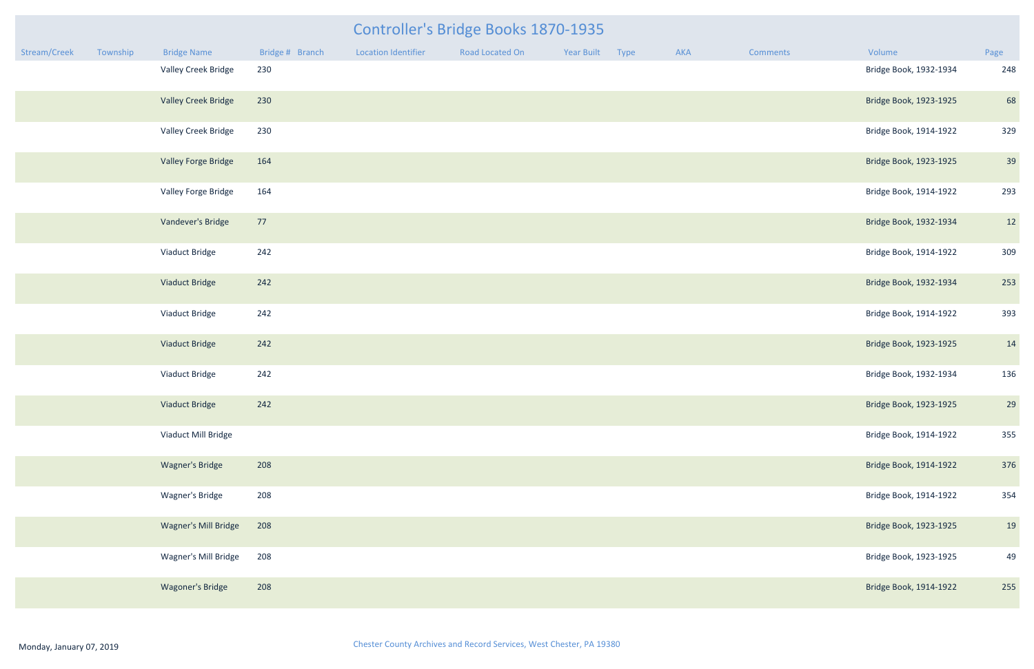# Controller's Bridge Books 1870-1935

| Stream/Creek | Township | Bridge Name | Bridge # | Branch | Location Identifier | Road Located On | Year Built | Type | AKA | Comments | Volume | Page |
|---|---|---|---|---|---|---|---|---|---|---|---|---|
| | | Valley Creek Bridge | 230 | | | | | | | | Bridge Book, 1932-1934 | 248 |
| | | Valley Creek Bridge | 230 | | | | | | | | Bridge Book, 1923-1925 | 68 |
| | | Valley Creek Bridge | 230 | | | | | | | | Bridge Book, 1914-1922 | 329 |
| | | Valley Forge Bridge | 164 | | | | | | | | Bridge Book, 1923-1925 | 39 |
| | | Valley Forge Bridge | 164 | | | | | | | | Bridge Book, 1914-1922 | 293 |
| | | Vandever's Bridge | 77 | | | | | | | | Bridge Book, 1932-1934 | 12 |
| | | Viaduct Bridge | 242 | | | | | | | | Bridge Book, 1914-1922 | 309 |
| | | Viaduct Bridge | 242 | | | | | | | | Bridge Book, 1932-1934 | 253 |
| | | Viaduct Bridge | 242 | | | | | | | | Bridge Book, 1914-1922 | 393 |
| | | Viaduct Bridge | 242 | | | | | | | | Bridge Book, 1923-1925 | 14 |
| | | Viaduct Bridge | 242 | | | | | | | | Bridge Book, 1932-1934 | 136 |
| | | Viaduct Bridge | 242 | | | | | | | | Bridge Book, 1923-1925 | 29 |
| | | Viaduct Mill Bridge | | | | | | | | | Bridge Book, 1914-1922 | 355 |
| | | Wagner's Bridge | 208 | | | | | | | | Bridge Book, 1914-1922 | 376 |
| | | Wagner's Bridge | 208 | | | | | | | | Bridge Book, 1914-1922 | 354 |
| | | Wagner's Mill Bridge | 208 | | | | | | | | Bridge Book, 1923-1925 | 19 |
| | | Wagner's Mill Bridge | 208 | | | | | | | | Bridge Book, 1923-1925 | 49 |
| | | Wagoner's Bridge | 208 | | | | | | | | Bridge Book, 1914-1922 | 255 |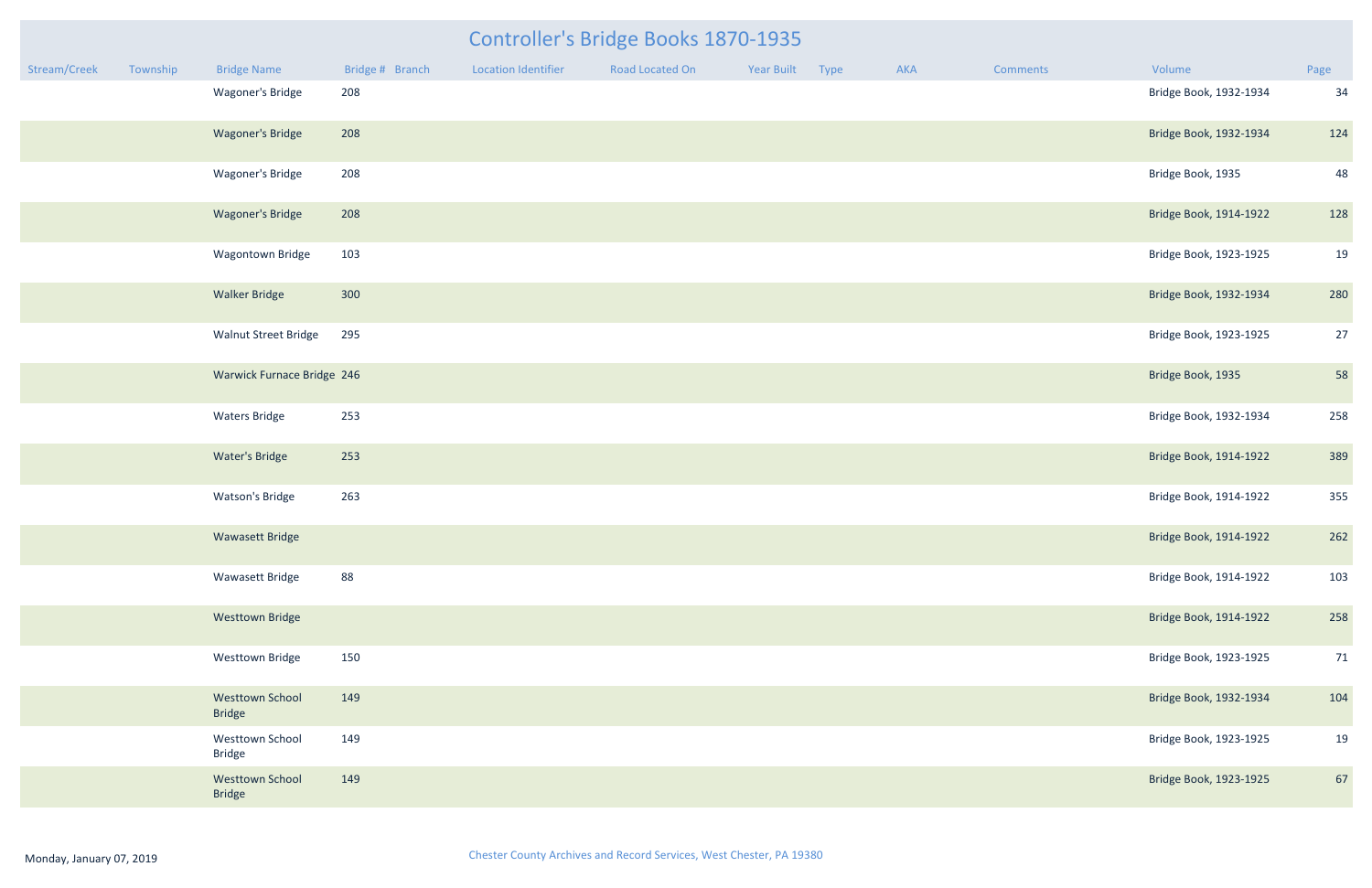# Controller's Bridge Books 1870-1935

| Stream/Creek | Township | Bridge Name | Bridge # | Branch | Location Identifier | Road Located On | Year Built | Type | AKA | Comments | Volume | Page |
|---|---|---|---|---|---|---|---|---|---|---|---|---|
| | | Wagoner's Bridge | 208 | | | | | | | | Bridge Book, 1932-1934 | 34 |
| | | Wagoner's Bridge | 208 | | | | | | | | Bridge Book, 1932-1934 | 124 |
| | | Wagoner's Bridge | 208 | | | | | | | | Bridge Book, 1935 | 48 |
| | | Wagoner's Bridge | 208 | | | | | | | | Bridge Book, 1914-1922 | 128 |
| | | Wagontown Bridge | 103 | | | | | | | | Bridge Book, 1923-1925 | 19 |
| | | Walker Bridge | 300 | | | | | | | | Bridge Book, 1932-1934 | 280 |
| | | Walnut Street Bridge | 295 | | | | | | | | Bridge Book, 1923-1925 | 27 |
| | | Warwick Furnace Bridge | 246 | | | | | | | | Bridge Book, 1935 | 58 |
| | | Waters Bridge | 253 | | | | | | | | Bridge Book, 1932-1934 | 258 |
| | | Water's Bridge | 253 | | | | | | | | Bridge Book, 1914-1922 | 389 |
| | | Watson's Bridge | 263 | | | | | | | | Bridge Book, 1914-1922 | 355 |
| | | Wawasett Bridge | | | | | | | | | Bridge Book, 1914-1922 | 262 |
| | | Wawasett Bridge | 88 | | | | | | | | Bridge Book, 1914-1922 | 103 |
| | | Westtown Bridge | | | | | | | | | Bridge Book, 1914-1922 | 258 |
| | | Westtown Bridge | 150 | | | | | | | | Bridge Book, 1923-1925 | 71 |
| | | Westtown School Bridge | 149 | | | | | | | | Bridge Book, 1932-1934 | 104 |
| | | Westtown School Bridge | 149 | | | | | | | | Bridge Book, 1923-1925 | 19 |
| | | Westtown School Bridge | 149 | | | | | | | | Bridge Book, 1923-1925 | 67 |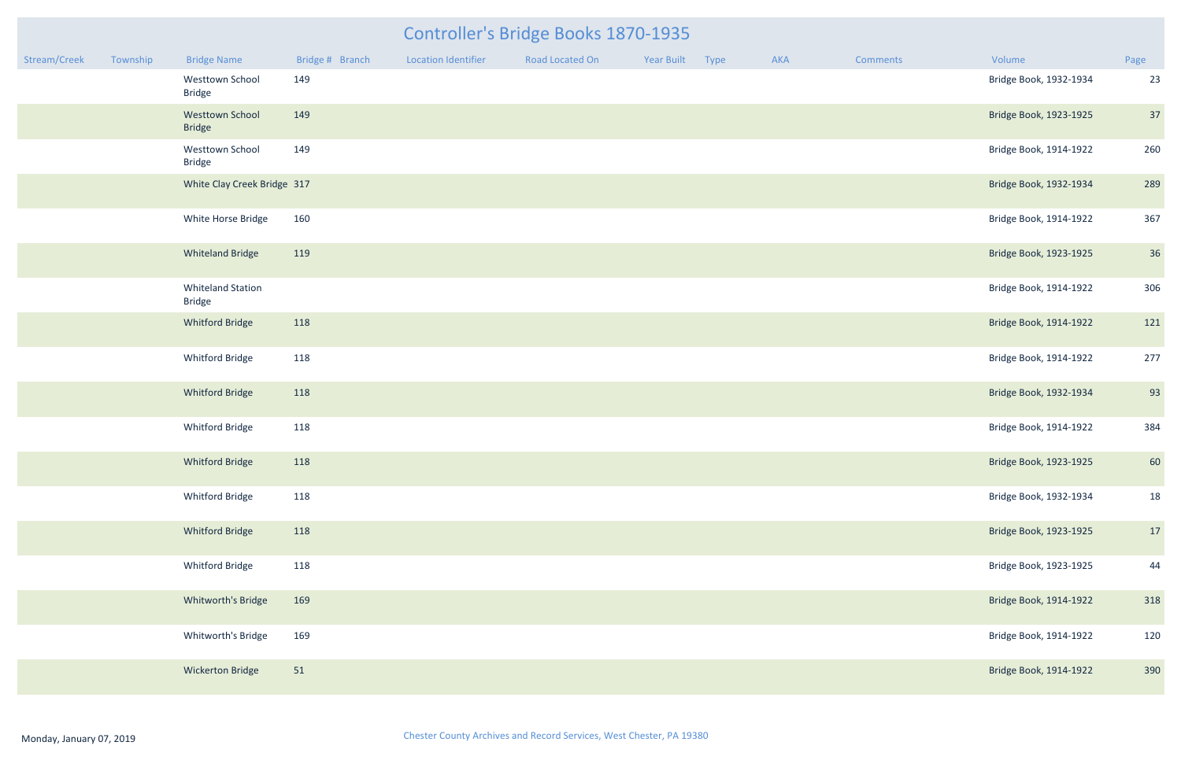# Controller's Bridge Books 1870-1935

| Stream/Creek | Township | Bridge Name | Bridge # | Branch | Location Identifier | Road Located On | Year Built | Type | AKA | Comments | Volume | Page |
|---|---|---|---|---|---|---|---|---|---|---|---|---|
| | | Westtown School Bridge | 149 | | | | | | | | Bridge Book, 1932-1934 | 23 |
| | | Westtown School Bridge | 149 | | | | | | | | Bridge Book, 1923-1925 | 37 |
| | | Westtown School Bridge | 149 | | | | | | | | Bridge Book, 1914-1922 | 260 |
| | | White Clay Creek Bridge | 317 | | | | | | | | Bridge Book, 1932-1934 | 289 |
| | | White Horse Bridge | 160 | | | | | | | | Bridge Book, 1914-1922 | 367 |
| | | Whiteland Bridge | 119 | | | | | | | | Bridge Book, 1923-1925 | 36 |
| | | Whiteland Station Bridge | | | | | | | | | Bridge Book, 1914-1922 | 306 |
| | | Whitford Bridge | 118 | | | | | | | | Bridge Book, 1914-1922 | 121 |
| | | Whitford Bridge | 118 | | | | | | | | Bridge Book, 1914-1922 | 277 |
| | | Whitford Bridge | 118 | | | | | | | | Bridge Book, 1932-1934 | 93 |
| | | Whitford Bridge | 118 | | | | | | | | Bridge Book, 1914-1922 | 384 |
| | | Whitford Bridge | 118 | | | | | | | | Bridge Book, 1923-1925 | 60 |
| | | Whitford Bridge | 118 | | | | | | | | Bridge Book, 1932-1934 | 18 |
| | | Whitford Bridge | 118 | | | | | | | | Bridge Book, 1923-1925 | 17 |
| | | Whitford Bridge | 118 | | | | | | | | Bridge Book, 1923-1925 | 44 |
| | | Whitworth's Bridge | 169 | | | | | | | | Bridge Book, 1914-1922 | 318 |
| | | Whitworth's Bridge | 169 | | | | | | | | Bridge Book, 1914-1922 | 120 |
| | | Wickerton Bridge | 51 | | | | | | | | Bridge Book, 1914-1922 | 390 |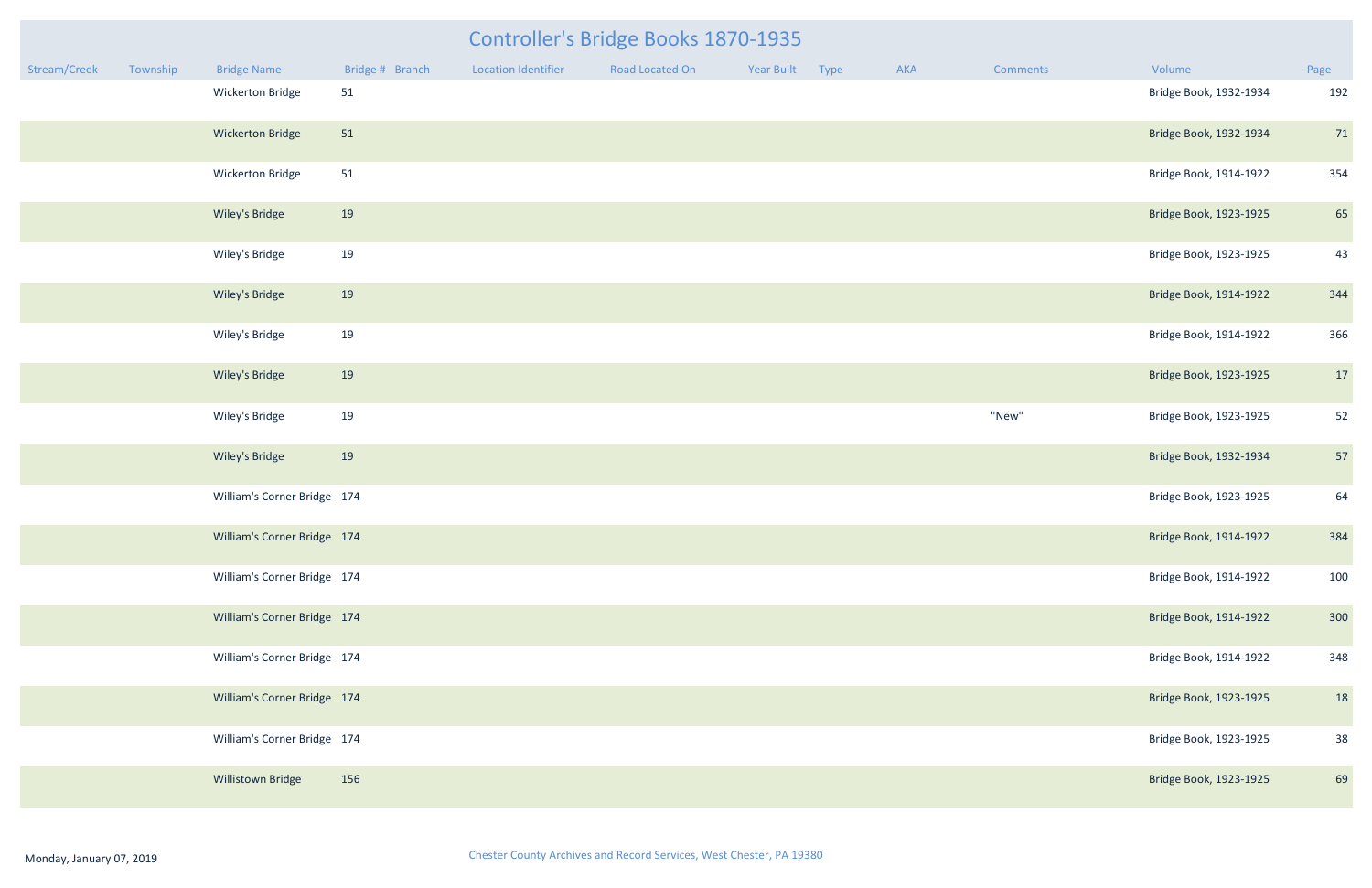# Controller's Bridge Books 1870-1935

| Stream/Creek | Township | Bridge Name | Bridge # | Branch | Location Identifier | Road Located On | Year Built | Type | AKA | Comments | Volume | Page |
|---|---|---|---|---|---|---|---|---|---|---|---|---|
| | | Wickerton Bridge | 51 | | | | | | | | Bridge Book, 1932-1934 | 192 |
| | | Wickerton Bridge | 51 | | | | | | | | Bridge Book, 1932-1934 | 71 |
| | | Wickerton Bridge | 51 | | | | | | | | Bridge Book, 1914-1922 | 354 |
| | | Wiley's Bridge | 19 | | | | | | | | Bridge Book, 1923-1925 | 65 |
| | | Wiley's Bridge | 19 | | | | | | | | Bridge Book, 1923-1925 | 43 |
| | | Wiley's Bridge | 19 | | | | | | | | Bridge Book, 1914-1922 | 344 |
| | | Wiley's Bridge | 19 | | | | | | | | Bridge Book, 1914-1922 | 366 |
| | | Wiley's Bridge | 19 | | | | | | | | Bridge Book, 1923-1925 | 17 |
| | | Wiley's Bridge | 19 | | | | | | | "New" | Bridge Book, 1923-1925 | 52 |
| | | Wiley's Bridge | 19 | | | | | | | | Bridge Book, 1932-1934 | 57 |
| | | William's Corner Bridge | 174 | | | | | | | | Bridge Book, 1923-1925 | 64 |
| | | William's Corner Bridge | 174 | | | | | | | | Bridge Book, 1914-1922 | 384 |
| | | William's Corner Bridge | 174 | | | | | | | | Bridge Book, 1914-1922 | 100 |
| | | William's Corner Bridge | 174 | | | | | | | | Bridge Book, 1914-1922 | 300 |
| | | William's Corner Bridge | 174 | | | | | | | | Bridge Book, 1914-1922 | 348 |
| | | William's Corner Bridge | 174 | | | | | | | | Bridge Book, 1923-1925 | 18 |
| | | William's Corner Bridge | 174 | | | | | | | | Bridge Book, 1923-1925 | 38 |
| | | Willistown Bridge | 156 | | | | | | | | Bridge Book, 1923-1925 | 69 |

Monday, January 07, 2019

Chester County Archives and Record Services, West Chester, PA 19380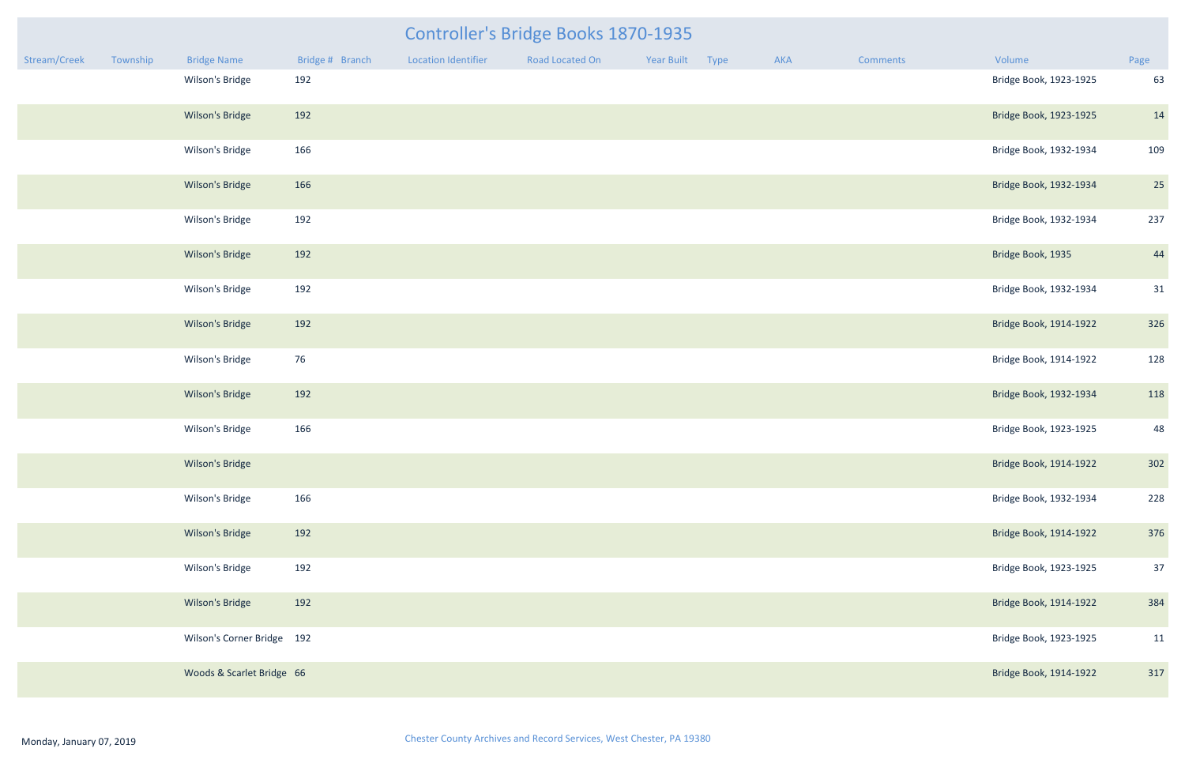# Controller's Bridge Books 1870-1935

| Stream/Creek | Township | Bridge Name | Bridge # | Branch | Location Identifier | Road Located On | Year Built | Type | AKA | Comments | Volume | Page |
|---|---|---|---|---|---|---|---|---|---|---|---|---|
| | | Wilson's Bridge | 192 | | | | | | | | Bridge Book, 1923-1925 | 63 |
| | | Wilson's Bridge | 192 | | | | | | | | Bridge Book, 1923-1925 | 14 |
| | | Wilson's Bridge | 166 | | | | | | | | Bridge Book, 1932-1934 | 109 |
| | | Wilson's Bridge | 166 | | | | | | | | Bridge Book, 1932-1934 | 25 |
| | | Wilson's Bridge | 192 | | | | | | | | Bridge Book, 1932-1934 | 237 |
| | | Wilson's Bridge | 192 | | | | | | | | Bridge Book, 1935 | 44 |
| | | Wilson's Bridge | 192 | | | | | | | | Bridge Book, 1932-1934 | 31 |
| | | Wilson's Bridge | 192 | | | | | | | | Bridge Book, 1914-1922 | 326 |
| | | Wilson's Bridge | 76 | | | | | | | | Bridge Book, 1914-1922 | 128 |
| | | Wilson's Bridge | 192 | | | | | | | | Bridge Book, 1932-1934 | 118 |
| | | Wilson's Bridge | 166 | | | | | | | | Bridge Book, 1923-1925 | 48 |
| | | Wilson's Bridge | | | | | | | | | Bridge Book, 1914-1922 | 302 |
| | | Wilson's Bridge | 166 | | | | | | | | Bridge Book, 1932-1934 | 228 |
| | | Wilson's Bridge | 192 | | | | | | | | Bridge Book, 1914-1922 | 376 |
| | | Wilson's Bridge | 192 | | | | | | | | Bridge Book, 1923-1925 | 37 |
| | | Wilson's Bridge | 192 | | | | | | | | Bridge Book, 1914-1922 | 384 |
| | | Wilson's Corner Bridge | 192 | | | | | | | | Bridge Book, 1923-1925 | 11 |
| | | Woods & Scarlet Bridge | 66 | | | | | | | | Bridge Book, 1914-1922 | 317 |

Monday, January 07, 2019

Chester County Archives and Record Services, West Chester, PA 19380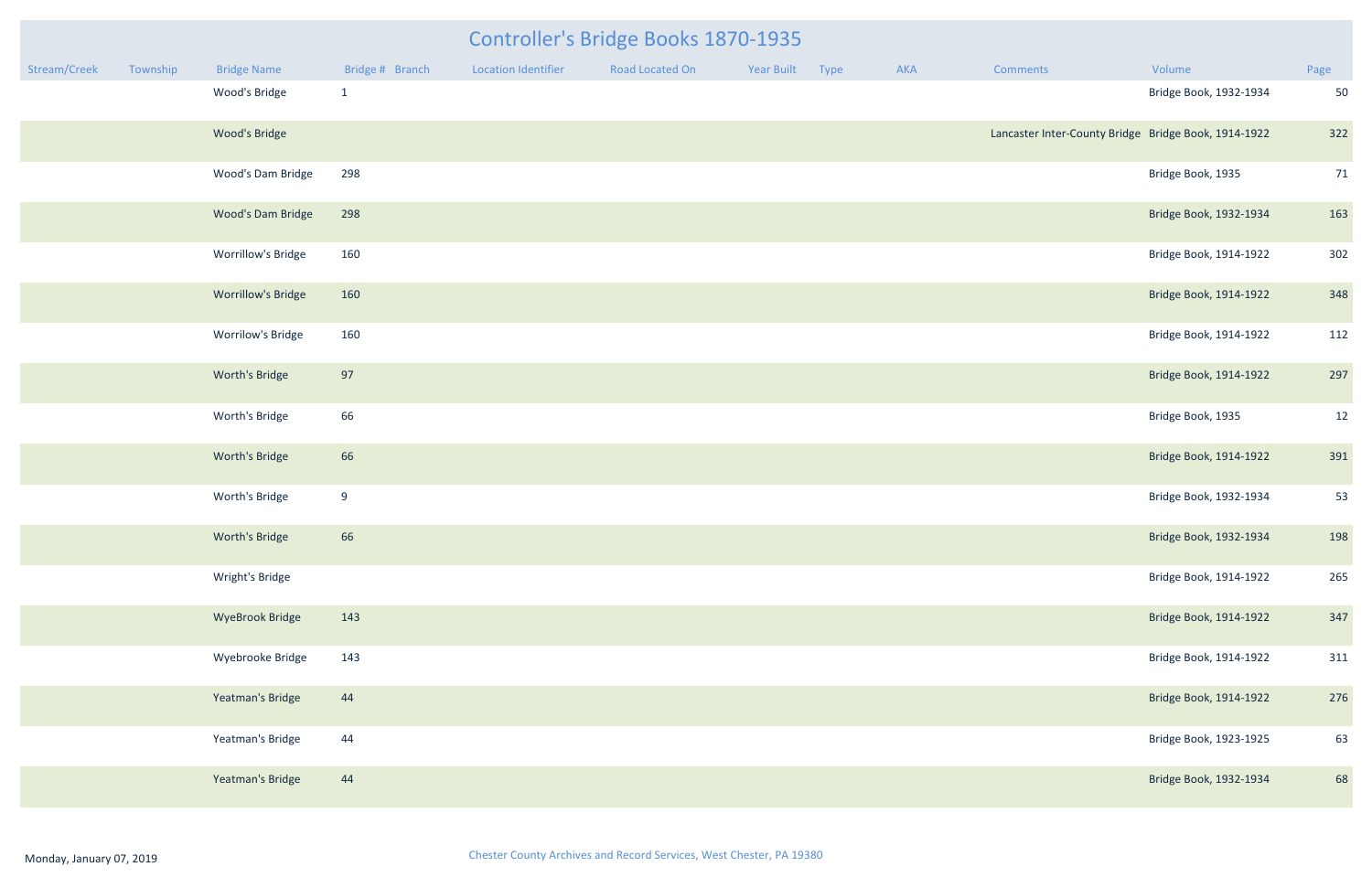# Controller's Bridge Books 1870-1935

| Stream/Creek | Township | Bridge Name | Bridge # | Branch | Location Identifier | Road Located On | Year Built | Type | AKA | Comments | Volume | Page |
|---|---|---|---|---|---|---|---|---|---|---|---|---|
| | | Wood's Bridge | 1 | | | | | | | | Bridge Book, 1932-1934 | 50 |
| | | Wood's Bridge | | | | | | | | Lancaster Inter-County Bridge | Bridge Book, 1914-1922 | 322 |
| | | Wood's Dam Bridge | 298 | | | | | | | | Bridge Book, 1935 | 71 |
| | | Wood's Dam Bridge | 298 | | | | | | | | Bridge Book, 1932-1934 | 163 |
| | | Worrillow's Bridge | 160 | | | | | | | | Bridge Book, 1914-1922 | 302 |
| | | Worrillow's Bridge | 160 | | | | | | | | Bridge Book, 1914-1922 | 348 |
| | | Worrilow's Bridge | 160 | | | | | | | | Bridge Book, 1914-1922 | 112 |
| | | Worth's Bridge | 97 | | | | | | | | Bridge Book, 1914-1922 | 297 |
| | | Worth's Bridge | 66 | | | | | | | | Bridge Book, 1935 | 12 |
| | | Worth's Bridge | 66 | | | | | | | | Bridge Book, 1914-1922 | 391 |
| | | Worth's Bridge | 9 | | | | | | | | Bridge Book, 1932-1934 | 53 |
| | | Worth's Bridge | 66 | | | | | | | | Bridge Book, 1932-1934 | 198 |
| | | Wright's Bridge | | | | | | | | | Bridge Book, 1914-1922 | 265 |
| | | WyeBrook Bridge | 143 | | | | | | | | Bridge Book, 1914-1922 | 347 |
| | | Wyebrooke Bridge | 143 | | | | | | | | Bridge Book, 1914-1922 | 311 |
| | | Yeatman's Bridge | 44 | | | | | | | | Bridge Book, 1914-1922 | 276 |
| | | Yeatman's Bridge | 44 | | | | | | | | Bridge Book, 1923-1925 | 63 |
| | | Yeatman's Bridge | 44 | | | | | | | | Bridge Book, 1932-1934 | 68 |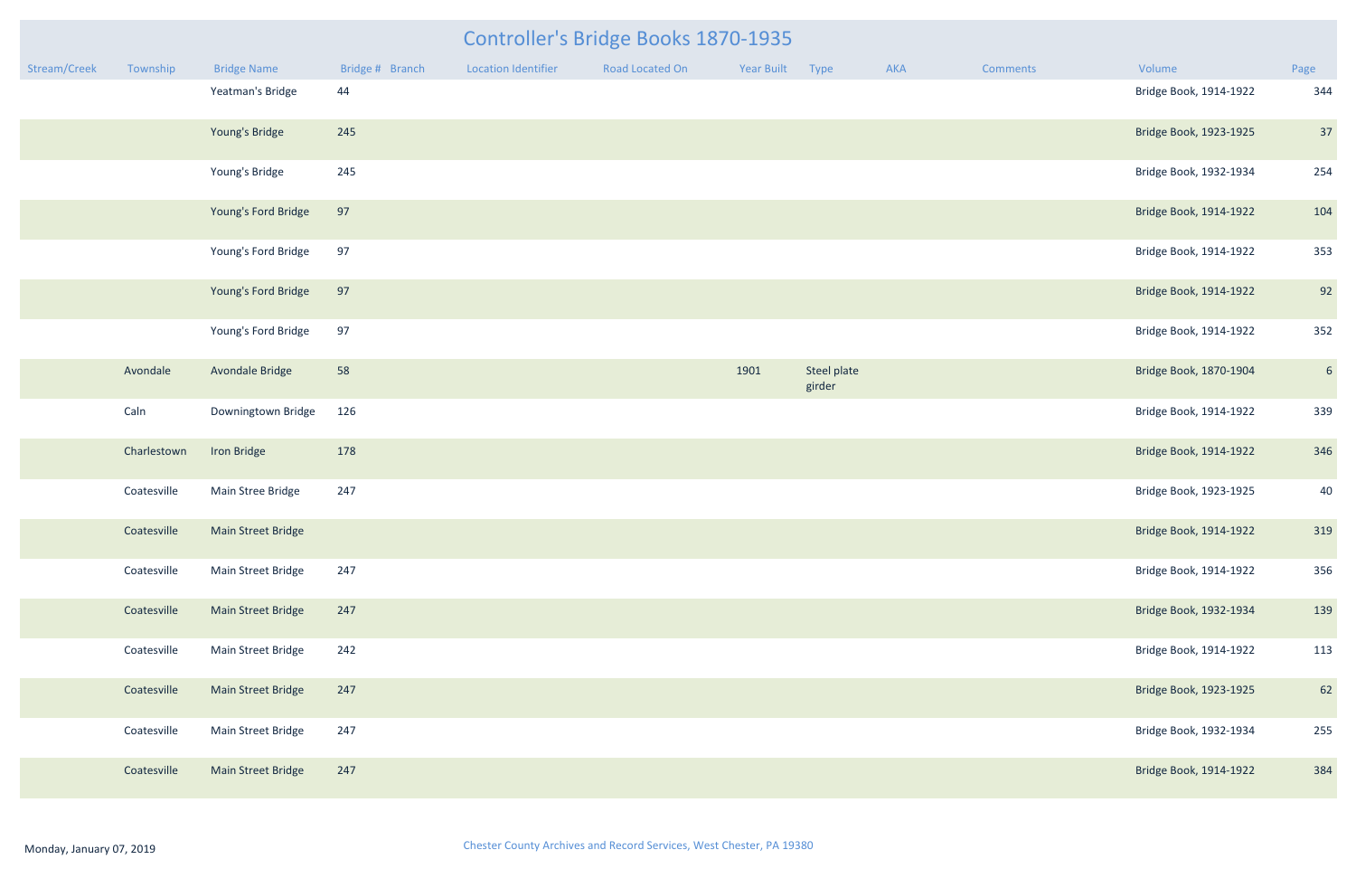# Controller's Bridge Books 1870-1935

| Stream/Creek | Township | Bridge Name | Bridge # | Branch | Location Identifier | Road Located On | Year Built | Type | AKA | Comments | Volume | Page |
|---|---|---|---|---|---|---|---|---|---|---|---|---|
| | | Yeatman's Bridge | 44 | | | | | | | | Bridge Book, 1914-1922 | 344 |
| | | Young's Bridge | 245 | | | | | | | | Bridge Book, 1923-1925 | 37 |
| | | Young's Bridge | 245 | | | | | | | | Bridge Book, 1932-1934 | 254 |
| | | Young's Ford Bridge | 97 | | | | | | | | Bridge Book, 1914-1922 | 104 |
| | | Young's Ford Bridge | 97 | | | | | | | | Bridge Book, 1914-1922 | 353 |
| | | Young's Ford Bridge | 97 | | | | | | | | Bridge Book, 1914-1922 | 92 |
| | | Young's Ford Bridge | 97 | | | | | | | | Bridge Book, 1914-1922 | 352 |
| | Avondale | Avondale Bridge | 58 | | | | 1901 | Steel plate girder | | | Bridge Book, 1870-1904 | 6 |
| | Caln | Downingtown Bridge | 126 | | | | | | | | Bridge Book, 1914-1922 | 339 |
| | Charlestown | Iron Bridge | 178 | | | | | | | | Bridge Book, 1914-1922 | 346 |
| | Coatesville | Main Stree Bridge | 247 | | | | | | | | Bridge Book, 1923-1925 | 40 |
| | Coatesville | Main Street Bridge | | | | | | | | | Bridge Book, 1914-1922 | 319 |
| | Coatesville | Main Street Bridge | 247 | | | | | | | | Bridge Book, 1914-1922 | 356 |
| | Coatesville | Main Street Bridge | 247 | | | | | | | | Bridge Book, 1932-1934 | 139 |
| | Coatesville | Main Street Bridge | 242 | | | | | | | | Bridge Book, 1914-1922 | 113 |
| | Coatesville | Main Street Bridge | 247 | | | | | | | | Bridge Book, 1923-1925 | 62 |
| | Coatesville | Main Street Bridge | 247 | | | | | | | | Bridge Book, 1932-1934 | 255 |
| | Coatesville | Main Street Bridge | 247 | | | | | | | | Bridge Book, 1914-1922 | 384 |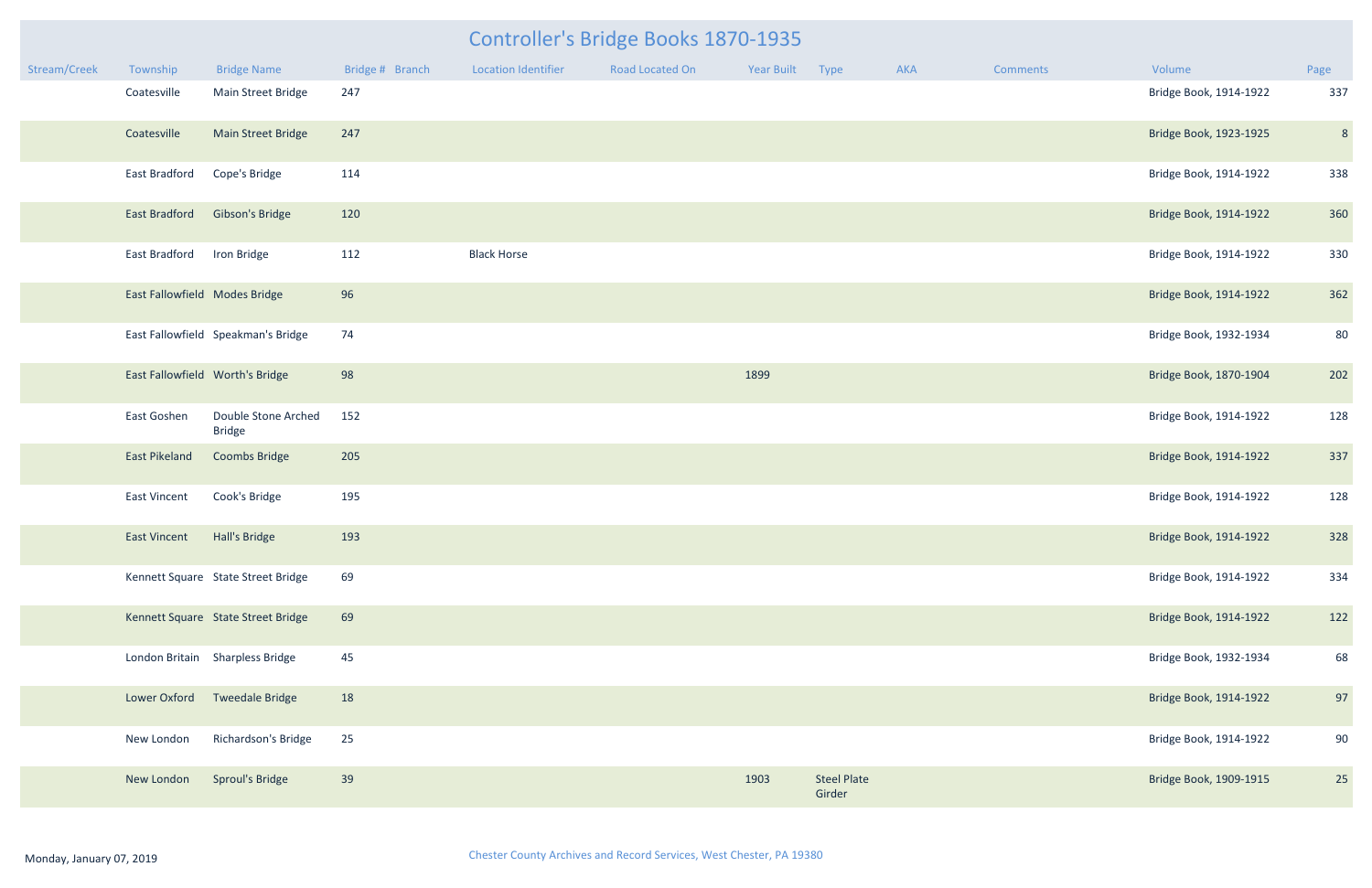# Controller's Bridge Books 1870-1935

| Stream/Creek | Township | Bridge Name | Bridge # | Branch | Location Identifier | Road Located On | Year Built | Type | AKA | Comments | Volume | Page |
|---|---|---|---|---|---|---|---|---|---|---|---|---|
| | Coatesville | Main Street Bridge | 247 | | | | | | | | Bridge Book, 1914-1922 | 337 |
| | Coatesville | Main Street Bridge | 247 | | | | | | | | Bridge Book, 1923-1925 | 8 |
| | East Bradford | Cope's Bridge | 114 | | | | | | | | Bridge Book, 1914-1922 | 338 |
| | East Bradford | Gibson's Bridge | 120 | | | | | | | | Bridge Book, 1914-1922 | 360 |
| | East Bradford | Iron Bridge | 112 | | Black Horse | | | | | | Bridge Book, 1914-1922 | 330 |
| | East Fallowfield | Modes Bridge | 96 | | | | | | | | Bridge Book, 1914-1922 | 362 |
| | East Fallowfield | Speakman's Bridge | 74 | | | | | | | | Bridge Book, 1932-1934 | 80 |
| | East Fallowfield | Worth's Bridge | 98 | | | | 1899 | | | | Bridge Book, 1870-1904 | 202 |
| | East Goshen | Double Stone Arched Bridge | 152 | | | | | | | | Bridge Book, 1914-1922 | 128 |
| | East Pikeland | Coombs Bridge | 205 | | | | | | | | Bridge Book, 1914-1922 | 337 |
| | East Vincent | Cook's Bridge | 195 | | | | | | | | Bridge Book, 1914-1922 | 128 |
| | East Vincent | Hall's Bridge | 193 | | | | | | | | Bridge Book, 1914-1922 | 328 |
| | Kennett Square | State Street Bridge | 69 | | | | | | | | Bridge Book, 1914-1922 | 334 |
| | Kennett Square | State Street Bridge | 69 | | | | | | | | Bridge Book, 1914-1922 | 122 |
| | London Britain | Sharpless Bridge | 45 | | | | | | | | Bridge Book, 1932-1934 | 68 |
| | Lower Oxford | Tweedale Bridge | 18 | | | | | | | | Bridge Book, 1914-1922 | 97 |
| | New London | Richardson's Bridge | 25 | | | | | | | | Bridge Book, 1914-1922 | 90 |
| | New London | Sproul's Bridge | 39 | | | | 1903 | Steel Plate Girder | | | Bridge Book, 1909-1915 | 25 |

Monday, January 07, 2019

Chester County Archives and Record Services, West Chester, PA 19380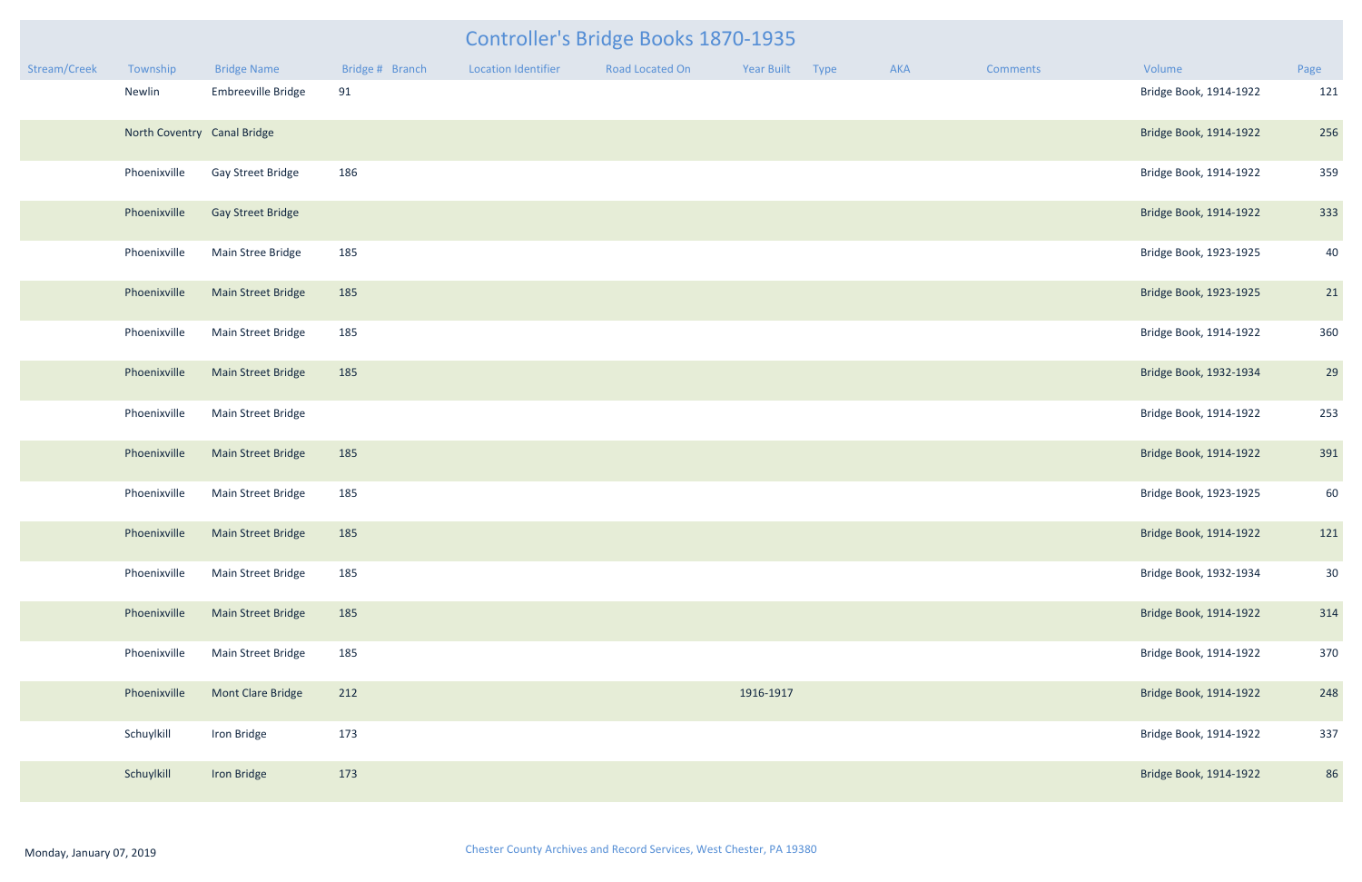# Controller's Bridge Books 1870-1935

| Stream/Creek | Township | Bridge Name | Bridge # | Branch | Location Identifier | Road Located On | Year Built | Type | AKA | Comments | Volume | Page |
|---|---|---|---|---|---|---|---|---|---|---|---|---|
| | Newlin | Embreeville Bridge | 91 | | | | | | | | Bridge Book, 1914-1922 | 121 |
| | North Coventry | Canal Bridge | | | | | | | | | Bridge Book, 1914-1922 | 256 |
| | Phoenixville | Gay Street Bridge | 186 | | | | | | | | Bridge Book, 1914-1922 | 359 |
| | Phoenixville | Gay Street Bridge | | | | | | | | | Bridge Book, 1914-1922 | 333 |
| | Phoenixville | Main Stree Bridge | 185 | | | | | | | | Bridge Book, 1923-1925 | 40 |
| | Phoenixville | Main Street Bridge | 185 | | | | | | | | Bridge Book, 1923-1925 | 21 |
| | Phoenixville | Main Street Bridge | 185 | | | | | | | | Bridge Book, 1914-1922 | 360 |
| | Phoenixville | Main Street Bridge | 185 | | | | | | | | Bridge Book, 1932-1934 | 29 |
| | Phoenixville | Main Street Bridge | | | | | | | | | Bridge Book, 1914-1922 | 253 |
| | Phoenixville | Main Street Bridge | 185 | | | | | | | | Bridge Book, 1914-1922 | 391 |
| | Phoenixville | Main Street Bridge | 185 | | | | | | | | Bridge Book, 1923-1925 | 60 |
| | Phoenixville | Main Street Bridge | 185 | | | | | | | | Bridge Book, 1914-1922 | 121 |
| | Phoenixville | Main Street Bridge | 185 | | | | | | | | Bridge Book, 1932-1934 | 30 |
| | Phoenixville | Main Street Bridge | 185 | | | | | | | | Bridge Book, 1914-1922 | 314 |
| | Phoenixville | Main Street Bridge | 185 | | | | | | | | Bridge Book, 1914-1922 | 370 |
| | Phoenixville | Mont Clare Bridge | 212 | | | | 1916-1917 | | | | Bridge Book, 1914-1922 | 248 |
| | Schuylkill | Iron Bridge | 173 | | | | | | | | Bridge Book, 1914-1922 | 337 |
| | Schuylkill | Iron Bridge | 173 | | | | | | | | Bridge Book, 1914-1922 | 86 |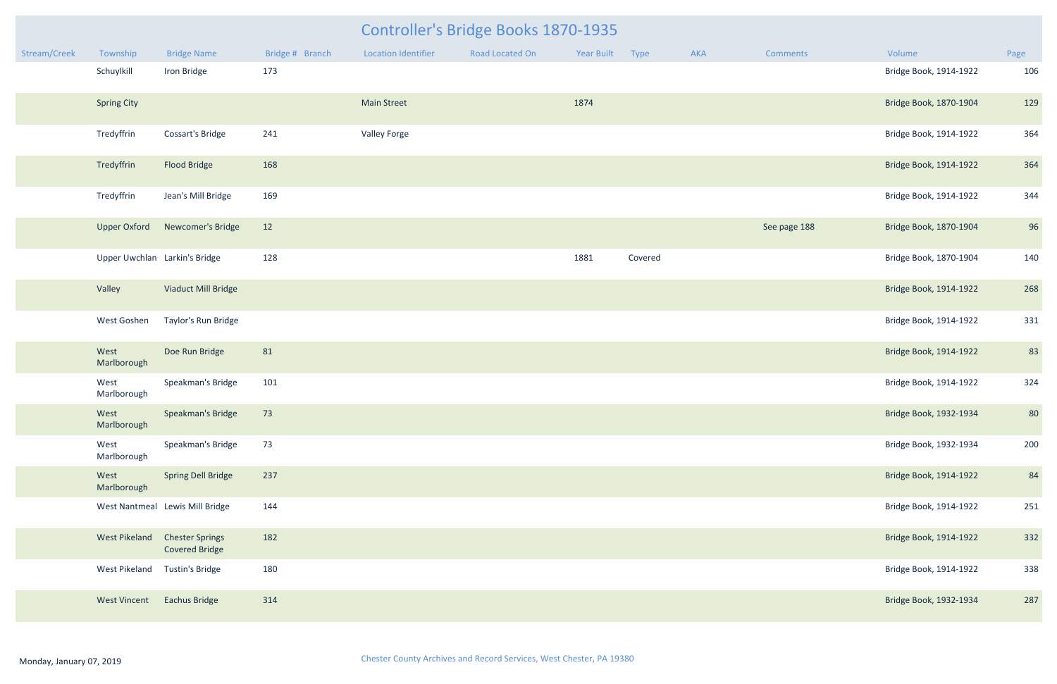# Controller's Bridge Books 1870-1935

| Stream/Creek | Township | Bridge Name | Bridge # | Branch | Location Identifier | Road Located On | Year Built | Type | AKA | Comments | Volume | Page |
|---|---|---|---|---|---|---|---|---|---|---|---|---|
| | Schuylkill | Iron Bridge | 173 | | | | | | | | Bridge Book, 1914-1922 | 106 |
| | Spring City | | | | Main Street | | 1874 | | | | Bridge Book, 1870-1904 | 129 |
| | Tredyffrin | Cossart's Bridge | 241 | | Valley Forge | | | | | | Bridge Book, 1914-1922 | 364 |
| | Tredyffrin | Flood Bridge | 168 | | | | | | | | Bridge Book, 1914-1922 | 364 |
| | Tredyffrin | Jean's Mill Bridge | 169 | | | | | | | | Bridge Book, 1914-1922 | 344 |
| | Upper Oxford | Newcomer's Bridge | 12 | | | | | | | See page 188 | Bridge Book, 1870-1904 | 96 |
| | Upper Uwchlan | Larkin's Bridge | 128 | | | | 1881 | Covered | | | Bridge Book, 1870-1904 | 140 |
| | Valley | Viaduct Mill Bridge | | | | | | | | | Bridge Book, 1914-1922 | 268 |
| | West Goshen | Taylor's Run Bridge | | | | | | | | | Bridge Book, 1914-1922 | 331 |
| | West Marlborough | Doe Run Bridge | 81 | | | | | | | | Bridge Book, 1914-1922 | 83 |
| | West Marlborough | Speakman's Bridge | 101 | | | | | | | | Bridge Book, 1914-1922 | 324 |
| | West Marlborough | Speakman's Bridge | 73 | | | | | | | | Bridge Book, 1932-1934 | 80 |
| | West Marlborough | Speakman's Bridge | 73 | | | | | | | | Bridge Book, 1932-1934 | 200 |
| | West Marlborough | Spring Dell Bridge | 237 | | | | | | | | Bridge Book, 1914-1922 | 84 |
| | West Nantmeal | Lewis Mill Bridge | 144 | | | | | | | | Bridge Book, 1914-1922 | 251 |
| | West Pikeland | Chester Springs Covered Bridge | 182 | | | | | | | | Bridge Book, 1914-1922 | 332 |
| | West Pikeland | Tustin's Bridge | 180 | | | | | | | | Bridge Book, 1914-1922 | 338 |
| | West Vincent | Eachus Bridge | 314 | | | | | | | | Bridge Book, 1932-1934 | 287 |

Monday, January 07, 2019

Chester County Archives and Record Services, West Chester, PA 19380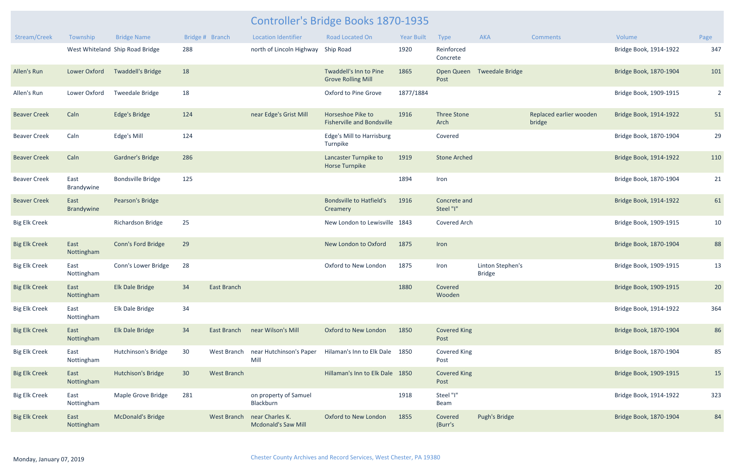# Controller's Bridge Books 1870-1935

| Stream/Creek | Township | Bridge Name | Bridge # | Branch | Location Identifier | Road Located On | Year Built | Type | AKA | Comments | Volume | Page |
|---|---|---|---|---|---|---|---|---|---|---|---|---|
| | West Whiteland | Ship Road Bridge | 288 | | north of Lincoln Highway | Ship Road | 1920 | Reinforced Concrete | | | Bridge Book, 1914-1922 | 347 |
| Allen's Run | Lower Oxford | Twaddell's Bridge | 18 | | | Twaddell's Inn to Pine Grove Rolling Mill | 1865 | Open Queen Post | Tweedale Bridge | | Bridge Book, 1870-1904 | 101 |
| Allen's Run | Lower Oxford | Tweedale Bridge | 18 | | | Oxford to Pine Grove | 1877/1884 | | | | Bridge Book, 1909-1915 | 2 |
| Beaver Creek | Caln | Edge's Bridge | 124 | | near Edge's Grist Mill | Horseshoe Pike to Fisherville and Bondsville | 1916 | Three Stone Arch | | Replaced earlier wooden bridge | Bridge Book, 1914-1922 | 51 |
| Beaver Creek | Caln | Edge's Mill | 124 | | | Edge's Mill to Harrisburg Turnpike | | Covered | | | Bridge Book, 1870-1904 | 29 |
| Beaver Creek | Caln | Gardner's Bridge | 286 | | | Lancaster Turnpike to Horse Turnpike | 1919 | Stone Arched | | | Bridge Book, 1914-1922 | 110 |
| Beaver Creek | East Brandywine | Bondsville Bridge | 125 | | | | 1894 | Iron | | | Bridge Book, 1870-1904 | 21 |
| Beaver Creek | East Brandywine | Pearson's Bridge | | | | Bondsville to Hatfield's Creamery | 1916 | Concrete and Steel "I" | | | Bridge Book, 1914-1922 | 61 |
| Big Elk Creek | | Richardson Bridge | 25 | | | New London to Lewisville | 1843 | Covered Arch | | | Bridge Book, 1909-1915 | 10 |
| Big Elk Creek | East Nottingham | Conn's Ford Bridge | 29 | | | New London to Oxford | 1875 | Iron | | | Bridge Book, 1870-1904 | 88 |
| Big Elk Creek | East Nottingham | Conn's Lower Bridge | 28 | | | Oxford to New London | 1875 | Iron | Linton Stephen's Bridge | | Bridge Book, 1909-1915 | 13 |
| Big Elk Creek | East Nottingham | Elk Dale Bridge | 34 | East Branch | | | 1880 | Covered Wooden | | | Bridge Book, 1909-1915 | 20 |
| Big Elk Creek | East Nottingham | Elk Dale Bridge | 34 | | | | | | | | Bridge Book, 1914-1922 | 364 |
| Big Elk Creek | East Nottingham | Elk Dale Bridge | 34 | East Branch | near Wilson's Mill | Oxford to New London | 1850 | Covered King Post | | | Bridge Book, 1870-1904 | 86 |
| Big Elk Creek | East Nottingham | Hutchinson's Bridge | 30 | West Branch | near Hutchinson's Paper Mill | Hilaman's Inn to Elk Dale | 1850 | Covered King Post | | | Bridge Book, 1870-1904 | 85 |
| Big Elk Creek | East Nottingham | Hutchison's Bridge | 30 | West Branch | | Hillaman's Inn to Elk Dale | 1850 | Covered King Post | | | Bridge Book, 1909-1915 | 15 |
| Big Elk Creek | East Nottingham | Maple Grove Bridge | 281 | | on property of Samuel Blackburn | | 1918 | Steel "I" Beam | | | Bridge Book, 1914-1922 | 323 |
| Big Elk Creek | East Nottingham | McDonald's Bridge | | West Branch | near Charles K. Mcdonald's Saw Mill | Oxford to New London | 1855 | Covered (Burr's | Pugh's Bridge | | Bridge Book, 1870-1904 | 84 |

Monday, January 07, 2019

Chester County Archives and Record Services, West Chester, PA 19380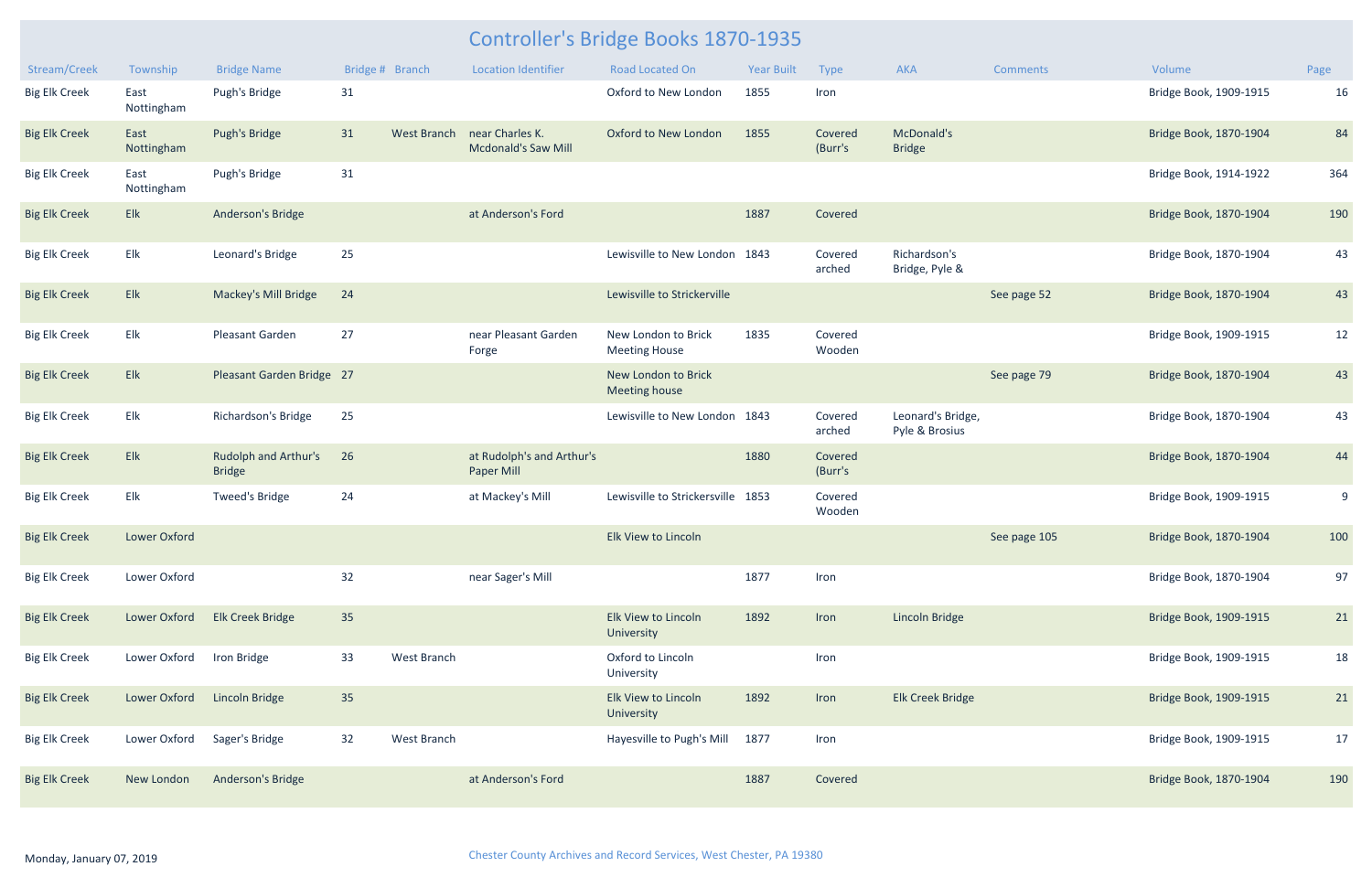# Controller's Bridge Books 1870-1935

| Stream/Creek | Township | Bridge Name | Bridge # | Branch | Location Identifier | Road Located On | Year Built | Type | AKA | Comments | Volume | Page |
|---|---|---|---|---|---|---|---|---|---|---|---|---|
| Big Elk Creek | East Nottingham | Pugh's Bridge | 31 | | | Oxford to New London | 1855 | Iron | | | Bridge Book, 1909-1915 | 16 |
| Big Elk Creek | East Nottingham | Pugh's Bridge | 31 | West Branch | near Charles K. Mcdonald's Saw Mill | Oxford to New London | 1855 | Covered (Burr's | McDonald's Bridge | | Bridge Book, 1870-1904 | 84 |
| Big Elk Creek | East Nottingham | Pugh's Bridge | 31 | | | | | | | | Bridge Book, 1914-1922 | 364 |
| Big Elk Creek | Elk | Anderson's Bridge | | | at Anderson's Ford | | 1887 | Covered | | | Bridge Book, 1870-1904 | 190 |
| Big Elk Creek | Elk | Leonard's Bridge | 25 | | | Lewisville to New London | 1843 | Covered arched | Richardson's Bridge, Pyle & | | Bridge Book, 1870-1904 | 43 |
| Big Elk Creek | Elk | Mackey's Mill Bridge | 24 | | | Lewisville to Strickerville | | | | See page 52 | Bridge Book, 1870-1904 | 43 |
| Big Elk Creek | Elk | Pleasant Garden | 27 | | near Pleasant Garden Forge | New London to Brick Meeting House | 1835 | Covered Wooden | | | Bridge Book, 1909-1915 | 12 |
| Big Elk Creek | Elk | Pleasant Garden Bridge | 27 | | | New London to Brick Meeting house | | | | See page 79 | Bridge Book, 1870-1904 | 43 |
| Big Elk Creek | Elk | Richardson's Bridge | 25 | | | Lewisville to New London | 1843 | Covered arched | Leonard's Bridge, Pyle & Brosius | | Bridge Book, 1870-1904 | 43 |
| Big Elk Creek | Elk | Rudolph and Arthur's Bridge | 26 | | at Rudolph's and Arthur's Paper Mill | | 1880 | Covered (Burr's | | | Bridge Book, 1870-1904 | 44 |
| Big Elk Creek | Elk | Tweed's Bridge | 24 | | at Mackey's Mill | Lewisville to Strickersville | 1853 | Covered Wooden | | | Bridge Book, 1909-1915 | 9 |
| Big Elk Creek | Lower Oxford | | | | | Elk View to Lincoln | | | | See page 105 | Bridge Book, 1870-1904 | 100 |
| Big Elk Creek | Lower Oxford | | 32 | | near Sager's Mill | | 1877 | Iron | | | Bridge Book, 1870-1904 | 97 |
| Big Elk Creek | Lower Oxford | Elk Creek Bridge | 35 | | | Elk View to Lincoln University | 1892 | Iron | Lincoln Bridge | | Bridge Book, 1909-1915 | 21 |
| Big Elk Creek | Lower Oxford | Iron Bridge | 33 | West Branch | | Oxford to Lincoln University | | Iron | | | Bridge Book, 1909-1915 | 18 |
| Big Elk Creek | Lower Oxford | Lincoln Bridge | 35 | | | Elk View to Lincoln University | 1892 | Iron | Elk Creek Bridge | | Bridge Book, 1909-1915 | 21 |
| Big Elk Creek | Lower Oxford | Sager's Bridge | 32 | West Branch | | Hayesville to Pugh's Mill | 1877 | Iron | | | Bridge Book, 1909-1915 | 17 |
| Big Elk Creek | New London | Anderson's Bridge | | | at Anderson's Ford | | 1887 | Covered | | | Bridge Book, 1870-1904 | 190 |

Monday, January 07, 2019

Chester County Archives and Record Services, West Chester, PA 19380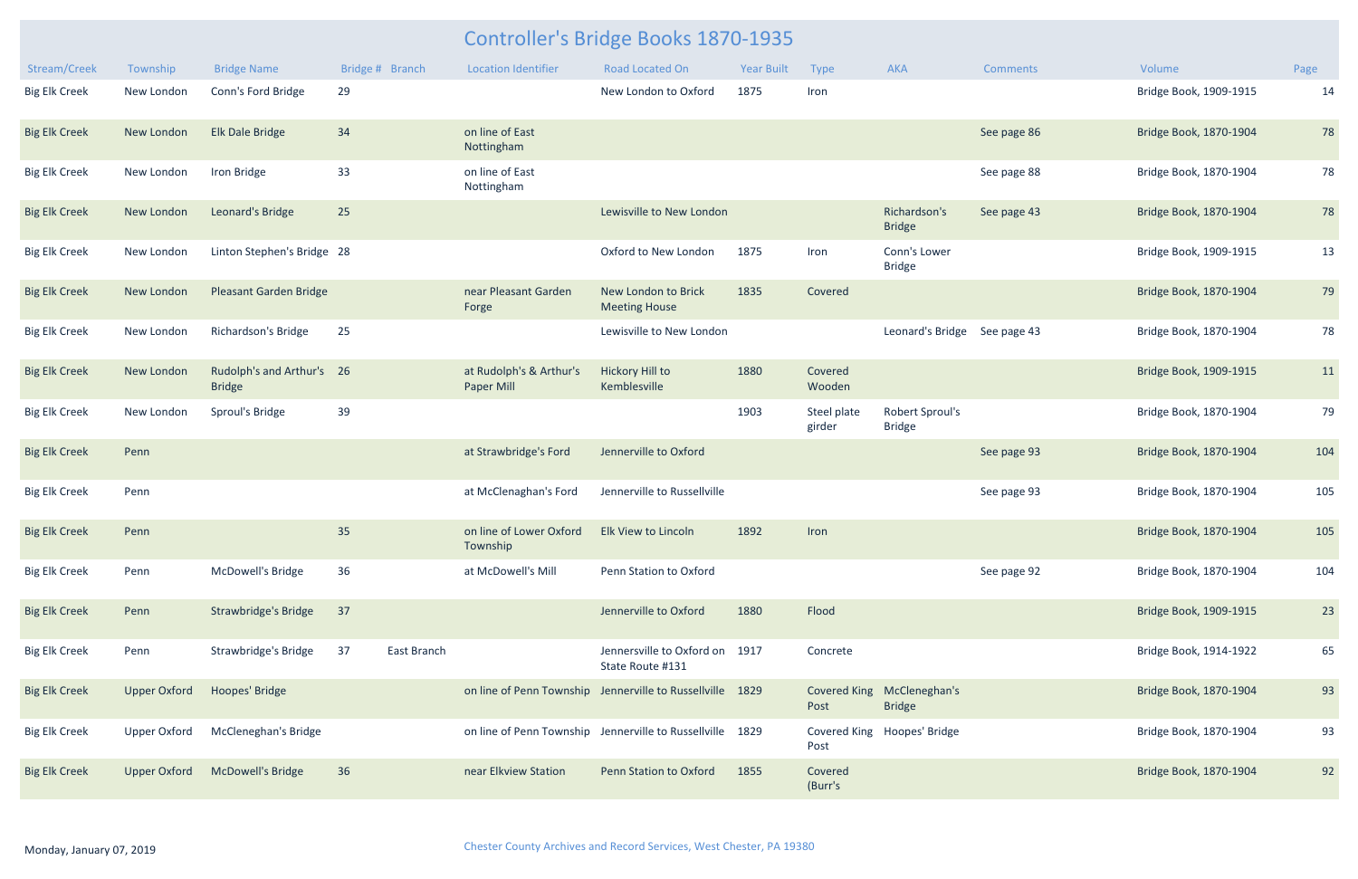# Controller's Bridge Books 1870-1935

| Stream/Creek | Township | Bridge Name | Bridge # | Branch | Location Identifier | Road Located On | Year Built | Type | AKA | Comments | Volume | Page |
|---|---|---|---|---|---|---|---|---|---|---|---|---|
| Big Elk Creek | New London | Conn's Ford Bridge | 29 | | | New London to Oxford | 1875 | Iron | | | Bridge Book, 1909-1915 | 14 |
| Big Elk Creek | New London | Elk Dale Bridge | 34 | | on line of East Nottingham | | | | | See page 86 | Bridge Book, 1870-1904 | 78 |
| Big Elk Creek | New London | Iron Bridge | 33 | | on line of East Nottingham | | | | | See page 88 | Bridge Book, 1870-1904 | 78 |
| Big Elk Creek | New London | Leonard's Bridge | 25 | | | Lewisville to New London | | | Richardson's Bridge | See page 43 | Bridge Book, 1870-1904 | 78 |
| Big Elk Creek | New London | Linton Stephen's Bridge | 28 | | | Oxford to New London | 1875 | Iron | Conn's Lower Bridge | | Bridge Book, 1909-1915 | 13 |
| Big Elk Creek | New London | Pleasant Garden Bridge | | | near Pleasant Garden Forge | New London to Brick Meeting House | 1835 | Covered | | | Bridge Book, 1870-1904 | 79 |
| Big Elk Creek | New London | Richardson's Bridge | 25 | | | Lewisville to New London | | | Leonard's Bridge | See page 43 | Bridge Book, 1870-1904 | 78 |
| Big Elk Creek | New London | Rudolph's and Arthur's Bridge | 26 | | at Rudolph's & Arthur's Paper Mill | Hickory Hill to Kemblesville | 1880 | Covered Wooden | | | Bridge Book, 1909-1915 | 11 |
| Big Elk Creek | New London | Sproul's Bridge | 39 | | | | 1903 | Steel plate girder | Robert Sproul's Bridge | | Bridge Book, 1870-1904 | 79 |
| Big Elk Creek | Penn | | | | at Strawbridge's Ford | Jennerville to Oxford | | | | See page 93 | Bridge Book, 1870-1904 | 104 |
| Big Elk Creek | Penn | | | | at McClenaghan's Ford | Jennerville to Russellville | | | | See page 93 | Bridge Book, 1870-1904 | 105 |
| Big Elk Creek | Penn | | 35 | | on line of Lower Oxford Township | Elk View to Lincoln | 1892 | Iron | | | Bridge Book, 1870-1904 | 105 |
| Big Elk Creek | Penn | McDowell's Bridge | 36 | | at McDowell's Mill | Penn Station to Oxford | | | | See page 92 | Bridge Book, 1870-1904 | 104 |
| Big Elk Creek | Penn | Strawbridge's Bridge | 37 | | | Jennerville to Oxford | 1880 | Flood | | | Bridge Book, 1909-1915 | 23 |
| Big Elk Creek | Penn | Strawbridge's Bridge | 37 | East Branch | | Jennersville to Oxford on State Route #131 | 1917 | Concrete | | | Bridge Book, 1914-1922 | 65 |
| Big Elk Creek | Upper Oxford | Hoopes' Bridge | | | on line of Penn Township | Jennerville to Russellville | 1829 | Covered King Post | McCleneghan's Bridge | | Bridge Book, 1870-1904 | 93 |
| Big Elk Creek | Upper Oxford | McCleneghan's Bridge | | | on line of Penn Township | Jennerville to Russellville | 1829 | Covered King Post | Hoopes' Bridge | | Bridge Book, 1870-1904 | 93 |
| Big Elk Creek | Upper Oxford | McDowell's Bridge | 36 | | near Elkview Station | Penn Station to Oxford | 1855 | Covered (Burr's | | | Bridge Book, 1870-1904 | 92 |

Monday, January 07, 2019

Chester County Archives and Record Services, West Chester, PA 19380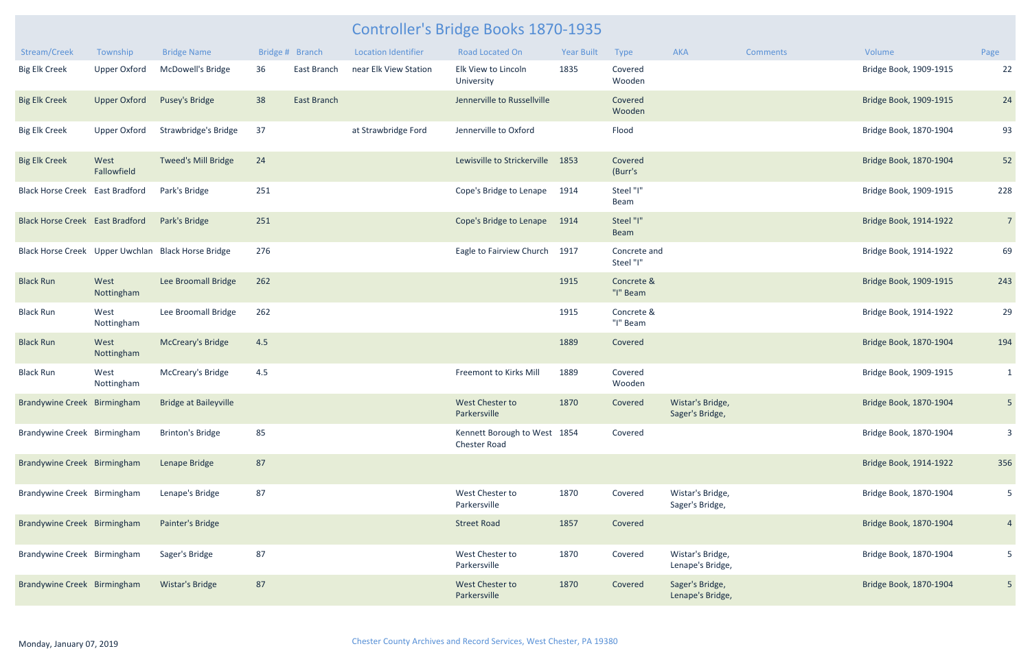# Controller's Bridge Books 1870-1935

| Stream/Creek | Township | Bridge Name | Bridge # | Branch | Location Identifier | Road Located On | Year Built | Type | AKA | Comments | Volume | Page |
|---|---|---|---|---|---|---|---|---|---|---|---|---|
| Big Elk Creek | Upper Oxford | McDowell's Bridge | 36 | East Branch | near Elk View Station | Elk View to Lincoln University | 1835 | Covered Wooden | | | Bridge Book, 1909-1915 | 22 |
| Big Elk Creek | Upper Oxford | Pusey's Bridge | 38 | East Branch | | Jennerville to Russellville | | Covered Wooden | | | Bridge Book, 1909-1915 | 24 |
| Big Elk Creek | Upper Oxford | Strawbridge's Bridge | 37 | | at Strawbridge Ford | Jennerville to Oxford | | Flood | | | Bridge Book, 1870-1904 | 93 |
| Big Elk Creek | West Fallowfield | Tweed's Mill Bridge | 24 | | | Lewisville to Strickerville | 1853 | Covered (Burr's | | | Bridge Book, 1870-1904 | 52 |
| Black Horse Creek | East Bradford | Park's Bridge | 251 | | | Cope's Bridge to Lenape | 1914 | Steel "I" Beam | | | Bridge Book, 1909-1915 | 228 |
| Black Horse Creek | East Bradford | Park's Bridge | 251 | | | Cope's Bridge to Lenape | 1914 | Steel "I" Beam | | | Bridge Book, 1914-1922 | 7 |
| Black Horse Creek | Upper Uwchlan | Black Horse Bridge | 276 | | | Eagle to Fairview Church | 1917 | Concrete and Steel "I" | | | Bridge Book, 1914-1922 | 69 |
| Black Run | West Nottingham | Lee Broomall Bridge | 262 | | | | 1915 | Concrete & "I" Beam | | | Bridge Book, 1909-1915 | 243 |
| Black Run | West Nottingham | Lee Broomall Bridge | 262 | | | | 1915 | Concrete & "I" Beam | | | Bridge Book, 1914-1922 | 29 |
| Black Run | West Nottingham | McCreary's Bridge | 4.5 | | | | 1889 | Covered | | | Bridge Book, 1870-1904 | 194 |
| Black Run | West Nottingham | McCreary's Bridge | 4.5 | | | Freemont to Kirks Mill | 1889 | Covered Wooden | | | Bridge Book, 1909-1915 | 1 |
| Brandywine Creek | Birmingham | Bridge at Baileyville | | | | West Chester to Parkersville | 1870 | Covered | Wistar's Bridge, Sager's Bridge, | | Bridge Book, 1870-1904 | 5 |
| Brandywine Creek | Birmingham | Brinton's Bridge | 85 | | | Kennett Borough to West Chester Road | 1854 | Covered | | | Bridge Book, 1870-1904 | 3 |
| Brandywine Creek | Birmingham | Lenape Bridge | 87 | | | | | | | | Bridge Book, 1914-1922 | 356 |
| Brandywine Creek | Birmingham | Lenape's Bridge | 87 | | | West Chester to Parkersville | 1870 | Covered | Wistar's Bridge, Sager's Bridge, | | Bridge Book, 1870-1904 | 5 |
| Brandywine Creek | Birmingham | Painter's Bridge | | | | Street Road | 1857 | Covered | | | Bridge Book, 1870-1904 | 4 |
| Brandywine Creek | Birmingham | Sager's Bridge | 87 | | | West Chester to Parkersville | 1870 | Covered | Wistar's Bridge, Lenape's Bridge, | | Bridge Book, 1870-1904 | 5 |
| Brandywine Creek | Birmingham | Wistar's Bridge | 87 | | | West Chester to Parkersville | 1870 | Covered | Sager's Bridge, Lenape's Bridge, | | Bridge Book, 1870-1904 | 5 |

Monday, January 07, 2019

Chester County Archives and Record Services, West Chester, PA 19380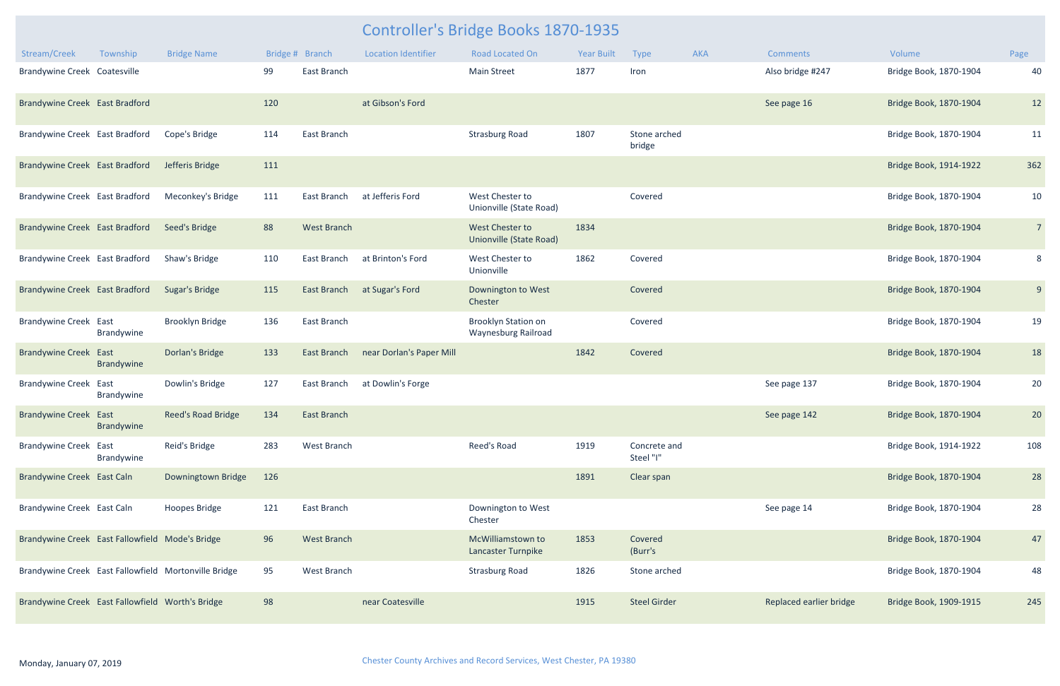# Controller's Bridge Books 1870-1935

| Stream/Creek | Township | Bridge Name | Bridge # | Branch | Location Identifier | Road Located On | Year Built | Type | AKA | Comments | Volume | Page |
|---|---|---|---|---|---|---|---|---|---|---|---|---|
| Brandywine Creek | Coatesville | | 99 | East Branch | | Main Street | 1877 | Iron | | Also bridge #247 | Bridge Book, 1870-1904 | 40 |
| Brandywine Creek | East Bradford | | 120 | | at Gibson's Ford | | | | | See page 16 | Bridge Book, 1870-1904 | 12 |
| Brandywine Creek | East Bradford | Cope's Bridge | 114 | East Branch | | Strasburg Road | 1807 | Stone arched bridge | | | Bridge Book, 1870-1904 | 11 |
| Brandywine Creek | East Bradford | Jefferis Bridge | 111 | | | | | | | | Bridge Book, 1914-1922 | 362 |
| Brandywine Creek | East Bradford | Meconkey's Bridge | 111 | East Branch | at Jefferis Ford | West Chester to Unionville (State Road) | | Covered | | | Bridge Book, 1870-1904 | 10 |
| Brandywine Creek | East Bradford | Seed's Bridge | 88 | West Branch | | West Chester to Unionville (State Road) | 1834 | | | | Bridge Book, 1870-1904 | 7 |
| Brandywine Creek | East Bradford | Shaw's Bridge | 110 | East Branch | at Brinton's Ford | West Chester to Unionville | 1862 | Covered | | | Bridge Book, 1870-1904 | 8 |
| Brandywine Creek | East Bradford | Sugar's Bridge | 115 | East Branch | at Sugar's Ford | Downington to West Chester | | Covered | | | Bridge Book, 1870-1904 | 9 |
| Brandywine Creek | East Brandywine | Brooklyn Bridge | 136 | East Branch | | Brooklyn Station on Waynesburg Railroad | | Covered | | | Bridge Book, 1870-1904 | 19 |
| Brandywine Creek | East Brandywine | Dorlan's Bridge | 133 | East Branch | near Dorlan's Paper Mill | | 1842 | Covered | | | Bridge Book, 1870-1904 | 18 |
| Brandywine Creek | East Brandywine | Dowlin's Bridge | 127 | East Branch | at Dowlin's Forge | | | | | See page 137 | Bridge Book, 1870-1904 | 20 |
| Brandywine Creek | East Brandywine | Reed's Road Bridge | 134 | East Branch | | | | | | See page 142 | Bridge Book, 1870-1904 | 20 |
| Brandywine Creek | East Brandywine | Reid's Bridge | 283 | West Branch | | Reed's Road | 1919 | Concrete and Steel "I" | | | Bridge Book, 1914-1922 | 108 |
| Brandywine Creek | East Caln | Downingtown Bridge | 126 | | | | 1891 | Clear span | | | Bridge Book, 1870-1904 | 28 |
| Brandywine Creek | East Caln | Hoopes Bridge | 121 | East Branch | | Downington to West Chester | | | | See page 14 | Bridge Book, 1870-1904 | 28 |
| Brandywine Creek | East Fallowfield | Mode's Bridge | 96 | West Branch | | McWilliamstown to Lancaster Turnpike | 1853 | Covered (Burr's | | | Bridge Book, 1870-1904 | 47 |
| Brandywine Creek | East Fallowfield | Mortonville Bridge | 95 | West Branch | | Strasburg Road | 1826 | Stone arched | | | Bridge Book, 1870-1904 | 48 |
| Brandywine Creek | East Fallowfield | Worth's Bridge | 98 | | near Coatesville | | 1915 | Steel Girder | | Replaced earlier bridge | Bridge Book, 1909-1915 | 245 |

Monday, January 07, 2019

Chester County Archives and Record Services, West Chester, PA 19380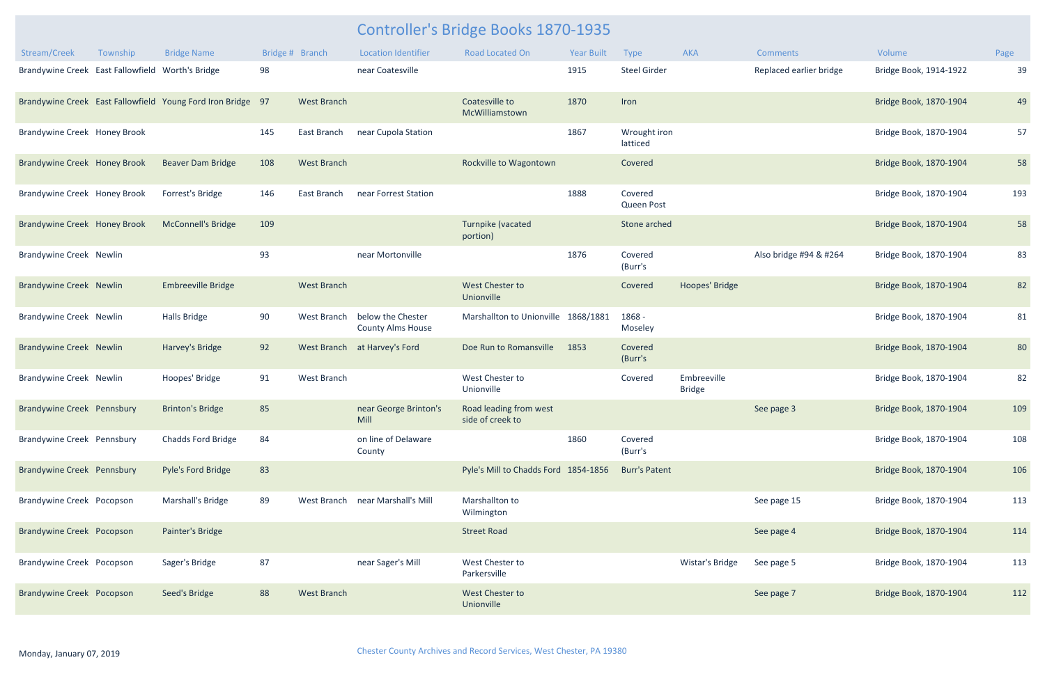# Controller's Bridge Books 1870-1935

| Stream/Creek | Township | Bridge Name | Bridge # | Branch | Location Identifier | Road Located On | Year Built | Type | AKA | Comments | Volume | Page |
|---|---|---|---|---|---|---|---|---|---|---|---|---|
| Brandywine Creek | East Fallowfield | Worth's Bridge | 98 | | near Coatesville | | 1915 | Steel Girder | | Replaced earlier bridge | Bridge Book, 1914-1922 | 39 |
| Brandywine Creek | East Fallowfield | Young Ford Iron Bridge | 97 | West Branch | | Coatesville to McWilliamstown | 1870 | Iron | | | Bridge Book, 1870-1904 | 49 |
| Brandywine Creek | Honey Brook | | 145 | East Branch | near Cupola Station | | 1867 | Wrought iron latticed | | | Bridge Book, 1870-1904 | 57 |
| Brandywine Creek | Honey Brook | Beaver Dam Bridge | 108 | West Branch | | Rockville to Wagontown | | Covered | | | Bridge Book, 1870-1904 | 58 |
| Brandywine Creek | Honey Brook | Forrest's Bridge | 146 | East Branch | near Forrest Station | | 1888 | Covered Queen Post | | | Bridge Book, 1870-1904 | 193 |
| Brandywine Creek | Honey Brook | McConnell's Bridge | 109 | | | Turnpike (vacated portion) | | Stone arched | | | Bridge Book, 1870-1904 | 58 |
| Brandywine Creek | Newlin | | 93 | | near Mortonville | | 1876 | Covered (Burr's | | Also bridge #94 & #264 | Bridge Book, 1870-1904 | 83 |
| Brandywine Creek | Newlin | Embreeville Bridge | | West Branch | | West Chester to Unionville | | Covered | Hoopes' Bridge | | Bridge Book, 1870-1904 | 82 |
| Brandywine Creek | Newlin | Halls Bridge | 90 | West Branch | below the Chester County Alms House | Marshallton to Unionville | 1868/1881 | 1868 - Moseley | | | Bridge Book, 1870-1904 | 81 |
| Brandywine Creek | Newlin | Harvey's Bridge | 92 | West Branch | at Harvey's Ford | Doe Run to Romansville | 1853 | Covered (Burr's | | | Bridge Book, 1870-1904 | 80 |
| Brandywine Creek | Newlin | Hoopes' Bridge | 91 | West Branch | | West Chester to Unionville | | Covered | Embreeville Bridge | | Bridge Book, 1870-1904 | 82 |
| Brandywine Creek | Pennsbury | Brinton's Bridge | 85 | | near George Brinton's Mill | Road leading from west side of creek to | | | | See page 3 | Bridge Book, 1870-1904 | 109 |
| Brandywine Creek | Pennsbury | Chadds Ford Bridge | 84 | | on line of Delaware County | | 1860 | Covered (Burr's | | | Bridge Book, 1870-1904 | 108 |
| Brandywine Creek | Pennsbury | Pyle's Ford Bridge | 83 | | | Pyle's Mill to Chadds Ford | 1854-1856 | Burr's Patent | | | Bridge Book, 1870-1904 | 106 |
| Brandywine Creek | Pocopson | Marshall's Bridge | 89 | West Branch | near Marshall's Mill | Marshallton to Wilmington | | | | See page 15 | Bridge Book, 1870-1904 | 113 |
| Brandywine Creek | Pocopson | Painter's Bridge | | | | Street Road | | | | See page 4 | Bridge Book, 1870-1904 | 114 |
| Brandywine Creek | Pocopson | Sager's Bridge | 87 | | near Sager's Mill | West Chester to Parkersville | | | Wistar's Bridge | See page 5 | Bridge Book, 1870-1904 | 113 |
| Brandywine Creek | Pocopson | Seed's Bridge | 88 | West Branch | | West Chester to Unionville | | | | See page 7 | Bridge Book, 1870-1904 | 112 |

Monday, January 07, 2019

Chester County Archives and Record Services, West Chester, PA 19380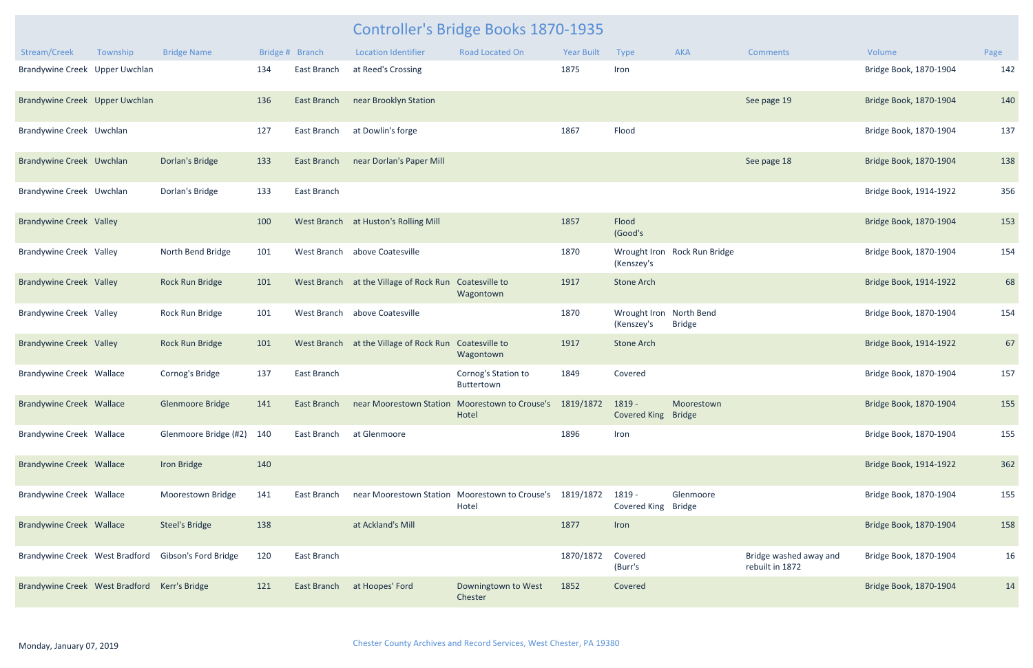# Controller's Bridge Books 1870-1935

| Stream/Creek | Township | Bridge Name | Bridge # | Branch | Location Identifier | Road Located On | Year Built | Type | AKA | Comments | Volume | Page |
|---|---|---|---|---|---|---|---|---|---|---|---|---|
| Brandywine Creek | Upper Uwchlan | | 134 | East Branch | at Reed's Crossing | | 1875 | Iron | | | Bridge Book, 1870-1904 | 142 |
| Brandywine Creek | Upper Uwchlan | | 136 | East Branch | near Brooklyn Station | | | | | See page 19 | Bridge Book, 1870-1904 | 140 |
| Brandywine Creek | Uwchlan | | 127 | East Branch | at Dowlin's forge | | 1867 | Flood | | | Bridge Book, 1870-1904 | 137 |
| Brandywine Creek | Uwchlan | Dorlan's Bridge | 133 | East Branch | near Dorlan's Paper Mill | | | | | See page 18 | Bridge Book, 1870-1904 | 138 |
| Brandywine Creek | Uwchlan | Dorlan's Bridge | 133 | East Branch | | | | | | | Bridge Book, 1914-1922 | 356 |
| Brandywine Creek | Valley | | 100 | West Branch | at Huston's Rolling Mill | | 1857 | Flood (Good's | | | Bridge Book, 1870-1904 | 153 |
| Brandywine Creek | Valley | North Bend Bridge | 101 | West Branch | above Coatesville | | 1870 | Wrought Iron (Kenszey's | Rock Run Bridge | | Bridge Book, 1870-1904 | 154 |
| Brandywine Creek | Valley | Rock Run Bridge | 101 | West Branch | at the Village of Rock Run | Coatesville to Wagontown | 1917 | Stone Arch | | | Bridge Book, 1914-1922 | 68 |
| Brandywine Creek | Valley | Rock Run Bridge | 101 | West Branch | above Coatesville | | 1870 | Wrought Iron (Kenszey's | North Bend Bridge | | Bridge Book, 1870-1904 | 154 |
| Brandywine Creek | Valley | Rock Run Bridge | 101 | West Branch | at the Village of Rock Run | Coatesville to Wagontown | 1917 | Stone Arch | | | Bridge Book, 1914-1922 | 67 |
| Brandywine Creek | Wallace | Cornog's Bridge | 137 | East Branch | | Cornog's Station to Buttertown | 1849 | Covered | | | Bridge Book, 1870-1904 | 157 |
| Brandywine Creek | Wallace | Glenmoore Bridge | 141 | East Branch | near Moorestown Station | Moorestown to Crouse's Hotel | 1819/1872 | 1819 - Covered King | Moorestown Bridge | | Bridge Book, 1870-1904 | 155 |
| Brandywine Creek | Wallace | Glenmoore Bridge (#2) | 140 | East Branch | at Glenmoore | | 1896 | Iron | | | Bridge Book, 1870-1904 | 155 |
| Brandywine Creek | Wallace | Iron Bridge | 140 | | | | | | | | Bridge Book, 1914-1922 | 362 |
| Brandywine Creek | Wallace | Moorestown Bridge | 141 | East Branch | near Moorestown Station | Moorestown to Crouse's Hotel | 1819/1872 | 1819 - Covered King | Glenmoore Bridge | | Bridge Book, 1870-1904 | 155 |
| Brandywine Creek | Wallace | Steel's Bridge | 138 | | at Ackland's Mill | | 1877 | Iron | | | Bridge Book, 1870-1904 | 158 |
| Brandywine Creek | West Bradford | Gibson's Ford Bridge | 120 | East Branch | | | 1870/1872 | Covered (Burr's | | Bridge washed away and rebuilt in 1872 | Bridge Book, 1870-1904 | 16 |
| Brandywine Creek | West Bradford | Kerr's Bridge | 121 | East Branch | at Hoopes' Ford | Downingtown to West Chester | 1852 | Covered | | | Bridge Book, 1870-1904 | 14 |

Monday, January 07, 2019

Chester County Archives and Record Services, West Chester, PA 19380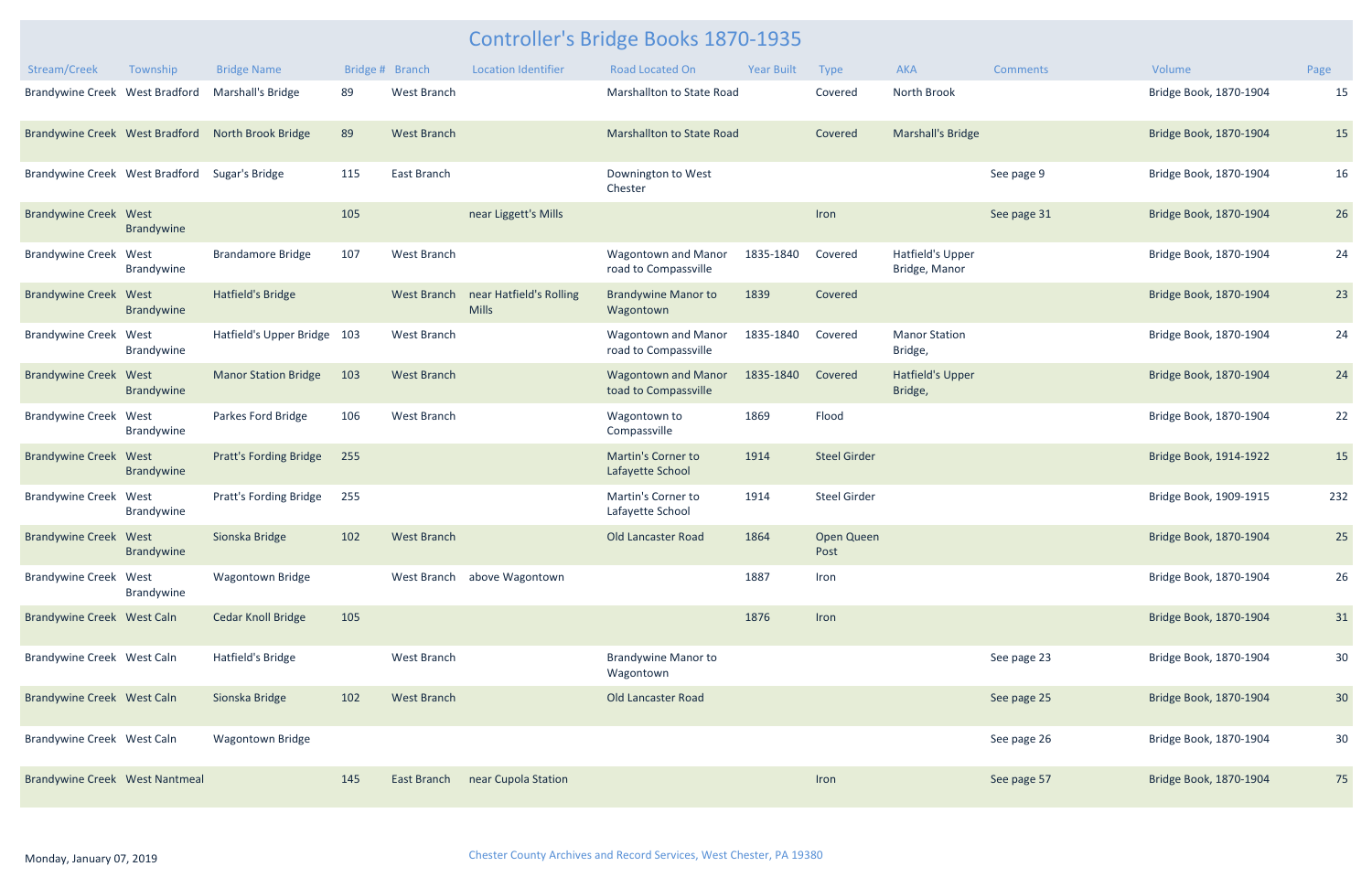# Controller's Bridge Books 1870-1935

| Stream/Creek | Township | Bridge Name | Bridge # | Branch | Location Identifier | Road Located On | Year Built | Type | AKA | Comments | Volume | Page |
|---|---|---|---|---|---|---|---|---|---|---|---|---|
| Brandywine Creek | West Bradford | Marshall's Bridge | 89 | West Branch | | Marshallton to State Road | | Covered | North Brook | | Bridge Book, 1870-1904 | 15 |
| Brandywine Creek | West Bradford | North Brook Bridge | 89 | West Branch | | Marshallton to State Road | | Covered | Marshall's Bridge | | Bridge Book, 1870-1904 | 15 |
| Brandywine Creek | West Bradford | Sugar's Bridge | 115 | East Branch | | Downington to West Chester | | | | See page 9 | Bridge Book, 1870-1904 | 16 |
| Brandywine Creek | West Brandywine | | 105 | | near Liggett's Mills | | | Iron | | See page 31 | Bridge Book, 1870-1904 | 26 |
| Brandywine Creek | West Brandywine | Brandamore Bridge | 107 | West Branch | | Wagontown and Manor road to Compassville | 1835-1840 | Covered | Hatfield's Upper Bridge, Manor | | Bridge Book, 1870-1904 | 24 |
| Brandywine Creek | West Brandywine | Hatfield's Bridge | | West Branch | near Hatfield's Rolling Mills | Brandywine Manor to Wagontown | 1839 | Covered | | | Bridge Book, 1870-1904 | 23 |
| Brandywine Creek | West Brandywine | Hatfield's Upper Bridge | 103 | West Branch | | Wagontown and Manor road to Compassville | 1835-1840 | Covered | Manor Station Bridge, | | Bridge Book, 1870-1904 | 24 |
| Brandywine Creek | West Brandywine | Manor Station Bridge | 103 | West Branch | | Wagontown and Manor toad to Compassville | 1835-1840 | Covered | Hatfield's Upper Bridge, | | Bridge Book, 1870-1904 | 24 |
| Brandywine Creek | West Brandywine | Parkes Ford Bridge | 106 | West Branch | | Wagontown to Compassville | 1869 | Flood | | | Bridge Book, 1870-1904 | 22 |
| Brandywine Creek | West Brandywine | Pratt's Fording Bridge | 255 | | | Martin's Corner to Lafayette School | 1914 | Steel Girder | | | Bridge Book, 1914-1922 | 15 |
| Brandywine Creek | West Brandywine | Pratt's Fording Bridge | 255 | | | Martin's Corner to Lafayette School | 1914 | Steel Girder | | | Bridge Book, 1909-1915 | 232 |
| Brandywine Creek | West Brandywine | Sionska Bridge | 102 | West Branch | | Old Lancaster Road | 1864 | Open Queen Post | | | Bridge Book, 1870-1904 | 25 |
| Brandywine Creek | West Brandywine | Wagontown Bridge | | West Branch | above Wagontown | | 1887 | Iron | | | Bridge Book, 1870-1904 | 26 |
| Brandywine Creek | West Caln | Cedar Knoll Bridge | 105 | | | | 1876 | Iron | | | Bridge Book, 1870-1904 | 31 |
| Brandywine Creek | West Caln | Hatfield's Bridge | | West Branch | | Brandywine Manor to Wagontown | | | | See page 23 | Bridge Book, 1870-1904 | 30 |
| Brandywine Creek | West Caln | Sionska Bridge | 102 | West Branch | | Old Lancaster Road | | | | See page 25 | Bridge Book, 1870-1904 | 30 |
| Brandywine Creek | West Caln | Wagontown Bridge | | | | | | | | See page 26 | Bridge Book, 1870-1904 | 30 |
| Brandywine Creek | West Nantmeal | | 145 | East Branch | near Cupola Station | | | Iron | | See page 57 | Bridge Book, 1870-1904 | 75 |

Monday, January 07, 2019

Chester County Archives and Record Services, West Chester, PA 19380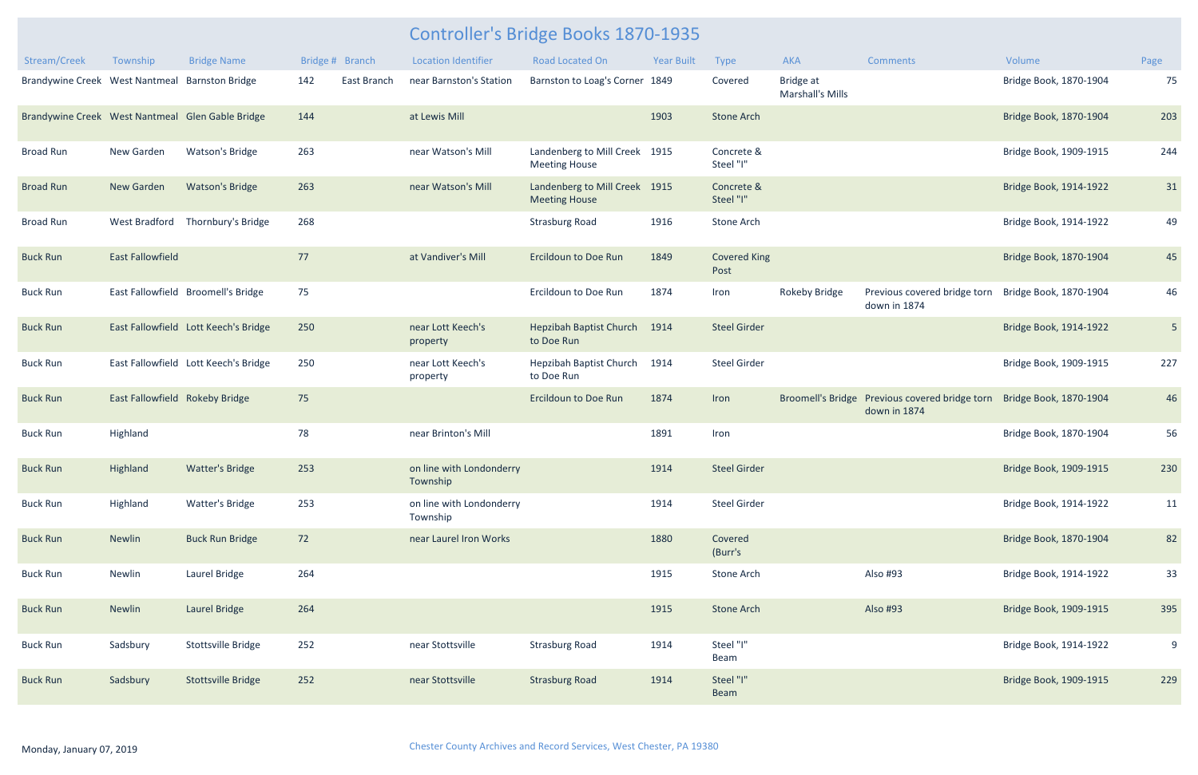# Controller's Bridge Books 1870-1935

| Stream/Creek | Township | Bridge Name | Bridge # | Branch | Location Identifier | Road Located On | Year Built | Type | AKA | Comments | Volume | Page |
|---|---|---|---|---|---|---|---|---|---|---|---|---|
| Brandywine Creek | West Nantmeal | Barnston Bridge | 142 | East Branch | near Barnston's Station | Barnston to Loag's Corner | 1849 | Covered | Bridge at Marshall's Mills | | Bridge Book, 1870-1904 | 75 |
| Brandywine Creek | West Nantmeal | Glen Gable Bridge | 144 | | at Lewis Mill | | 1903 | Stone Arch | | | Bridge Book, 1870-1904 | 203 |
| Broad Run | New Garden | Watson's Bridge | 263 | | near Watson's Mill | Landenberg to Mill Creek Meeting House | 1915 | Concrete & Steel "I" | | | Bridge Book, 1909-1915 | 244 |
| Broad Run | New Garden | Watson's Bridge | 263 | | near Watson's Mill | Landenberg to Mill Creek Meeting House | 1915 | Concrete & Steel "I" | | | Bridge Book, 1914-1922 | 31 |
| Broad Run | West Bradford | Thornbury's Bridge | 268 | | | Strasburg Road | 1916 | Stone Arch | | | Bridge Book, 1914-1922 | 49 |
| Buck Run | East Fallowfield | | 77 | | at Vandiver's Mill | Ercildoun to Doe Run | 1849 | Covered King Post | | | Bridge Book, 1870-1904 | 45 |
| Buck Run | East Fallowfield | Broomell's Bridge | 75 | | | Ercildoun to Doe Run | 1874 | Iron | Rokeby Bridge | Previous covered bridge torn down in 1874 | Bridge Book, 1870-1904 | 46 |
| Buck Run | East Fallowfield | Lott Keech's Bridge | 250 | | near Lott Keech's property | Hepzibah Baptist Church to Doe Run | 1914 | Steel Girder | | | Bridge Book, 1914-1922 | 5 |
| Buck Run | East Fallowfield | Lott Keech's Bridge | 250 | | near Lott Keech's property | Hepzibah Baptist Church to Doe Run | 1914 | Steel Girder | | | Bridge Book, 1909-1915 | 227 |
| Buck Run | East Fallowfield | Rokeby Bridge | 75 | | | Ercildoun to Doe Run | 1874 | Iron | Broomell's Bridge | Previous covered bridge torn down in 1874 | Bridge Book, 1870-1904 | 46 |
| Buck Run | Highland | | 78 | | near Brinton's Mill | | 1891 | Iron | | | Bridge Book, 1870-1904 | 56 |
| Buck Run | Highland | Watter's Bridge | 253 | | on line with Londonderry Township | | 1914 | Steel Girder | | | Bridge Book, 1909-1915 | 230 |
| Buck Run | Highland | Watter's Bridge | 253 | | on line with Londonderry Township | | 1914 | Steel Girder | | | Bridge Book, 1914-1922 | 11 |
| Buck Run | Newlin | Buck Run Bridge | 72 | | near Laurel Iron Works | | 1880 | Covered (Burr's | | | Bridge Book, 1870-1904 | 82 |
| Buck Run | Newlin | Laurel Bridge | 264 | | | | 1915 | Stone Arch | | Also #93 | Bridge Book, 1914-1922 | 33 |
| Buck Run | Newlin | Laurel Bridge | 264 | | | | 1915 | Stone Arch | | Also #93 | Bridge Book, 1909-1915 | 395 |
| Buck Run | Sadsbury | Stottsville Bridge | 252 | | near Stottsville | Strasburg Road | 1914 | Steel "I" Beam | | | Bridge Book, 1914-1922 | 9 |
| Buck Run | Sadsbury | Stottsville Bridge | 252 | | near Stottsville | Strasburg Road | 1914 | Steel "I" Beam | | | Bridge Book, 1909-1915 | 229 |

Monday, January 07, 2019

Chester County Archives and Record Services, West Chester, PA 19380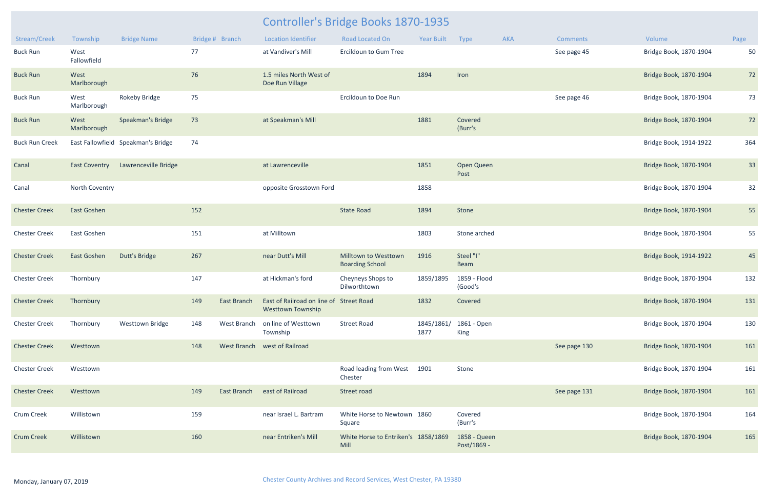# Controller's Bridge Books 1870-1935

| Stream/Creek | Township | Bridge Name | Bridge # | Branch | Location Identifier | Road Located On | Year Built | Type | AKA | Comments | Volume | Page |
|---|---|---|---|---|---|---|---|---|---|---|---|---|
| Buck Run | West Fallowfield | | 77 | | at Vandiver's Mill | Ercildoun to Gum Tree | | | | See page 45 | Bridge Book, 1870-1904 | 50 |
| Buck Run | West Marlborough | | 76 | | 1.5 miles North West of Doe Run Village | | 1894 | Iron | | | Bridge Book, 1870-1904 | 72 |
| Buck Run | West Marlborough | Rokeby Bridge | 75 | | | Ercildoun to Doe Run | | | | See page 46 | Bridge Book, 1870-1904 | 73 |
| Buck Run | West Marlborough | Speakman's Bridge | 73 | | at Speakman's Mill | | 1881 | Covered (Burr's | | | Bridge Book, 1870-1904 | 72 |
| Buck Run Creek | East Fallowfield | Speakman's Bridge | 74 | | | | | | | | Bridge Book, 1914-1922 | 364 |
| Canal | East Coventry | Lawrenceville Bridge | | | at Lawrenceville | | 1851 | Open Queen Post | | | Bridge Book, 1870-1904 | 33 |
| Canal | North Coventry | | | | opposite Grosstown Ford | | 1858 | | | | Bridge Book, 1870-1904 | 32 |
| Chester Creek | East Goshen | | 152 | | | State Road | 1894 | Stone | | | Bridge Book, 1870-1904 | 55 |
| Chester Creek | East Goshen | | 151 | | at Milltown | | 1803 | Stone arched | | | Bridge Book, 1870-1904 | 55 |
| Chester Creek | East Goshen | Dutt's Bridge | 267 | | near Dutt's Mill | Milltown to Westtown Boarding School | 1916 | Steel "I" Beam | | | Bridge Book, 1914-1922 | 45 |
| Chester Creek | Thornbury | | 147 | | at Hickman's ford | Cheyneys Shops to Dilworthtown | 1859/1895 | 1859 - Flood (Good's | | | Bridge Book, 1870-1904 | 132 |
| Chester Creek | Thornbury | | 149 | East Branch | East of Railroad on line of Westtown Township | Street Road | 1832 | Covered | | | Bridge Book, 1870-1904 | 131 |
| Chester Creek | Thornbury | Westtown Bridge | 148 | West Branch | on line of Westtown Township | Street Road | 1845/1861/1877 | 1861 - Open King | | | Bridge Book, 1870-1904 | 130 |
| Chester Creek | Westtown | | 148 | West Branch | west of Railroad | | | | | See page 130 | Bridge Book, 1870-1904 | 161 |
| Chester Creek | Westtown | | | | | Road leading from West Chester | 1901 | Stone | | | Bridge Book, 1870-1904 | 161 |
| Chester Creek | Westtown | | 149 | East Branch | east of Railroad | Street road | | | | See page 131 | Bridge Book, 1870-1904 | 161 |
| Crum Creek | Willistown | | 159 | | near Israel L. Bartram | White Horse to Newtown Square | 1860 | Covered (Burr's | | | Bridge Book, 1870-1904 | 164 |
| Crum Creek | Willistown | | 160 | | near Entriken's Mill | White Horse to Entriken's Mill | 1858/1869 | 1858 - Queen Post/1869 - | | | Bridge Book, 1870-1904 | 165 |

Monday, January 07, 2019

Chester County Archives and Record Services, West Chester, PA 19380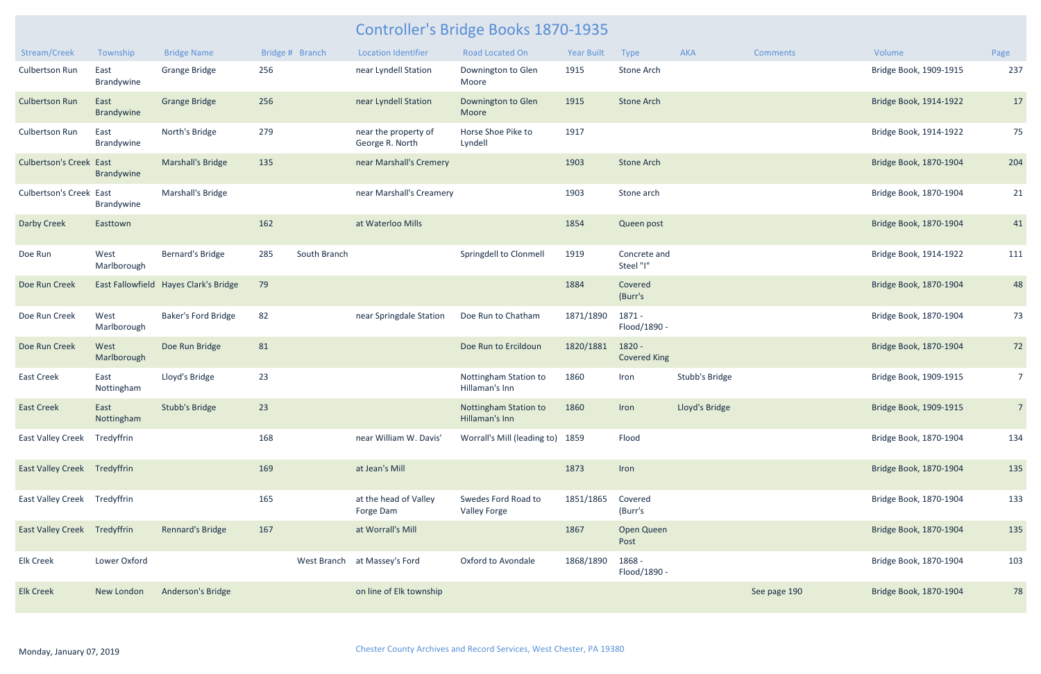# Controller's Bridge Books 1870-1935

| Stream/Creek | Township | Bridge Name | Bridge # | Branch | Location Identifier | Road Located On | Year Built | Type | AKA | Comments | Volume | Page |
|---|---|---|---|---|---|---|---|---|---|---|---|---|
| Culbertson Run | East Brandywine | Grange Bridge | 256 | | near Lyndell Station | Downington to Glen Moore | 1915 | Stone Arch | | | Bridge Book, 1909-1915 | 237 |
| Culbertson Run | East Brandywine | Grange Bridge | 256 | | near Lyndell Station | Downington to Glen Moore | 1915 | Stone Arch | | | Bridge Book, 1914-1922 | 17 |
| Culbertson Run | East Brandywine | North's Bridge | 279 | | near the property of George R. North | Horse Shoe Pike to Lyndell | 1917 | | | | Bridge Book, 1914-1922 | 75 |
| Culbertson's Creek | East Brandywine | Marshall's Bridge | 135 | | near Marshall's Cremery | | 1903 | Stone Arch | | | Bridge Book, 1870-1904 | 204 |
| Culbertson's Creek | East Brandywine | Marshall's Bridge | | | near Marshall's Creamery | | 1903 | Stone arch | | | Bridge Book, 1870-1904 | 21 |
| Darby Creek | Easttown | | 162 | | at Waterloo Mills | | 1854 | Queen post | | | Bridge Book, 1870-1904 | 41 |
| Doe Run | West Marlborough | Bernard's Bridge | 285 | South Branch | | Springdell to Clonmell | 1919 | Concrete and Steel "I" | | | Bridge Book, 1914-1922 | 111 |
| Doe Run Creek | East Fallowfield | Hayes Clark's Bridge | 79 | | | | 1884 | Covered (Burr's | | | Bridge Book, 1870-1904 | 48 |
| Doe Run Creek | West Marlborough | Baker's Ford Bridge | 82 | | near Springdale Station | Doe Run to Chatham | 1871/1890 | 1871 - Flood/1890 - | | | Bridge Book, 1870-1904 | 73 |
| Doe Run Creek | West Marlborough | Doe Run Bridge | 81 | | | Doe Run to Ercildoun | 1820/1881 | 1820 - Covered King | | | Bridge Book, 1870-1904 | 72 |
| East Creek | East Nottingham | Lloyd's Bridge | 23 | | | Nottingham Station to Hillaman's Inn | 1860 | Iron | Stubb's Bridge | | Bridge Book, 1909-1915 | 7 |
| East Creek | East Nottingham | Stubb's Bridge | 23 | | | Nottingham Station to Hillaman's Inn | 1860 | Iron | Lloyd's Bridge | | Bridge Book, 1909-1915 | 7 |
| East Valley Creek | Tredyffrin | | 168 | | near William W. Davis' | Worrall's Mill (leading to) | 1859 | Flood | | | Bridge Book, 1870-1904 | 134 |
| East Valley Creek | Tredyffrin | | 169 | | at Jean's Mill | | 1873 | Iron | | | Bridge Book, 1870-1904 | 135 |
| East Valley Creek | Tredyffrin | | 165 | | at the head of Valley Forge Dam | Swedes Ford Road to Valley Forge | 1851/1865 | Covered (Burr's | | | Bridge Book, 1870-1904 | 133 |
| East Valley Creek | Tredyffrin | Rennard's Bridge | 167 | | at Worrall's Mill | | 1867 | Open Queen Post | | | Bridge Book, 1870-1904 | 135 |
| Elk Creek | Lower Oxford | | | West Branch | at Massey's Ford | Oxford to Avondale | 1868/1890 | 1868 - Flood/1890 - | | | Bridge Book, 1870-1904 | 103 |
| Elk Creek | New London | Anderson's Bridge | | | on line of Elk township | | | | | See page 190 | Bridge Book, 1870-1904 | 78 |

Monday, January 07, 2019

Chester County Archives and Record Services, West Chester, PA 19380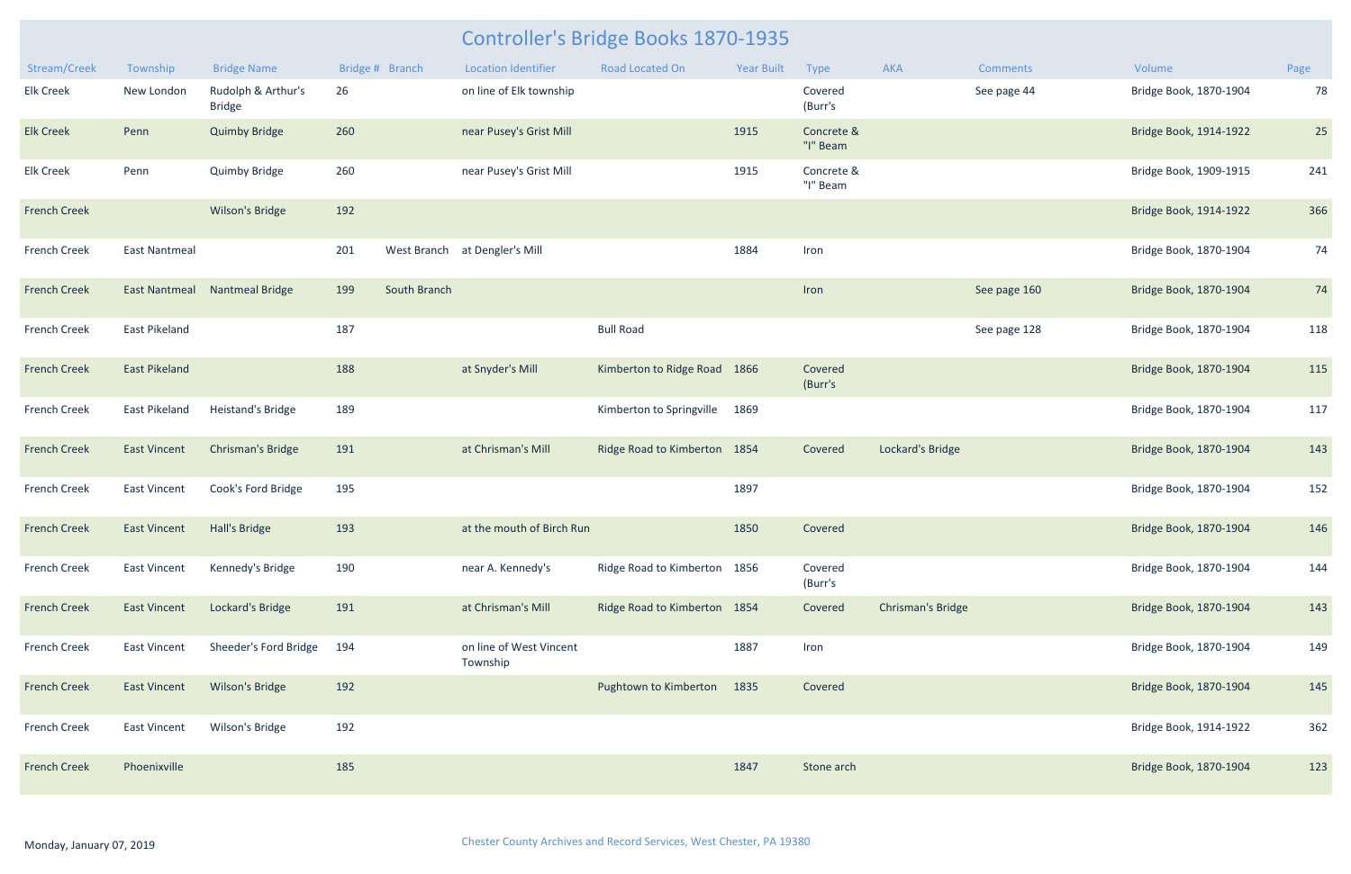# Controller's Bridge Books 1870-1935

| Stream/Creek | Township | Bridge Name | Bridge # | Branch | Location Identifier | Road Located On | Year Built | Type | AKA | Comments | Volume | Page |
|---|---|---|---|---|---|---|---|---|---|---|---|---|
| Elk Creek | New London | Rudolph & Arthur's Bridge | 26 | | on line of Elk township | | | Covered (Burr's | | See page 44 | Bridge Book, 1870-1904 | 78 |
| Elk Creek | Penn | Quimby Bridge | 260 | | near Pusey's Grist Mill | | 1915 | Concrete & "I" Beam | | | Bridge Book, 1914-1922 | 25 |
| Elk Creek | Penn | Quimby Bridge | 260 | | near Pusey's Grist Mill | | 1915 | Concrete & "I" Beam | | | Bridge Book, 1909-1915 | 241 |
| French Creek | | Wilson's Bridge | 192 | | | | | | | | Bridge Book, 1914-1922 | 366 |
| French Creek | East Nantmeal | | 201 | West Branch | at Dengler's Mill | | 1884 | Iron | | | Bridge Book, 1870-1904 | 74 |
| French Creek | East Nantmeal | Nantmeal Bridge | 199 | South Branch | | | | Iron | | See page 160 | Bridge Book, 1870-1904 | 74 |
| French Creek | East Pikeland | | 187 | | | Bull Road | | | | See page 128 | Bridge Book, 1870-1904 | 118 |
| French Creek | East Pikeland | | 188 | | at Snyder's Mill | Kimberton to Ridge Road | 1866 | Covered (Burr's | | | Bridge Book, 1870-1904 | 115 |
| French Creek | East Pikeland | Heistand's Bridge | 189 | | | Kimberton to Springville | 1869 | | | | Bridge Book, 1870-1904 | 117 |
| French Creek | East Vincent | Chrisman's Bridge | 191 | | at Chrisman's Mill | Ridge Road to Kimberton | 1854 | Covered | Lockard's Bridge | | Bridge Book, 1870-1904 | 143 |
| French Creek | East Vincent | Cook's Ford Bridge | 195 | | | | 1897 | | | | Bridge Book, 1870-1904 | 152 |
| French Creek | East Vincent | Hall's Bridge | 193 | | at the mouth of Birch Run | | 1850 | Covered | | | Bridge Book, 1870-1904 | 146 |
| French Creek | East Vincent | Kennedy's Bridge | 190 | | near A. Kennedy's | Ridge Road to Kimberton | 1856 | Covered (Burr's | | | Bridge Book, 1870-1904 | 144 |
| French Creek | East Vincent | Lockard's Bridge | 191 | | at Chrisman's Mill | Ridge Road to Kimberton | 1854 | Covered | Chrisman's Bridge | | Bridge Book, 1870-1904 | 143 |
| French Creek | East Vincent | Sheeder's Ford Bridge | 194 | | on line of West Vincent Township | | 1887 | Iron | | | Bridge Book, 1870-1904 | 149 |
| French Creek | East Vincent | Wilson's Bridge | 192 | | | Pughtown to Kimberton | 1835 | Covered | | | Bridge Book, 1870-1904 | 145 |
| French Creek | East Vincent | Wilson's Bridge | 192 | | | | | | | | Bridge Book, 1914-1922 | 362 |
| French Creek | Phoenixville | | 185 | | | | 1847 | Stone arch | | | Bridge Book, 1870-1904 | 123 |

Monday, January 07, 2019

Chester County Archives and Record Services, West Chester, PA 19380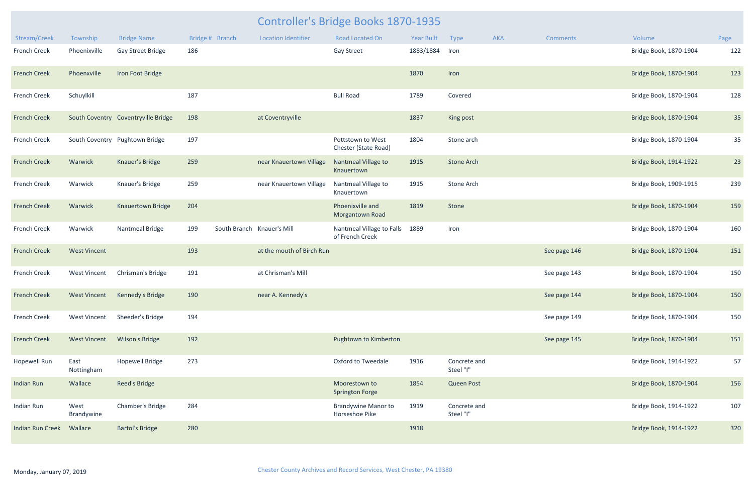# Controller's Bridge Books 1870-1935

| Stream/Creek | Township | Bridge Name | Bridge # | Branch | Location Identifier | Road Located On | Year Built | Type | AKA | Comments | Volume | Page |
|---|---|---|---|---|---|---|---|---|---|---|---|---|
| French Creek | Phoenixville | Gay Street Bridge | 186 | | | Gay Street | 1883/1884 | Iron | | | Bridge Book, 1870-1904 | 122 |
| French Creek | Phoenxville | Iron Foot Bridge | | | | | 1870 | Iron | | | Bridge Book, 1870-1904 | 123 |
| French Creek | Schuylkill | | 187 | | | Bull Road | 1789 | Covered | | | Bridge Book, 1870-1904 | 128 |
| French Creek | South Coventry | Coventryville Bridge | 198 | | at Coventryville | | 1837 | King post | | | Bridge Book, 1870-1904 | 35 |
| French Creek | South Coventry | Pughtown Bridge | 197 | | | Pottstown to West Chester (State Road) | 1804 | Stone arch | | | Bridge Book, 1870-1904 | 35 |
| French Creek | Warwick | Knauer's Bridge | 259 | | near Knauertown Village | Nantmeal Village to Knauertown | 1915 | Stone Arch | | | Bridge Book, 1914-1922 | 23 |
| French Creek | Warwick | Knauer's Bridge | 259 | | near Knauertown Village | Nantmeal Village to Knauertown | 1915 | Stone Arch | | | Bridge Book, 1909-1915 | 239 |
| French Creek | Warwick | Knauertown Bridge | 204 | | | Phoenixville and Morgantown Road | 1819 | Stone | | | Bridge Book, 1870-1904 | 159 |
| French Creek | Warwick | Nantmeal Bridge | 199 | South Branch | Knauer's Mill | Nantmeal Village to Falls of French Creek | 1889 | Iron | | | Bridge Book, 1870-1904 | 160 |
| French Creek | West Vincent | | 193 | | at the mouth of Birch Run | | | | | See page 146 | Bridge Book, 1870-1904 | 151 |
| French Creek | West Vincent | Chrisman's Bridge | 191 | | at Chrisman's Mill | | | | | See page 143 | Bridge Book, 1870-1904 | 150 |
| French Creek | West Vincent | Kennedy's Bridge | 190 | | near A. Kennedy's | | | | | See page 144 | Bridge Book, 1870-1904 | 150 |
| French Creek | West Vincent | Sheeder's Bridge | 194 | | | | | | | See page 149 | Bridge Book, 1870-1904 | 150 |
| French Creek | West Vincent | Wilson's Bridge | 192 | | | Pughtown to Kimberton | | | | See page 145 | Bridge Book, 1870-1904 | 151 |
| Hopewell Run | East Nottingham | Hopewell Bridge | 273 | | | Oxford to Tweedale | 1916 | Concrete and Steel "I" | | | Bridge Book, 1914-1922 | 57 |
| Indian Run | Wallace | Reed's Bridge | | | | Moorestown to Springton Forge | 1854 | Queen Post | | | Bridge Book, 1870-1904 | 156 |
| Indian Run | West Brandywine | Chamber's Bridge | 284 | | | Brandywine Manor to Horseshoe Pike | 1919 | Concrete and Steel "I" | | | Bridge Book, 1914-1922 | 107 |
| Indian Run Creek | Wallace | Bartol's Bridge | 280 | | | | 1918 | | | | Bridge Book, 1914-1922 | 320 |

Monday, January 07, 2019

Chester County Archives and Record Services, West Chester, PA 19380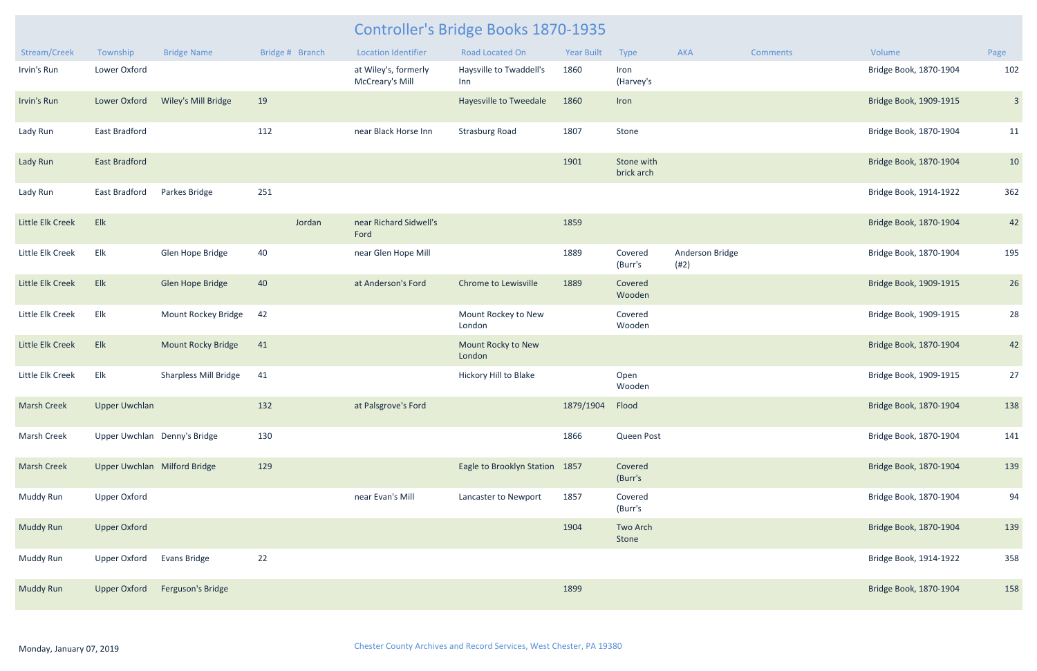# Controller's Bridge Books 1870-1935

| Stream/Creek | Township | Bridge Name | Bridge # | Branch | Location Identifier | Road Located On | Year Built | Type | AKA | Comments | Volume | Page |
|---|---|---|---|---|---|---|---|---|---|---|---|---|
| Irvin's Run | Lower Oxford | | | | at Wiley's, formerly McCreary's Mill | Haysville to Twaddell's Inn | 1860 | Iron (Harvey's | | | Bridge Book, 1870-1904 | 102 |
| Irvin's Run | Lower Oxford | Wiley's Mill Bridge | 19 | | | Hayesville to Tweedale | 1860 | Iron | | | Bridge Book, 1909-1915 | 3 |
| Lady Run | East Bradford | | 112 | | near Black Horse Inn | Strasburg Road | 1807 | Stone | | | Bridge Book, 1870-1904 | 11 |
| Lady Run | East Bradford | | | | | | 1901 | Stone with brick arch | | | Bridge Book, 1870-1904 | 10 |
| Lady Run | East Bradford | Parkes Bridge | 251 | | | | | | | | Bridge Book, 1914-1922 | 362 |
| Little Elk Creek | Elk | | | Jordan | near Richard Sidwell's Ford | | 1859 | | | | Bridge Book, 1870-1904 | 42 |
| Little Elk Creek | Elk | Glen Hope Bridge | 40 | | near Glen Hope Mill | | 1889 | Covered (Burr's | Anderson Bridge (#2) | | Bridge Book, 1870-1904 | 195 |
| Little Elk Creek | Elk | Glen Hope Bridge | 40 | | at Anderson's Ford | Chrome to Lewisville | 1889 | Covered Wooden | | | Bridge Book, 1909-1915 | 26 |
| Little Elk Creek | Elk | Mount Rockey Bridge | 42 | | | Mount Rockey to New London | | Covered Wooden | | | Bridge Book, 1909-1915 | 28 |
| Little Elk Creek | Elk | Mount Rocky Bridge | 41 | | | Mount Rocky to New London | | | | | Bridge Book, 1870-1904 | 42 |
| Little Elk Creek | Elk | Sharpless Mill Bridge | 41 | | | Hickory Hill to Blake | | Open Wooden | | | Bridge Book, 1909-1915 | 27 |
| Marsh Creek | Upper Uwchlan | | 132 | | at Palsgrove's Ford | | 1879/1904 | Flood | | | Bridge Book, 1870-1904 | 138 |
| Marsh Creek | Upper Uwchlan | Denny's Bridge | 130 | | | | 1866 | Queen Post | | | Bridge Book, 1870-1904 | 141 |
| Marsh Creek | Upper Uwchlan | Milford Bridge | 129 | | | Eagle to Brooklyn Station | 1857 | Covered (Burr's | | | Bridge Book, 1870-1904 | 139 |
| Muddy Run | Upper Oxford | | | | near Evan's Mill | Lancaster to Newport | 1857 | Covered (Burr's | | | Bridge Book, 1870-1904 | 94 |
| Muddy Run | Upper Oxford | | | | | | 1904 | Two Arch Stone | | | Bridge Book, 1870-1904 | 139 |
| Muddy Run | Upper Oxford | Evans Bridge | 22 | | | | | | | | Bridge Book, 1914-1922 | 358 |
| Muddy Run | Upper Oxford | Ferguson's Bridge | | | | | 1899 | | | | Bridge Book, 1870-1904 | 158 |

Monday, January 07, 2019

Chester County Archives and Record Services, West Chester, PA 19380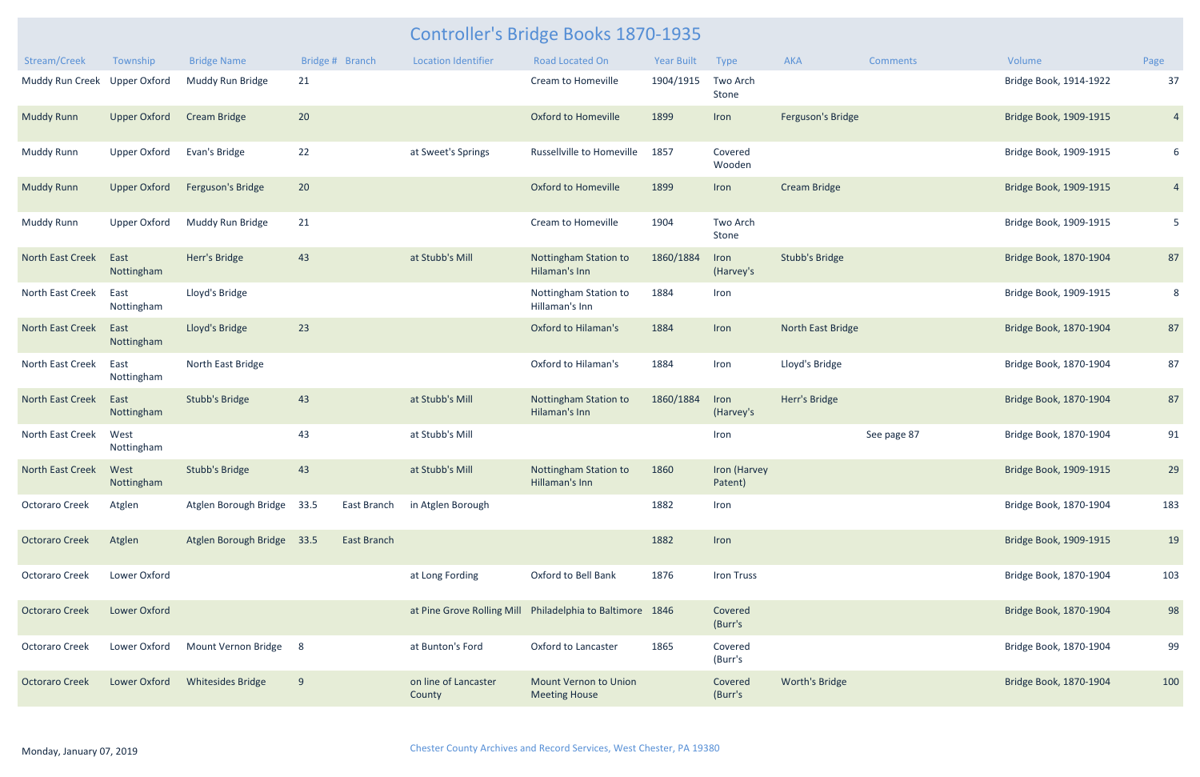# Controller's Bridge Books 1870-1935

| Stream/Creek | Township | Bridge Name | Bridge # | Branch | Location Identifier | Road Located On | Year Built | Type | AKA | Comments | Volume | Page |
|---|---|---|---|---|---|---|---|---|---|---|---|---|
| Muddy Run Creek | Upper Oxford | Muddy Run Bridge | 21 | | | Cream to Homeville | 1904/1915 | Two Arch Stone | | | Bridge Book, 1914-1922 | 37 |
| Muddy Runn | Upper Oxford | Cream Bridge | 20 | | | Oxford to Homeville | 1899 | Iron | Ferguson's Bridge | | Bridge Book, 1909-1915 | 4 |
| Muddy Runn | Upper Oxford | Evan's Bridge | 22 | | at Sweet's Springs | Russellville to Homeville | 1857 | Covered Wooden | | | Bridge Book, 1909-1915 | 6 |
| Muddy Runn | Upper Oxford | Ferguson's Bridge | 20 | | | Oxford to Homeville | 1899 | Iron | Cream Bridge | | Bridge Book, 1909-1915 | 4 |
| Muddy Runn | Upper Oxford | Muddy Run Bridge | 21 | | | Cream to Homeville | 1904 | Two Arch Stone | | | Bridge Book, 1909-1915 | 5 |
| North East Creek | East Nottingham | Herr's Bridge | 43 | | at Stubb's Mill | Nottingham Station to Hilaman's Inn | 1860/1884 | Iron (Harvey's | Stubb's Bridge | | Bridge Book, 1870-1904 | 87 |
| North East Creek | East Nottingham | Lloyd's Bridge | | | | Nottingham Station to Hillaman's Inn | 1884 | Iron | | | Bridge Book, 1909-1915 | 8 |
| North East Creek | East Nottingham | Lloyd's Bridge | 23 | | | Oxford to Hilaman's | 1884 | Iron | North East Bridge | | Bridge Book, 1870-1904 | 87 |
| North East Creek | East Nottingham | North East Bridge | | | | Oxford to Hilaman's | 1884 | Iron | Lloyd's Bridge | | Bridge Book, 1870-1904 | 87 |
| North East Creek | East Nottingham | Stubb's Bridge | 43 | | at Stubb's Mill | Nottingham Station to Hilaman's Inn | 1860/1884 | Iron (Harvey's | Herr's Bridge | | Bridge Book, 1870-1904 | 87 |
| North East Creek | West Nottingham | | 43 | | at Stubb's Mill | | | Iron | | See page 87 | Bridge Book, 1870-1904 | 91 |
| North East Creek | West Nottingham | Stubb's Bridge | 43 | | at Stubb's Mill | Nottingham Station to Hillaman's Inn | 1860 | Iron (Harvey Patent) | | | Bridge Book, 1909-1915 | 29 |
| Octoraro Creek | Atglen | Atglen Borough Bridge | 33.5 | East Branch | in Atglen Borough | | 1882 | Iron | | | Bridge Book, 1870-1904 | 183 |
| Octoraro Creek | Atglen | Atglen Borough Bridge | 33.5 | East Branch | | | 1882 | Iron | | | Bridge Book, 1909-1915 | 19 |
| Octoraro Creek | Lower Oxford | | | | at Long Fording | Oxford to Bell Bank | 1876 | Iron Truss | | | Bridge Book, 1870-1904 | 103 |
| Octoraro Creek | Lower Oxford | | | | at Pine Grove Rolling Mill | Philadelphia to Baltimore | 1846 | Covered (Burr's | | | Bridge Book, 1870-1904 | 98 |
| Octoraro Creek | Lower Oxford | Mount Vernon Bridge | 8 | | at Bunton's Ford | Oxford to Lancaster | 1865 | Covered (Burr's | | | Bridge Book, 1870-1904 | 99 |
| Octoraro Creek | Lower Oxford | Whitesides Bridge | 9 | | on line of Lancaster County | Mount Vernon to Union Meeting House | | Covered (Burr's | Worth's Bridge | | Bridge Book, 1870-1904 | 100 |

Monday, January 07, 2019

Chester County Archives and Record Services, West Chester, PA 19380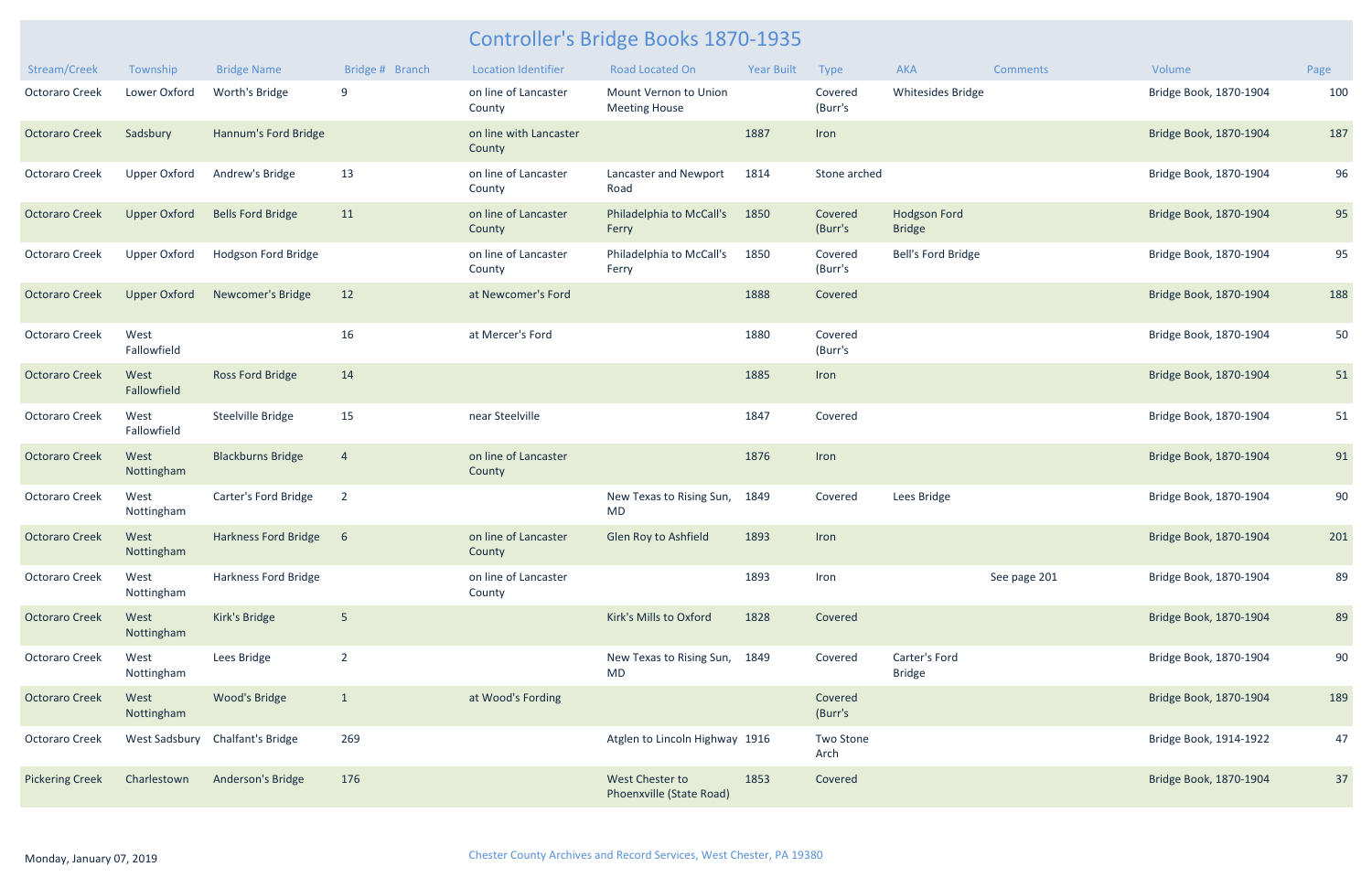# Controller's Bridge Books 1870-1935

| Stream/Creek | Township | Bridge Name | Bridge # | Branch | Location Identifier | Road Located On | Year Built | Type | AKA | Comments | Volume | Page |
|---|---|---|---|---|---|---|---|---|---|---|---|---|
| Octoraro Creek | Lower Oxford | Worth's Bridge | 9 | | on line of Lancaster County | Mount Vernon to Union Meeting House | | Covered (Burr's | Whitesides Bridge | | Bridge Book, 1870-1904 | 100 |
| Octoraro Creek | Sadsbury | Hannum's Ford Bridge | | | on line with Lancaster County | | 1887 | Iron | | | Bridge Book, 1870-1904 | 187 |
| Octoraro Creek | Upper Oxford | Andrew's Bridge | 13 | | on line of Lancaster County | Lancaster and Newport Road | 1814 | Stone arched | | | Bridge Book, 1870-1904 | 96 |
| Octoraro Creek | Upper Oxford | Bells Ford Bridge | 11 | | on line of Lancaster County | Philadelphia to McCall's Ferry | 1850 | Covered (Burr's | Hodgson Ford Bridge | | Bridge Book, 1870-1904 | 95 |
| Octoraro Creek | Upper Oxford | Hodgson Ford Bridge | | | on line of Lancaster County | Philadelphia to McCall's Ferry | 1850 | Covered (Burr's | Bell's Ford Bridge | | Bridge Book, 1870-1904 | 95 |
| Octoraro Creek | Upper Oxford | Newcomer's Bridge | 12 | | at Newcomer's Ford | | 1888 | Covered | | | Bridge Book, 1870-1904 | 188 |
| Octoraro Creek | West Fallowfield | | 16 | | at Mercer's Ford | | 1880 | Covered (Burr's | | | Bridge Book, 1870-1904 | 50 |
| Octoraro Creek | West Fallowfield | Ross Ford Bridge | 14 | | | | 1885 | Iron | | | Bridge Book, 1870-1904 | 51 |
| Octoraro Creek | West Fallowfield | Steelville Bridge | 15 | | near Steelville | | 1847 | Covered | | | Bridge Book, 1870-1904 | 51 |
| Octoraro Creek | West Nottingham | Blackburns Bridge | 4 | | on line of Lancaster County | | 1876 | Iron | | | Bridge Book, 1870-1904 | 91 |
| Octoraro Creek | West Nottingham | Carter's Ford Bridge | 2 | | | New Texas to Rising Sun, MD | 1849 | Covered | Lees Bridge | | Bridge Book, 1870-1904 | 90 |
| Octoraro Creek | West Nottingham | Harkness Ford Bridge | 6 | | on line of Lancaster County | Glen Roy to Ashfield | 1893 | Iron | | | Bridge Book, 1870-1904 | 201 |
| Octoraro Creek | West Nottingham | Harkness Ford Bridge | | | on line of Lancaster County | | 1893 | Iron | | See page 201 | Bridge Book, 1870-1904 | 89 |
| Octoraro Creek | West Nottingham | Kirk's Bridge | 5 | | | Kirk's Mills to Oxford | 1828 | Covered | | | Bridge Book, 1870-1904 | 89 |
| Octoraro Creek | West Nottingham | Lees Bridge | 2 | | | New Texas to Rising Sun, MD | 1849 | Covered | Carter's Ford Bridge | | Bridge Book, 1870-1904 | 90 |
| Octoraro Creek | West Nottingham | Wood's Bridge | 1 | | at Wood's Fording | | | Covered (Burr's | | | Bridge Book, 1870-1904 | 189 |
| Octoraro Creek | West Sadsbury | Chalfant's Bridge | 269 | | | Atglen to Lincoln Highway | 1916 | Two Stone Arch | | | Bridge Book, 1914-1922 | 47 |
| Pickering Creek | Charlestown | Anderson's Bridge | 176 | | | West Chester to Phoenxville (State Road) | 1853 | Covered | | | Bridge Book, 1870-1904 | 37 |

Monday, January 07, 2019

Chester County Archives and Record Services, West Chester, PA 19380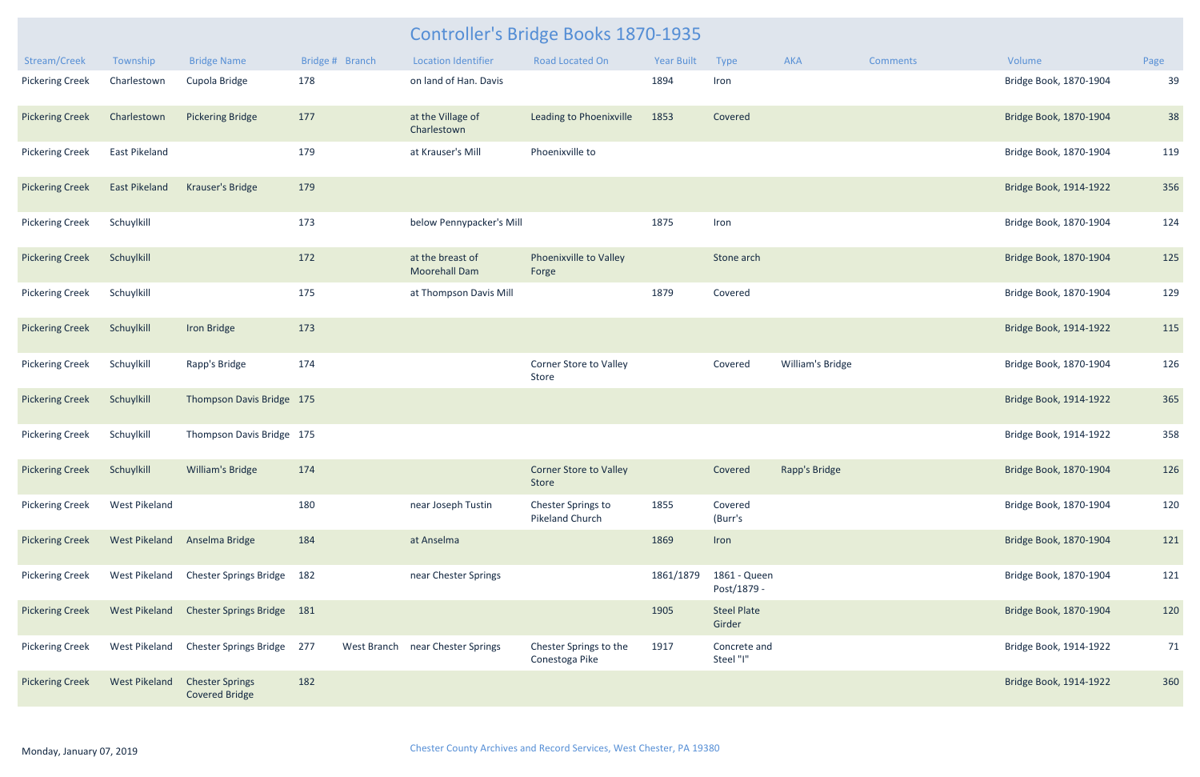# Controller's Bridge Books 1870-1935

| Stream/Creek | Township | Bridge Name | Bridge # | Branch | Location Identifier | Road Located On | Year Built | Type | AKA | Comments | Volume | Page |
|---|---|---|---|---|---|---|---|---|---|---|---|---|
| Pickering Creek | Charlestown | Cupola Bridge | 178 | | on land of Han. Davis | | 1894 | Iron | | | Bridge Book, 1870-1904 | 39 |
| Pickering Creek | Charlestown | Pickering Bridge | 177 | | at the Village of Charlestown | Leading to Phoenixville | 1853 | Covered | | | Bridge Book, 1870-1904 | 38 |
| Pickering Creek | East Pikeland | | 179 | | at Krauser's Mill | Phoenixville to | | | | | Bridge Book, 1870-1904 | 119 |
| Pickering Creek | East Pikeland | Krauser's Bridge | 179 | | | | | | | | Bridge Book, 1914-1922 | 356 |
| Pickering Creek | Schuylkill | | 173 | | below Pennypacker's Mill | | 1875 | Iron | | | Bridge Book, 1870-1904 | 124 |
| Pickering Creek | Schuylkill | | 172 | | at the breast of Moorehall Dam | Phoenixville to Valley Forge | | Stone arch | | | Bridge Book, 1870-1904 | 125 |
| Pickering Creek | Schuylkill | | 175 | | at Thompson Davis Mill | | 1879 | Covered | | | Bridge Book, 1870-1904 | 129 |
| Pickering Creek | Schuylkill | Iron Bridge | 173 | | | | | | | | Bridge Book, 1914-1922 | 115 |
| Pickering Creek | Schuylkill | Rapp's Bridge | 174 | | | Corner Store to Valley Store | | Covered | William's Bridge | | Bridge Book, 1870-1904 | 126 |
| Pickering Creek | Schuylkill | Thompson Davis Bridge | 175 | | | | | | | | Bridge Book, 1914-1922 | 365 |
| Pickering Creek | Schuylkill | Thompson Davis Bridge | 175 | | | | | | | | Bridge Book, 1914-1922 | 358 |
| Pickering Creek | Schuylkill | William's Bridge | 174 | | | Corner Store to Valley Store | | Covered | Rapp's Bridge | | Bridge Book, 1870-1904 | 126 |
| Pickering Creek | West Pikeland | | 180 | | near Joseph Tustin | Chester Springs to Pikeland Church | 1855 | Covered (Burr's | | | Bridge Book, 1870-1904 | 120 |
| Pickering Creek | West Pikeland | Anselma Bridge | 184 | | at Anselma | | 1869 | Iron | | | Bridge Book, 1870-1904 | 121 |
| Pickering Creek | West Pikeland | Chester Springs Bridge | 182 | | near Chester Springs | | 1861/1879 | 1861 - Queen Post/1879 - | | | Bridge Book, 1870-1904 | 121 |
| Pickering Creek | West Pikeland | Chester Springs Bridge | 181 | | | | 1905 | Steel Plate Girder | | | Bridge Book, 1870-1904 | 120 |
| Pickering Creek | West Pikeland | Chester Springs Bridge | 277 | West Branch | near Chester Springs | Chester Springs to the Conestoga Pike | 1917 | Concrete and Steel "I" | | | Bridge Book, 1914-1922 | 71 |
| Pickering Creek | West Pikeland | Chester Springs Covered Bridge | 182 | | | | | | | | Bridge Book, 1914-1922 | 360 |

Monday, January 07, 2019

Chester County Archives and Record Services, West Chester, PA 19380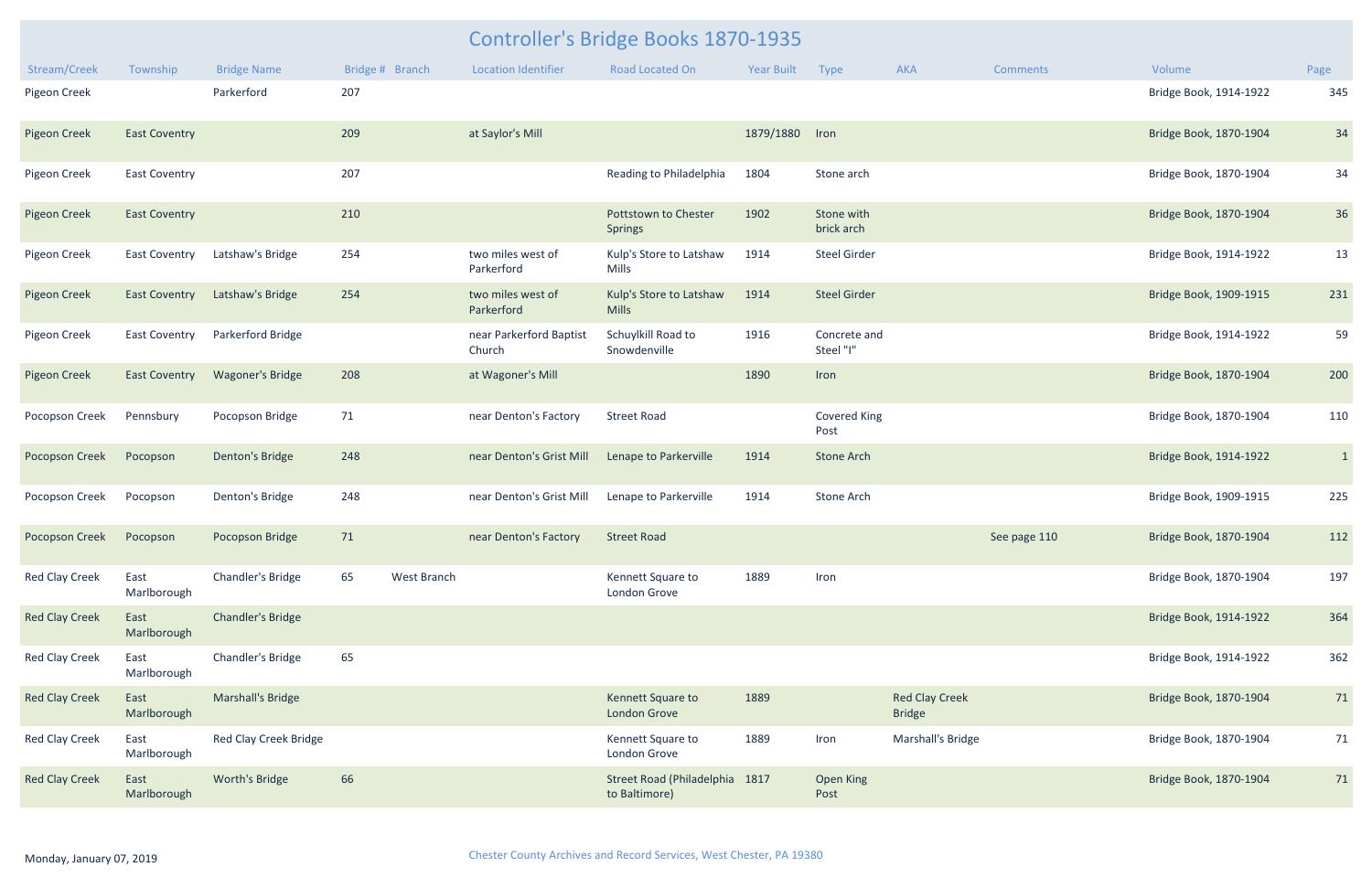# Controller's Bridge Books 1870-1935

| Stream/Creek | Township | Bridge Name | Bridge # | Branch | Location Identifier | Road Located On | Year Built | Type | AKA | Comments | Volume | Page |
|---|---|---|---|---|---|---|---|---|---|---|---|---|
| Pigeon Creek | | Parkerford | 207 | | | | | | | | Bridge Book, 1914-1922 | 345 |
| Pigeon Creek | East Coventry | | 209 | | at Saylor's Mill | | 1879/1880 | Iron | | | Bridge Book, 1870-1904 | 34 |
| Pigeon Creek | East Coventry | | 207 | | | Reading to Philadelphia | 1804 | Stone arch | | | Bridge Book, 1870-1904 | 34 |
| Pigeon Creek | East Coventry | | 210 | | | Pottstown to Chester Springs | 1902 | Stone with brick arch | | | Bridge Book, 1870-1904 | 36 |
| Pigeon Creek | East Coventry | Latshaw's Bridge | 254 | | two miles west of Parkerford | Kulp's Store to Latshaw Mills | 1914 | Steel Girder | | | Bridge Book, 1914-1922 | 13 |
| Pigeon Creek | East Coventry | Latshaw's Bridge | 254 | | two miles west of Parkerford | Kulp's Store to Latshaw Mills | 1914 | Steel Girder | | | Bridge Book, 1909-1915 | 231 |
| Pigeon Creek | East Coventry | Parkerford Bridge | | | near Parkerford Baptist Church | Schuylkill Road to Snowdenville | 1916 | Concrete and Steel "I" | | | Bridge Book, 1914-1922 | 59 |
| Pigeon Creek | East Coventry | Wagoner's Bridge | 208 | | at Wagoner's Mill | | 1890 | Iron | | | Bridge Book, 1870-1904 | 200 |
| Pocopson Creek | Pennsbury | Pocopson Bridge | 71 | | near Denton's Factory | Street Road | | Covered King Post | | | Bridge Book, 1870-1904 | 110 |
| Pocopson Creek | Pocopson | Denton's Bridge | 248 | | near Denton's Grist Mill | Lenape to Parkerville | 1914 | Stone Arch | | | Bridge Book, 1914-1922 | 1 |
| Pocopson Creek | Pocopson | Denton's Bridge | 248 | | near Denton's Grist Mill | Lenape to Parkerville | 1914 | Stone Arch | | | Bridge Book, 1909-1915 | 225 |
| Pocopson Creek | Pocopson | Pocopson Bridge | 71 | | near Denton's Factory | Street Road | | | | See page 110 | Bridge Book, 1870-1904 | 112 |
| Red Clay Creek | East Marlborough | Chandler's Bridge | 65 | West Branch | | Kennett Square to London Grove | 1889 | Iron | | | Bridge Book, 1870-1904 | 197 |
| Red Clay Creek | East Marlborough | Chandler's Bridge | | | | | | | | | Bridge Book, 1914-1922 | 364 |
| Red Clay Creek | East Marlborough | Chandler's Bridge | 65 | | | | | | | | Bridge Book, 1914-1922 | 362 |
| Red Clay Creek | East Marlborough | Marshall's Bridge | | | | Kennett Square to London Grove | 1889 | | Red Clay Creek Bridge | | Bridge Book, 1870-1904 | 71 |
| Red Clay Creek | East Marlborough | Red Clay Creek Bridge | | | | Kennett Square to London Grove | 1889 | Iron | Marshall's Bridge | | Bridge Book, 1870-1904 | 71 |
| Red Clay Creek | East Marlborough | Worth's Bridge | 66 | | | Street Road (Philadelphia to Baltimore) | 1817 | Open King Post | | | Bridge Book, 1870-1904 | 71 |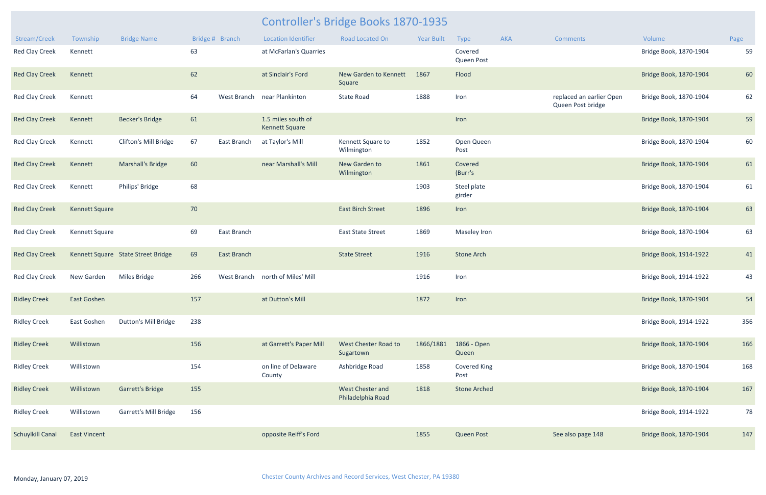# Controller's Bridge Books 1870-1935

| Stream/Creek | Township | Bridge Name | Bridge # | Branch | Location Identifier | Road Located On | Year Built | Type | AKA | Comments | Volume | Page |
|---|---|---|---|---|---|---|---|---|---|---|---|---|
| Red Clay Creek | Kennett | | 63 | | at McFarlan's Quarries | | | Covered Queen Post | | | Bridge Book, 1870-1904 | 59 |
| Red Clay Creek | Kennett | | 62 | | at Sinclair's Ford | New Garden to Kennett Square | 1867 | Flood | | | Bridge Book, 1870-1904 | 60 |
| Red Clay Creek | Kennett | | 64 | West Branch | near Plankinton | State Road | 1888 | Iron | | replaced an earlier Open Queen Post bridge | Bridge Book, 1870-1904 | 62 |
| Red Clay Creek | Kennett | Becker's Bridge | 61 | | 1.5 miles south of Kennett Square | | | Iron | | | Bridge Book, 1870-1904 | 59 |
| Red Clay Creek | Kennett | Clifton's Mill Bridge | 67 | East Branch | at Taylor's Mill | Kennett Square to Wilmington | 1852 | Open Queen Post | | | Bridge Book, 1870-1904 | 60 |
| Red Clay Creek | Kennett | Marshall's Bridge | 60 | | near Marshall's Mill | New Garden to Wilmington | 1861 | Covered (Burr's | | | Bridge Book, 1870-1904 | 61 |
| Red Clay Creek | Kennett | Philips' Bridge | 68 | | | | 1903 | Steel plate girder | | | Bridge Book, 1870-1904 | 61 |
| Red Clay Creek | Kennett Square | | 70 | | | East Birch Street | 1896 | Iron | | | Bridge Book, 1870-1904 | 63 |
| Red Clay Creek | Kennett Square | | 69 | East Branch | | East State Street | 1869 | Maseley Iron | | | Bridge Book, 1870-1904 | 63 |
| Red Clay Creek | Kennett Square | State Street Bridge | 69 | East Branch | | State Street | 1916 | Stone Arch | | | Bridge Book, 1914-1922 | 41 |
| Red Clay Creek | New Garden | Miles Bridge | 266 | West Branch | north of Miles' Mill | | 1916 | Iron | | | Bridge Book, 1914-1922 | 43 |
| Ridley Creek | East Goshen | | 157 | | at Dutton's Mill | | 1872 | Iron | | | Bridge Book, 1870-1904 | 54 |
| Ridley Creek | East Goshen | Dutton's Mill Bridge | 238 | | | | | | | | Bridge Book, 1914-1922 | 356 |
| Ridley Creek | Willistown | | 156 | | at Garrett's Paper Mill | West Chester Road to Sugartown | 1866/1881 | 1866 - Open Queen | | | Bridge Book, 1870-1904 | 166 |
| Ridley Creek | Willistown | | 154 | | on line of Delaware County | Ashbridge Road | 1858 | Covered King Post | | | Bridge Book, 1870-1904 | 168 |
| Ridley Creek | Willistown | Garrett's Bridge | 155 | | | West Chester and Philadelphia Road | 1818 | Stone Arched | | | Bridge Book, 1870-1904 | 167 |
| Ridley Creek | Willistown | Garrett's Mill Bridge | 156 | | | | | | | | Bridge Book, 1914-1922 | 78 |
| Schuylkill Canal | East Vincent | | | | opposite Reiff's Ford | | 1855 | Queen Post | | See also page 148 | Bridge Book, 1870-1904 | 147 |

Monday, January 07, 2019

Chester County Archives and Record Services, West Chester, PA 19380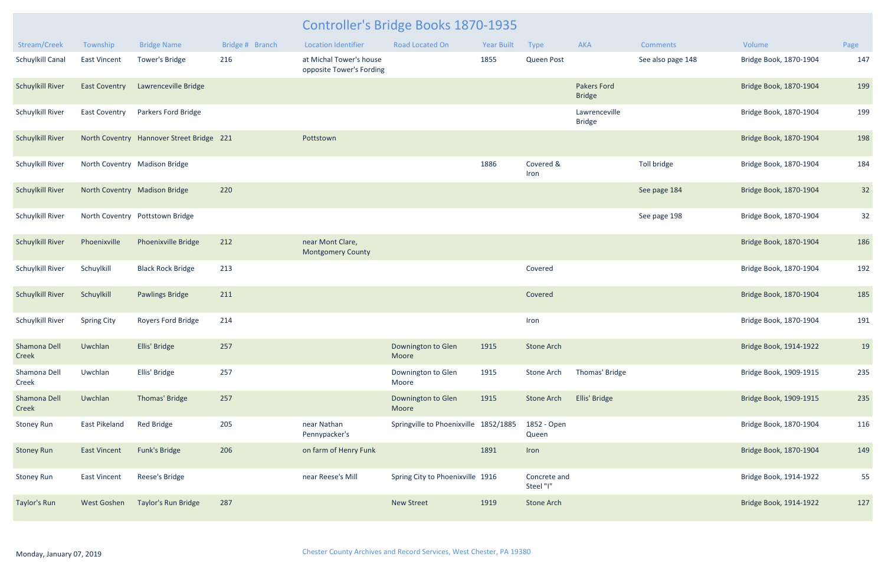# Controller's Bridge Books 1870-1935

| Stream/Creek | Township | Bridge Name | Bridge # | Branch | Location Identifier | Road Located On | Year Built | Type | AKA | Comments | Volume | Page |
|---|---|---|---|---|---|---|---|---|---|---|---|---|
| Schuylkill Canal | East Vincent | Tower's Bridge | 216 | | at Michal Tower's house opposite Tower's Fording | | 1855 | Queen Post | | See also page 148 | Bridge Book, 1870-1904 | 147 |
| Schuylkill River | East Coventry | Lawrenceville Bridge | | | | | | | Pakers Ford Bridge | | Bridge Book, 1870-1904 | 199 |
| Schuylkill River | East Coventry | Parkers Ford Bridge | | | | | | | Lawrenceville Bridge | | Bridge Book, 1870-1904 | 199 |
| Schuylkill River | North Coventry | Hannover Street Bridge | 221 | | Pottstown | | | | | | Bridge Book, 1870-1904 | 198 |
| Schuylkill River | North Coventry | Madison Bridge | | | | | 1886 | Covered & Iron | | Toll bridge | Bridge Book, 1870-1904 | 184 |
| Schuylkill River | North Coventry | Madison Bridge | 220 | | | | | | | See page 184 | Bridge Book, 1870-1904 | 32 |
| Schuylkill River | North Coventry | Pottstown Bridge | | | | | | | | See page 198 | Bridge Book, 1870-1904 | 32 |
| Schuylkill River | Phoenixville | Phoenixville Bridge | 212 | | near Mont Clare, Montgomery County | | | | | | Bridge Book, 1870-1904 | 186 |
| Schuylkill River | Schuylkill | Black Rock Bridge | 213 | | | | | Covered | | | Bridge Book, 1870-1904 | 192 |
| Schuylkill River | Schuylkill | Pawlings Bridge | 211 | | | | | Covered | | | Bridge Book, 1870-1904 | 185 |
| Schuylkill River | Spring City | Royers Ford Bridge | 214 | | | | | Iron | | | Bridge Book, 1870-1904 | 191 |
| Shamona Dell Creek | Uwchlan | Ellis' Bridge | 257 | | | Downington to Glen Moore | 1915 | Stone Arch | | | Bridge Book, 1914-1922 | 19 |
| Shamona Dell Creek | Uwchlan | Ellis' Bridge | 257 | | | Downington to Glen Moore | 1915 | Stone Arch | Thomas' Bridge | | Bridge Book, 1909-1915 | 235 |
| Shamona Dell Creek | Uwchlan | Thomas' Bridge | 257 | | | Downington to Glen Moore | 1915 | Stone Arch | Ellis' Bridge | | Bridge Book, 1909-1915 | 235 |
| Stoney Run | East Pikeland | Red Bridge | 205 | | near Nathan Pennypacker's | Springville to Phoenixville | 1852/1885 | 1852 - Open Queen | | | Bridge Book, 1870-1904 | 116 |
| Stoney Run | East Vincent | Funk's Bridge | 206 | | on farm of Henry Funk | | 1891 | Iron | | | Bridge Book, 1870-1904 | 149 |
| Stoney Run | East Vincent | Reese's Bridge | | | near Reese's Mill | Spring City to Phoenixville | 1916 | Concrete and Steel "I" | | | Bridge Book, 1914-1922 | 55 |
| Taylor's Run | West Goshen | Taylor's Run Bridge | 287 | | | New Street | 1919 | Stone Arch | | | Bridge Book, 1914-1922 | 127 |

Monday, January 07, 2019

Chester County Archives and Record Services, West Chester, PA 19380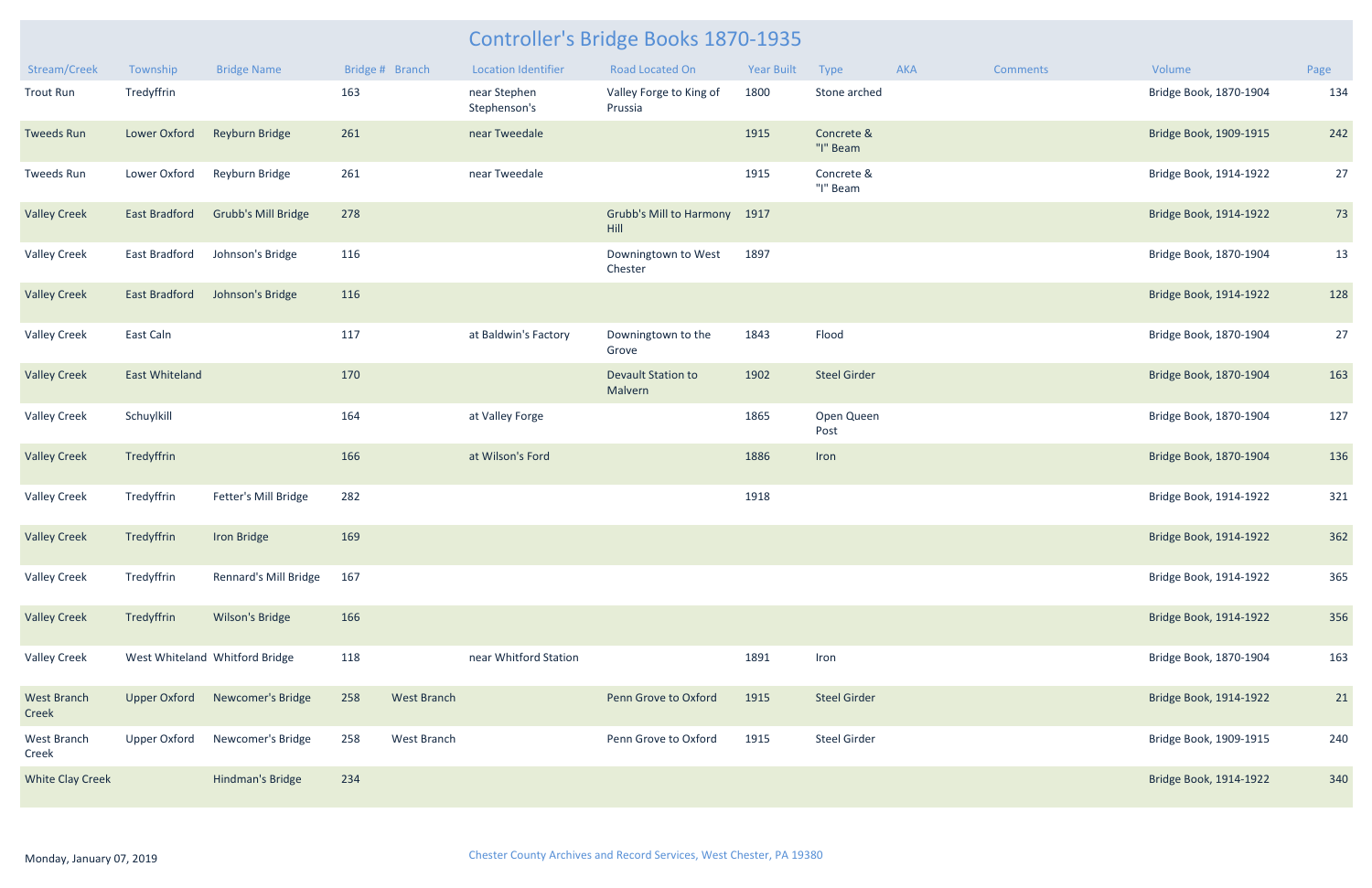# Controller's Bridge Books 1870-1935

| Stream/Creek | Township | Bridge Name | Bridge # | Branch | Location Identifier | Road Located On | Year Built | Type | AKA | Comments | Volume | Page |
|---|---|---|---|---|---|---|---|---|---|---|---|---|
| Trout Run | Tredyffrin | | 163 | | near Stephen Stephenson's | Valley Forge to King of Prussia | 1800 | Stone arched | | | Bridge Book, 1870-1904 | 134 |
| Tweeds Run | Lower Oxford | Reyburn Bridge | 261 | | near Tweedale | | 1915 | Concrete & "I" Beam | | | Bridge Book, 1909-1915 | 242 |
| Tweeds Run | Lower Oxford | Reyburn Bridge | 261 | | near Tweedale | | 1915 | Concrete & "I" Beam | | | Bridge Book, 1914-1922 | 27 |
| Valley Creek | East Bradford | Grubb's Mill Bridge | 278 | | | Grubb's Mill to Harmony Hill | 1917 | | | | Bridge Book, 1914-1922 | 73 |
| Valley Creek | East Bradford | Johnson's Bridge | 116 | | | Downingtown to West Chester | 1897 | | | | Bridge Book, 1870-1904 | 13 |
| Valley Creek | East Bradford | Johnson's Bridge | 116 | | | | | | | | Bridge Book, 1914-1922 | 128 |
| Valley Creek | East Caln | | 117 | | at Baldwin's Factory | Downingtown to the Grove | 1843 | Flood | | | Bridge Book, 1870-1904 | 27 |
| Valley Creek | East Whiteland | | 170 | | | Devault Station to Malvern | 1902 | Steel Girder | | | Bridge Book, 1870-1904 | 163 |
| Valley Creek | Schuylkill | | 164 | | at Valley Forge | | 1865 | Open Queen Post | | | Bridge Book, 1870-1904 | 127 |
| Valley Creek | Tredyffrin | | 166 | | at Wilson's Ford | | 1886 | Iron | | | Bridge Book, 1870-1904 | 136 |
| Valley Creek | Tredyffrin | Fetter's Mill Bridge | 282 | | | | 1918 | | | | Bridge Book, 1914-1922 | 321 |
| Valley Creek | Tredyffrin | Iron Bridge | 169 | | | | | | | | Bridge Book, 1914-1922 | 362 |
| Valley Creek | Tredyffrin | Rennard's Mill Bridge | 167 | | | | | | | | Bridge Book, 1914-1922 | 365 |
| Valley Creek | Tredyffrin | Wilson's Bridge | 166 | | | | | | | | Bridge Book, 1914-1922 | 356 |
| Valley Creek | West Whiteland | Whitford Bridge | 118 | | near Whitford Station | | 1891 | Iron | | | Bridge Book, 1870-1904 | 163 |
| West Branch Creek | Upper Oxford | Newcomer's Bridge | 258 | West Branch | | Penn Grove to Oxford | 1915 | Steel Girder | | | Bridge Book, 1914-1922 | 21 |
| West Branch Creek | Upper Oxford | Newcomer's Bridge | 258 | West Branch | | Penn Grove to Oxford | 1915 | Steel Girder | | | Bridge Book, 1909-1915 | 240 |
| White Clay Creek | | Hindman's Bridge | 234 | | | | | | | | Bridge Book, 1914-1922 | 340 |

Monday, January 07, 2019

Chester County Archives and Record Services, West Chester, PA 19380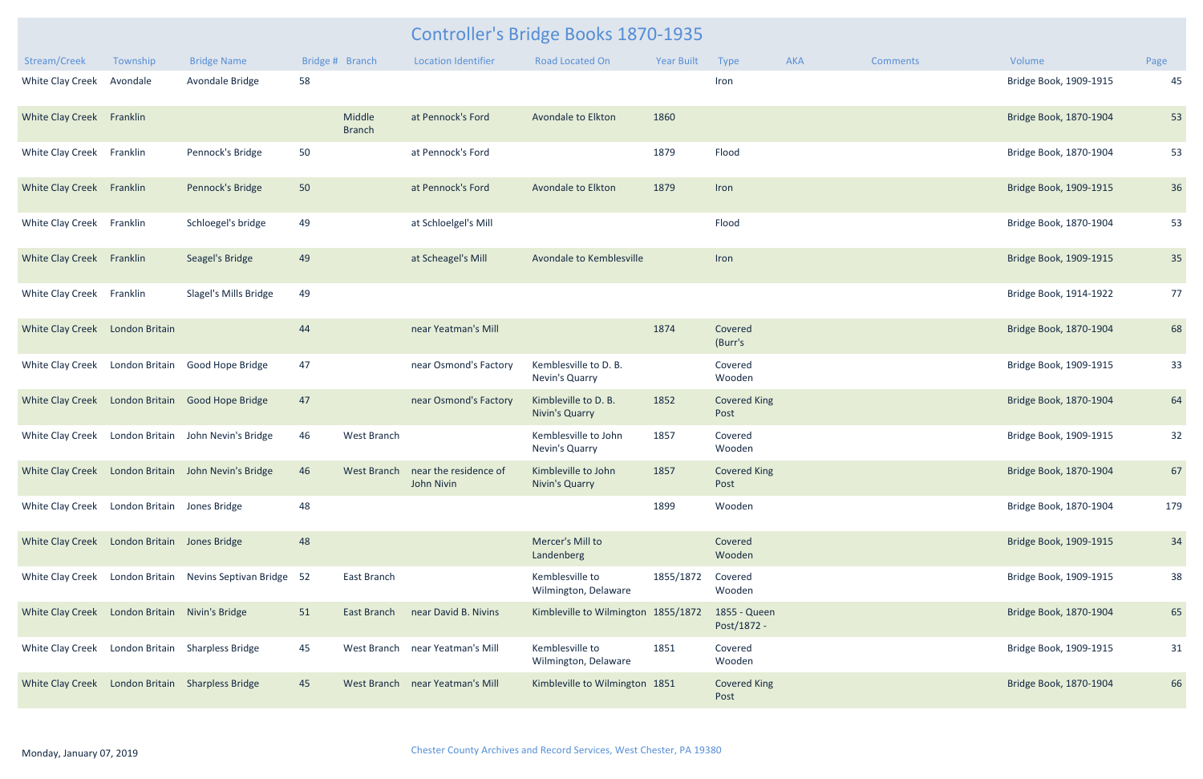# Controller's Bridge Books 1870-1935

| Stream/Creek | Township | Bridge Name | Bridge # | Branch | Location Identifier | Road Located On | Year Built | Type | AKA | Comments | Volume | Page |
|---|---|---|---|---|---|---|---|---|---|---|---|---|
| White Clay Creek | Avondale | Avondale Bridge | 58 | | | | | Iron | | | Bridge Book, 1909-1915 | 45 |
| White Clay Creek | Franklin | | | Middle Branch | at Pennock's Ford | Avondale to Elkton | 1860 | | | | Bridge Book, 1870-1904 | 53 |
| White Clay Creek | Franklin | Pennock's Bridge | 50 | | at Pennock's Ford | | 1879 | Flood | | | Bridge Book, 1870-1904 | 53 |
| White Clay Creek | Franklin | Pennock's Bridge | 50 | | at Pennock's Ford | Avondale to Elkton | 1879 | Iron | | | Bridge Book, 1909-1915 | 36 |
| White Clay Creek | Franklin | Schloegel's bridge | 49 | | at Schloelgel's Mill | | | Flood | | | Bridge Book, 1870-1904 | 53 |
| White Clay Creek | Franklin | Seagel's Bridge | 49 | | at Scheagel's Mill | Avondale to Kemblesville | | Iron | | | Bridge Book, 1909-1915 | 35 |
| White Clay Creek | Franklin | Slagel's Mills Bridge | 49 | | | | | | | | Bridge Book, 1914-1922 | 77 |
| White Clay Creek | London Britain | | 44 | | near Yeatman's Mill | | 1874 | Covered (Burr's | | | Bridge Book, 1870-1904 | 68 |
| White Clay Creek | London Britain | Good Hope Bridge | 47 | | near Osmond's Factory | Kemblesville to D. B. Nevin's Quarry | | Covered Wooden | | | Bridge Book, 1909-1915 | 33 |
| White Clay Creek | London Britain | Good Hope Bridge | 47 | | near Osmond's Factory | Kimbleville to D. B. Nivin's Quarry | 1852 | Covered King Post | | | Bridge Book, 1870-1904 | 64 |
| White Clay Creek | London Britain | John Nevin's Bridge | 46 | West Branch | | Kemblesville to John Nevin's Quarry | 1857 | Covered Wooden | | | Bridge Book, 1909-1915 | 32 |
| White Clay Creek | London Britain | John Nevin's Bridge | 46 | West Branch | near the residence of John Nivin | Kimbleville to John Nivin's Quarry | 1857 | Covered King Post | | | Bridge Book, 1870-1904 | 67 |
| White Clay Creek | London Britain | Jones Bridge | 48 | | | | 1899 | Wooden | | | Bridge Book, 1870-1904 | 179 |
| White Clay Creek | London Britain | Jones Bridge | 48 | | | Mercer's Mill to Landenberg | | Covered Wooden | | | Bridge Book, 1909-1915 | 34 |
| White Clay Creek | London Britain | Nevins Septivan Bridge | 52 | East Branch | | Kemblesville to Wilmington, Delaware | 1855/1872 | Covered Wooden | | | Bridge Book, 1909-1915 | 38 |
| White Clay Creek | London Britain | Nivin's Bridge | 51 | East Branch | near David B. Nivins | Kimbleville to Wilmington | 1855/1872 | 1855 - Queen Post/1872 - | | | Bridge Book, 1870-1904 | 65 |
| White Clay Creek | London Britain | Sharpless Bridge | 45 | West Branch | near Yeatman's Mill | Kemblesville to Wilmington, Delaware | 1851 | Covered Wooden | | | Bridge Book, 1909-1915 | 31 |
| White Clay Creek | London Britain | Sharpless Bridge | 45 | West Branch | near Yeatman's Mill | Kimbleville to Wilmington | 1851 | Covered King Post | | | Bridge Book, 1870-1904 | 66 |

Monday, January 07, 2019

Chester County Archives and Record Services, West Chester, PA 19380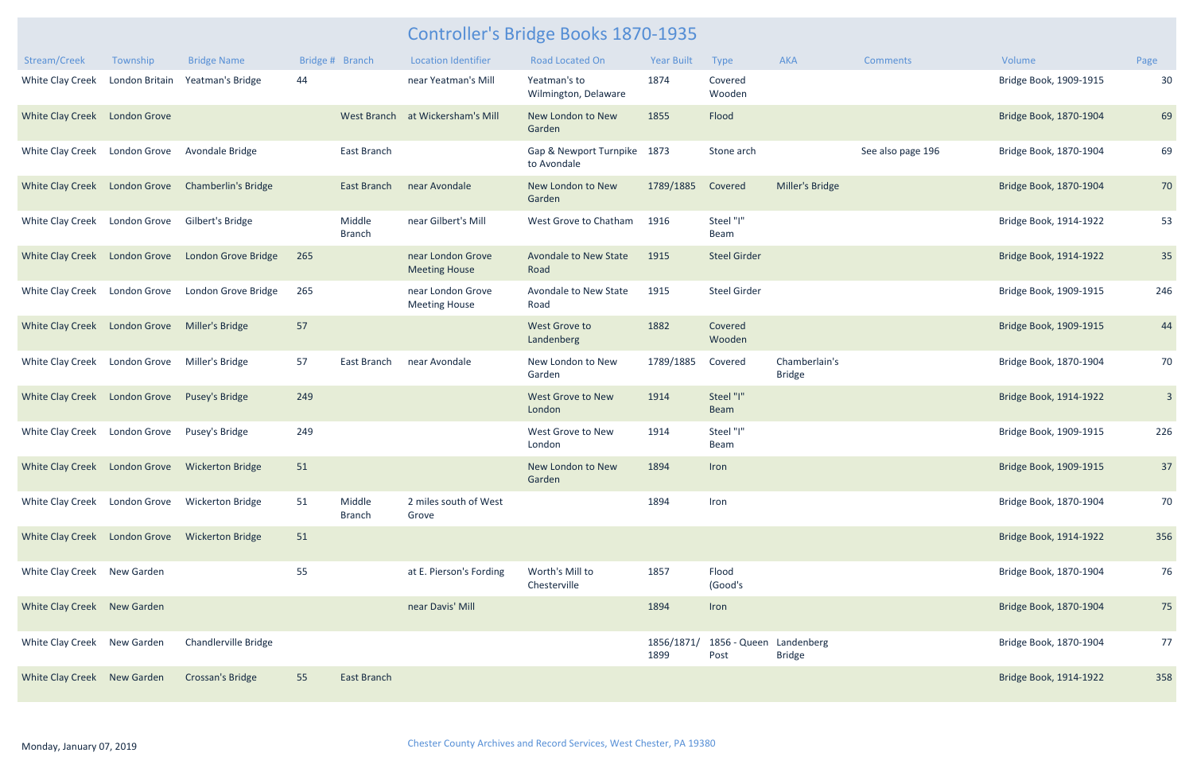# Controller's Bridge Books 1870-1935

| Stream/Creek | Township | Bridge Name | Bridge # | Branch | Location Identifier | Road Located On | Year Built | Type | AKA | Comments | Volume | Page |
|---|---|---|---|---|---|---|---|---|---|---|---|---|
| White Clay Creek | London Britain | Yeatman's Bridge | 44 | | near Yeatman's Mill | Yeatman's to Wilmington, Delaware | 1874 | Covered Wooden | | | Bridge Book, 1909-1915 | 30 |
| White Clay Creek | London Grove | | | West Branch | at Wickersham's Mill | New London to New Garden | 1855 | Flood | | | Bridge Book, 1870-1904 | 69 |
| White Clay Creek | London Grove | Avondale Bridge | | East Branch | | Gap & Newport Turnpike to Avondale | 1873 | Stone arch | | See also page 196 | Bridge Book, 1870-1904 | 69 |
| White Clay Creek | London Grove | Chamberlin's Bridge | | East Branch | near Avondale | New London to New Garden | 1789/1885 | Covered | Miller's Bridge | | Bridge Book, 1870-1904 | 70 |
| White Clay Creek | London Grove | Gilbert's Bridge | | Middle Branch | near Gilbert's Mill | West Grove to Chatham | 1916 | Steel "I" Beam | | | Bridge Book, 1914-1922 | 53 |
| White Clay Creek | London Grove | London Grove Bridge | 265 | | near London Grove Meeting House | Avondale to New State Road | 1915 | Steel Girder | | | Bridge Book, 1914-1922 | 35 |
| White Clay Creek | London Grove | London Grove Bridge | 265 | | near London Grove Meeting House | Avondale to New State Road | 1915 | Steel Girder | | | Bridge Book, 1909-1915 | 246 |
| White Clay Creek | London Grove | Miller's Bridge | 57 | | | West Grove to Landenberg | 1882 | Covered Wooden | | | Bridge Book, 1909-1915 | 44 |
| White Clay Creek | London Grove | Miller's Bridge | 57 | East Branch | near Avondale | New London to New Garden | 1789/1885 | Covered | Chamberlain's Bridge | | Bridge Book, 1870-1904 | 70 |
| White Clay Creek | London Grove | Pusey's Bridge | 249 | | | West Grove to New London | 1914 | Steel "I" Beam | | | Bridge Book, 1914-1922 | 3 |
| White Clay Creek | London Grove | Pusey's Bridge | 249 | | | West Grove to New London | 1914 | Steel "I" Beam | | | Bridge Book, 1909-1915 | 226 |
| White Clay Creek | London Grove | Wickerton Bridge | 51 | | | New London to New Garden | 1894 | Iron | | | Bridge Book, 1909-1915 | 37 |
| White Clay Creek | London Grove | Wickerton Bridge | 51 | Middle Branch | 2 miles south of West Grove | | 1894 | Iron | | | Bridge Book, 1870-1904 | 70 |
| White Clay Creek | London Grove | Wickerton Bridge | 51 | | | | | | | | Bridge Book, 1914-1922 | 356 |
| White Clay Creek | New Garden | | 55 | | at E. Pierson's Fording | Worth's Mill to Chesterville | 1857 | Flood (Good's | | | Bridge Book, 1870-1904 | 76 |
| White Clay Creek | New Garden | | | | near Davis' Mill | | 1894 | Iron | | | Bridge Book, 1870-1904 | 75 |
| White Clay Creek | New Garden | Chandlerville Bridge | | | | | 1856/1871/1899 | 1856 - Queen Post | Landenberg Bridge | | Bridge Book, 1870-1904 | 77 |
| White Clay Creek | New Garden | Crossan's Bridge | 55 | East Branch | | | | | | | Bridge Book, 1914-1922 | 358 |

Monday, January 07, 2019

Chester County Archives and Record Services, West Chester, PA 19380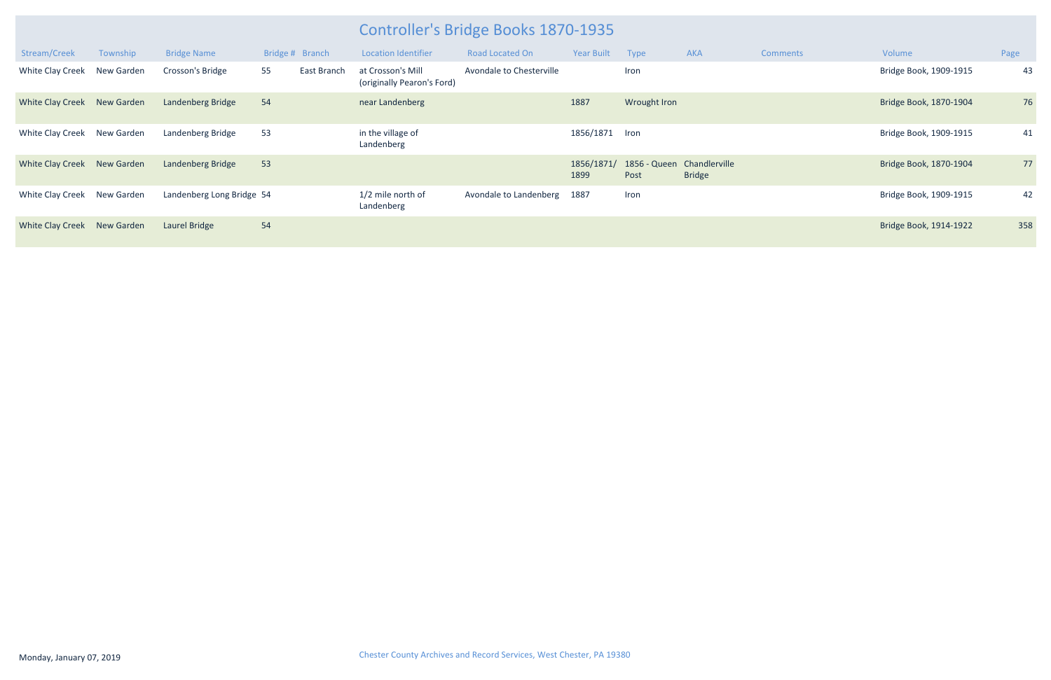# Controller's Bridge Books 1870-1935

| Stream/Creek | Township | Bridge Name | Bridge # | Branch | Location Identifier | Road Located On | Year Built | Type | AKA | Comments | Volume | Page |
|---|---|---|---|---|---|---|---|---|---|---|---|---|
| White Clay Creek | New Garden | Crosson's Bridge | 55 | East Branch | at Crosson's Mill (originally Pearon's Ford) | Avondale to Chesterville | | Iron | | | Bridge Book, 1909-1915 | 43 |
| White Clay Creek | New Garden | Landenberg Bridge | 54 | | near Landenberg | | 1887 | Wrought Iron | | | Bridge Book, 1870-1904 | 76 |
| White Clay Creek | New Garden | Landenberg Bridge | 53 | | in the village of Landenberg | | 1856/1871 | Iron | | | Bridge Book, 1909-1915 | 41 |
| White Clay Creek | New Garden | Landenberg Bridge | 53 | | | | 1856/1871/ 1899 | 1856 - Queen Post | Chandlerville Bridge | | Bridge Book, 1870-1904 | 77 |
| White Clay Creek | New Garden | Landenberg Long Bridge | 54 | | 1/2 mile north of Landenberg | Avondale to Landenberg | 1887 | Iron | | | Bridge Book, 1909-1915 | 42 |
| White Clay Creek | New Garden | Laurel Bridge | 54 | | | | | | | | Bridge Book, 1914-1922 | 358 |

Monday, January 07, 2019

Chester County Archives and Record Services, West Chester, PA 19380